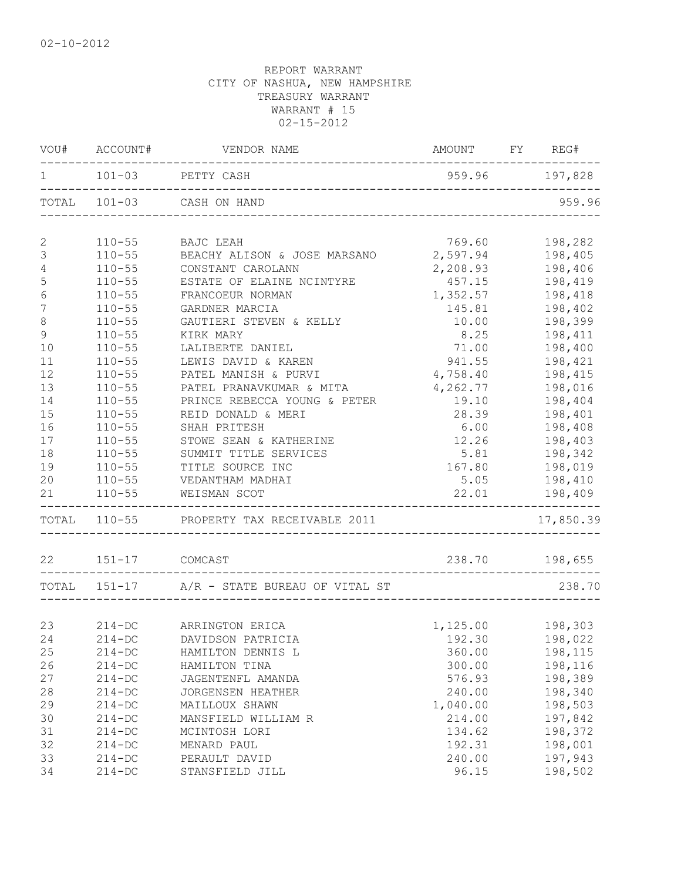02-10-2012

REPORT WARRANT
CITY OF NASHUA, NEW HAMPSHIRE
TREASURY WARRANT
WARRANT # 15
02-15-2012

| VOU# | ACCOUNT# | VENDOR NAME | AMOUNT | FY | REG# |
|---|---|---|---|---|---|
| 1 | 101-03 | PETTY CASH | 959.96 | | 197,828 |
| TOTAL | 101-03 | CASH ON HAND | | | 959.96 |
| 2 | 110-55 | BAJC LEAH | 769.60 | | 198,282 |
| 3 | 110-55 | BEACHY ALISON & JOSE MARSANO | 2,597.94 | | 198,405 |
| 4 | 110-55 | CONSTANT CAROLANN | 2,208.93 | | 198,406 |
| 5 | 110-55 | ESTATE OF ELAINE NCINTYRE | 457.15 | | 198,419 |
| 6 | 110-55 | FRANCOEUR NORMAN | 1,352.57 | | 198,418 |
| 7 | 110-55 | GARDNER MARCIA | 145.81 | | 198,402 |
| 8 | 110-55 | GAUTIERI STEVEN & KELLY | 10.00 | | 198,399 |
| 9 | 110-55 | KIRK MARY | 8.25 | | 198,411 |
| 10 | 110-55 | LALIBERTE DANIEL | 71.00 | | 198,400 |
| 11 | 110-55 | LEWIS DAVID & KAREN | 941.55 | | 198,421 |
| 12 | 110-55 | PATEL MANISH & PURVI | 4,758.40 | | 198,415 |
| 13 | 110-55 | PATEL PRANAVKUMAR & MITA | 4,262.77 | | 198,016 |
| 14 | 110-55 | PRINCE REBECCA YOUNG & PETER | 19.10 | | 198,404 |
| 15 | 110-55 | REID DONALD & MERI | 28.39 | | 198,401 |
| 16 | 110-55 | SHAH PRITESH | 6.00 | | 198,408 |
| 17 | 110-55 | STOWE SEAN & KATHERINE | 12.26 | | 198,403 |
| 18 | 110-55 | SUMMIT TITLE SERVICES | 5.81 | | 198,342 |
| 19 | 110-55 | TITLE SOURCE INC | 167.80 | | 198,019 |
| 20 | 110-55 | VEDANTHAM MADHAI | 5.05 | | 198,410 |
| 21 | 110-55 | WEISMAN SCOT | 22.01 | | 198,409 |
| TOTAL | 110-55 | PROPERTY TAX RECEIVABLE 2011 | | | 17,850.39 |
| 22 | 151-17 | COMCAST | 238.70 | | 198,655 |
| TOTAL | 151-17 | A/R - STATE BUREAU OF VITAL ST | | | 238.70 |
| 23 | 214-DC | ARRINGTON ERICA | 1,125.00 | | 198,303 |
| 24 | 214-DC | DAVIDSON PATRICIA | 192.30 | | 198,022 |
| 25 | 214-DC | HAMILTON DENNIS L | 360.00 | | 198,115 |
| 26 | 214-DC | HAMILTON TINA | 300.00 | | 198,116 |
| 27 | 214-DC | JAGENTENFL AMANDA | 576.93 | | 198,389 |
| 28 | 214-DC | JORGENSEN HEATHER | 240.00 | | 198,340 |
| 29 | 214-DC | MAILLOUX SHAWN | 1,040.00 | | 198,503 |
| 30 | 214-DC | MANSFIELD WILLIAM R | 214.00 | | 197,842 |
| 31 | 214-DC | MCINTOSH LORI | 134.62 | | 198,372 |
| 32 | 214-DC | MENARD PAUL | 192.31 | | 198,001 |
| 33 | 214-DC | PERAULT DAVID | 240.00 | | 197,943 |
| 34 | 214-DC | STANSFIELD JILL | 96.15 | | 198,502 |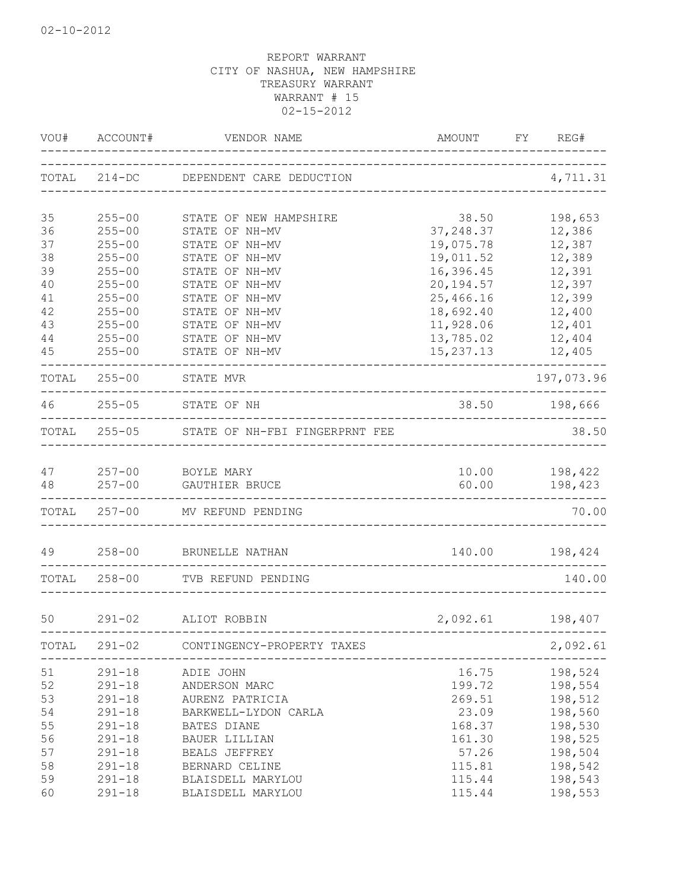02-10-2012

REPORT WARRANT
CITY OF NASHUA, NEW HAMPSHIRE
TREASURY WARRANT
WARRANT # 15
02-15-2012

| VOU# | ACCOUNT# | VENDOR NAME | AMOUNT | FY | REG# |
|---|---|---|---|---|---|
| TOTAL | 214-DC | DEPENDENT CARE DEDUCTION | | | 4,711.31 |
| 35 | 255-00 | STATE OF NEW HAMPSHIRE | 38.50 | | 198,653 |
| 36 | 255-00 | STATE OF NH-MV | 37,248.37 | | 12,386 |
| 37 | 255-00 | STATE OF NH-MV | 19,075.78 | | 12,387 |
| 38 | 255-00 | STATE OF NH-MV | 19,011.52 | | 12,389 |
| 39 | 255-00 | STATE OF NH-MV | 16,396.45 | | 12,391 |
| 40 | 255-00 | STATE OF NH-MV | 20,194.57 | | 12,397 |
| 41 | 255-00 | STATE OF NH-MV | 25,466.16 | | 12,399 |
| 42 | 255-00 | STATE OF NH-MV | 18,692.40 | | 12,400 |
| 43 | 255-00 | STATE OF NH-MV | 11,928.06 | | 12,401 |
| 44 | 255-00 | STATE OF NH-MV | 13,785.02 | | 12,404 |
| 45 | 255-00 | STATE OF NH-MV | 15,237.13 | | 12,405 |
| TOTAL | 255-00 | STATE MVR | | | 197,073.96 |
| 46 | 255-05 | STATE OF NH | 38.50 | | 198,666 |
| TOTAL | 255-05 | STATE OF NH-FBI FINGERPRNT FEE | | | 38.50 |
| 47 | 257-00 | BOYLE MARY | 10.00 | | 198,422 |
| 48 | 257-00 | GAUTHIER BRUCE | 60.00 | | 198,423 |
| TOTAL | 257-00 | MV REFUND PENDING | | | 70.00 |
| 49 | 258-00 | BRUNELLE NATHAN | 140.00 | | 198,424 |
| TOTAL | 258-00 | TVB REFUND PENDING | | | 140.00 |
| 50 | 291-02 | ALIOT ROBBIN | 2,092.61 | | 198,407 |
| TOTAL | 291-02 | CONTINGENCY-PROPERTY TAXES | | | 2,092.61 |
| 51 | 291-18 | ADIE JOHN | 16.75 | | 198,524 |
| 52 | 291-18 | ANDERSON MARC | 199.72 | | 198,554 |
| 53 | 291-18 | AURENZ PATRICIA | 269.51 | | 198,512 |
| 54 | 291-18 | BARKWELL-LYDON CARLA | 23.09 | | 198,560 |
| 55 | 291-18 | BATES DIANE | 168.37 | | 198,530 |
| 56 | 291-18 | BAUER LILLIAN | 161.30 | | 198,525 |
| 57 | 291-18 | BEALS JEFFREY | 57.26 | | 198,504 |
| 58 | 291-18 | BERNARD CELINE | 115.81 | | 198,542 |
| 59 | 291-18 | BLAISDELL MARYLOU | 115.44 | | 198,543 |
| 60 | 291-18 | BLAISDELL MARYLOU | 115.44 | | 198,553 |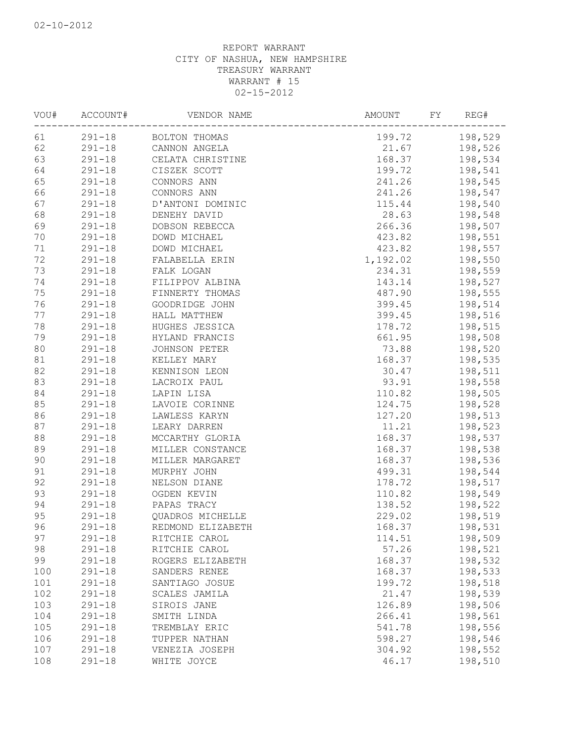02-10-2012

REPORT WARRANT
CITY OF NASHUA, NEW HAMPSHIRE
TREASURY WARRANT
WARRANT # 15
02-15-2012

| VOU# | ACCOUNT# | VENDOR NAME | AMOUNT | FY | REG# |
|---|---|---|---|---|---|
| 61 | 291-18 | BOLTON THOMAS | 199.72 | | 198,529 |
| 62 | 291-18 | CANNON ANGELA | 21.67 | | 198,526 |
| 63 | 291-18 | CELATA CHRISTINE | 168.37 | | 198,534 |
| 64 | 291-18 | CISZEK SCOTT | 199.72 | | 198,541 |
| 65 | 291-18 | CONNORS ANN | 241.26 | | 198,545 |
| 66 | 291-18 | CONNORS ANN | 241.26 | | 198,547 |
| 67 | 291-18 | D'ANTONI DOMINIC | 115.44 | | 198,540 |
| 68 | 291-18 | DENEHY DAVID | 28.63 | | 198,548 |
| 69 | 291-18 | DOBSON REBECCA | 266.36 | | 198,507 |
| 70 | 291-18 | DOWD MICHAEL | 423.82 | | 198,551 |
| 71 | 291-18 | DOWD MICHAEL | 423.82 | | 198,557 |
| 72 | 291-18 | FALABELLA ERIN | 1,192.02 | | 198,550 |
| 73 | 291-18 | FALK LOGAN | 234.31 | | 198,559 |
| 74 | 291-18 | FILIPPOV ALBINA | 143.14 | | 198,527 |
| 75 | 291-18 | FINNERTY THOMAS | 487.90 | | 198,555 |
| 76 | 291-18 | GOODRIDGE JOHN | 399.45 | | 198,514 |
| 77 | 291-18 | HALL MATTHEW | 399.45 | | 198,516 |
| 78 | 291-18 | HUGHES JESSICA | 178.72 | | 198,515 |
| 79 | 291-18 | HYLAND FRANCIS | 661.95 | | 198,508 |
| 80 | 291-18 | JOHNSON PETER | 73.88 | | 198,520 |
| 81 | 291-18 | KELLEY MARY | 168.37 | | 198,535 |
| 82 | 291-18 | KENNISON LEON | 30.47 | | 198,511 |
| 83 | 291-18 | LACROIX PAUL | 93.91 | | 198,558 |
| 84 | 291-18 | LAPIN LISA | 110.82 | | 198,505 |
| 85 | 291-18 | LAVOIE CORINNE | 124.75 | | 198,528 |
| 86 | 291-18 | LAWLESS KARYN | 127.20 | | 198,513 |
| 87 | 291-18 | LEARY DARREN | 11.21 | | 198,523 |
| 88 | 291-18 | MCCARTHY GLORIA | 168.37 | | 198,537 |
| 89 | 291-18 | MILLER CONSTANCE | 168.37 | | 198,538 |
| 90 | 291-18 | MILLER MARGARET | 168.37 | | 198,536 |
| 91 | 291-18 | MURPHY JOHN | 499.31 | | 198,544 |
| 92 | 291-18 | NELSON DIANE | 178.72 | | 198,517 |
| 93 | 291-18 | OGDEN KEVIN | 110.82 | | 198,549 |
| 94 | 291-18 | PAPAS TRACY | 138.52 | | 198,522 |
| 95 | 291-18 | QUADROS MICHELLE | 229.02 | | 198,519 |
| 96 | 291-18 | REDMOND ELIZABETH | 168.37 | | 198,531 |
| 97 | 291-18 | RITCHIE CAROL | 114.51 | | 198,509 |
| 98 | 291-18 | RITCHIE CAROL | 57.26 | | 198,521 |
| 99 | 291-18 | ROGERS ELIZABETH | 168.37 | | 198,532 |
| 100 | 291-18 | SANDERS RENEE | 168.37 | | 198,533 |
| 101 | 291-18 | SANTIAGO JOSUE | 199.72 | | 198,518 |
| 102 | 291-18 | SCALES JAMILA | 21.47 | | 198,539 |
| 103 | 291-18 | SIROIS JANE | 126.89 | | 198,506 |
| 104 | 291-18 | SMITH LINDA | 266.41 | | 198,561 |
| 105 | 291-18 | TREMBLAY ERIC | 541.78 | | 198,556 |
| 106 | 291-18 | TUPPER NATHAN | 598.27 | | 198,546 |
| 107 | 291-18 | VENEZIA JOSEPH | 304.92 | | 198,552 |
| 108 | 291-18 | WHITE JOYCE | 46.17 | | 198,510 |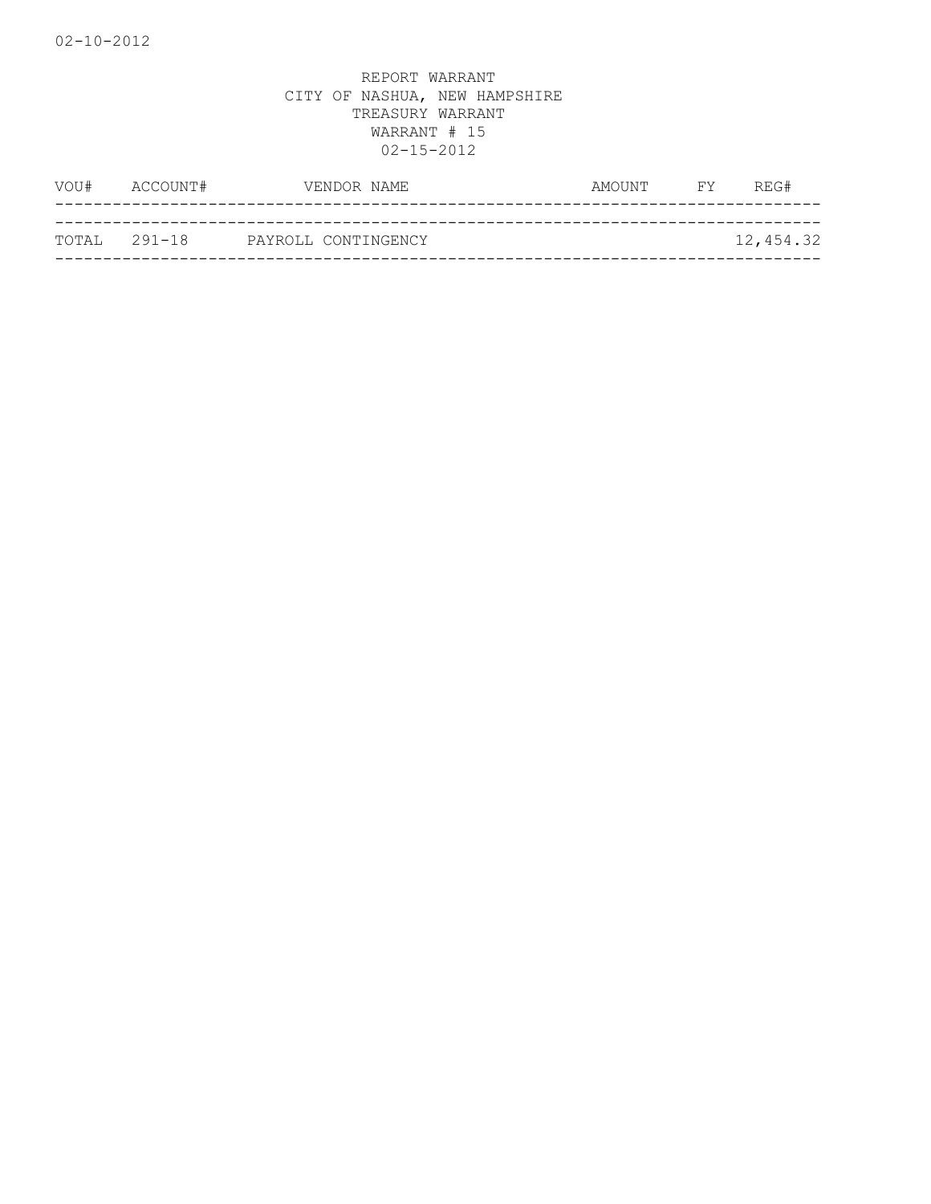REPORT WARRANT
CITY OF NASHUA, NEW HAMPSHIRE
TREASURY WARRANT
WARRANT # 15
02-15-2012

| VOU# | ACCOUNT# | VENDOR NAME | AMOUNT | FY | REG# |
|---|---|---|---|---|---|
| TOTAL | 291-18 | PAYROLL CONTINGENCY | | | 12,454.32 |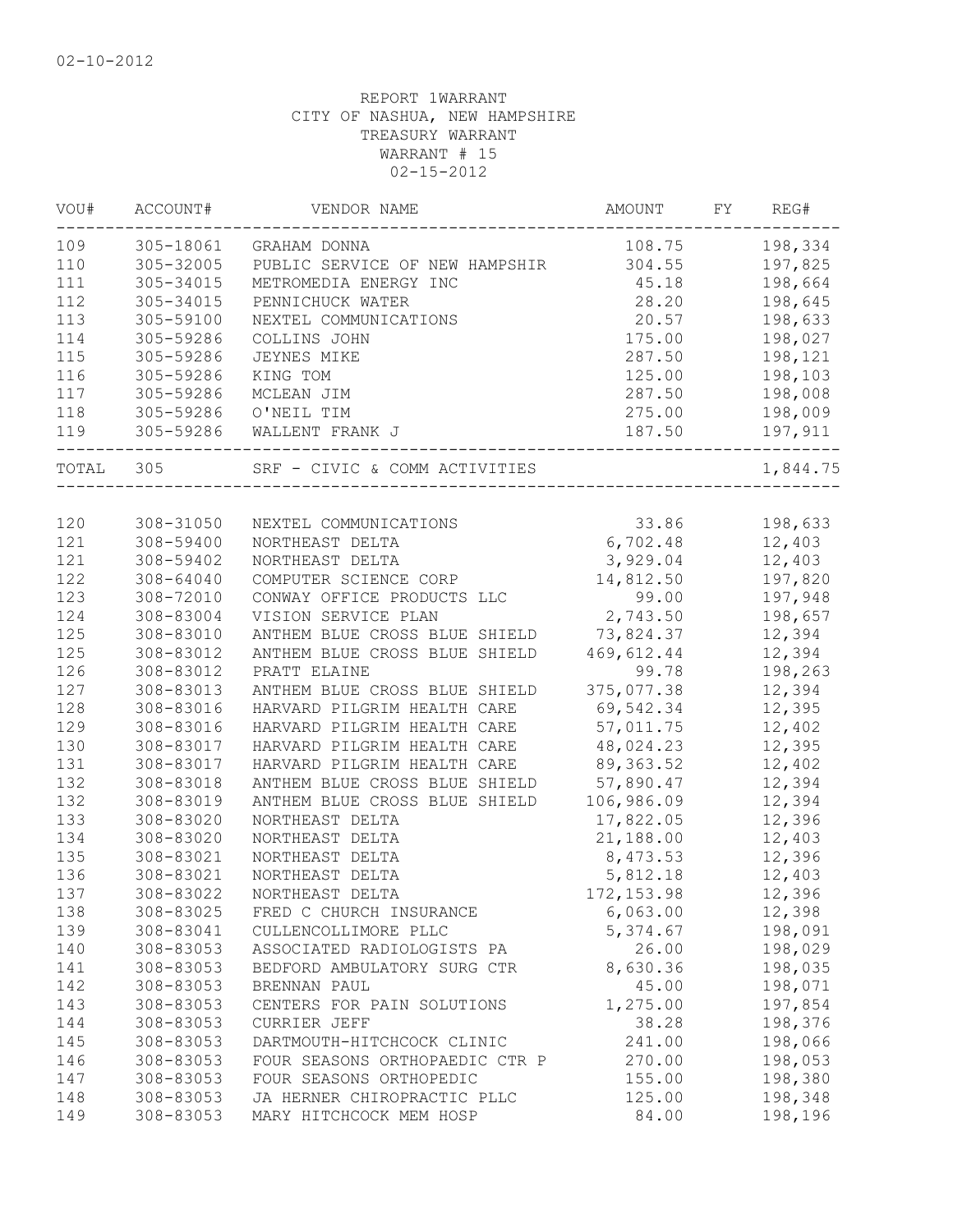02-10-2012

REPORT 1WARRANT
CITY OF NASHUA, NEW HAMPSHIRE
TREASURY WARRANT
WARRANT # 15
02-15-2012

| VOU# | ACCOUNT# | VENDOR NAME | AMOUNT | FY | REG# |
|---|---|---|---|---|---|
| 109 | 305-18061 | GRAHAM DONNA | 108.75 | | 198,334 |
| 110 | 305-32005 | PUBLIC SERVICE OF NEW HAMPSHIR | 304.55 | | 197,825 |
| 111 | 305-34015 | METROMEDIA ENERGY INC | 45.18 | | 198,664 |
| 112 | 305-34015 | PENNICHUCK WATER | 28.20 | | 198,645 |
| 113 | 305-59100 | NEXTEL COMMUNICATIONS | 20.57 | | 198,633 |
| 114 | 305-59286 | COLLINS JOHN | 175.00 | | 198,027 |
| 115 | 305-59286 | JEYNES MIKE | 287.50 | | 198,121 |
| 116 | 305-59286 | KING TOM | 125.00 | | 198,103 |
| 117 | 305-59286 | MCLEAN JIM | 287.50 | | 198,008 |
| 118 | 305-59286 | O'NEIL TIM | 275.00 | | 198,009 |
| 119 | 305-59286 | WALLENT FRANK J | 187.50 | | 197,911 |
| TOTAL | 305 | SRF - CIVIC & COMM ACTIVITIES | | | 1,844.75 |
| 120 | 308-31050 | NEXTEL COMMUNICATIONS | 33.86 | | 198,633 |
| 121 | 308-59400 | NORTHEAST DELTA | 6,702.48 | | 12,403 |
| 121 | 308-59402 | NORTHEAST DELTA | 3,929.04 | | 12,403 |
| 122 | 308-64040 | COMPUTER SCIENCE CORP | 14,812.50 | | 197,820 |
| 123 | 308-72010 | CONWAY OFFICE PRODUCTS LLC | 99.00 | | 197,948 |
| 124 | 308-83004 | VISION SERVICE PLAN | 2,743.50 | | 198,657 |
| 125 | 308-83010 | ANTHEM BLUE CROSS BLUE SHIELD | 73,824.37 | | 12,394 |
| 125 | 308-83012 | ANTHEM BLUE CROSS BLUE SHIELD | 469,612.44 | | 12,394 |
| 126 | 308-83012 | PRATT ELAINE | 99.78 | | 198,263 |
| 127 | 308-83013 | ANTHEM BLUE CROSS BLUE SHIELD | 375,077.38 | | 12,394 |
| 128 | 308-83016 | HARVARD PILGRIM HEALTH CARE | 69,542.34 | | 12,395 |
| 129 | 308-83016 | HARVARD PILGRIM HEALTH CARE | 57,011.75 | | 12,402 |
| 130 | 308-83017 | HARVARD PILGRIM HEALTH CARE | 48,024.23 | | 12,395 |
| 131 | 308-83017 | HARVARD PILGRIM HEALTH CARE | 89,363.52 | | 12,402 |
| 132 | 308-83018 | ANTHEM BLUE CROSS BLUE SHIELD | 57,890.47 | | 12,394 |
| 132 | 308-83019 | ANTHEM BLUE CROSS BLUE SHIELD | 106,986.09 | | 12,394 |
| 133 | 308-83020 | NORTHEAST DELTA | 17,822.05 | | 12,396 |
| 134 | 308-83020 | NORTHEAST DELTA | 21,188.00 | | 12,403 |
| 135 | 308-83021 | NORTHEAST DELTA | 8,473.53 | | 12,396 |
| 136 | 308-83021 | NORTHEAST DELTA | 5,812.18 | | 12,403 |
| 137 | 308-83022 | NORTHEAST DELTA | 172,153.98 | | 12,396 |
| 138 | 308-83025 | FRED C CHURCH INSURANCE | 6,063.00 | | 12,398 |
| 139 | 308-83041 | CULLENCOLLIMORE PLLC | 5,374.67 | | 198,091 |
| 140 | 308-83053 | ASSOCIATED RADIOLOGISTS PA | 26.00 | | 198,029 |
| 141 | 308-83053 | BEDFORD AMBULATORY SURG CTR | 8,630.36 | | 198,035 |
| 142 | 308-83053 | BRENNAN PAUL | 45.00 | | 198,071 |
| 143 | 308-83053 | CENTERS FOR PAIN SOLUTIONS | 1,275.00 | | 197,854 |
| 144 | 308-83053 | CURRIER JEFF | 38.28 | | 198,376 |
| 145 | 308-83053 | DARTMOUTH-HITCHCOCK CLINIC | 241.00 | | 198,066 |
| 146 | 308-83053 | FOUR SEASONS ORTHOPAEDIC CTR P | 270.00 | | 198,053 |
| 147 | 308-83053 | FOUR SEASONS ORTHOPEDIC | 155.00 | | 198,380 |
| 148 | 308-83053 | JA HERNER CHIROPRACTIC PLLC | 125.00 | | 198,348 |
| 149 | 308-83053 | MARY HITCHCOCK MEM HOSP | 84.00 | | 198,196 |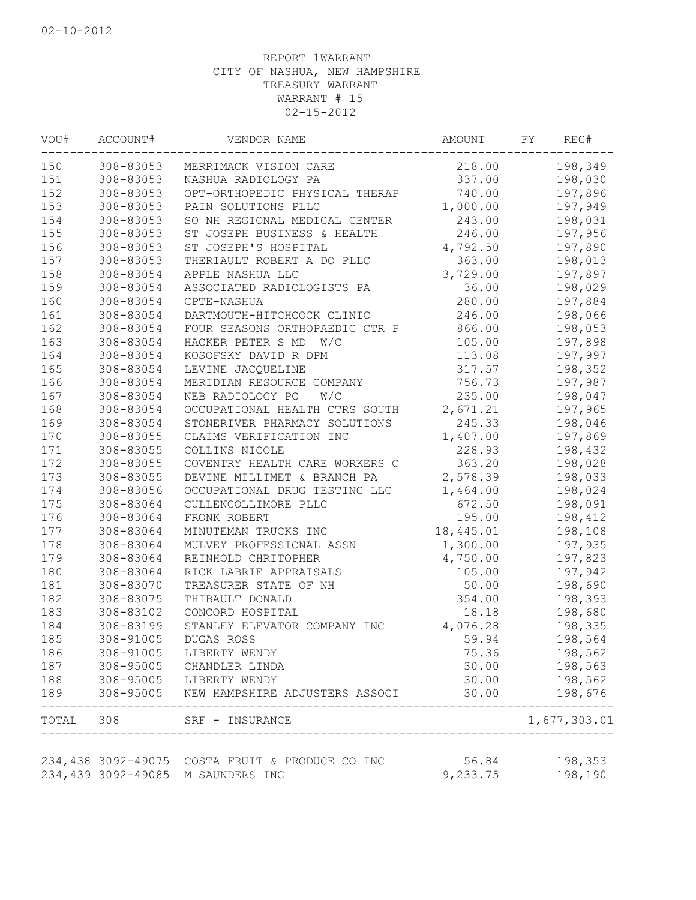02-10-2012

REPORT 1WARRANT
CITY OF NASHUA, NEW HAMPSHIRE
TREASURY WARRANT
WARRANT # 15
02-15-2012

| VOU# | ACCOUNT# | VENDOR NAME | AMOUNT | FY | REG# |
|---|---|---|---|---|---|
| 150 | 308-83053 | MERRIMACK VISION CARE | 218.00 | | 198,349 |
| 151 | 308-83053 | NASHUA RADIOLOGY PA | 337.00 | | 198,030 |
| 152 | 308-83053 | OPT-ORTHOPEDIC PHYSICAL THERAP | 740.00 | | 197,896 |
| 153 | 308-83053 | PAIN SOLUTIONS PLLC | 1,000.00 | | 197,949 |
| 154 | 308-83053 | SO NH REGIONAL MEDICAL CENTER | 243.00 | | 198,031 |
| 155 | 308-83053 | ST JOSEPH BUSINESS & HEALTH | 246.00 | | 197,956 |
| 156 | 308-83053 | ST JOSEPH'S HOSPITAL | 4,792.50 | | 197,890 |
| 157 | 308-83053 | THERIAULT ROBERT A DO PLLC | 363.00 | | 198,013 |
| 158 | 308-83054 | APPLE NASHUA LLC | 3,729.00 | | 197,897 |
| 159 | 308-83054 | ASSOCIATED RADIOLOGISTS PA | 36.00 | | 198,029 |
| 160 | 308-83054 | CPTE-NASHUA | 280.00 | | 197,884 |
| 161 | 308-83054 | DARTMOUTH-HITCHCOCK CLINIC | 246.00 | | 198,066 |
| 162 | 308-83054 | FOUR SEASONS ORTHOPAEDIC CTR P | 866.00 | | 198,053 |
| 163 | 308-83054 | HACKER PETER S MD W/C | 105.00 | | 197,898 |
| 164 | 308-83054 | KOSOFSKY DAVID R DPM | 113.08 | | 197,997 |
| 165 | 308-83054 | LEVINE JACQUELINE | 317.57 | | 198,352 |
| 166 | 308-83054 | MERIDIAN RESOURCE COMPANY | 756.73 | | 197,987 |
| 167 | 308-83054 | NEB RADIOLOGY PC W/C | 235.00 | | 198,047 |
| 168 | 308-83054 | OCCUPATIONAL HEALTH CTRS SOUTH | 2,671.21 | | 197,965 |
| 169 | 308-83054 | STONERIVER PHARMACY SOLUTIONS | 245.33 | | 198,046 |
| 170 | 308-83055 | CLAIMS VERIFICATION INC | 1,407.00 | | 197,869 |
| 171 | 308-83055 | COLLINS NICOLE | 228.93 | | 198,432 |
| 172 | 308-83055 | COVENTRY HEALTH CARE WORKERS C | 363.20 | | 198,028 |
| 173 | 308-83055 | DEVINE MILLIMET & BRANCH PA | 2,578.39 | | 198,033 |
| 174 | 308-83056 | OCCUPATIONAL DRUG TESTING LLC | 1,464.00 | | 198,024 |
| 175 | 308-83064 | CULLENCOLLIMORE PLLC | 672.50 | | 198,091 |
| 176 | 308-83064 | FRONK ROBERT | 195.00 | | 198,412 |
| 177 | 308-83064 | MINUTEMAN TRUCKS INC | 18,445.01 | | 198,108 |
| 178 | 308-83064 | MULVEY PROFESSIONAL ASSN | 1,300.00 | | 197,935 |
| 179 | 308-83064 | REINHOLD CHRITOPHER | 4,750.00 | | 197,823 |
| 180 | 308-83064 | RICK LABRIE APPRAISALS | 105.00 | | 197,942 |
| 181 | 308-83070 | TREASURER STATE OF NH | 50.00 | | 198,690 |
| 182 | 308-83075 | THIBAULT DONALD | 354.00 | | 198,393 |
| 183 | 308-83102 | CONCORD HOSPITAL | 18.18 | | 198,680 |
| 184 | 308-83199 | STANLEY ELEVATOR COMPANY INC | 4,076.28 | | 198,335 |
| 185 | 308-91005 | DUGAS ROSS | 59.94 | | 198,564 |
| 186 | 308-91005 | LIBERTY WENDY | 75.36 | | 198,562 |
| 187 | 308-95005 | CHANDLER LINDA | 30.00 | | 198,563 |
| 188 | 308-95005 | LIBERTY WENDY | 30.00 | | 198,562 |
| 189 | 308-95005 | NEW HAMPSHIRE ADJUSTERS ASSOCI | 30.00 | | 198,676 |
| TOTAL | 308 | SRF - INSURANCE | | | 1,677,303.01 |
| 234,438 | 3092-49075 | COSTA FRUIT & PRODUCE CO INC | 56.84 | | 198,353 |
| 234,439 | 3092-49085 | M SAUNDERS INC | 9,233.75 | | 198,190 |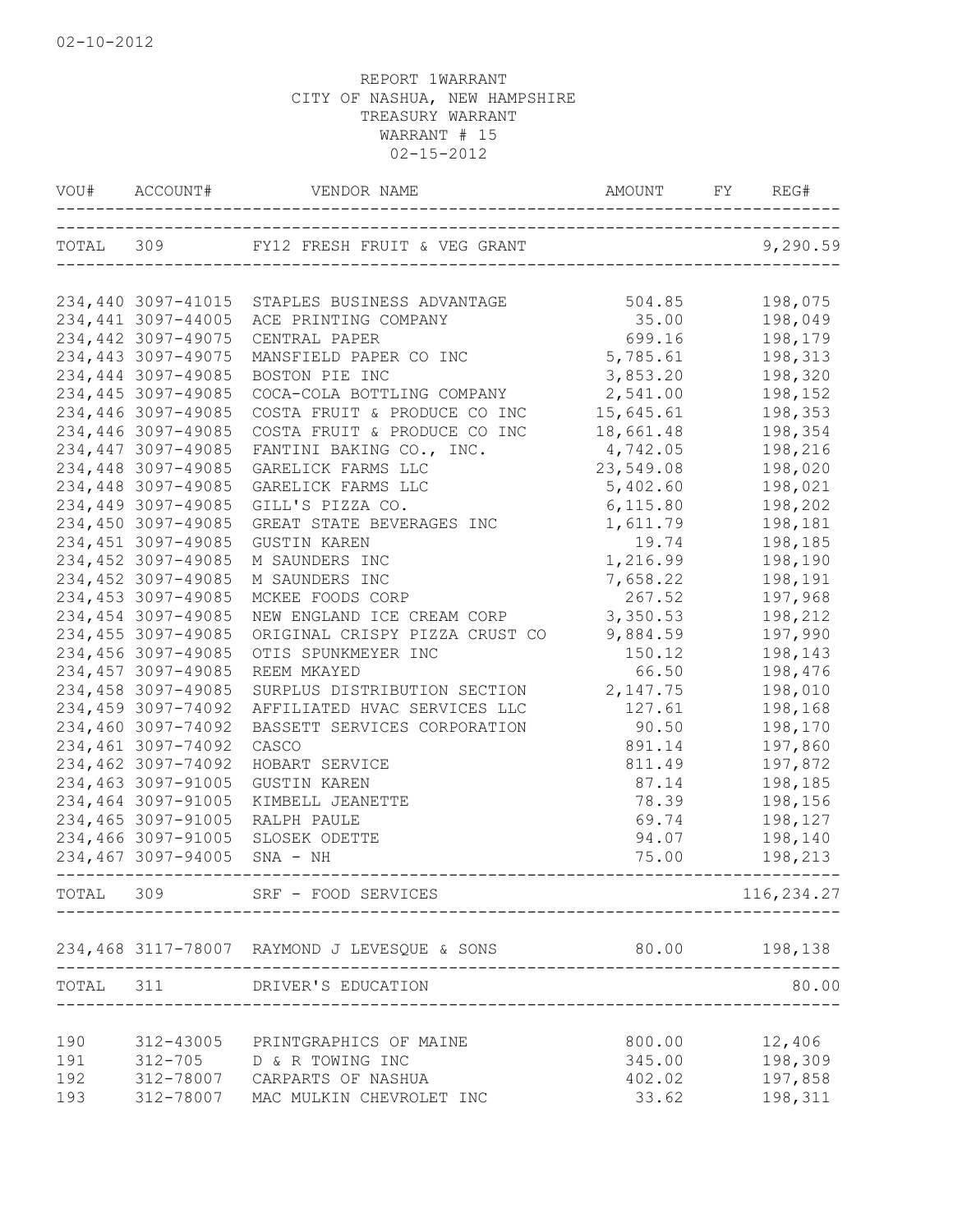02-10-2012

REPORT 1WARRANT
CITY OF NASHUA, NEW HAMPSHIRE
TREASURY WARRANT
WARRANT # 15
02-15-2012

| VOU# | ACCOUNT# | VENDOR NAME | AMOUNT | FY | REG# |
|---|---|---|---|---|---|
| TOTAL | 309 | FY12 FRESH FRUIT & VEG GRANT | | | 9,290.59 |
| 234,440 | 3097-41015 | STAPLES BUSINESS ADVANTAGE | 504.85 | | 198,075 |
| 234,441 | 3097-44005 | ACE PRINTING COMPANY | 35.00 | | 198,049 |
| 234,442 | 3097-49075 | CENTRAL PAPER | 699.16 | | 198,179 |
| 234,443 | 3097-49075 | MANSFIELD PAPER CO INC | 5,785.61 | | 198,313 |
| 234,444 | 3097-49085 | BOSTON PIE INC | 3,853.20 | | 198,320 |
| 234,445 | 3097-49085 | COCA-COLA BOTTLING COMPANY | 2,541.00 | | 198,152 |
| 234,446 | 3097-49085 | COSTA FRUIT & PRODUCE CO INC | 15,645.61 | | 198,353 |
| 234,446 | 3097-49085 | COSTA FRUIT & PRODUCE CO INC | 18,661.48 | | 198,354 |
| 234,447 | 3097-49085 | FANTINI BAKING CO., INC. | 4,742.05 | | 198,216 |
| 234,448 | 3097-49085 | GARELICK FARMS LLC | 23,549.08 | | 198,020 |
| 234,448 | 3097-49085 | GARELICK FARMS LLC | 5,402.60 | | 198,021 |
| 234,449 | 3097-49085 | GILL'S PIZZA CO. | 6,115.80 | | 198,202 |
| 234,450 | 3097-49085 | GREAT STATE BEVERAGES INC | 1,611.79 | | 198,181 |
| 234,451 | 3097-49085 | GUSTIN KAREN | 19.74 | | 198,185 |
| 234,452 | 3097-49085 | M SAUNDERS INC | 1,216.99 | | 198,190 |
| 234,452 | 3097-49085 | M SAUNDERS INC | 7,658.22 | | 198,191 |
| 234,453 | 3097-49085 | MCKEE FOODS CORP | 267.52 | | 197,968 |
| 234,454 | 3097-49085 | NEW ENGLAND ICE CREAM CORP | 3,350.53 | | 198,212 |
| 234,455 | 3097-49085 | ORIGINAL CRISPY PIZZA CRUST CO | 9,884.59 | | 197,990 |
| 234,456 | 3097-49085 | OTIS SPUNKMEYER INC | 150.12 | | 198,143 |
| 234,457 | 3097-49085 | REEM MKAYED | 66.50 | | 198,476 |
| 234,458 | 3097-49085 | SURPLUS DISTRIBUTION SECTION | 2,147.75 | | 198,010 |
| 234,459 | 3097-74092 | AFFILIATED HVAC SERVICES LLC | 127.61 | | 198,168 |
| 234,460 | 3097-74092 | BASSETT SERVICES CORPORATION | 90.50 | | 198,170 |
| 234,461 | 3097-74092 | CASCO | 891.14 | | 197,860 |
| 234,462 | 3097-74092 | HOBART SERVICE | 811.49 | | 197,872 |
| 234,463 | 3097-91005 | GUSTIN KAREN | 87.14 | | 198,185 |
| 234,464 | 3097-91005 | KIMBELL JEANETTE | 78.39 | | 198,156 |
| 234,465 | 3097-91005 | RALPH PAULE | 69.74 | | 198,127 |
| 234,466 | 3097-91005 | SLOSEK ODETTE | 94.07 | | 198,140 |
| 234,467 | 3097-94005 | SNA - NH | 75.00 | | 198,213 |
| TOTAL | 309 | SRF - FOOD SERVICES | | | 116,234.27 |
| 234,468 | 3117-78007 | RAYMOND J LEVESQUE & SONS | 80.00 | | 198,138 |
| TOTAL | 311 | DRIVER'S EDUCATION | | | 80.00 |
| 190 | 312-43005 | PRINTGRAPHICS OF MAINE | 800.00 | | 12,406 |
| 191 | 312-705 | D & R TOWING INC | 345.00 | | 198,309 |
| 192 | 312-78007 | CARPARTS OF NASHUA | 402.02 | | 197,858 |
| 193 | 312-78007 | MAC MULKIN CHEVROLET INC | 33.62 | | 198,311 |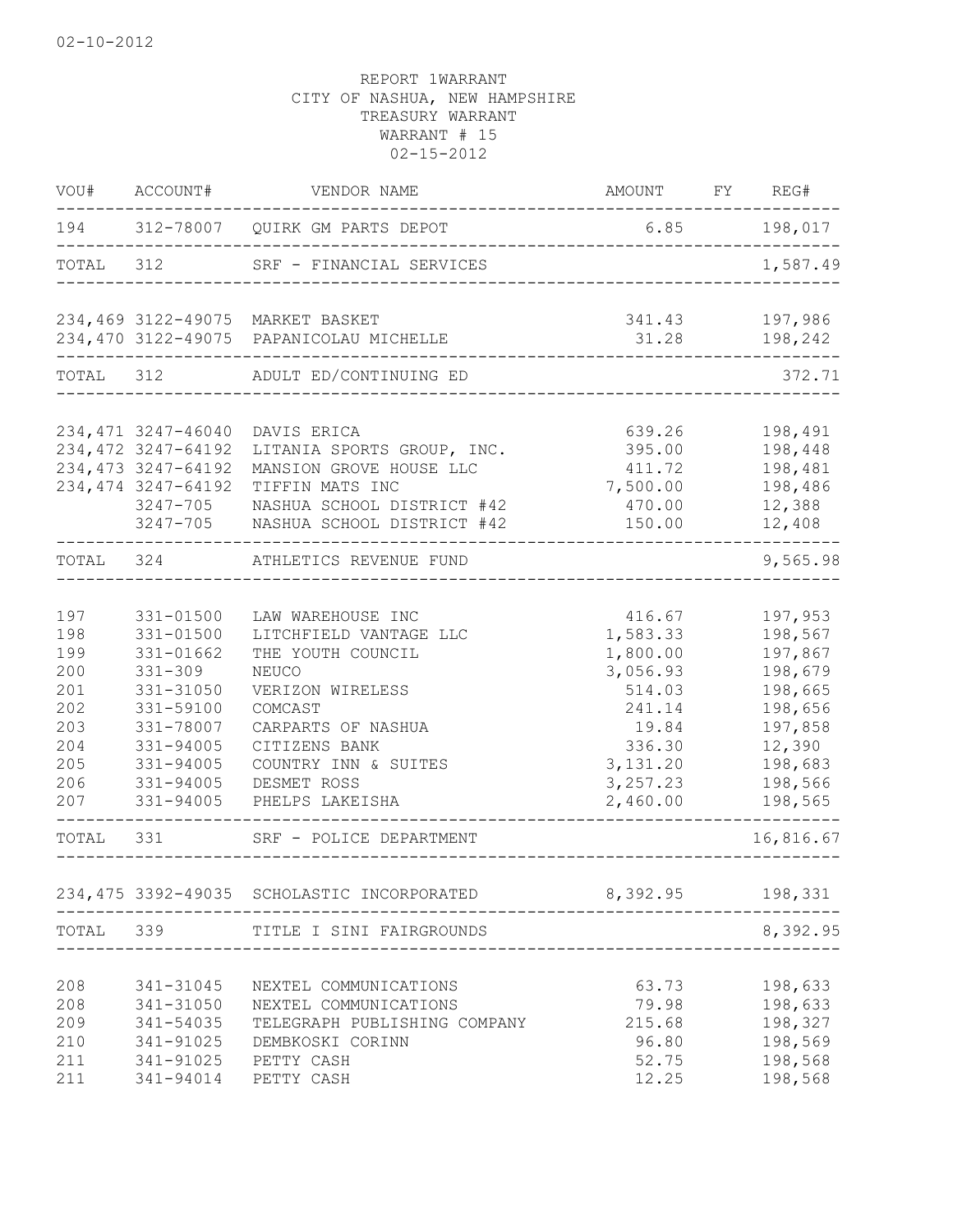02-10-2012

REPORT 1WARRANT
CITY OF NASHUA, NEW HAMPSHIRE
TREASURY WARRANT
WARRANT # 15
02-15-2012

| VOU# | ACCOUNT# | VENDOR NAME | AMOUNT | FY | REG# |
|---|---|---|---|---|---|
| 194 | 312-78007 | QUIRK GM PARTS DEPOT | 6.85 | | 198,017 |
| TOTAL | 312 | SRF - FINANCIAL SERVICES | | | 1,587.49 |
| 234,469 | 3122-49075 | MARKET BASKET | 341.43 | | 197,986 |
| 234,470 | 3122-49075 | PAPANICOLAU MICHELLE | 31.28 | | 198,242 |
| TOTAL | 312 | ADULT ED/CONTINUING ED | | | 372.71 |
| 234,471 | 3247-46040 | DAVIS ERICA | 639.26 | | 198,491 |
| 234,472 | 3247-64192 | LITANIA SPORTS GROUP, INC. | 395.00 | | 198,448 |
| 234,473 | 3247-64192 | MANSION GROVE HOUSE LLC | 411.72 | | 198,481 |
| 234,474 | 3247-64192 | TIFFIN MATS INC | 7,500.00 | | 198,486 |
| | 3247-705 | NASHUA SCHOOL DISTRICT #42 | 470.00 | | 12,388 |
| | 3247-705 | NASHUA SCHOOL DISTRICT #42 | 150.00 | | 12,408 |
| TOTAL | 324 | ATHLETICS REVENUE FUND | | | 9,565.98 |
| 197 | 331-01500 | LAW WAREHOUSE INC | 416.67 | | 197,953 |
| 198 | 331-01500 | LITCHFIELD VANTAGE LLC | 1,583.33 | | 198,567 |
| 199 | 331-01662 | THE YOUTH COUNCIL | 1,800.00 | | 197,867 |
| 200 | 331-309 | NEUCO | 3,056.93 | | 198,679 |
| 201 | 331-31050 | VERIZON WIRELESS | 514.03 | | 198,665 |
| 202 | 331-59100 | COMCAST | 241.14 | | 198,656 |
| 203 | 331-78007 | CARPARTS OF NASHUA | 19.84 | | 197,858 |
| 204 | 331-94005 | CITIZENS BANK | 336.30 | | 12,390 |
| 205 | 331-94005 | COUNTRY INN & SUITES | 3,131.20 | | 198,683 |
| 206 | 331-94005 | DESMET ROSS | 3,257.23 | | 198,566 |
| 207 | 331-94005 | PHELPS LAKEISHA | 2,460.00 | | 198,565 |
| TOTAL | 331 | SRF - POLICE DEPARTMENT | | | 16,816.67 |
| 234,475 | 3392-49035 | SCHOLASTIC INCORPORATED | 8,392.95 | | 198,331 |
| TOTAL | 339 | TITLE I SINI FAIRGROUNDS | | | 8,392.95 |
| 208 | 341-31045 | NEXTEL COMMUNICATIONS | 63.73 | | 198,633 |
| 208 | 341-31050 | NEXTEL COMMUNICATIONS | 79.98 | | 198,633 |
| 209 | 341-54035 | TELEGRAPH PUBLISHING COMPANY | 215.68 | | 198,327 |
| 210 | 341-91025 | DEMBKOSKI CORINN | 96.80 | | 198,569 |
| 211 | 341-91025 | PETTY CASH | 52.75 | | 198,568 |
| 211 | 341-94014 | PETTY CASH | 12.25 | | 198,568 |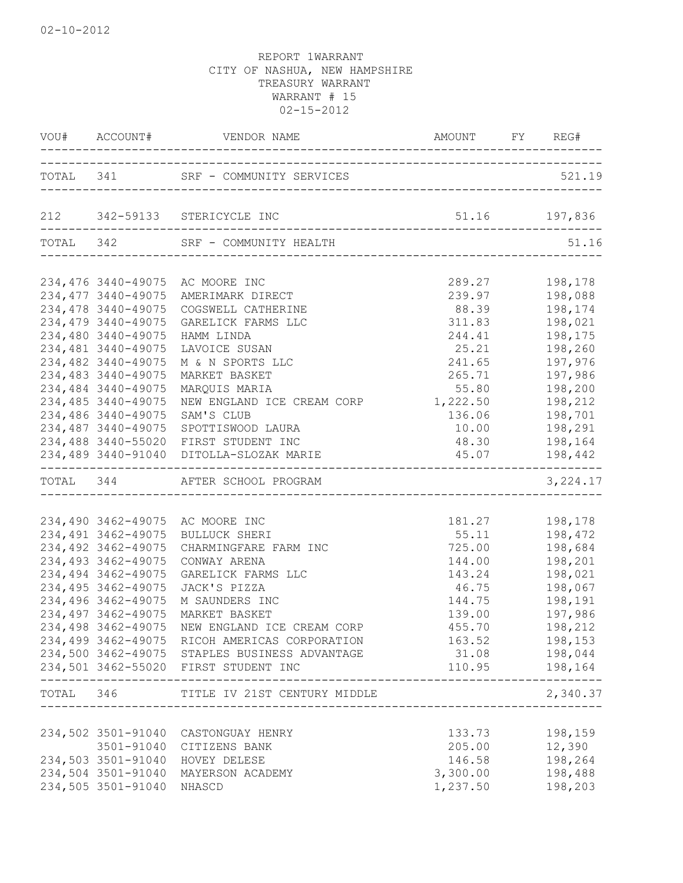02-10-2012

REPORT 1WARRANT
CITY OF NASHUA, NEW HAMPSHIRE
TREASURY WARRANT
WARRANT # 15
02-15-2012

| VOU# | ACCOUNT# | VENDOR NAME | AMOUNT | FY | REG# |
|---|---|---|---|---|---|
| TOTAL | 341 | SRF - COMMUNITY SERVICES | | | 521.19 |
| 212 | 342-59133 | STERICYCLE INC | 51.16 | | 197,836 |
| TOTAL | 342 | SRF - COMMUNITY HEALTH | | | 51.16 |
| 234,476 | 3440-49075 | AC MOORE INC | 289.27 | | 198,178 |
| 234,477 | 3440-49075 | AMERIMARK DIRECT | 239.97 | | 198,088 |
| 234,478 | 3440-49075 | COGSWELL CATHERINE | 88.39 | | 198,174 |
| 234,479 | 3440-49075 | GARELICK FARMS LLC | 311.83 | | 198,021 |
| 234,480 | 3440-49075 | HAMM LINDA | 244.41 | | 198,175 |
| 234,481 | 3440-49075 | LAVOICE SUSAN | 25.21 | | 198,260 |
| 234,482 | 3440-49075 | M & N SPORTS LLC | 241.65 | | 197,976 |
| 234,483 | 3440-49075 | MARKET BASKET | 265.71 | | 197,986 |
| 234,484 | 3440-49075 | MARQUIS MARIA | 55.80 | | 198,200 |
| 234,485 | 3440-49075 | NEW ENGLAND ICE CREAM CORP | 1,222.50 | | 198,212 |
| 234,486 | 3440-49075 | SAM'S CLUB | 136.06 | | 198,701 |
| 234,487 | 3440-49075 | SPOTTISWOOD LAURA | 10.00 | | 198,291 |
| 234,488 | 3440-55020 | FIRST STUDENT INC | 48.30 | | 198,164 |
| 234,489 | 3440-91040 | DITOLLA-SLOZAK MARIE | 45.07 | | 198,442 |
| TOTAL | 344 | AFTER SCHOOL PROGRAM | | | 3,224.17 |
| 234,490 | 3462-49075 | AC MOORE INC | 181.27 | | 198,178 |
| 234,491 | 3462-49075 | BULLUCK SHERI | 55.11 | | 198,472 |
| 234,492 | 3462-49075 | CHARMINGFARE FARM INC | 725.00 | | 198,684 |
| 234,493 | 3462-49075 | CONWAY ARENA | 144.00 | | 198,201 |
| 234,494 | 3462-49075 | GARELICK FARMS LLC | 143.24 | | 198,021 |
| 234,495 | 3462-49075 | JACK'S PIZZA | 46.75 | | 198,067 |
| 234,496 | 3462-49075 | M SAUNDERS INC | 144.75 | | 198,191 |
| 234,497 | 3462-49075 | MARKET BASKET | 139.00 | | 197,986 |
| 234,498 | 3462-49075 | NEW ENGLAND ICE CREAM CORP | 455.70 | | 198,212 |
| 234,499 | 3462-49075 | RICOH AMERICAS CORPORATION | 163.52 | | 198,153 |
| 234,500 | 3462-49075 | STAPLES BUSINESS ADVANTAGE | 31.08 | | 198,044 |
| 234,501 | 3462-55020 | FIRST STUDENT INC | 110.95 | | 198,164 |
| TOTAL | 346 | TITLE IV 21ST CENTURY MIDDLE | | | 2,340.37 |
| 234,502 | 3501-91040 | CASTONGUAY HENRY | 133.73 | | 198,159 |
| | 3501-91040 | CITIZENS BANK | 205.00 | | 12,390 |
| 234,503 | 3501-91040 | HOVEY DELESE | 146.58 | | 198,264 |
| 234,504 | 3501-91040 | MAYERSON ACADEMY | 3,300.00 | | 198,488 |
| 234,505 | 3501-91040 | NHASCD | 1,237.50 | | 198,203 |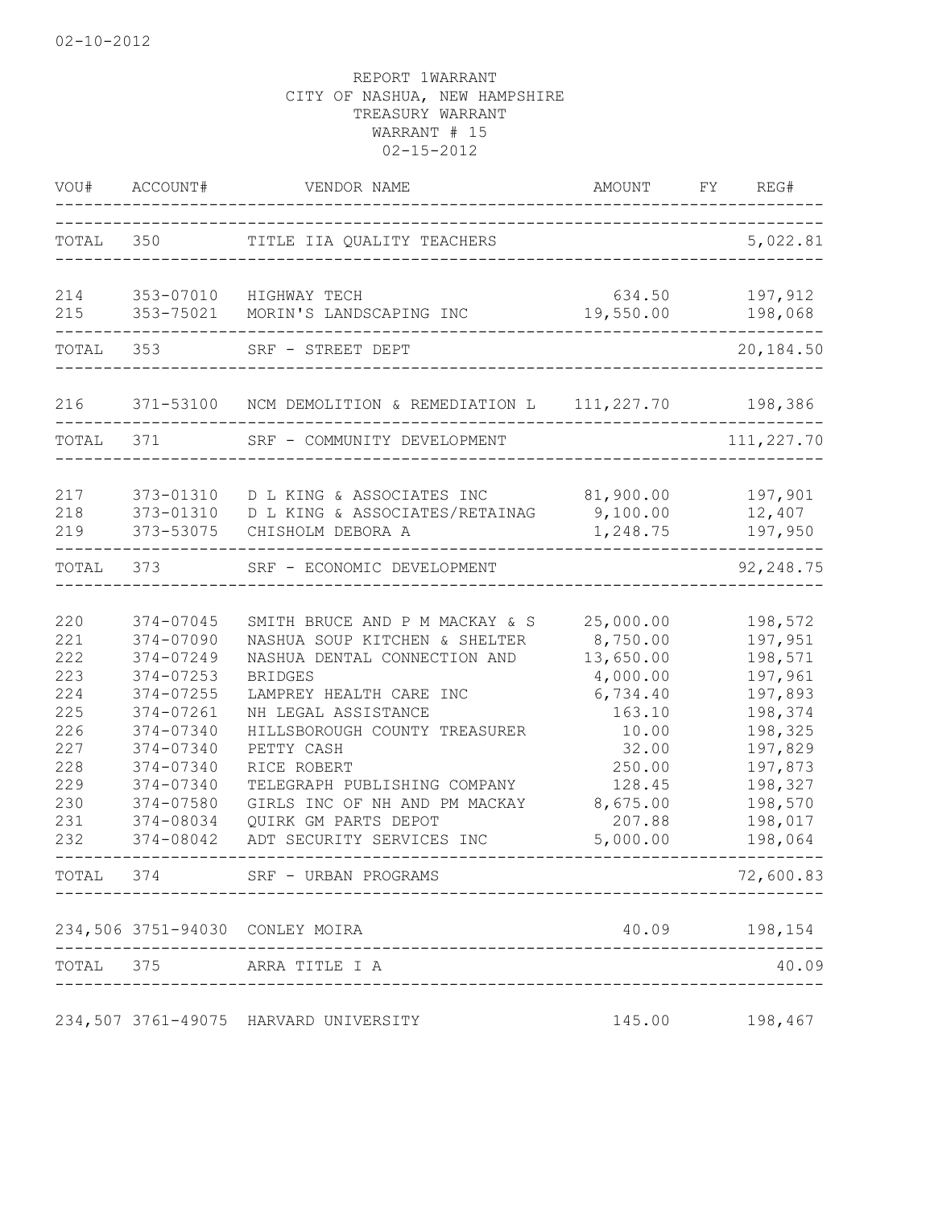REPORT 1WARRANT
CITY OF NASHUA, NEW HAMPSHIRE
TREASURY WARRANT
WARRANT # 15
02-15-2012

| VOU# | ACCOUNT# | VENDOR NAME | AMOUNT | FY | REG# |
|---|---|---|---|---|---|
| TOTAL | 350 | TITLE IIA QUALITY TEACHERS | | | 5,022.81 |
| 214 | 353-07010 | HIGHWAY TECH | 634.50 | | 197,912 |
| 215 | 353-75021 | MORIN'S LANDSCAPING INC | 19,550.00 | | 198,068 |
| TOTAL | 353 | SRF - STREET DEPT | | | 20,184.50 |
| 216 | 371-53100 | NCM DEMOLITION & REMEDIATION L | 111,227.70 | | 198,386 |
| TOTAL | 371 | SRF - COMMUNITY DEVELOPMENT | | | 111,227.70 |
| 217 | 373-01310 | D L KING & ASSOCIATES INC | 81,900.00 | | 197,901 |
| 218 | 373-01310 | D L KING & ASSOCIATES/RETAINAG | 9,100.00 | | 12,407 |
| 219 | 373-53075 | CHISHOLM DEBORA A | 1,248.75 | | 197,950 |
| TOTAL | 373 | SRF - ECONOMIC DEVELOPMENT | | | 92,248.75 |
| 220 | 374-07045 | SMITH BRUCE AND P M MACKAY & S | 25,000.00 | | 198,572 |
| 221 | 374-07090 | NASHUA SOUP KITCHEN & SHELTER | 8,750.00 | | 197,951 |
| 222 | 374-07249 | NASHUA DENTAL CONNECTION AND | 13,650.00 | | 198,571 |
| 223 | 374-07253 | BRIDGES | 4,000.00 | | 197,961 |
| 224 | 374-07255 | LAMPREY HEALTH CARE INC | 6,734.40 | | 197,893 |
| 225 | 374-07261 | NH LEGAL ASSISTANCE | 163.10 | | 198,374 |
| 226 | 374-07340 | HILLSBOROUGH COUNTY TREASURER | 10.00 | | 198,325 |
| 227 | 374-07340 | PETTY CASH | 32.00 | | 197,829 |
| 228 | 374-07340 | RICE ROBERT | 250.00 | | 197,873 |
| 229 | 374-07340 | TELEGRAPH PUBLISHING COMPANY | 128.45 | | 198,327 |
| 230 | 374-07580 | GIRLS INC OF NH AND PM MACKAY | 8,675.00 | | 198,570 |
| 231 | 374-08034 | QUIRK GM PARTS DEPOT | 207.88 | | 198,017 |
| 232 | 374-08042 | ADT SECURITY SERVICES INC | 5,000.00 | | 198,064 |
| TOTAL | 374 | SRF - URBAN PROGRAMS | | | 72,600.83 |
| 234,506 | 3751-94030 | CONLEY MOIRA | 40.09 | | 198,154 |
| TOTAL | 375 | ARRA TITLE I A | | | 40.09 |
| 234,507 | 3761-49075 | HARVARD UNIVERSITY | 145.00 | | 198,467 |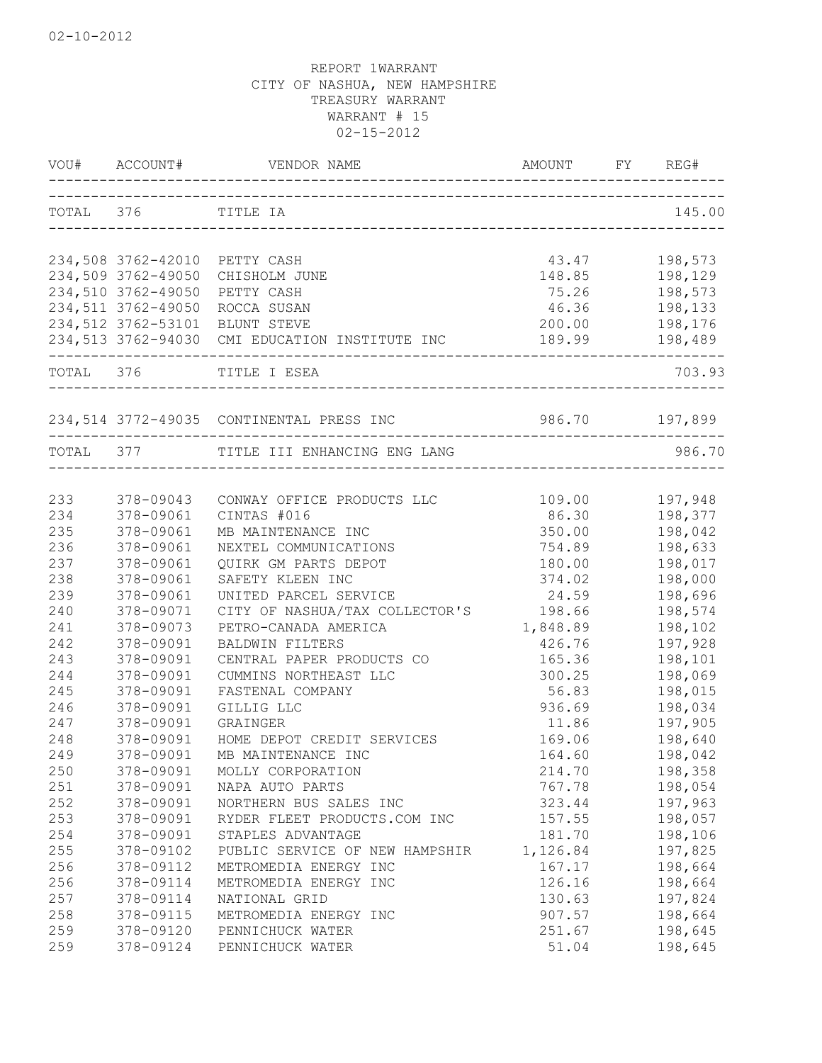02-10-2012

REPORT 1WARRANT
CITY OF NASHUA, NEW HAMPSHIRE
TREASURY WARRANT
WARRANT # 15
02-15-2012

| VOU# | ACCOUNT# | VENDOR NAME | AMOUNT | FY | REG# |
|---|---|---|---|---|---|
| TOTAL | 376 | TITLE IA | | | 145.00 |
| 234,508 | 3762-42010 | PETTY CASH | 43.47 | | 198,573 |
| 234,509 | 3762-49050 | CHISHOLM JUNE | 148.85 | | 198,129 |
| 234,510 | 3762-49050 | PETTY CASH | 75.26 | | 198,573 |
| 234,511 | 3762-49050 | ROCCA SUSAN | 46.36 | | 198,133 |
| 234,512 | 3762-53101 | BLUNT STEVE | 200.00 | | 198,176 |
| 234,513 | 3762-94030 | CMI EDUCATION INSTITUTE INC | 189.99 | | 198,489 |
| TOTAL | 376 | TITLE I ESEA | | | 703.93 |
| 234,514 | 3772-49035 | CONTINENTAL PRESS INC | 986.70 | | 197,899 |
| TOTAL | 377 | TITLE III ENHANCING ENG LANG | | | 986.70 |
| 233 | 378-09043 | CONWAY OFFICE PRODUCTS LLC | 109.00 | | 197,948 |
| 234 | 378-09061 | CINTAS #016 | 86.30 | | 198,377 |
| 235 | 378-09061 | MB MAINTENANCE INC | 350.00 | | 198,042 |
| 236 | 378-09061 | NEXTEL COMMUNICATIONS | 754.89 | | 198,633 |
| 237 | 378-09061 | QUIRK GM PARTS DEPOT | 180.00 | | 198,017 |
| 238 | 378-09061 | SAFETY KLEEN INC | 374.02 | | 198,000 |
| 239 | 378-09061 | UNITED PARCEL SERVICE | 24.59 | | 198,696 |
| 240 | 378-09071 | CITY OF NASHUA/TAX COLLECTOR'S | 198.66 | | 198,574 |
| 241 | 378-09073 | PETRO-CANADA AMERICA | 1,848.89 | | 198,102 |
| 242 | 378-09091 | BALDWIN FILTERS | 426.76 | | 197,928 |
| 243 | 378-09091 | CENTRAL PAPER PRODUCTS CO | 165.36 | | 198,101 |
| 244 | 378-09091 | CUMMINS NORTHEAST LLC | 300.25 | | 198,069 |
| 245 | 378-09091 | FASTENAL COMPANY | 56.83 | | 198,015 |
| 246 | 378-09091 | GILLIG LLC | 936.69 | | 198,034 |
| 247 | 378-09091 | GRAINGER | 11.86 | | 197,905 |
| 248 | 378-09091 | HOME DEPOT CREDIT SERVICES | 169.06 | | 198,640 |
| 249 | 378-09091 | MB MAINTENANCE INC | 164.60 | | 198,042 |
| 250 | 378-09091 | MOLLY CORPORATION | 214.70 | | 198,358 |
| 251 | 378-09091 | NAPA AUTO PARTS | 767.78 | | 198,054 |
| 252 | 378-09091 | NORTHERN BUS SALES INC | 323.44 | | 197,963 |
| 253 | 378-09091 | RYDER FLEET PRODUCTS.COM INC | 157.55 | | 198,057 |
| 254 | 378-09091 | STAPLES ADVANTAGE | 181.70 | | 198,106 |
| 255 | 378-09102 | PUBLIC SERVICE OF NEW HAMPSHIR | 1,126.84 | | 197,825 |
| 256 | 378-09112 | METROMEDIA ENERGY INC | 167.17 | | 198,664 |
| 256 | 378-09114 | METROMEDIA ENERGY INC | 126.16 | | 198,664 |
| 257 | 378-09114 | NATIONAL GRID | 130.63 | | 197,824 |
| 258 | 378-09115 | METROMEDIA ENERGY INC | 907.57 | | 198,664 |
| 259 | 378-09120 | PENNICHUCK WATER | 251.67 | | 198,645 |
| 259 | 378-09124 | PENNICHUCK WATER | 51.04 | | 198,645 |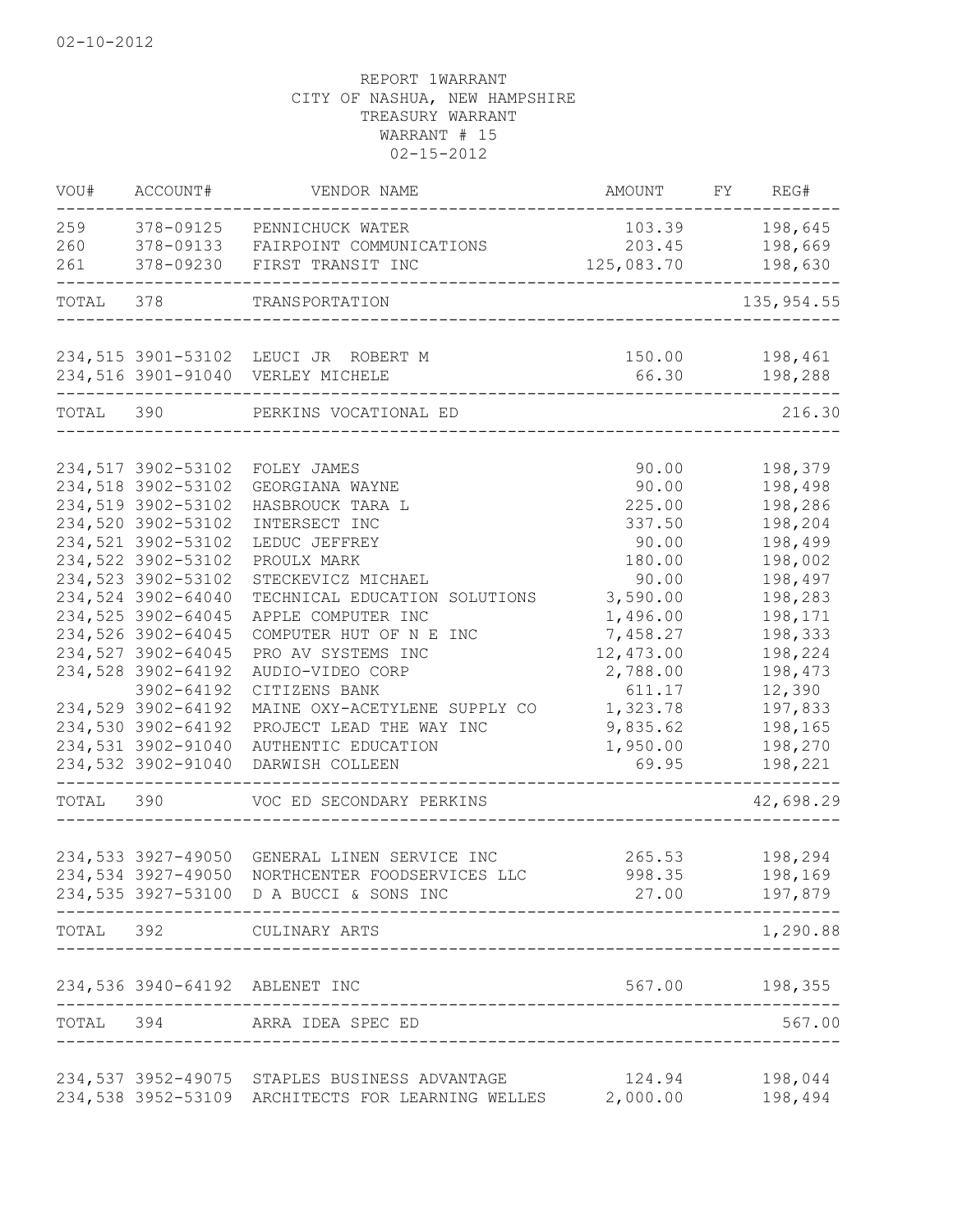02-10-2012

REPORT 1WARRANT
CITY OF NASHUA, NEW HAMPSHIRE
TREASURY WARRANT
WARRANT # 15
02-15-2012

| VOU# | ACCOUNT# | VENDOR NAME | AMOUNT | FY | REG# |
|---|---|---|---|---|---|
| 259 | 378-09125 | PENNICHUCK WATER | 103.39 | | 198,645 |
| 260 | 378-09133 | FAIRPOINT COMMUNICATIONS | 203.45 | | 198,669 |
| 261 | 378-09230 | FIRST TRANSIT INC | 125,083.70 | | 198,630 |
| TOTAL | 378 | TRANSPORTATION | | | 135,954.55 |
| 234,515 | 3901-53102 | LEUCI JR ROBERT M | 150.00 | | 198,461 |
| 234,516 | 3901-91040 | VERLEY MICHELE | 66.30 | | 198,288 |
| TOTAL | 390 | PERKINS VOCATIONAL ED | | | 216.30 |
| 234,517 | 3902-53102 | FOLEY JAMES | 90.00 | | 198,379 |
| 234,518 | 3902-53102 | GEORGIANA WAYNE | 90.00 | | 198,498 |
| 234,519 | 3902-53102 | HASBROUCK TARA L | 225.00 | | 198,286 |
| 234,520 | 3902-53102 | INTERSECT INC | 337.50 | | 198,204 |
| 234,521 | 3902-53102 | LEDUC JEFFREY | 90.00 | | 198,499 |
| 234,522 | 3902-53102 | PROULX MARK | 180.00 | | 198,002 |
| 234,523 | 3902-53102 | STECKEVICZ MICHAEL | 90.00 | | 198,497 |
| 234,524 | 3902-64040 | TECHNICAL EDUCATION SOLUTIONS | 3,590.00 | | 198,283 |
| 234,525 | 3902-64045 | APPLE COMPUTER INC | 1,496.00 | | 198,171 |
| 234,526 | 3902-64045 | COMPUTER HUT OF N E INC | 7,458.27 | | 198,333 |
| 234,527 | 3902-64045 | PRO AV SYSTEMS INC | 12,473.00 | | 198,224 |
| 234,528 | 3902-64192 | AUDIO-VIDEO CORP | 2,788.00 | | 198,473 |
| | 3902-64192 | CITIZENS BANK | 611.17 | | 12,390 |
| 234,529 | 3902-64192 | MAINE OXY-ACETYLENE SUPPLY CO | 1,323.78 | | 197,833 |
| 234,530 | 3902-64192 | PROJECT LEAD THE WAY INC | 9,835.62 | | 198,165 |
| 234,531 | 3902-91040 | AUTHENTIC EDUCATION | 1,950.00 | | 198,270 |
| 234,532 | 3902-91040 | DARWISH COLLEEN | 69.95 | | 198,221 |
| TOTAL | 390 | VOC ED SECONDARY PERKINS | | | 42,698.29 |
| 234,533 | 3927-49050 | GENERAL LINEN SERVICE INC | 265.53 | | 198,294 |
| 234,534 | 3927-49050 | NORTHCENTER FOODSERVICES LLC | 998.35 | | 198,169 |
| 234,535 | 3927-53100 | D A BUCCI & SONS INC | 27.00 | | 197,879 |
| TOTAL | 392 | CULINARY ARTS | | | 1,290.88 |
| 234,536 | 3940-64192 | ABLENET INC | 567.00 | | 198,355 |
| TOTAL | 394 | ARRA IDEA SPEC ED | | | 567.00 |
| 234,537 | 3952-49075 | STAPLES BUSINESS ADVANTAGE | 124.94 | | 198,044 |
| 234,538 | 3952-53109 | ARCHITECTS FOR LEARNING WELLES | 2,000.00 | | 198,494 |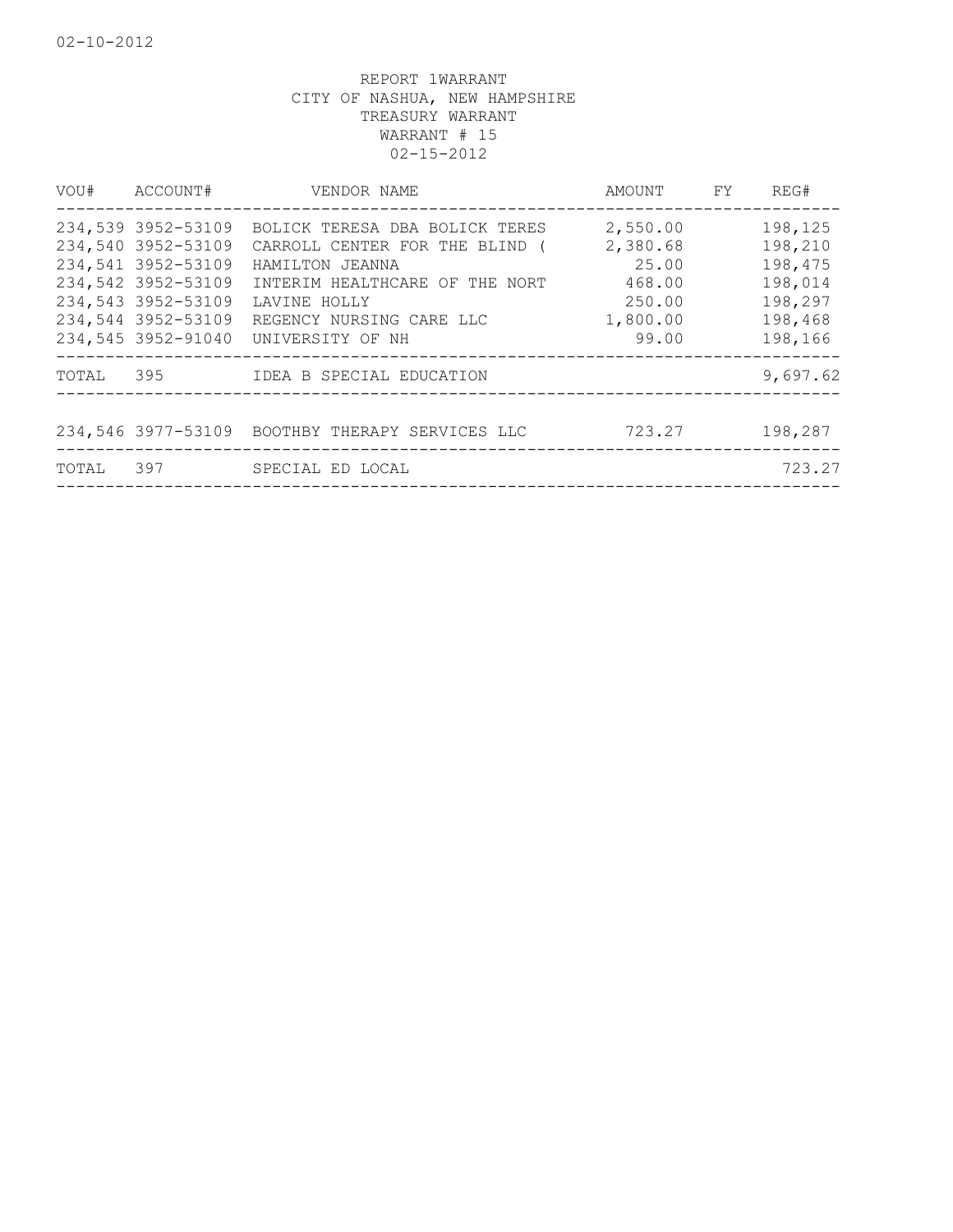02-10-2012

REPORT 1WARRANT
CITY OF NASHUA, NEW HAMPSHIRE
TREASURY WARRANT
WARRANT # 15
02-15-2012

| VOU# | ACCOUNT# | VENDOR NAME | AMOUNT | FY | REG# |
|---|---|---|---|---|---|
| 234,539 | 3952-53109 | BOLICK TERESA DBA BOLICK TERES | 2,550.00 | | 198,125 |
| 234,540 | 3952-53109 | CARROLL CENTER FOR THE BLIND ( | 2,380.68 | | 198,210 |
| 234,541 | 3952-53109 | HAMILTON JEANNA | 25.00 | | 198,475 |
| 234,542 | 3952-53109 | INTERIM HEALTHCARE OF THE NORT | 468.00 | | 198,014 |
| 234,543 | 3952-53109 | LAVINE HOLLY | 250.00 | | 198,297 |
| 234,544 | 3952-53109 | REGENCY NURSING CARE LLC | 1,800.00 | | 198,468 |
| 234,545 | 3952-91040 | UNIVERSITY OF NH | 99.00 | | 198,166 |
| TOTAL | 395 | IDEA B SPECIAL EDUCATION | | | 9,697.62 |
| 234,546 | 3977-53109 | BOOTHBY THERAPY SERVICES LLC | 723.27 | | 198,287 |
| TOTAL | 397 | SPECIAL ED LOCAL | | | 723.27 |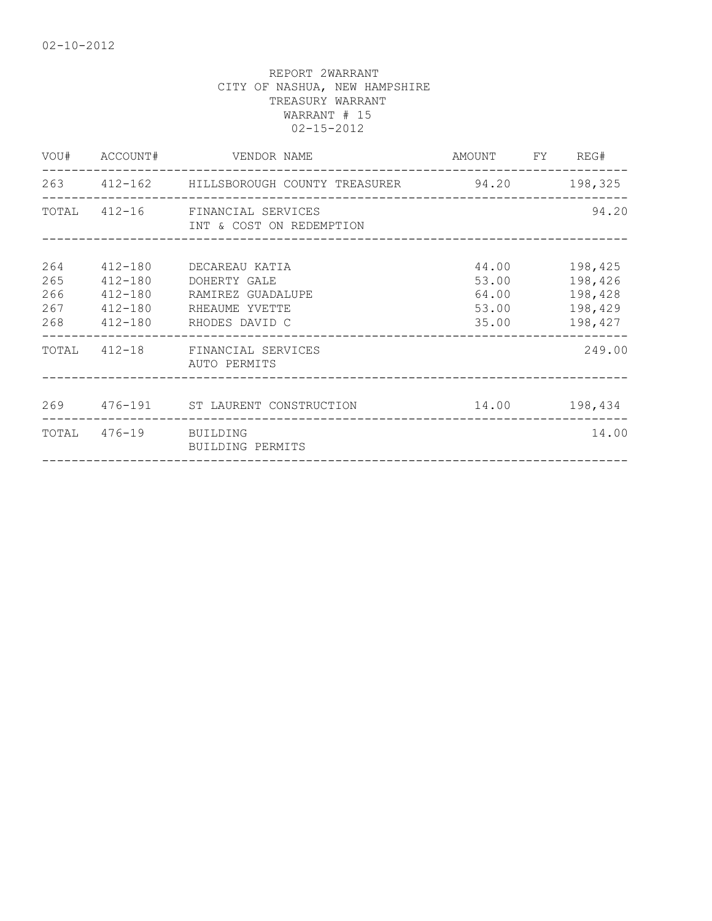02-10-2012

REPORT 2WARRANT
CITY OF NASHUA, NEW HAMPSHIRE
TREASURY WARRANT
WARRANT # 15
02-15-2012

| VOU# | ACCOUNT# | VENDOR NAME | AMOUNT | FY | REG# |
|---|---|---|---|---|---|
| 263 | 412-162 | HILLSBOROUGH COUNTY TREASURER | 94.20 | | 198,325 |
| TOTAL | 412-16 | FINANCIAL SERVICES<br>INT & COST ON REDEMPTION | | | 94.20 |
| 264 | 412-180 | DECAREAU KATIA | 44.00 | | 198,425 |
| 265 | 412-180 | DOHERTY GALE | 53.00 | | 198,426 |
| 266 | 412-180 | RAMIREZ GUADALUPE | 64.00 | | 198,428 |
| 267 | 412-180 | RHEAUME YVETTE | 53.00 | | 198,429 |
| 268 | 412-180 | RHODES DAVID C | 35.00 | | 198,427 |
| TOTAL | 412-18 | FINANCIAL SERVICES<br>AUTO PERMITS | | | 249.00 |
| 269 | 476-191 | ST LAURENT CONSTRUCTION | 14.00 | | 198,434 |
| TOTAL | 476-19 | BUILDING<br>BUILDING PERMITS | | | 14.00 |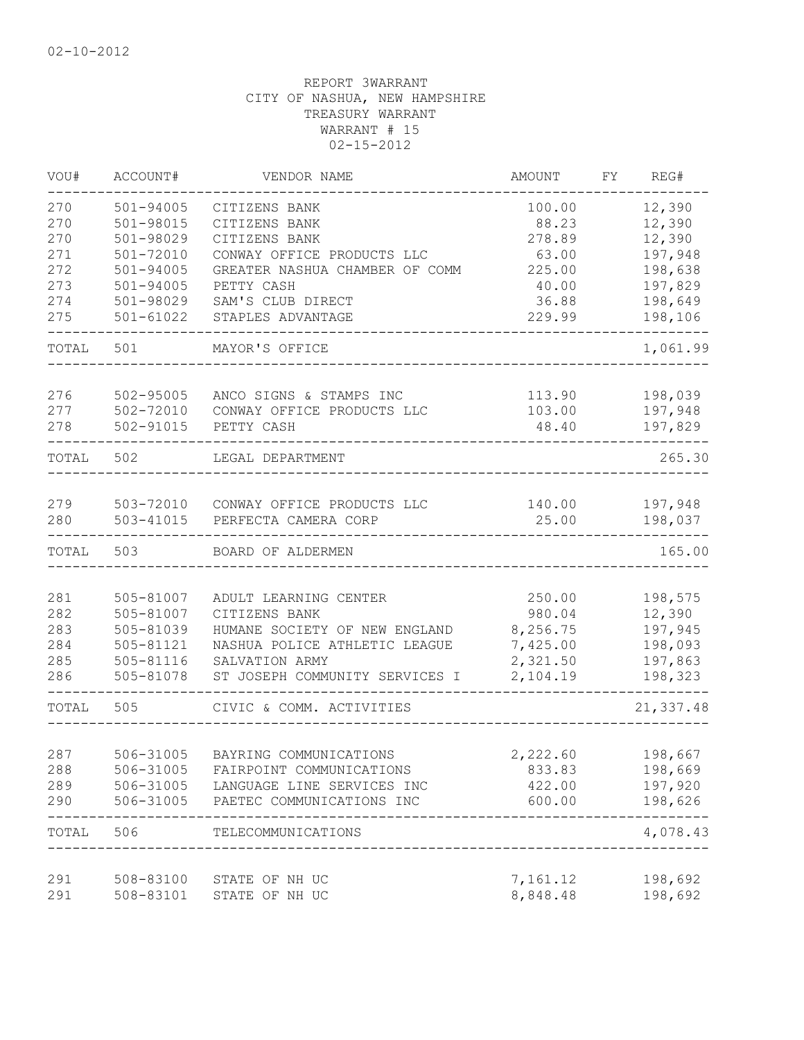02-10-2012

REPORT 3WARRANT
CITY OF NASHUA, NEW HAMPSHIRE
TREASURY WARRANT
WARRANT # 15
02-15-2012

| VOU# | ACCOUNT# | VENDOR NAME | AMOUNT | FY | REG# |
|---|---|---|---|---|---|
| 270 | 501-94005 | CITIZENS BANK | 100.00 | | 12,390 |
| 270 | 501-98015 | CITIZENS BANK | 88.23 | | 12,390 |
| 270 | 501-98029 | CITIZENS BANK | 278.89 | | 12,390 |
| 271 | 501-72010 | CONWAY OFFICE PRODUCTS LLC | 63.00 | | 197,948 |
| 272 | 501-94005 | GREATER NASHUA CHAMBER OF COMM | 225.00 | | 198,638 |
| 273 | 501-94005 | PETTY CASH | 40.00 | | 197,829 |
| 274 | 501-98029 | SAM'S CLUB DIRECT | 36.88 | | 198,649 |
| 275 | 501-61022 | STAPLES ADVANTAGE | 229.99 | | 198,106 |
| TOTAL | 501 | MAYOR'S OFFICE | | | 1,061.99 |
| 276 | 502-95005 | ANCO SIGNS & STAMPS INC | 113.90 | | 198,039 |
| 277 | 502-72010 | CONWAY OFFICE PRODUCTS LLC | 103.00 | | 197,948 |
| 278 | 502-91015 | PETTY CASH | 48.40 | | 197,829 |
| TOTAL | 502 | LEGAL DEPARTMENT | | | 265.30 |
| 279 | 503-72010 | CONWAY OFFICE PRODUCTS LLC | 140.00 | | 197,948 |
| 280 | 503-41015 | PERFECTA CAMERA CORP | 25.00 | | 198,037 |
| TOTAL | 503 | BOARD OF ALDERMEN | | | 165.00 |
| 281 | 505-81007 | ADULT LEARNING CENTER | 250.00 | | 198,575 |
| 282 | 505-81007 | CITIZENS BANK | 980.04 | | 12,390 |
| 283 | 505-81039 | HUMANE SOCIETY OF NEW ENGLAND | 8,256.75 | | 197,945 |
| 284 | 505-81121 | NASHUA POLICE ATHLETIC LEAGUE | 7,425.00 | | 198,093 |
| 285 | 505-81116 | SALVATION ARMY | 2,321.50 | | 197,863 |
| 286 | 505-81078 | ST JOSEPH COMMUNITY SERVICES I | 2,104.19 | | 198,323 |
| TOTAL | 505 | CIVIC & COMM. ACTIVITIES | | | 21,337.48 |
| 287 | 506-31005 | BAYRING COMMUNICATIONS | 2,222.60 | | 198,667 |
| 288 | 506-31005 | FAIRPOINT COMMUNICATIONS | 833.83 | | 198,669 |
| 289 | 506-31005 | LANGUAGE LINE SERVICES INC | 422.00 | | 197,920 |
| 290 | 506-31005 | PAETEC COMMUNICATIONS INC | 600.00 | | 198,626 |
| TOTAL | 506 | TELECOMMUNICATIONS | | | 4,078.43 |
| 291 | 508-83100 | STATE OF NH UC | 7,161.12 | | 198,692 |
| 291 | 508-83101 | STATE OF NH UC | 8,848.48 | | 198,692 |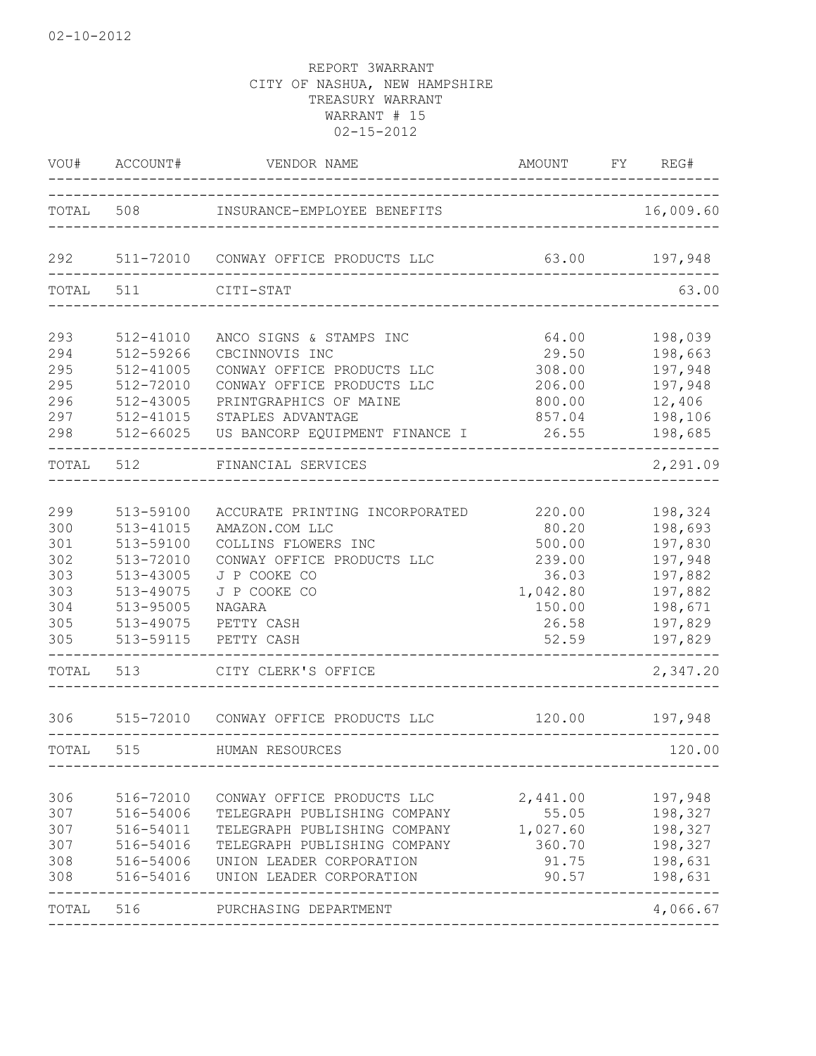02-10-2012

REPORT 3WARRANT
CITY OF NASHUA, NEW HAMPSHIRE
TREASURY WARRANT
WARRANT # 15
02-15-2012

| VOU# | ACCOUNT# | VENDOR NAME | AMOUNT | FY | REG# |
|---|---|---|---|---|---|
| TOTAL | 508 | INSURANCE-EMPLOYEE BENEFITS | | | 16,009.60 |
| 292 | 511-72010 | CONWAY OFFICE PRODUCTS LLC | 63.00 | | 197,948 |
| TOTAL | 511 | CITI-STAT | | | 63.00 |
| 293 | 512-41010 | ANCO SIGNS & STAMPS INC | 64.00 | | 198,039 |
| 294 | 512-59266 | CBCINNOVIS INC | 29.50 | | 198,663 |
| 295 | 512-41005 | CONWAY OFFICE PRODUCTS LLC | 308.00 | | 197,948 |
| 295 | 512-72010 | CONWAY OFFICE PRODUCTS LLC | 206.00 | | 197,948 |
| 296 | 512-43005 | PRINTGRAPHICS OF MAINE | 800.00 | | 12,406 |
| 297 | 512-41015 | STAPLES ADVANTAGE | 857.04 | | 198,106 |
| 298 | 512-66025 | US BANCORP EQUIPMENT FINANCE I | 26.55 | | 198,685 |
| TOTAL | 512 | FINANCIAL SERVICES | | | 2,291.09 |
| 299 | 513-59100 | ACCURATE PRINTING INCORPORATED | 220.00 | | 198,324 |
| 300 | 513-41015 | AMAZON.COM LLC | 80.20 | | 198,693 |
| 301 | 513-59100 | COLLINS FLOWERS INC | 500.00 | | 197,830 |
| 302 | 513-72010 | CONWAY OFFICE PRODUCTS LLC | 239.00 | | 197,948 |
| 303 | 513-43005 | J P COOKE CO | 36.03 | | 197,882 |
| 303 | 513-49075 | J P COOKE CO | 1,042.80 | | 197,882 |
| 304 | 513-95005 | NAGARA | 150.00 | | 198,671 |
| 305 | 513-49075 | PETTY CASH | 26.58 | | 197,829 |
| 305 | 513-59115 | PETTY CASH | 52.59 | | 197,829 |
| TOTAL | 513 | CITY CLERK'S OFFICE | | | 2,347.20 |
| 306 | 515-72010 | CONWAY OFFICE PRODUCTS LLC | 120.00 | | 197,948 |
| TOTAL | 515 | HUMAN RESOURCES | | | 120.00 |
| 306 | 516-72010 | CONWAY OFFICE PRODUCTS LLC | 2,441.00 | | 197,948 |
| 307 | 516-54006 | TELEGRAPH PUBLISHING COMPANY | 55.05 | | 198,327 |
| 307 | 516-54011 | TELEGRAPH PUBLISHING COMPANY | 1,027.60 | | 198,327 |
| 307 | 516-54016 | TELEGRAPH PUBLISHING COMPANY | 360.70 | | 198,327 |
| 308 | 516-54006 | UNION LEADER CORPORATION | 91.75 | | 198,631 |
| 308 | 516-54016 | UNION LEADER CORPORATION | 90.57 | | 198,631 |
| TOTAL | 516 | PURCHASING DEPARTMENT | | | 4,066.67 |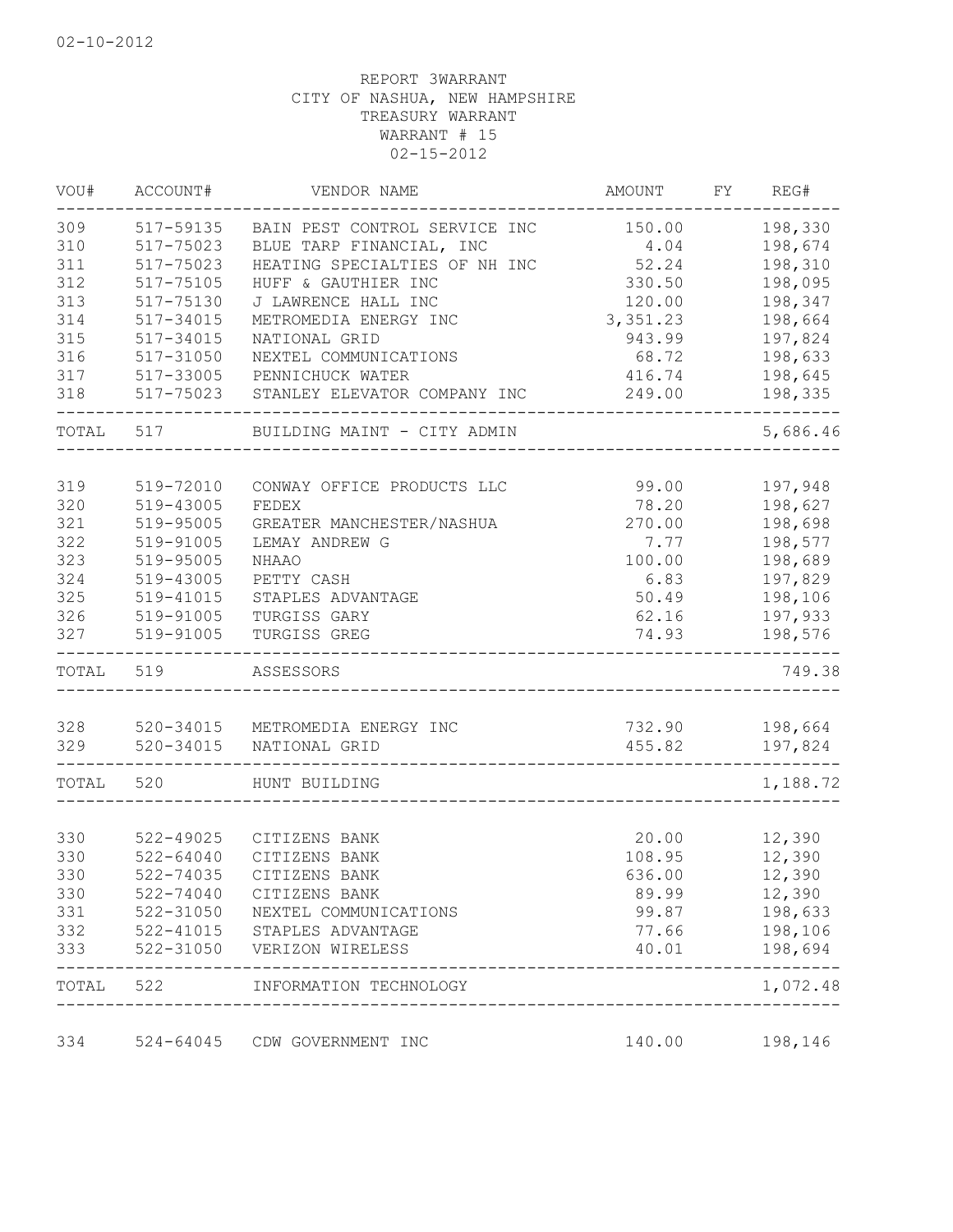02-10-2012

REPORT 3WARRANT
CITY OF NASHUA, NEW HAMPSHIRE
TREASURY WARRANT
WARRANT # 15
02-15-2012

| VOU# | ACCOUNT# | VENDOR NAME | AMOUNT | FY | REG# |
|---|---|---|---|---|---|
| 309 | 517-59135 | BAIN PEST CONTROL SERVICE INC | 150.00 | | 198,330 |
| 310 | 517-75023 | BLUE TARP FINANCIAL, INC | 4.04 | | 198,674 |
| 311 | 517-75023 | HEATING SPECIALTIES OF NH INC | 52.24 | | 198,310 |
| 312 | 517-75105 | HUFF & GAUTHIER INC | 330.50 | | 198,095 |
| 313 | 517-75130 | J LAWRENCE HALL INC | 120.00 | | 198,347 |
| 314 | 517-34015 | METROMEDIA ENERGY INC | 3,351.23 | | 198,664 |
| 315 | 517-34015 | NATIONAL GRID | 943.99 | | 197,824 |
| 316 | 517-31050 | NEXTEL COMMUNICATIONS | 68.72 | | 198,633 |
| 317 | 517-33005 | PENNICHUCK WATER | 416.74 | | 198,645 |
| 318 | 517-75023 | STANLEY ELEVATOR COMPANY INC | 249.00 | | 198,335 |
| TOTAL | 517 | BUILDING MAINT - CITY ADMIN | | | 5,686.46 |
| 319 | 519-72010 | CONWAY OFFICE PRODUCTS LLC | 99.00 | | 197,948 |
| 320 | 519-43005 | FEDEX | 78.20 | | 198,627 |
| 321 | 519-95005 | GREATER MANCHESTER/NASHUA | 270.00 | | 198,698 |
| 322 | 519-91005 | LEMAY ANDREW G | 7.77 | | 198,577 |
| 323 | 519-95005 | NHAAO | 100.00 | | 198,689 |
| 324 | 519-43005 | PETTY CASH | 6.83 | | 197,829 |
| 325 | 519-41015 | STAPLES ADVANTAGE | 50.49 | | 198,106 |
| 326 | 519-91005 | TURGISS GARY | 62.16 | | 197,933 |
| 327 | 519-91005 | TURGISS GREG | 74.93 | | 198,576 |
| TOTAL | 519 | ASSESSORS | | | 749.38 |
| 328 | 520-34015 | METROMEDIA ENERGY INC | 732.90 | | 198,664 |
| 329 | 520-34015 | NATIONAL GRID | 455.82 | | 197,824 |
| TOTAL | 520 | HUNT BUILDING | | | 1,188.72 |
| 330 | 522-49025 | CITIZENS BANK | 20.00 | | 12,390 |
| 330 | 522-64040 | CITIZENS BANK | 108.95 | | 12,390 |
| 330 | 522-74035 | CITIZENS BANK | 636.00 | | 12,390 |
| 330 | 522-74040 | CITIZENS BANK | 89.99 | | 12,390 |
| 331 | 522-31050 | NEXTEL COMMUNICATIONS | 99.87 | | 198,633 |
| 332 | 522-41015 | STAPLES ADVANTAGE | 77.66 | | 198,106 |
| 333 | 522-31050 | VERIZON WIRELESS | 40.01 | | 198,694 |
| TOTAL | 522 | INFORMATION TECHNOLOGY | | | 1,072.48 |
| 334 | 524-64045 | CDW GOVERNMENT INC | 140.00 | | 198,146 |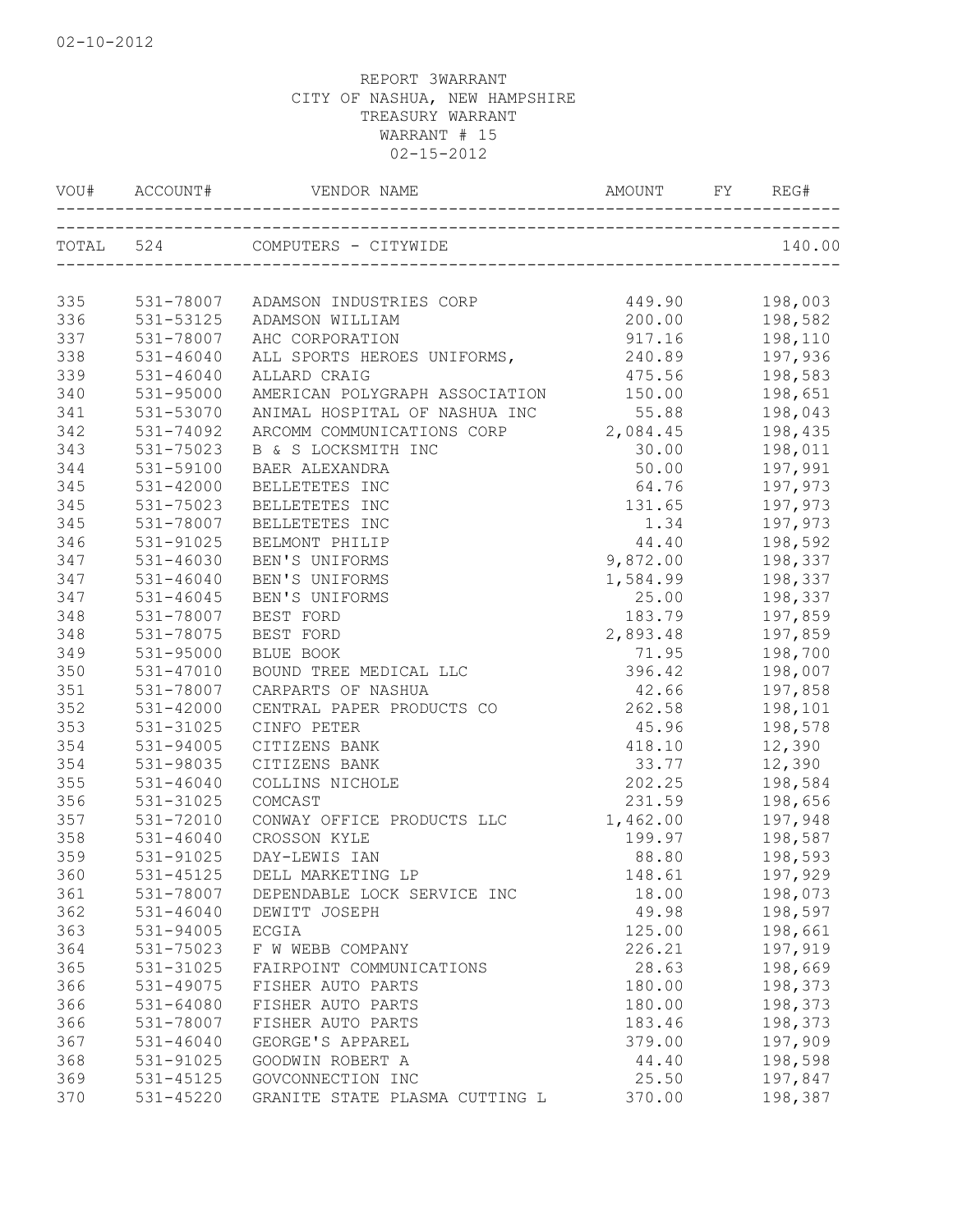02-10-2012

REPORT 3WARRANT
CITY OF NASHUA, NEW HAMPSHIRE
TREASURY WARRANT
WARRANT # 15
02-15-2012

| VOU# | ACCOUNT# | VENDOR NAME | AMOUNT | FY | REG# |
|---|---|---|---|---|---|
| TOTAL | 524 | COMPUTERS - CITYWIDE | | | 140.00 |
| 335 | 531-78007 | ADAMSON INDUSTRIES CORP | 449.90 | | 198,003 |
| 336 | 531-53125 | ADAMSON WILLIAM | 200.00 | | 198,582 |
| 337 | 531-78007 | AHC CORPORATION | 917.16 | | 198,110 |
| 338 | 531-46040 | ALL SPORTS HEROES UNIFORMS, | 240.89 | | 197,936 |
| 339 | 531-46040 | ALLARD CRAIG | 475.56 | | 198,583 |
| 340 | 531-95000 | AMERICAN POLYGRAPH ASSOCIATION | 150.00 | | 198,651 |
| 341 | 531-53070 | ANIMAL HOSPITAL OF NASHUA INC | 55.88 | | 198,043 |
| 342 | 531-74092 | ARCOMM COMMUNICATIONS CORP | 2,084.45 | | 198,435 |
| 343 | 531-75023 | B & S LOCKSMITH INC | 30.00 | | 198,011 |
| 344 | 531-59100 | BAER ALEXANDRA | 50.00 | | 197,991 |
| 345 | 531-42000 | BELLETETES INC | 64.76 | | 197,973 |
| 345 | 531-75023 | BELLETETES INC | 131.65 | | 197,973 |
| 345 | 531-78007 | BELLETETES INC | 1.34 | | 197,973 |
| 346 | 531-91025 | BELMONT PHILIP | 44.40 | | 198,592 |
| 347 | 531-46030 | BEN'S UNIFORMS | 9,872.00 | | 198,337 |
| 347 | 531-46040 | BEN'S UNIFORMS | 1,584.99 | | 198,337 |
| 347 | 531-46045 | BEN'S UNIFORMS | 25.00 | | 198,337 |
| 348 | 531-78007 | BEST FORD | 183.79 | | 197,859 |
| 348 | 531-78075 | BEST FORD | 2,893.48 | | 197,859 |
| 349 | 531-95000 | BLUE BOOK | 71.95 | | 198,700 |
| 350 | 531-47010 | BOUND TREE MEDICAL LLC | 396.42 | | 198,007 |
| 351 | 531-78007 | CARPARTS OF NASHUA | 42.66 | | 197,858 |
| 352 | 531-42000 | CENTRAL PAPER PRODUCTS CO | 262.58 | | 198,101 |
| 353 | 531-31025 | CINFO PETER | 45.96 | | 198,578 |
| 354 | 531-94005 | CITIZENS BANK | 418.10 | | 12,390 |
| 354 | 531-98035 | CITIZENS BANK | 33.77 | | 12,390 |
| 355 | 531-46040 | COLLINS NICHOLE | 202.25 | | 198,584 |
| 356 | 531-31025 | COMCAST | 231.59 | | 198,656 |
| 357 | 531-72010 | CONWAY OFFICE PRODUCTS LLC | 1,462.00 | | 197,948 |
| 358 | 531-46040 | CROSSON KYLE | 199.97 | | 198,587 |
| 359 | 531-91025 | DAY-LEWIS IAN | 88.80 | | 198,593 |
| 360 | 531-45125 | DELL MARKETING LP | 148.61 | | 197,929 |
| 361 | 531-78007 | DEPENDABLE LOCK SERVICE INC | 18.00 | | 198,073 |
| 362 | 531-46040 | DEWITT JOSEPH | 49.98 | | 198,597 |
| 363 | 531-94005 | ECGIA | 125.00 | | 198,661 |
| 364 | 531-75023 | F W WEBB COMPANY | 226.21 | | 197,919 |
| 365 | 531-31025 | FAIRPOINT COMMUNICATIONS | 28.63 | | 198,669 |
| 366 | 531-49075 | FISHER AUTO PARTS | 180.00 | | 198,373 |
| 366 | 531-64080 | FISHER AUTO PARTS | 180.00 | | 198,373 |
| 366 | 531-78007 | FISHER AUTO PARTS | 183.46 | | 198,373 |
| 367 | 531-46040 | GEORGE'S APPAREL | 379.00 | | 197,909 |
| 368 | 531-91025 | GOODWIN ROBERT A | 44.40 | | 198,598 |
| 369 | 531-45125 | GOVCONNECTION INC | 25.50 | | 197,847 |
| 370 | 531-45220 | GRANITE STATE PLASMA CUTTING L | 370.00 | | 198,387 |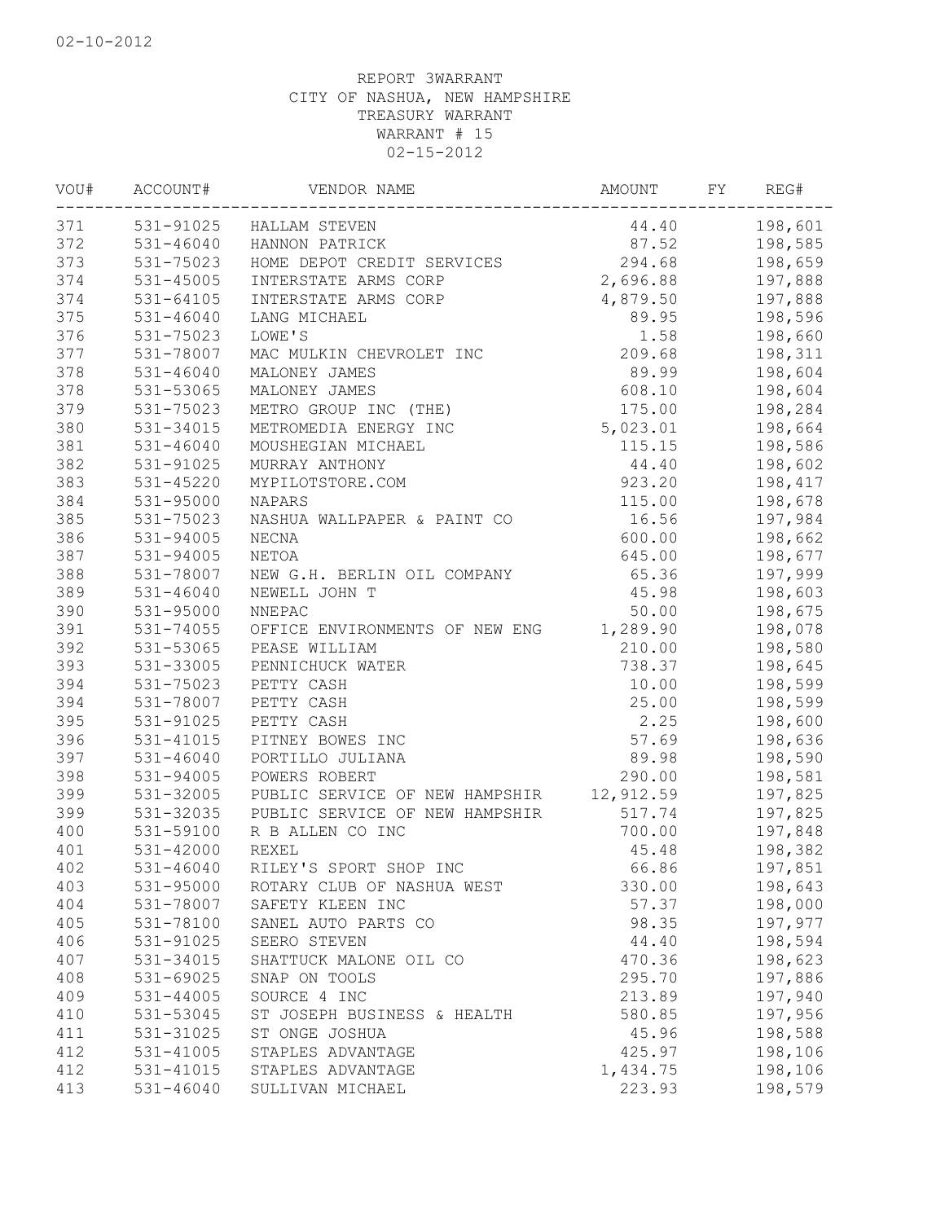02-10-2012

REPORT 3WARRANT
CITY OF NASHUA, NEW HAMPSHIRE
TREASURY WARRANT
WARRANT # 15
02-15-2012

| VOU# | ACCOUNT# | VENDOR NAME | AMOUNT | FY | REG# |
|---|---|---|---|---|---|
| 371 | 531-91025 | HALLAM STEVEN | 44.40 | | 198,601 |
| 372 | 531-46040 | HANNON PATRICK | 87.52 | | 198,585 |
| 373 | 531-75023 | HOME DEPOT CREDIT SERVICES | 294.68 | | 198,659 |
| 374 | 531-45005 | INTERSTATE ARMS CORP | 2,696.88 | | 197,888 |
| 374 | 531-64105 | INTERSTATE ARMS CORP | 4,879.50 | | 197,888 |
| 375 | 531-46040 | LANG MICHAEL | 89.95 | | 198,596 |
| 376 | 531-75023 | LOWE'S | 1.58 | | 198,660 |
| 377 | 531-78007 | MAC MULKIN CHEVROLET INC | 209.68 | | 198,311 |
| 378 | 531-46040 | MALONEY JAMES | 89.99 | | 198,604 |
| 378 | 531-53065 | MALONEY JAMES | 608.10 | | 198,604 |
| 379 | 531-75023 | METRO GROUP INC (THE) | 175.00 | | 198,284 |
| 380 | 531-34015 | METROMEDIA ENERGY INC | 5,023.01 | | 198,664 |
| 381 | 531-46040 | MOUSHEGIAN MICHAEL | 115.15 | | 198,586 |
| 382 | 531-91025 | MURRAY ANTHONY | 44.40 | | 198,602 |
| 383 | 531-45220 | MYPILOTSTORE.COM | 923.20 | | 198,417 |
| 384 | 531-95000 | NAPARS | 115.00 | | 198,678 |
| 385 | 531-75023 | NASHUA WALLPAPER & PAINT CO | 16.56 | | 197,984 |
| 386 | 531-94005 | NECNA | 600.00 | | 198,662 |
| 387 | 531-94005 | NETOA | 645.00 | | 198,677 |
| 388 | 531-78007 | NEW G.H. BERLIN OIL COMPANY | 65.36 | | 197,999 |
| 389 | 531-46040 | NEWELL JOHN T | 45.98 | | 198,603 |
| 390 | 531-95000 | NNEPAC | 50.00 | | 198,675 |
| 391 | 531-74055 | OFFICE ENVIRONMENTS OF NEW ENG | 1,289.90 | | 198,078 |
| 392 | 531-53065 | PEASE WILLIAM | 210.00 | | 198,580 |
| 393 | 531-33005 | PENNICHUCK WATER | 738.37 | | 198,645 |
| 394 | 531-75023 | PETTY CASH | 10.00 | | 198,599 |
| 394 | 531-78007 | PETTY CASH | 25.00 | | 198,599 |
| 395 | 531-91025 | PETTY CASH | 2.25 | | 198,600 |
| 396 | 531-41015 | PITNEY BOWES INC | 57.69 | | 198,636 |
| 397 | 531-46040 | PORTILLO JULIANA | 89.98 | | 198,590 |
| 398 | 531-94005 | POWERS ROBERT | 290.00 | | 198,581 |
| 399 | 531-32005 | PUBLIC SERVICE OF NEW HAMPSHIR | 12,912.59 | | 197,825 |
| 399 | 531-32035 | PUBLIC SERVICE OF NEW HAMPSHIR | 517.74 | | 197,825 |
| 400 | 531-59100 | R B ALLEN CO INC | 700.00 | | 197,848 |
| 401 | 531-42000 | REXEL | 45.48 | | 198,382 |
| 402 | 531-46040 | RILEY'S SPORT SHOP INC | 66.86 | | 197,851 |
| 403 | 531-95000 | ROTARY CLUB OF NASHUA WEST | 330.00 | | 198,643 |
| 404 | 531-78007 | SAFETY KLEEN INC | 57.37 | | 198,000 |
| 405 | 531-78100 | SANEL AUTO PARTS CO | 98.35 | | 197,977 |
| 406 | 531-91025 | SEERO STEVEN | 44.40 | | 198,594 |
| 407 | 531-34015 | SHATTUCK MALONE OIL CO | 470.36 | | 198,623 |
| 408 | 531-69025 | SNAP ON TOOLS | 295.70 | | 197,886 |
| 409 | 531-44005 | SOURCE 4 INC | 213.89 | | 197,940 |
| 410 | 531-53045 | ST JOSEPH BUSINESS & HEALTH | 580.85 | | 197,956 |
| 411 | 531-31025 | ST ONGE JOSHUA | 45.96 | | 198,588 |
| 412 | 531-41005 | STAPLES ADVANTAGE | 425.97 | | 198,106 |
| 412 | 531-41015 | STAPLES ADVANTAGE | 1,434.75 | | 198,106 |
| 413 | 531-46040 | SULLIVAN MICHAEL | 223.93 | | 198,579 |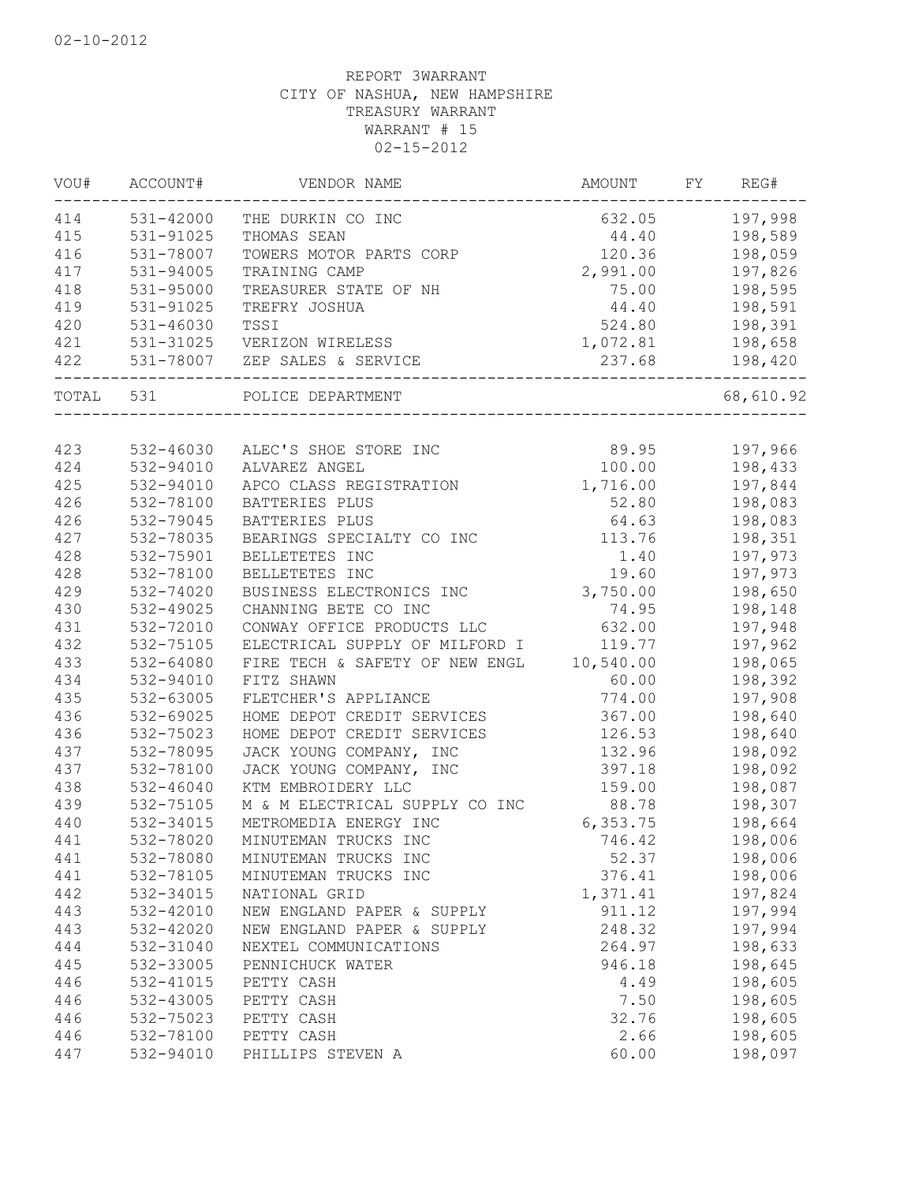02-10-2012

REPORT 3WARRANT
CITY OF NASHUA, NEW HAMPSHIRE
TREASURY WARRANT
WARRANT # 15
02-15-2012

| VOU# | ACCOUNT# | VENDOR NAME | AMOUNT | FY | REG# |
|---|---|---|---|---|---|
| 414 | 531-42000 | THE DURKIN CO INC | 632.05 | | 197,998 |
| 415 | 531-91025 | THOMAS SEAN | 44.40 | | 198,589 |
| 416 | 531-78007 | TOWERS MOTOR PARTS CORP | 120.36 | | 198,059 |
| 417 | 531-94005 | TRAINING CAMP | 2,991.00 | | 197,826 |
| 418 | 531-95000 | TREASURER STATE OF NH | 75.00 | | 198,595 |
| 419 | 531-91025 | TREFRY JOSHUA | 44.40 | | 198,591 |
| 420 | 531-46030 | TSSI | 524.80 | | 198,391 |
| 421 | 531-31025 | VERIZON WIRELESS | 1,072.81 | | 198,658 |
| 422 | 531-78007 | ZEP SALES & SERVICE | 237.68 | | 198,420 |
| TOTAL | 531 | POLICE DEPARTMENT | | | 68,610.92 |
| 423 | 532-46030 | ALEC'S SHOE STORE INC | 89.95 | | 197,966 |
| 424 | 532-94010 | ALVAREZ ANGEL | 100.00 | | 198,433 |
| 425 | 532-94010 | APCO CLASS REGISTRATION | 1,716.00 | | 197,844 |
| 426 | 532-78100 | BATTERIES PLUS | 52.80 | | 198,083 |
| 426 | 532-79045 | BATTERIES PLUS | 64.63 | | 198,083 |
| 427 | 532-78035 | BEARINGS SPECIALTY CO INC | 113.76 | | 198,351 |
| 428 | 532-75901 | BELLETETES INC | 1.40 | | 197,973 |
| 428 | 532-78100 | BELLETETES INC | 19.60 | | 197,973 |
| 429 | 532-74020 | BUSINESS ELECTRONICS INC | 3,750.00 | | 198,650 |
| 430 | 532-49025 | CHANNING BETE CO INC | 74.95 | | 198,148 |
| 431 | 532-72010 | CONWAY OFFICE PRODUCTS LLC | 632.00 | | 197,948 |
| 432 | 532-75105 | ELECTRICAL SUPPLY OF MILFORD I | 119.77 | | 197,962 |
| 433 | 532-64080 | FIRE TECH & SAFETY OF NEW ENGL | 10,540.00 | | 198,065 |
| 434 | 532-94010 | FITZ SHAWN | 60.00 | | 198,392 |
| 435 | 532-63005 | FLETCHER'S APPLIANCE | 774.00 | | 197,908 |
| 436 | 532-69025 | HOME DEPOT CREDIT SERVICES | 367.00 | | 198,640 |
| 436 | 532-75023 | HOME DEPOT CREDIT SERVICES | 126.53 | | 198,640 |
| 437 | 532-78095 | JACK YOUNG COMPANY, INC | 132.96 | | 198,092 |
| 437 | 532-78100 | JACK YOUNG COMPANY, INC | 397.18 | | 198,092 |
| 438 | 532-46040 | KTM EMBROIDERY LLC | 159.00 | | 198,087 |
| 439 | 532-75105 | M & M ELECTRICAL SUPPLY CO INC | 88.78 | | 198,307 |
| 440 | 532-34015 | METROMEDIA ENERGY INC | 6,353.75 | | 198,664 |
| 441 | 532-78020 | MINUTEMAN TRUCKS INC | 746.42 | | 198,006 |
| 441 | 532-78080 | MINUTEMAN TRUCKS INC | 52.37 | | 198,006 |
| 441 | 532-78105 | MINUTEMAN TRUCKS INC | 376.41 | | 198,006 |
| 442 | 532-34015 | NATIONAL GRID | 1,371.41 | | 197,824 |
| 443 | 532-42010 | NEW ENGLAND PAPER & SUPPLY | 911.12 | | 197,994 |
| 443 | 532-42020 | NEW ENGLAND PAPER & SUPPLY | 248.32 | | 197,994 |
| 444 | 532-31040 | NEXTEL COMMUNICATIONS | 264.97 | | 198,633 |
| 445 | 532-33005 | PENNICHUCK WATER | 946.18 | | 198,645 |
| 446 | 532-41015 | PETTY CASH | 4.49 | | 198,605 |
| 446 | 532-43005 | PETTY CASH | 7.50 | | 198,605 |
| 446 | 532-75023 | PETTY CASH | 32.76 | | 198,605 |
| 446 | 532-78100 | PETTY CASH | 2.66 | | 198,605 |
| 447 | 532-94010 | PHILLIPS STEVEN A | 60.00 | | 198,097 |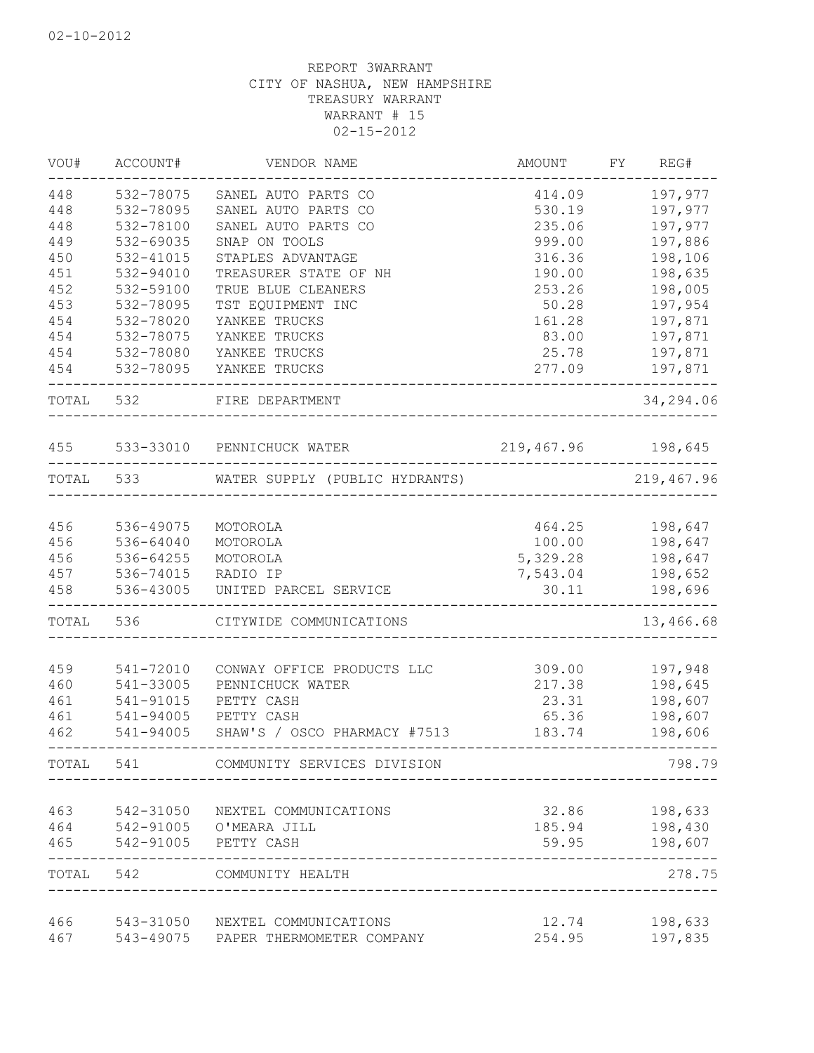02-10-2012

REPORT 3WARRANT
CITY OF NASHUA, NEW HAMPSHIRE
TREASURY WARRANT
WARRANT # 15
02-15-2012

| VOU# | ACCOUNT# | VENDOR NAME | AMOUNT | FY | REG# |
|---|---|---|---|---|---|
| 448 | 532-78075 | SANEL AUTO PARTS CO | 414.09 | | 197,977 |
| 448 | 532-78095 | SANEL AUTO PARTS CO | 530.19 | | 197,977 |
| 448 | 532-78100 | SANEL AUTO PARTS CO | 235.06 | | 197,977 |
| 449 | 532-69035 | SNAP ON TOOLS | 999.00 | | 197,886 |
| 450 | 532-41015 | STAPLES ADVANTAGE | 316.36 | | 198,106 |
| 451 | 532-94010 | TREASURER STATE OF NH | 190.00 | | 198,635 |
| 452 | 532-59100 | TRUE BLUE CLEANERS | 253.26 | | 198,005 |
| 453 | 532-78095 | TST EQUIPMENT INC | 50.28 | | 197,954 |
| 454 | 532-78020 | YANKEE TRUCKS | 161.28 | | 197,871 |
| 454 | 532-78075 | YANKEE TRUCKS | 83.00 | | 197,871 |
| 454 | 532-78080 | YANKEE TRUCKS | 25.78 | | 197,871 |
| 454 | 532-78095 | YANKEE TRUCKS | 277.09 | | 197,871 |
| TOTAL | 532 | FIRE DEPARTMENT | | | 34,294.06 |
| 455 | 533-33010 | PENNICHUCK WATER | 219,467.96 | | 198,645 |
| TOTAL | 533 | WATER SUPPLY (PUBLIC HYDRANTS) | | | 219,467.96 |
| 456 | 536-49075 | MOTOROLA | 464.25 | | 198,647 |
| 456 | 536-64040 | MOTOROLA | 100.00 | | 198,647 |
| 456 | 536-64255 | MOTOROLA | 5,329.28 | | 198,647 |
| 457 | 536-74015 | RADIO IP | 7,543.04 | | 198,652 |
| 458 | 536-43005 | UNITED PARCEL SERVICE | 30.11 | | 198,696 |
| TOTAL | 536 | CITYWIDE COMMUNICATIONS | | | 13,466.68 |
| 459 | 541-72010 | CONWAY OFFICE PRODUCTS LLC | 309.00 | | 197,948 |
| 460 | 541-33005 | PENNICHUCK WATER | 217.38 | | 198,645 |
| 461 | 541-91015 | PETTY CASH | 23.31 | | 198,607 |
| 461 | 541-94005 | PETTY CASH | 65.36 | | 198,607 |
| 462 | 541-94005 | SHAW'S / OSCO PHARMACY #7513 | 183.74 | | 198,606 |
| TOTAL | 541 | COMMUNITY SERVICES DIVISION | | | 798.79 |
| 463 | 542-31050 | NEXTEL COMMUNICATIONS | 32.86 | | 198,633 |
| 464 | 542-91005 | O'MEARA JILL | 185.94 | | 198,430 |
| 465 | 542-91005 | PETTY CASH | 59.95 | | 198,607 |
| TOTAL | 542 | COMMUNITY HEALTH | | | 278.75 |
| 466 | 543-31050 | NEXTEL COMMUNICATIONS | 12.74 | | 198,633 |
| 467 | 543-49075 | PAPER THERMOMETER COMPANY | 254.95 | | 197,835 |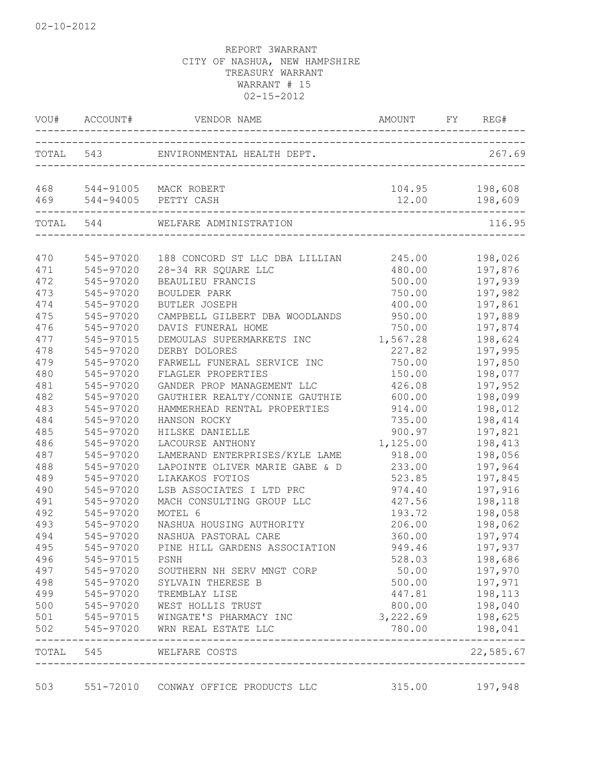02-10-2012

REPORT 3WARRANT
CITY OF NASHUA, NEW HAMPSHIRE
TREASURY WARRANT
WARRANT # 15
02-15-2012

| VOU# | ACCOUNT# | VENDOR NAME | AMOUNT | FY | REG# |
|---|---|---|---|---|---|
| TOTAL | 543 | ENVIRONMENTAL HEALTH DEPT. | | | 267.69 |
| 468 | 544-91005 | MACK ROBERT | 104.95 | | 198,608 |
| 469 | 544-94005 | PETTY CASH | 12.00 | | 198,609 |
| TOTAL | 544 | WELFARE ADMINISTRATION | | | 116.95 |
| 470 | 545-97020 | 188 CONCORD ST LLC DBA LILLIAN | 245.00 | | 198,026 |
| 471 | 545-97020 | 28-34 RR SQUARE LLC | 480.00 | | 197,876 |
| 472 | 545-97020 | BEAULIEU FRANCIS | 500.00 | | 197,939 |
| 473 | 545-97020 | BOULDER PARK | 750.00 | | 197,982 |
| 474 | 545-97020 | BUTLER JOSEPH | 400.00 | | 197,861 |
| 475 | 545-97020 | CAMPBELL GILBERT DBA WOODLANDS | 950.00 | | 197,889 |
| 476 | 545-97020 | DAVIS FUNERAL HOME | 750.00 | | 197,874 |
| 477 | 545-97015 | DEMOULAS SUPERMARKETS INC | 1,567.28 | | 198,624 |
| 478 | 545-97020 | DERBY DOLORES | 227.82 | | 197,995 |
| 479 | 545-97020 | FARWELL FUNERAL SERVICE INC | 750.00 | | 197,850 |
| 480 | 545-97020 | FLAGLER PROPERTIES | 150.00 | | 198,077 |
| 481 | 545-97020 | GANDER PROP MANAGEMENT LLC | 426.08 | | 197,952 |
| 482 | 545-97020 | GAUTHIER REALTY/CONNIE GAUTHIE | 600.00 | | 198,099 |
| 483 | 545-97020 | HAMMERHEAD RENTAL PROPERTIES | 914.00 | | 198,012 |
| 484 | 545-97020 | HANSON ROCKY | 735.00 | | 198,414 |
| 485 | 545-97020 | HILSKE DANIELLE | 900.97 | | 197,821 |
| 486 | 545-97020 | LACOURSE ANTHONY | 1,125.00 | | 198,413 |
| 487 | 545-97020 | LAMERAND ENTERPRISES/KYLE LAME | 918.00 | | 198,056 |
| 488 | 545-97020 | LAPOINTE OLIVER MARIE GABE & D | 233.00 | | 197,964 |
| 489 | 545-97020 | LIAKAKOS FOTIOS | 523.85 | | 197,845 |
| 490 | 545-97020 | LSB ASSOCIATES I LTD PRC | 974.40 | | 197,916 |
| 491 | 545-97020 | MACH CONSULTING GROUP LLC | 427.56 | | 198,118 |
| 492 | 545-97020 | MOTEL 6 | 193.72 | | 198,058 |
| 493 | 545-97020 | NASHUA HOUSING AUTHORITY | 206.00 | | 198,062 |
| 494 | 545-97020 | NASHUA PASTORAL CARE | 360.00 | | 197,974 |
| 495 | 545-97020 | PINE HILL GARDENS ASSOCIATION | 949.46 | | 197,937 |
| 496 | 545-97015 | PSNH | 528.03 | | 198,686 |
| 497 | 545-97020 | SOUTHERN NH SERV MNGT CORP | 50.00 | | 197,970 |
| 498 | 545-97020 | SYLVAIN THERESE B | 500.00 | | 197,971 |
| 499 | 545-97020 | TREMBLAY LISE | 447.81 | | 198,113 |
| 500 | 545-97020 | WEST HOLLIS TRUST | 800.00 | | 198,040 |
| 501 | 545-97015 | WINGATE'S PHARMACY INC | 3,222.69 | | 198,625 |
| 502 | 545-97020 | WRN REAL ESTATE LLC | 780.00 | | 198,041 |
| TOTAL | 545 | WELFARE COSTS | | | 22,585.67 |
| 503 | 551-72010 | CONWAY OFFICE PRODUCTS LLC | 315.00 | | 197,948 |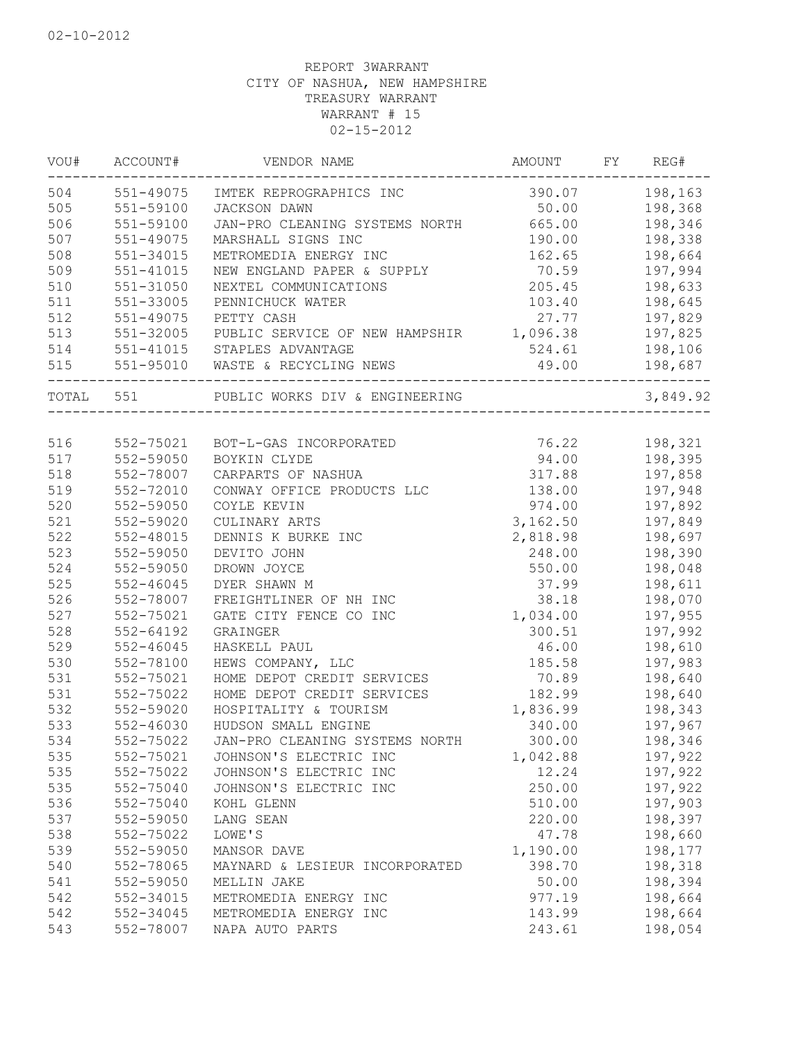02-10-2012

REPORT 3WARRANT
CITY OF NASHUA, NEW HAMPSHIRE
TREASURY WARRANT
WARRANT # 15
02-15-2012

| VOU# | ACCOUNT# | VENDOR NAME | AMOUNT | FY | REG# |
|---|---|---|---|---|---|
| 504 | 551-49075 | IMTEK REPROGRAPHICS INC | 390.07 | | 198,163 |
| 505 | 551-59100 | JACKSON DAWN | 50.00 | | 198,368 |
| 506 | 551-59100 | JAN-PRO CLEANING SYSTEMS NORTH | 665.00 | | 198,346 |
| 507 | 551-49075 | MARSHALL SIGNS INC | 190.00 | | 198,338 |
| 508 | 551-34015 | METROMEDIA ENERGY INC | 162.65 | | 198,664 |
| 509 | 551-41015 | NEW ENGLAND PAPER & SUPPLY | 70.59 | | 197,994 |
| 510 | 551-31050 | NEXTEL COMMUNICATIONS | 205.45 | | 198,633 |
| 511 | 551-33005 | PENNICHUCK WATER | 103.40 | | 198,645 |
| 512 | 551-49075 | PETTY CASH | 27.77 | | 197,829 |
| 513 | 551-32005 | PUBLIC SERVICE OF NEW HAMPSHIR | 1,096.38 | | 197,825 |
| 514 | 551-41015 | STAPLES ADVANTAGE | 524.61 | | 198,106 |
| 515 | 551-95010 | WASTE & RECYCLING NEWS | 49.00 | | 198,687 |
| TOTAL | 551 | PUBLIC WORKS DIV & ENGINEERING | | | 3,849.92 |
| 516 | 552-75021 | BOT-L-GAS INCORPORATED | 76.22 | | 198,321 |
| 517 | 552-59050 | BOYKIN CLYDE | 94.00 | | 198,395 |
| 518 | 552-78007 | CARPARTS OF NASHUA | 317.88 | | 197,858 |
| 519 | 552-72010 | CONWAY OFFICE PRODUCTS LLC | 138.00 | | 197,948 |
| 520 | 552-59050 | COYLE KEVIN | 974.00 | | 197,892 |
| 521 | 552-59020 | CULINARY ARTS | 3,162.50 | | 197,849 |
| 522 | 552-48015 | DENNIS K BURKE INC | 2,818.98 | | 198,697 |
| 523 | 552-59050 | DEVITO JOHN | 248.00 | | 198,390 |
| 524 | 552-59050 | DROWN JOYCE | 550.00 | | 198,048 |
| 525 | 552-46045 | DYER SHAWN M | 37.99 | | 198,611 |
| 526 | 552-78007 | FREIGHTLINER OF NH INC | 38.18 | | 198,070 |
| 527 | 552-75021 | GATE CITY FENCE CO INC | 1,034.00 | | 197,955 |
| 528 | 552-64192 | GRAINGER | 300.51 | | 197,992 |
| 529 | 552-46045 | HASKELL PAUL | 46.00 | | 198,610 |
| 530 | 552-78100 | HEWS COMPANY, LLC | 185.58 | | 197,983 |
| 531 | 552-75021 | HOME DEPOT CREDIT SERVICES | 70.89 | | 198,640 |
| 531 | 552-75022 | HOME DEPOT CREDIT SERVICES | 182.99 | | 198,640 |
| 532 | 552-59020 | HOSPITALITY & TOURISM | 1,836.99 | | 198,343 |
| 533 | 552-46030 | HUDSON SMALL ENGINE | 340.00 | | 197,967 |
| 534 | 552-75022 | JAN-PRO CLEANING SYSTEMS NORTH | 300.00 | | 198,346 |
| 535 | 552-75021 | JOHNSON'S ELECTRIC INC | 1,042.88 | | 197,922 |
| 535 | 552-75022 | JOHNSON'S ELECTRIC INC | 12.24 | | 197,922 |
| 535 | 552-75040 | JOHNSON'S ELECTRIC INC | 250.00 | | 197,922 |
| 536 | 552-75040 | KOHL GLENN | 510.00 | | 197,903 |
| 537 | 552-59050 | LANG SEAN | 220.00 | | 198,397 |
| 538 | 552-75022 | LOWE'S | 47.78 | | 198,660 |
| 539 | 552-59050 | MANSOR DAVE | 1,190.00 | | 198,177 |
| 540 | 552-78065 | MAYNARD & LESIEUR INCORPORATED | 398.70 | | 198,318 |
| 541 | 552-59050 | MELLIN JAKE | 50.00 | | 198,394 |
| 542 | 552-34015 | METROMEDIA ENERGY INC | 977.19 | | 198,664 |
| 542 | 552-34045 | METROMEDIA ENERGY INC | 143.99 | | 198,664 |
| 543 | 552-78007 | NAPA AUTO PARTS | 243.61 | | 198,054 |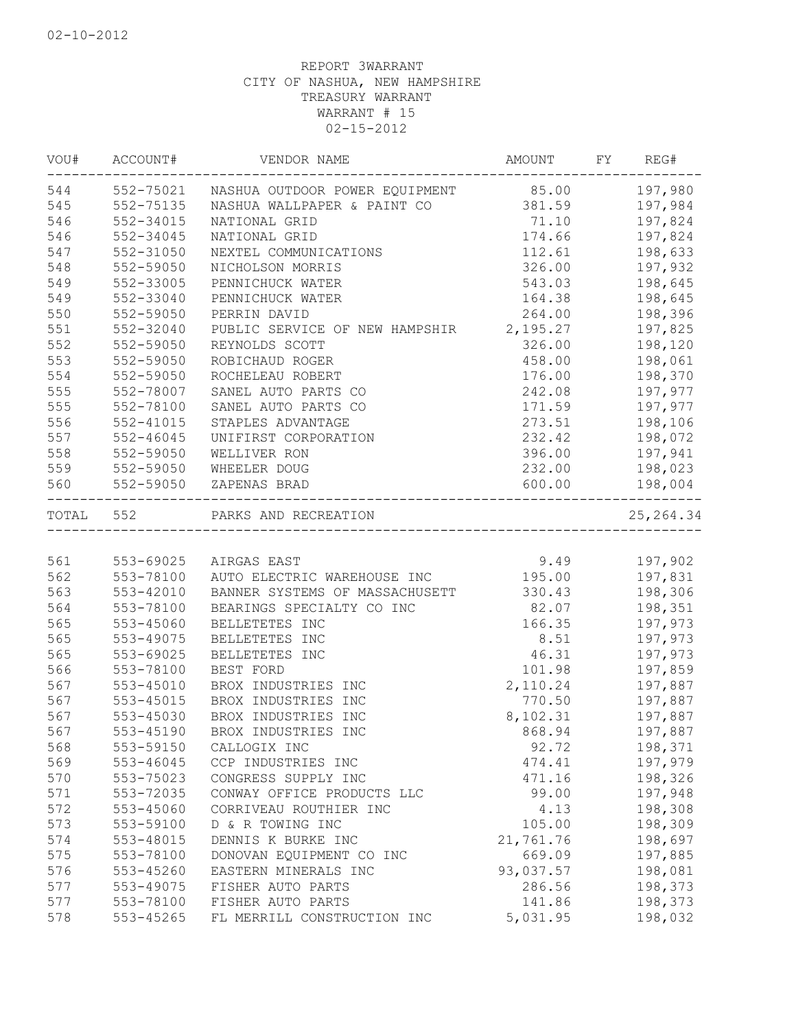02-10-2012

REPORT 3WARRANT
CITY OF NASHUA, NEW HAMPSHIRE
TREASURY WARRANT
WARRANT # 15
02-15-2012

| VOU# | ACCOUNT# | VENDOR NAME | AMOUNT | FY | REG# |
|---|---|---|---|---|---|
| 544 | 552-75021 | NASHUA OUTDOOR POWER EQUIPMENT | 85.00 | | 197,980 |
| 545 | 552-75135 | NASHUA WALLPAPER & PAINT CO | 381.59 | | 197,984 |
| 546 | 552-34015 | NATIONAL GRID | 71.10 | | 197,824 |
| 546 | 552-34045 | NATIONAL GRID | 174.66 | | 197,824 |
| 547 | 552-31050 | NEXTEL COMMUNICATIONS | 112.61 | | 198,633 |
| 548 | 552-59050 | NICHOLSON MORRIS | 326.00 | | 197,932 |
| 549 | 552-33005 | PENNICHUCK WATER | 543.03 | | 198,645 |
| 549 | 552-33040 | PENNICHUCK WATER | 164.38 | | 198,645 |
| 550 | 552-59050 | PERRIN DAVID | 264.00 | | 198,396 |
| 551 | 552-32040 | PUBLIC SERVICE OF NEW HAMPSHIR | 2,195.27 | | 197,825 |
| 552 | 552-59050 | REYNOLDS SCOTT | 326.00 | | 198,120 |
| 553 | 552-59050 | ROBICHAUD ROGER | 458.00 | | 198,061 |
| 554 | 552-59050 | ROCHELEAU ROBERT | 176.00 | | 198,370 |
| 555 | 552-78007 | SANEL AUTO PARTS CO | 242.08 | | 197,977 |
| 555 | 552-78100 | SANEL AUTO PARTS CO | 171.59 | | 197,977 |
| 556 | 552-41015 | STAPLES ADVANTAGE | 273.51 | | 198,106 |
| 557 | 552-46045 | UNIFIRST CORPORATION | 232.42 | | 198,072 |
| 558 | 552-59050 | WELLIVER RON | 396.00 | | 197,941 |
| 559 | 552-59050 | WHEELER DOUG | 232.00 | | 198,023 |
| 560 | 552-59050 | ZAPENAS BRAD | 600.00 | | 198,004 |
| TOTAL | 552 | PARKS AND RECREATION | | | 25,264.34 |
| 561 | 553-69025 | AIRGAS EAST | 9.49 | | 197,902 |
| 562 | 553-78100 | AUTO ELECTRIC WAREHOUSE INC | 195.00 | | 197,831 |
| 563 | 553-42010 | BANNER SYSTEMS OF MASSACHUSETT | 330.43 | | 198,306 |
| 564 | 553-78100 | BEARINGS SPECIALTY CO INC | 82.07 | | 198,351 |
| 565 | 553-45060 | BELLETETES INC | 166.35 | | 197,973 |
| 565 | 553-49075 | BELLETETES INC | 8.51 | | 197,973 |
| 565 | 553-69025 | BELLETETES INC | 46.31 | | 197,973 |
| 566 | 553-78100 | BEST FORD | 101.98 | | 197,859 |
| 567 | 553-45010 | BROX INDUSTRIES INC | 2,110.24 | | 197,887 |
| 567 | 553-45015 | BROX INDUSTRIES INC | 770.50 | | 197,887 |
| 567 | 553-45030 | BROX INDUSTRIES INC | 8,102.31 | | 197,887 |
| 567 | 553-45190 | BROX INDUSTRIES INC | 868.94 | | 197,887 |
| 568 | 553-59150 | CALLOGIX INC | 92.72 | | 198,371 |
| 569 | 553-46045 | CCP INDUSTRIES INC | 474.41 | | 197,979 |
| 570 | 553-75023 | CONGRESS SUPPLY INC | 471.16 | | 198,326 |
| 571 | 553-72035 | CONWAY OFFICE PRODUCTS LLC | 99.00 | | 197,948 |
| 572 | 553-45060 | CORRIVEAU ROUTHIER INC | 4.13 | | 198,308 |
| 573 | 553-59100 | D & R TOWING INC | 105.00 | | 198,309 |
| 574 | 553-48015 | DENNIS K BURKE INC | 21,761.76 | | 198,697 |
| 575 | 553-78100 | DONOVAN EQUIPMENT CO INC | 669.09 | | 197,885 |
| 576 | 553-45260 | EASTERN MINERALS INC | 93,037.57 | | 198,081 |
| 577 | 553-49075 | FISHER AUTO PARTS | 286.56 | | 198,373 |
| 577 | 553-78100 | FISHER AUTO PARTS | 141.86 | | 198,373 |
| 578 | 553-45265 | FL MERRILL CONSTRUCTION INC | 5,031.95 | | 198,032 |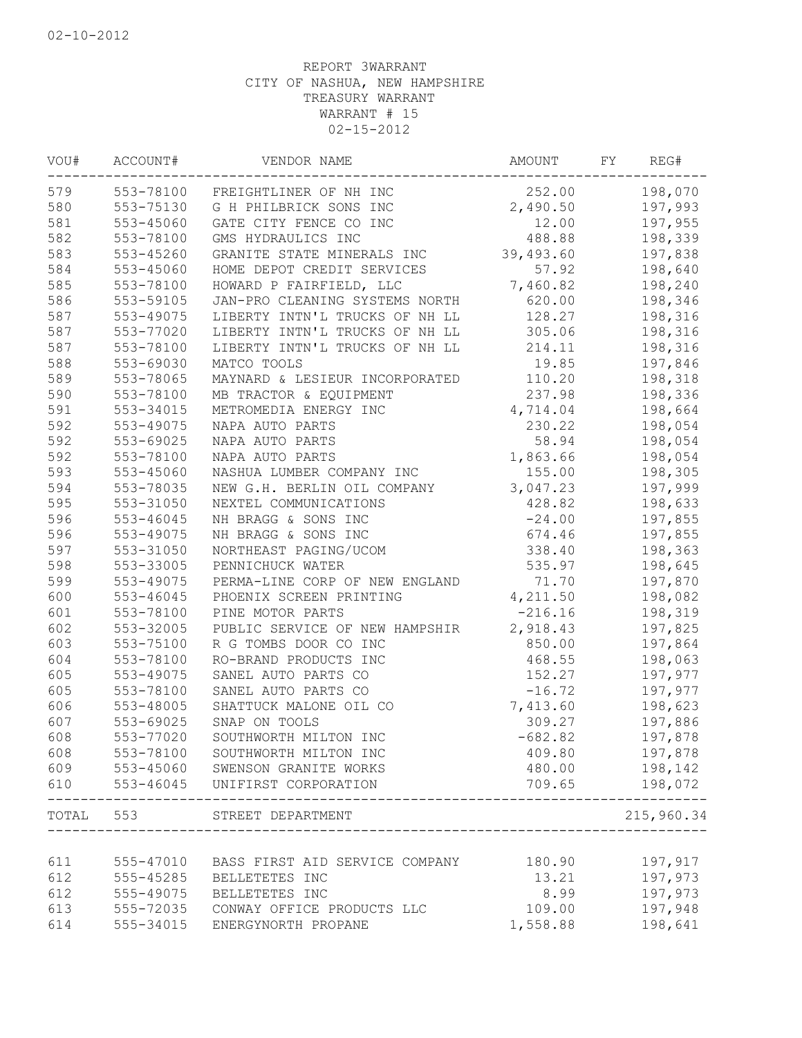02-10-2012

REPORT 3WARRANT
CITY OF NASHUA, NEW HAMPSHIRE
TREASURY WARRANT
WARRANT # 15
02-15-2012

| VOU# | ACCOUNT# | VENDOR NAME | AMOUNT | FY | REG# |
|---|---|---|---|---|---|
| 579 | 553-78100 | FREIGHTLINER OF NH INC | 252.00 | | 198,070 |
| 580 | 553-75130 | G H PHILBRICK SONS INC | 2,490.50 | | 197,993 |
| 581 | 553-45060 | GATE CITY FENCE CO INC | 12.00 | | 197,955 |
| 582 | 553-78100 | GMS HYDRAULICS INC | 488.88 | | 198,339 |
| 583 | 553-45260 | GRANITE STATE MINERALS INC | 39,493.60 | | 197,838 |
| 584 | 553-45060 | HOME DEPOT CREDIT SERVICES | 57.92 | | 198,640 |
| 585 | 553-78100 | HOWARD P FAIRFIELD, LLC | 7,460.82 | | 198,240 |
| 586 | 553-59105 | JAN-PRO CLEANING SYSTEMS NORTH | 620.00 | | 198,346 |
| 587 | 553-49075 | LIBERTY INTN'L TRUCKS OF NH LL | 128.27 | | 198,316 |
| 587 | 553-77020 | LIBERTY INTN'L TRUCKS OF NH LL | 305.06 | | 198,316 |
| 587 | 553-78100 | LIBERTY INTN'L TRUCKS OF NH LL | 214.11 | | 198,316 |
| 588 | 553-69030 | MATCO TOOLS | 19.85 | | 197,846 |
| 589 | 553-78065 | MAYNARD & LESIEUR INCORPORATED | 110.20 | | 198,318 |
| 590 | 553-78100 | MB TRACTOR & EQUIPMENT | 237.98 | | 198,336 |
| 591 | 553-34015 | METROMEDIA ENERGY INC | 4,714.04 | | 198,664 |
| 592 | 553-49075 | NAPA AUTO PARTS | 230.22 | | 198,054 |
| 592 | 553-69025 | NAPA AUTO PARTS | 58.94 | | 198,054 |
| 592 | 553-78100 | NAPA AUTO PARTS | 1,863.66 | | 198,054 |
| 593 | 553-45060 | NASHUA LUMBER COMPANY INC | 155.00 | | 198,305 |
| 594 | 553-78035 | NEW G.H. BERLIN OIL COMPANY | 3,047.23 | | 197,999 |
| 595 | 553-31050 | NEXTEL COMMUNICATIONS | 428.82 | | 198,633 |
| 596 | 553-46045 | NH BRAGG & SONS INC | -24.00 | | 197,855 |
| 596 | 553-49075 | NH BRAGG & SONS INC | 674.46 | | 197,855 |
| 597 | 553-31050 | NORTHEAST PAGING/UCOM | 338.40 | | 198,363 |
| 598 | 553-33005 | PENNICHUCK WATER | 535.97 | | 198,645 |
| 599 | 553-49075 | PERMA-LINE CORP OF NEW ENGLAND | 71.70 | | 197,870 |
| 600 | 553-46045 | PHOENIX SCREEN PRINTING | 4,211.50 | | 198,082 |
| 601 | 553-78100 | PINE MOTOR PARTS | -216.16 | | 198,319 |
| 602 | 553-32005 | PUBLIC SERVICE OF NEW HAMPSHIR | 2,918.43 | | 197,825 |
| 603 | 553-75100 | R G TOMBS DOOR CO INC | 850.00 | | 197,864 |
| 604 | 553-78100 | RO-BRAND PRODUCTS INC | 468.55 | | 198,063 |
| 605 | 553-49075 | SANEL AUTO PARTS CO | 152.27 | | 197,977 |
| 605 | 553-78100 | SANEL AUTO PARTS CO | -16.72 | | 197,977 |
| 606 | 553-48005 | SHATTUCK MALONE OIL CO | 7,413.60 | | 198,623 |
| 607 | 553-69025 | SNAP ON TOOLS | 309.27 | | 197,886 |
| 608 | 553-77020 | SOUTHWORTH MILTON INC | -682.82 | | 197,878 |
| 608 | 553-78100 | SOUTHWORTH MILTON INC | 409.80 | | 197,878 |
| 609 | 553-45060 | SWENSON GRANITE WORKS | 480.00 | | 198,142 |
| 610 | 553-46045 | UNIFIRST CORPORATION | 709.65 | | 198,072 |
| TOTAL | 553 | STREET DEPARTMENT | | | 215,960.34 |
| 611 | 555-47010 | BASS FIRST AID SERVICE COMPANY | 180.90 | | 197,917 |
| 612 | 555-45285 | BELLETETES INC | 13.21 | | 197,973 |
| 612 | 555-49075 | BELLETETES INC | 8.99 | | 197,973 |
| 613 | 555-72035 | CONWAY OFFICE PRODUCTS LLC | 109.00 | | 197,948 |
| 614 | 555-34015 | ENERGYNORTH PROPANE | 1,558.88 | | 198,641 |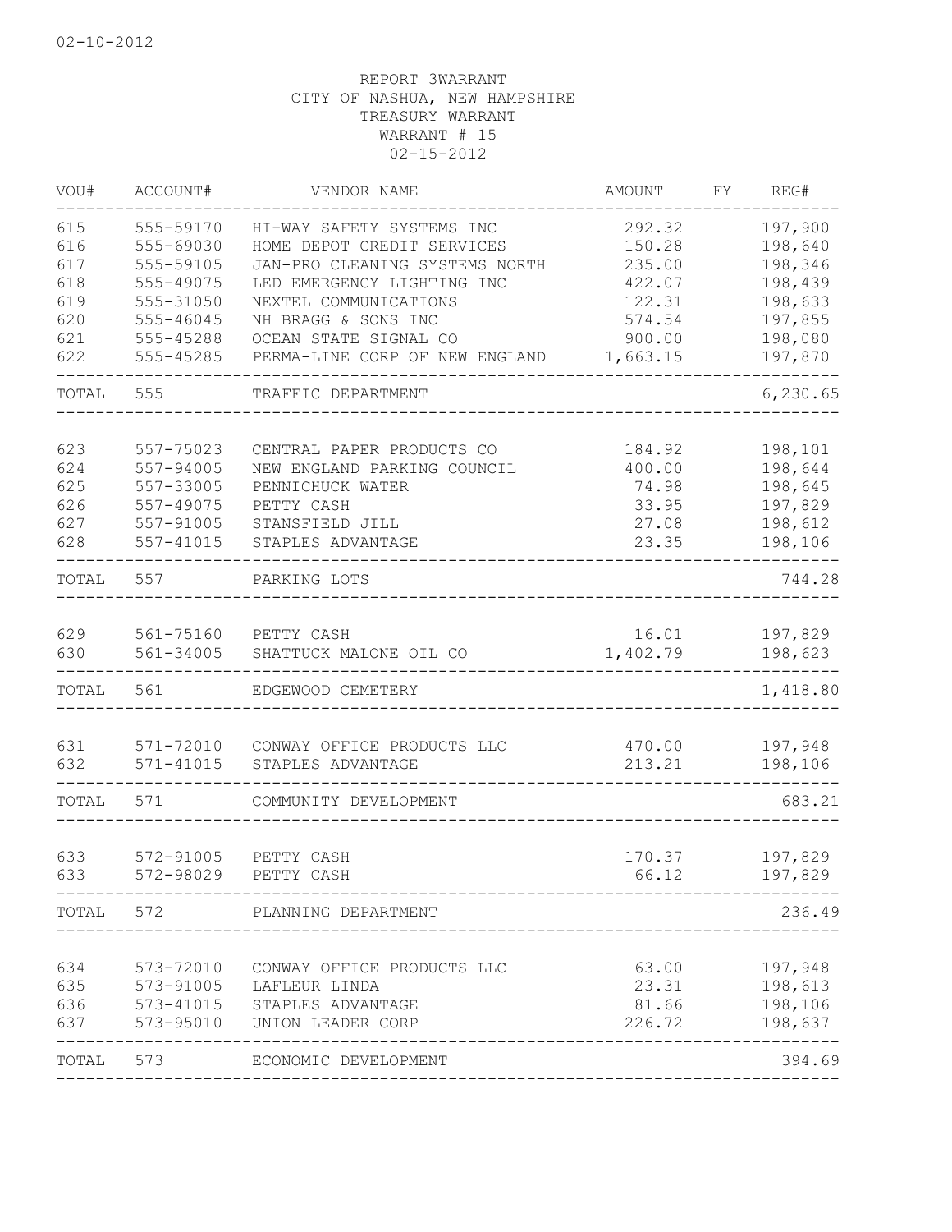02-10-2012

REPORT 3WARRANT
CITY OF NASHUA, NEW HAMPSHIRE
TREASURY WARRANT
WARRANT # 15
02-15-2012

| VOU# | ACCOUNT# | VENDOR NAME | AMOUNT | FY | REG# |
|---|---|---|---|---|---|
| 615 | 555-59170 | HI-WAY SAFETY SYSTEMS INC | 292.32 | | 197,900 |
| 616 | 555-69030 | HOME DEPOT CREDIT SERVICES | 150.28 | | 198,640 |
| 617 | 555-59105 | JAN-PRO CLEANING SYSTEMS NORTH | 235.00 | | 198,346 |
| 618 | 555-49075 | LED EMERGENCY LIGHTING INC | 422.07 | | 198,439 |
| 619 | 555-31050 | NEXTEL COMMUNICATIONS | 122.31 | | 198,633 |
| 620 | 555-46045 | NH BRAGG & SONS INC | 574.54 | | 197,855 |
| 621 | 555-45288 | OCEAN STATE SIGNAL CO | 900.00 | | 198,080 |
| 622 | 555-45285 | PERMA-LINE CORP OF NEW ENGLAND | 1,663.15 | | 197,870 |
| TOTAL | 555 | TRAFFIC DEPARTMENT | | | 6,230.65 |
| 623 | 557-75023 | CENTRAL PAPER PRODUCTS CO | 184.92 | | 198,101 |
| 624 | 557-94005 | NEW ENGLAND PARKING COUNCIL | 400.00 | | 198,644 |
| 625 | 557-33005 | PENNICHUCK WATER | 74.98 | | 198,645 |
| 626 | 557-49075 | PETTY CASH | 33.95 | | 197,829 |
| 627 | 557-91005 | STANSFIELD JILL | 27.08 | | 198,612 |
| 628 | 557-41015 | STAPLES ADVANTAGE | 23.35 | | 198,106 |
| TOTAL | 557 | PARKING LOTS | | | 744.28 |
| 629 | 561-75160 | PETTY CASH | 16.01 | | 197,829 |
| 630 | 561-34005 | SHATTUCK MALONE OIL CO | 1,402.79 | | 198,623 |
| TOTAL | 561 | EDGEWOOD CEMETERY | | | 1,418.80 |
| 631 | 571-72010 | CONWAY OFFICE PRODUCTS LLC | 470.00 | | 197,948 |
| 632 | 571-41015 | STAPLES ADVANTAGE | 213.21 | | 198,106 |
| TOTAL | 571 | COMMUNITY DEVELOPMENT | | | 683.21 |
| 633 | 572-91005 | PETTY CASH | 170.37 | | 197,829 |
| 633 | 572-98029 | PETTY CASH | 66.12 | | 197,829 |
| TOTAL | 572 | PLANNING DEPARTMENT | | | 236.49 |
| 634 | 573-72010 | CONWAY OFFICE PRODUCTS LLC | 63.00 | | 197,948 |
| 635 | 573-91005 | LAFLEUR LINDA | 23.31 | | 198,613 |
| 636 | 573-41015 | STAPLES ADVANTAGE | 81.66 | | 198,106 |
| 637 | 573-95010 | UNION LEADER CORP | 226.72 | | 198,637 |
| TOTAL | 573 | ECONOMIC DEVELOPMENT | | | 394.69 |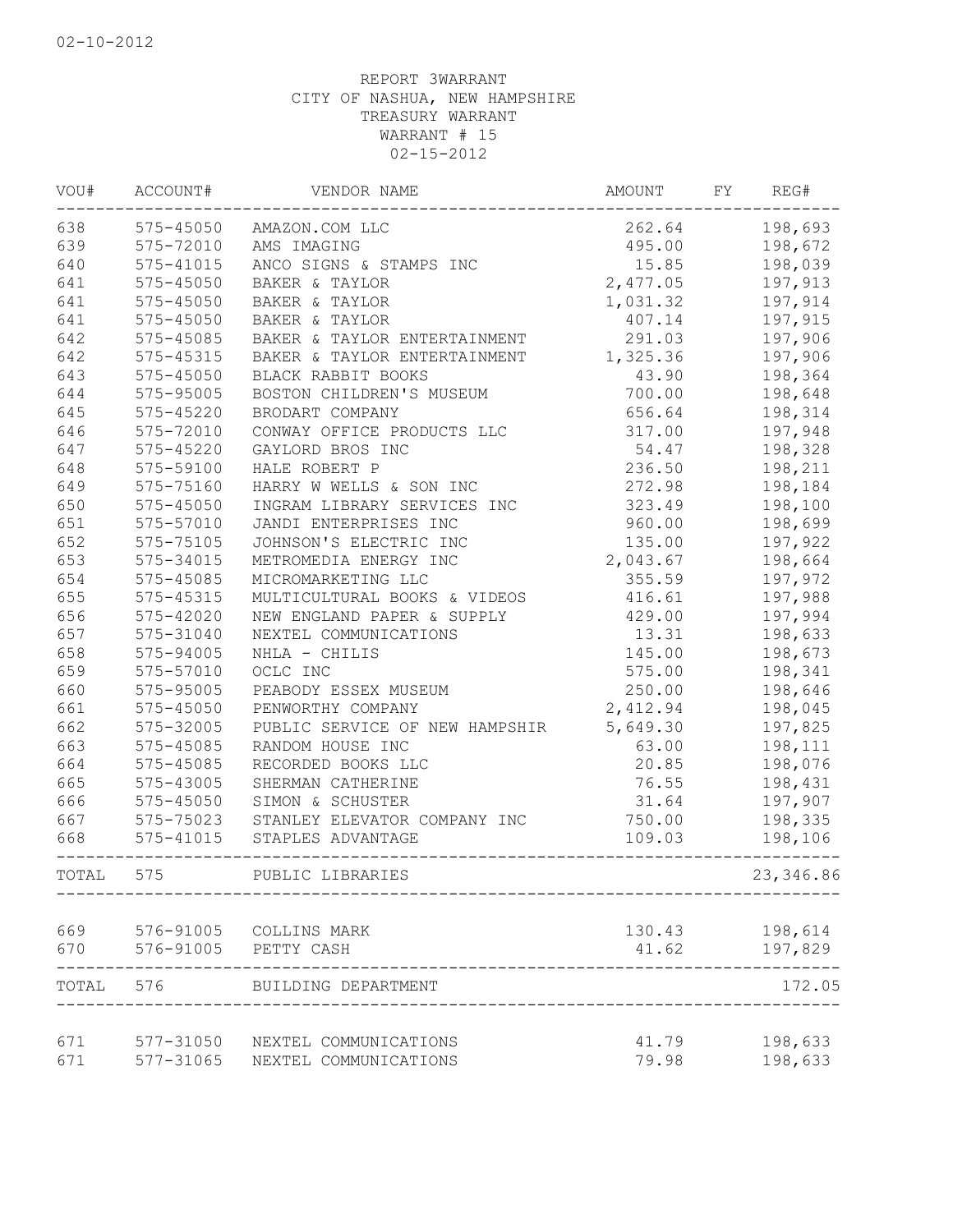02-10-2012

REPORT 3WARRANT
CITY OF NASHUA, NEW HAMPSHIRE
TREASURY WARRANT
WARRANT # 15
02-15-2012

| VOU# | ACCOUNT# | VENDOR NAME | AMOUNT | FY | REG# |
|---|---|---|---|---|---|
| 638 | 575-45050 | AMAZON.COM LLC | 262.64 | | 198,693 |
| 639 | 575-72010 | AMS IMAGING | 495.00 | | 198,672 |
| 640 | 575-41015 | ANCO SIGNS & STAMPS INC | 15.85 | | 198,039 |
| 641 | 575-45050 | BAKER & TAYLOR | 2,477.05 | | 197,913 |
| 641 | 575-45050 | BAKER & TAYLOR | 1,031.32 | | 197,914 |
| 641 | 575-45050 | BAKER & TAYLOR | 407.14 | | 197,915 |
| 642 | 575-45085 | BAKER & TAYLOR ENTERTAINMENT | 291.03 | | 197,906 |
| 642 | 575-45315 | BAKER & TAYLOR ENTERTAINMENT | 1,325.36 | | 197,906 |
| 643 | 575-45050 | BLACK RABBIT BOOKS | 43.90 | | 198,364 |
| 644 | 575-95005 | BOSTON CHILDREN'S MUSEUM | 700.00 | | 198,648 |
| 645 | 575-45220 | BRODART COMPANY | 656.64 | | 198,314 |
| 646 | 575-72010 | CONWAY OFFICE PRODUCTS LLC | 317.00 | | 197,948 |
| 647 | 575-45220 | GAYLORD BROS INC | 54.47 | | 198,328 |
| 648 | 575-59100 | HALE ROBERT P | 236.50 | | 198,211 |
| 649 | 575-75160 | HARRY W WELLS & SON INC | 272.98 | | 198,184 |
| 650 | 575-45050 | INGRAM LIBRARY SERVICES INC | 323.49 | | 198,100 |
| 651 | 575-57010 | JANDI ENTERPRISES INC | 960.00 | | 198,699 |
| 652 | 575-75105 | JOHNSON'S ELECTRIC INC | 135.00 | | 197,922 |
| 653 | 575-34015 | METROMEDIA ENERGY INC | 2,043.67 | | 198,664 |
| 654 | 575-45085 | MICROMARKETING LLC | 355.59 | | 197,972 |
| 655 | 575-45315 | MULTICULTURAL BOOKS & VIDEOS | 416.61 | | 197,988 |
| 656 | 575-42020 | NEW ENGLAND PAPER & SUPPLY | 429.00 | | 197,994 |
| 657 | 575-31040 | NEXTEL COMMUNICATIONS | 13.31 | | 198,633 |
| 658 | 575-94005 | NHLA - CHILIS | 145.00 | | 198,673 |
| 659 | 575-57010 | OCLC INC | 575.00 | | 198,341 |
| 660 | 575-95005 | PEABODY ESSEX MUSEUM | 250.00 | | 198,646 |
| 661 | 575-45050 | PENWORTHY COMPANY | 2,412.94 | | 198,045 |
| 662 | 575-32005 | PUBLIC SERVICE OF NEW HAMPSHIR | 5,649.30 | | 197,825 |
| 663 | 575-45085 | RANDOM HOUSE INC | 63.00 | | 198,111 |
| 664 | 575-45085 | RECORDED BOOKS LLC | 20.85 | | 198,076 |
| 665 | 575-43005 | SHERMAN CATHERINE | 76.55 | | 198,431 |
| 666 | 575-45050 | SIMON & SCHUSTER | 31.64 | | 197,907 |
| 667 | 575-75023 | STANLEY ELEVATOR COMPANY INC | 750.00 | | 198,335 |
| 668 | 575-41015 | STAPLES ADVANTAGE | 109.03 | | 198,106 |
| TOTAL | 575 | PUBLIC LIBRARIES | | | 23,346.86 |
| 669 | 576-91005 | COLLINS MARK | 130.43 | | 198,614 |
| 670 | 576-91005 | PETTY CASH | 41.62 | | 197,829 |
| TOTAL | 576 | BUILDING DEPARTMENT | | | 172.05 |
| 671 | 577-31050 | NEXTEL COMMUNICATIONS | 41.79 | | 198,633 |
| 671 | 577-31065 | NEXTEL COMMUNICATIONS | 79.98 | | 198,633 |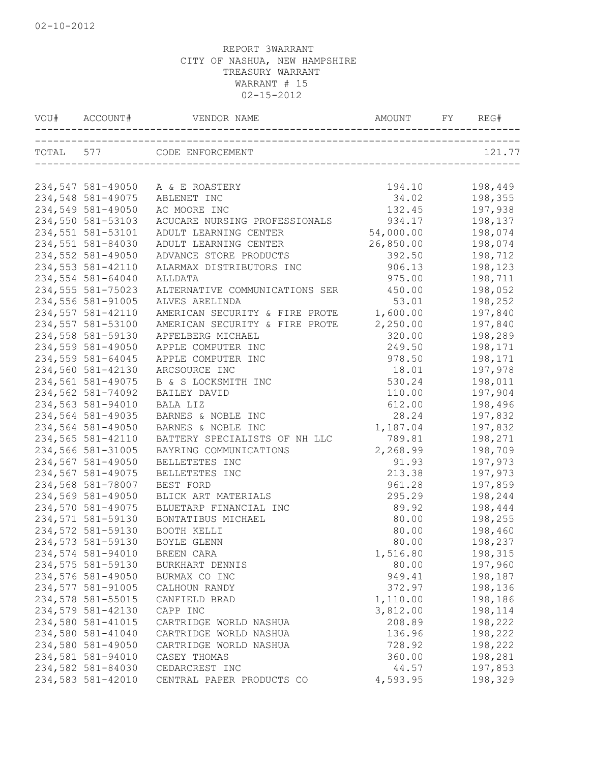02-10-2012

REPORT 3WARRANT
CITY OF NASHUA, NEW HAMPSHIRE
TREASURY WARRANT
WARRANT # 15
02-15-2012

| VOU# | ACCOUNT# | VENDOR NAME | AMOUNT | FY | REG# |
|---|---|---|---|---|---|
| TOTAL | 577 | CODE ENFORCEMENT | | | 121.77 |
| 234,547 | 581-49050 | A & E ROASTERY | 194.10 | | 198,449 |
| 234,548 | 581-49075 | ABLENET INC | 34.02 | | 198,355 |
| 234,549 | 581-49050 | AC MOORE INC | 132.45 | | 197,938 |
| 234,550 | 581-53103 | ACUCARE NURSING PROFESSIONALS | 934.17 | | 198,137 |
| 234,551 | 581-53101 | ADULT LEARNING CENTER | 54,000.00 | | 198,074 |
| 234,551 | 581-84030 | ADULT LEARNING CENTER | 26,850.00 | | 198,074 |
| 234,552 | 581-49050 | ADVANCE STORE PRODUCTS | 392.50 | | 198,712 |
| 234,553 | 581-42110 | ALARMAX DISTRIBUTORS INC | 906.13 | | 198,123 |
| 234,554 | 581-64040 | ALLDATA | 975.00 | | 198,711 |
| 234,555 | 581-75023 | ALTERNATIVE COMMUNICATIONS SER | 450.00 | | 198,052 |
| 234,556 | 581-91005 | ALVES ARELINDA | 53.01 | | 198,252 |
| 234,557 | 581-42110 | AMERICAN SECURITY & FIRE PROTE | 1,600.00 | | 197,840 |
| 234,557 | 581-53100 | AMERICAN SECURITY & FIRE PROTE | 2,250.00 | | 197,840 |
| 234,558 | 581-59130 | APFELBERG MICHAEL | 320.00 | | 198,289 |
| 234,559 | 581-49050 | APPLE COMPUTER INC | 249.50 | | 198,171 |
| 234,559 | 581-64045 | APPLE COMPUTER INC | 978.50 | | 198,171 |
| 234,560 | 581-42130 | ARCSOURCE INC | 18.01 | | 197,978 |
| 234,561 | 581-49075 | B & S LOCKSMITH INC | 530.24 | | 198,011 |
| 234,562 | 581-74092 | BAILEY DAVID | 110.00 | | 197,904 |
| 234,563 | 581-94010 | BALA LIZ | 612.00 | | 198,496 |
| 234,564 | 581-49035 | BARNES & NOBLE INC | 28.24 | | 197,832 |
| 234,564 | 581-49050 | BARNES & NOBLE INC | 1,187.04 | | 197,832 |
| 234,565 | 581-42110 | BATTERY SPECIALISTS OF NH LLC | 789.81 | | 198,271 |
| 234,566 | 581-31005 | BAYRING COMMUNICATIONS | 2,268.99 | | 198,709 |
| 234,567 | 581-49050 | BELLETETES INC | 91.93 | | 197,973 |
| 234,567 | 581-49075 | BELLETETES INC | 213.38 | | 197,973 |
| 234,568 | 581-78007 | BEST FORD | 961.28 | | 197,859 |
| 234,569 | 581-49050 | BLICK ART MATERIALS | 295.29 | | 198,244 |
| 234,570 | 581-49075 | BLUETARP FINANCIAL INC | 89.92 | | 198,444 |
| 234,571 | 581-59130 | BONTATIBUS MICHAEL | 80.00 | | 198,255 |
| 234,572 | 581-59130 | BOOTH KELLI | 80.00 | | 198,460 |
| 234,573 | 581-59130 | BOYLE GLENN | 80.00 | | 198,237 |
| 234,574 | 581-94010 | BREEN CARA | 1,516.80 | | 198,315 |
| 234,575 | 581-59130 | BURKHART DENNIS | 80.00 | | 197,960 |
| 234,576 | 581-49050 | BURMAX CO INC | 949.41 | | 198,187 |
| 234,577 | 581-91005 | CALHOUN RANDY | 372.97 | | 198,136 |
| 234,578 | 581-55015 | CANFIELD BRAD | 1,110.00 | | 198,186 |
| 234,579 | 581-42130 | CAPP INC | 3,812.00 | | 198,114 |
| 234,580 | 581-41015 | CARTRIDGE WORLD NASHUA | 208.89 | | 198,222 |
| 234,580 | 581-41040 | CARTRIDGE WORLD NASHUA | 136.96 | | 198,222 |
| 234,580 | 581-49050 | CARTRIDGE WORLD NASHUA | 728.92 | | 198,222 |
| 234,581 | 581-94010 | CASEY THOMAS | 360.00 | | 198,281 |
| 234,582 | 581-84030 | CEDARCREST INC | 44.57 | | 197,853 |
| 234,583 | 581-42010 | CENTRAL PAPER PRODUCTS CO | 4,593.95 | | 198,329 |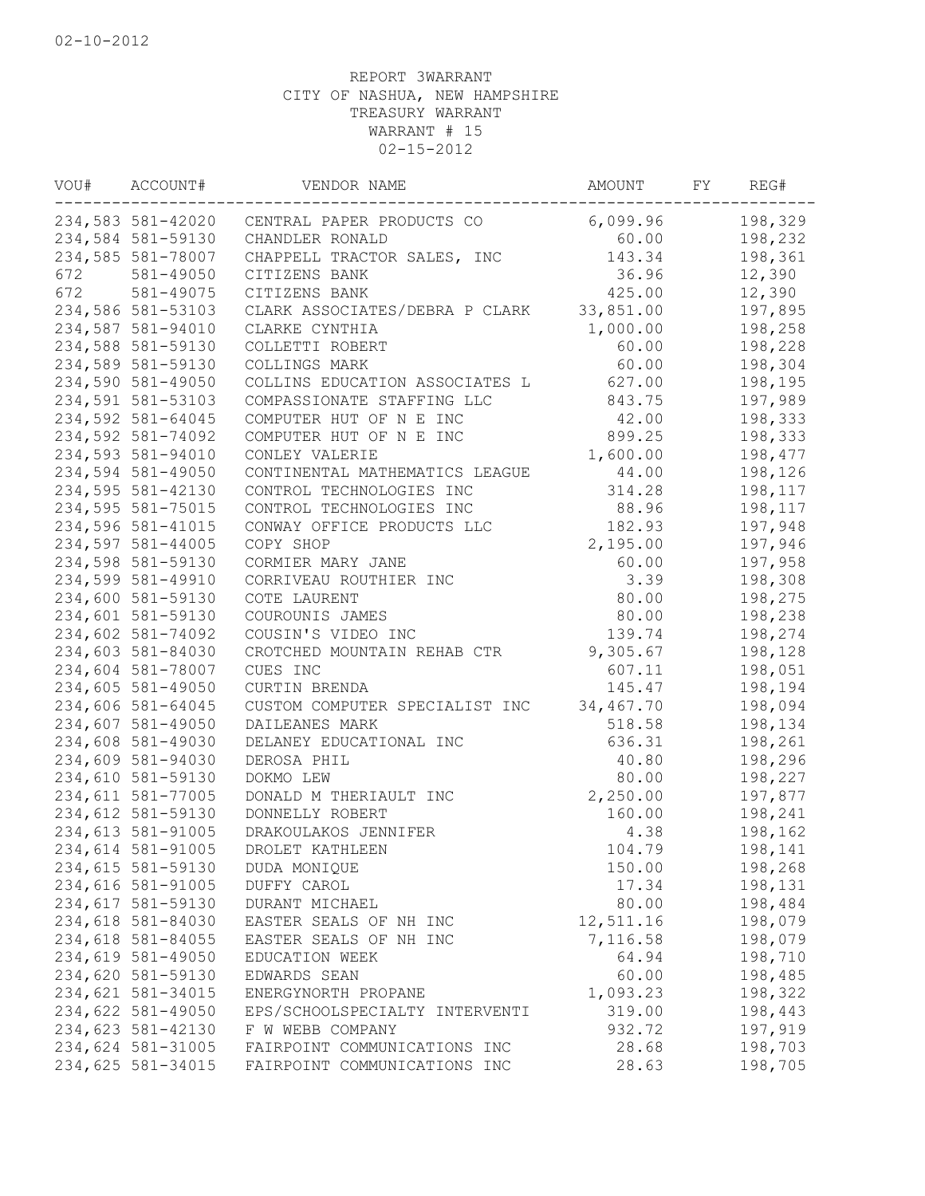02-10-2012

REPORT 3WARRANT
CITY OF NASHUA, NEW HAMPSHIRE
TREASURY WARRANT
WARRANT # 15
02-15-2012

| VOU# | ACCOUNT# | VENDOR NAME | AMOUNT | FY | REG# |
|---|---|---|---|---|---|
| 234,583 | 581-42020 | CENTRAL PAPER PRODUCTS CO | 6,099.96 | | 198,329 |
| 234,584 | 581-59130 | CHANDLER RONALD | 60.00 | | 198,232 |
| 234,585 | 581-78007 | CHAPPELL TRACTOR SALES, INC | 143.34 | | 198,361 |
| 672 | 581-49050 | CITIZENS BANK | 36.96 | | 12,390 |
| 672 | 581-49075 | CITIZENS BANK | 425.00 | | 12,390 |
| 234,586 | 581-53103 | CLARK ASSOCIATES/DEBRA P CLARK | 33,851.00 | | 197,895 |
| 234,587 | 581-94010 | CLARKE CYNTHIA | 1,000.00 | | 198,258 |
| 234,588 | 581-59130 | COLLETTI ROBERT | 60.00 | | 198,228 |
| 234,589 | 581-59130 | COLLINGS MARK | 60.00 | | 198,304 |
| 234,590 | 581-49050 | COLLINS EDUCATION ASSOCIATES L | 627.00 | | 198,195 |
| 234,591 | 581-53103 | COMPASSIONATE STAFFING LLC | 843.75 | | 197,989 |
| 234,592 | 581-64045 | COMPUTER HUT OF N E INC | 42.00 | | 198,333 |
| 234,592 | 581-74092 | COMPUTER HUT OF N E INC | 899.25 | | 198,333 |
| 234,593 | 581-94010 | CONLEY VALERIE | 1,600.00 | | 198,477 |
| 234,594 | 581-49050 | CONTINENTAL MATHEMATICS LEAGUE | 44.00 | | 198,126 |
| 234,595 | 581-42130 | CONTROL TECHNOLOGIES INC | 314.28 | | 198,117 |
| 234,595 | 581-75015 | CONTROL TECHNOLOGIES INC | 88.96 | | 198,117 |
| 234,596 | 581-41015 | CONWAY OFFICE PRODUCTS LLC | 182.93 | | 197,948 |
| 234,597 | 581-44005 | COPY SHOP | 2,195.00 | | 197,946 |
| 234,598 | 581-59130 | CORMIER MARY JANE | 60.00 | | 197,958 |
| 234,599 | 581-49910 | CORRIVEAU ROUTHIER INC | 3.39 | | 198,308 |
| 234,600 | 581-59130 | COTE LAURENT | 80.00 | | 198,275 |
| 234,601 | 581-59130 | COUROUNIS JAMES | 80.00 | | 198,238 |
| 234,602 | 581-74092 | COUSIN'S VIDEO INC | 139.74 | | 198,274 |
| 234,603 | 581-84030 | CROTCHED MOUNTAIN REHAB CTR | 9,305.67 | | 198,128 |
| 234,604 | 581-78007 | CUES INC | 607.11 | | 198,051 |
| 234,605 | 581-49050 | CURTIN BRENDA | 145.47 | | 198,194 |
| 234,606 | 581-64045 | CUSTOM COMPUTER SPECIALIST INC | 34,467.70 | | 198,094 |
| 234,607 | 581-49050 | DAILEANES MARK | 518.58 | | 198,134 |
| 234,608 | 581-49030 | DELANEY EDUCATIONAL INC | 636.31 | | 198,261 |
| 234,609 | 581-94030 | DEROSA PHIL | 40.80 | | 198,296 |
| 234,610 | 581-59130 | DOKMO LEW | 80.00 | | 198,227 |
| 234,611 | 581-77005 | DONALD M THERIAULT INC | 2,250.00 | | 197,877 |
| 234,612 | 581-59130 | DONNELLY ROBERT | 160.00 | | 198,241 |
| 234,613 | 581-91005 | DRAKOULAKOS JENNIFER | 4.38 | | 198,162 |
| 234,614 | 581-91005 | DROLET KATHLEEN | 104.79 | | 198,141 |
| 234,615 | 581-59130 | DUDA MONIQUE | 150.00 | | 198,268 |
| 234,616 | 581-91005 | DUFFY CAROL | 17.34 | | 198,131 |
| 234,617 | 581-59130 | DURANT MICHAEL | 80.00 | | 198,484 |
| 234,618 | 581-84030 | EASTER SEALS OF NH INC | 12,511.16 | | 198,079 |
| 234,618 | 581-84055 | EASTER SEALS OF NH INC | 7,116.58 | | 198,079 |
| 234,619 | 581-49050 | EDUCATION WEEK | 64.94 | | 198,710 |
| 234,620 | 581-59130 | EDWARDS SEAN | 60.00 | | 198,485 |
| 234,621 | 581-34015 | ENERGYNORTH PROPANE | 1,093.23 | | 198,322 |
| 234,622 | 581-49050 | EPS/SCHOOLSPECIALTY INTERVENTI | 319.00 | | 198,443 |
| 234,623 | 581-42130 | F W WEBB COMPANY | 932.72 | | 197,919 |
| 234,624 | 581-31005 | FAIRPOINT COMMUNICATIONS INC | 28.68 | | 198,703 |
| 234,625 | 581-34015 | FAIRPOINT COMMUNICATIONS INC | 28.63 | | 198,705 |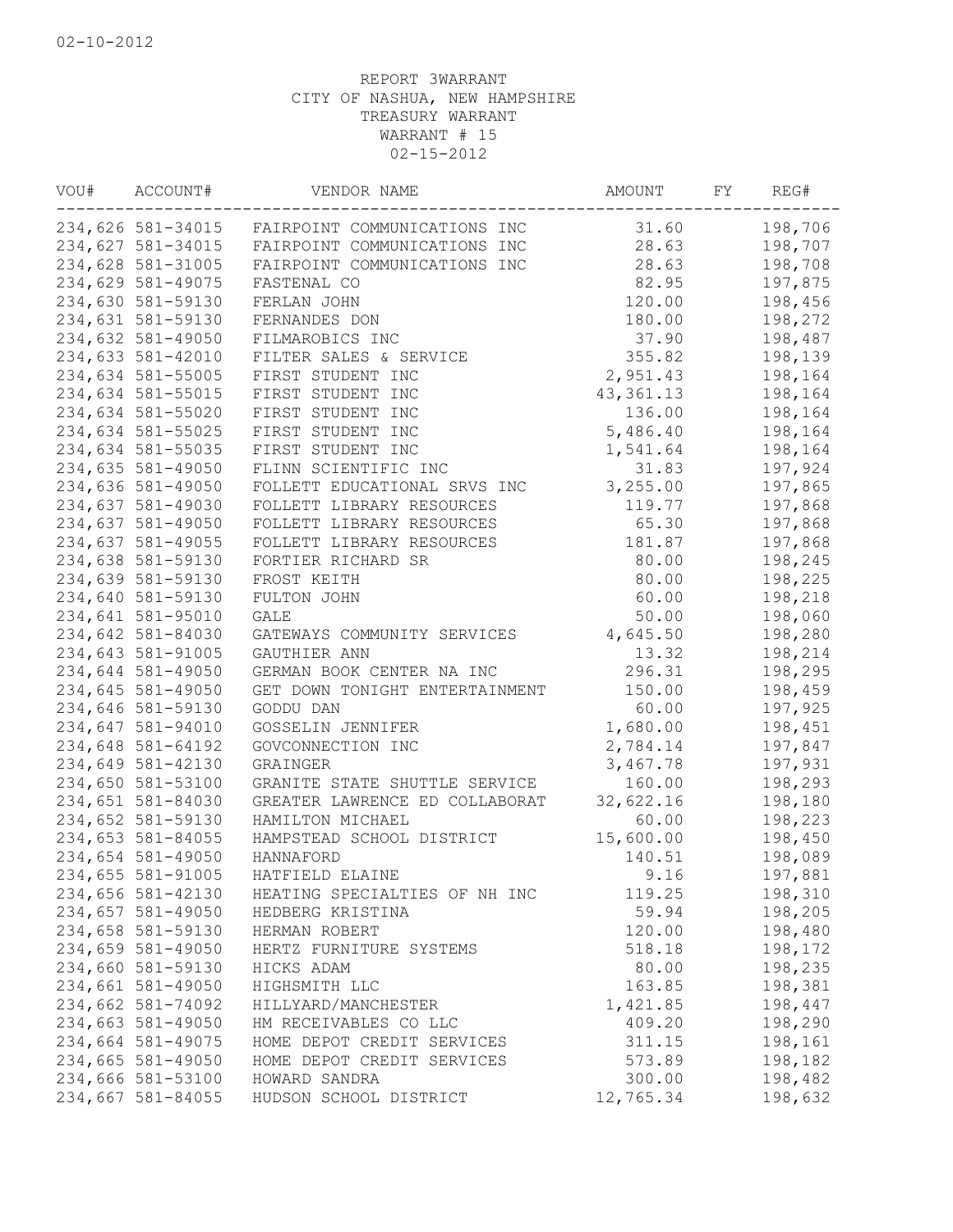02-10-2012

REPORT 3WARRANT
CITY OF NASHUA, NEW HAMPSHIRE
TREASURY WARRANT
WARRANT # 15
02-15-2012

| VOU# | ACCOUNT# | VENDOR NAME | AMOUNT | FY | REG# |
|---|---|---|---|---|---|
| 234,626 | 581-34015 | FAIRPOINT COMMUNICATIONS INC | 31.60 | | 198,706 |
| 234,627 | 581-34015 | FAIRPOINT COMMUNICATIONS INC | 28.63 | | 198,707 |
| 234,628 | 581-31005 | FAIRPOINT COMMUNICATIONS INC | 28.63 | | 198,708 |
| 234,629 | 581-49075 | FASTENAL CO | 82.95 | | 197,875 |
| 234,630 | 581-59130 | FERLAN JOHN | 120.00 | | 198,456 |
| 234,631 | 581-59130 | FERNANDES DON | 180.00 | | 198,272 |
| 234,632 | 581-49050 | FILMAROBICS INC | 37.90 | | 198,487 |
| 234,633 | 581-42010 | FILTER SALES & SERVICE | 355.82 | | 198,139 |
| 234,634 | 581-55005 | FIRST STUDENT INC | 2,951.43 | | 198,164 |
| 234,634 | 581-55015 | FIRST STUDENT INC | 43,361.13 | | 198,164 |
| 234,634 | 581-55020 | FIRST STUDENT INC | 136.00 | | 198,164 |
| 234,634 | 581-55025 | FIRST STUDENT INC | 5,486.40 | | 198,164 |
| 234,634 | 581-55035 | FIRST STUDENT INC | 1,541.64 | | 198,164 |
| 234,635 | 581-49050 | FLINN SCIENTIFIC INC | 31.83 | | 197,924 |
| 234,636 | 581-49050 | FOLLETT EDUCATIONAL SRVS INC | 3,255.00 | | 197,865 |
| 234,637 | 581-49030 | FOLLETT LIBRARY RESOURCES | 119.77 | | 197,868 |
| 234,637 | 581-49050 | FOLLETT LIBRARY RESOURCES | 65.30 | | 197,868 |
| 234,637 | 581-49055 | FOLLETT LIBRARY RESOURCES | 181.87 | | 197,868 |
| 234,638 | 581-59130 | FORTIER RICHARD SR | 80.00 | | 198,245 |
| 234,639 | 581-59130 | FROST KEITH | 80.00 | | 198,225 |
| 234,640 | 581-59130 | FULTON JOHN | 60.00 | | 198,218 |
| 234,641 | 581-95010 | GALE | 50.00 | | 198,060 |
| 234,642 | 581-84030 | GATEWAYS COMMUNITY SERVICES | 4,645.50 | | 198,280 |
| 234,643 | 581-91005 | GAUTHIER ANN | 13.32 | | 198,214 |
| 234,644 | 581-49050 | GERMAN BOOK CENTER NA INC | 296.31 | | 198,295 |
| 234,645 | 581-49050 | GET DOWN TONIGHT ENTERTAINMENT | 150.00 | | 198,459 |
| 234,646 | 581-59130 | GODDU DAN | 60.00 | | 197,925 |
| 234,647 | 581-94010 | GOSSELIN JENNIFER | 1,680.00 | | 198,451 |
| 234,648 | 581-64192 | GOVCONNECTION INC | 2,784.14 | | 197,847 |
| 234,649 | 581-42130 | GRAINGER | 3,467.78 | | 197,931 |
| 234,650 | 581-53100 | GRANITE STATE SHUTTLE SERVICE | 160.00 | | 198,293 |
| 234,651 | 581-84030 | GREATER LAWRENCE ED COLLABORAT | 32,622.16 | | 198,180 |
| 234,652 | 581-59130 | HAMILTON MICHAEL | 60.00 | | 198,223 |
| 234,653 | 581-84055 | HAMPSTEAD SCHOOL DISTRICT | 15,600.00 | | 198,450 |
| 234,654 | 581-49050 | HANNAFORD | 140.51 | | 198,089 |
| 234,655 | 581-91005 | HATFIELD ELAINE | 9.16 | | 197,881 |
| 234,656 | 581-42130 | HEATING SPECIALTIES OF NH INC | 119.25 | | 198,310 |
| 234,657 | 581-49050 | HEDBERG KRISTINA | 59.94 | | 198,205 |
| 234,658 | 581-59130 | HERMAN ROBERT | 120.00 | | 198,480 |
| 234,659 | 581-49050 | HERTZ FURNITURE SYSTEMS | 518.18 | | 198,172 |
| 234,660 | 581-59130 | HICKS ADAM | 80.00 | | 198,235 |
| 234,661 | 581-49050 | HIGHSMITH LLC | 163.85 | | 198,381 |
| 234,662 | 581-74092 | HILLYARD/MANCHESTER | 1,421.85 | | 198,447 |
| 234,663 | 581-49050 | HM RECEIVABLES CO LLC | 409.20 | | 198,290 |
| 234,664 | 581-49075 | HOME DEPOT CREDIT SERVICES | 311.15 | | 198,161 |
| 234,665 | 581-49050 | HOME DEPOT CREDIT SERVICES | 573.89 | | 198,182 |
| 234,666 | 581-53100 | HOWARD SANDRA | 300.00 | | 198,482 |
| 234,667 | 581-84055 | HUDSON SCHOOL DISTRICT | 12,765.34 | | 198,632 |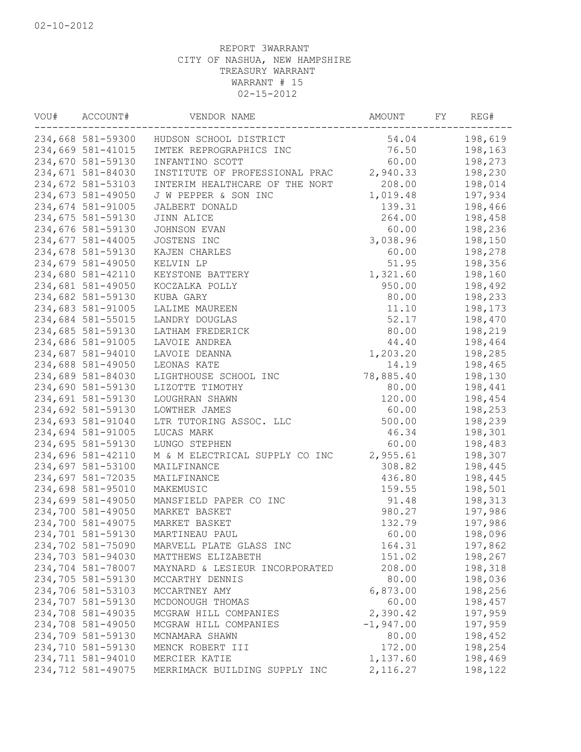02-10-2012

REPORT 3WARRANT
CITY OF NASHUA, NEW HAMPSHIRE
TREASURY WARRANT
WARRANT # 15
02-15-2012

| VOU# | ACCOUNT# | VENDOR NAME | AMOUNT | FY | REG# |
|---|---|---|---|---|---|
| 234,668 | 581-59300 | HUDSON SCHOOL DISTRICT | 54.04 | | 198,619 |
| 234,669 | 581-41015 | IMTEK REPROGRAPHICS INC | 76.50 | | 198,163 |
| 234,670 | 581-59130 | INFANTINO SCOTT | 60.00 | | 198,273 |
| 234,671 | 581-84030 | INSTITUTE OF PROFESSIONAL PRAC | 2,940.33 | | 198,230 |
| 234,672 | 581-53103 | INTERIM HEALTHCARE OF THE NORT | 208.00 | | 198,014 |
| 234,673 | 581-49050 | J W PEPPER & SON INC | 1,019.48 | | 197,934 |
| 234,674 | 581-91005 | JALBERT DONALD | 139.31 | | 198,466 |
| 234,675 | 581-59130 | JINN ALICE | 264.00 | | 198,458 |
| 234,676 | 581-59130 | JOHNSON EVAN | 60.00 | | 198,236 |
| 234,677 | 581-44005 | JOSTENS INC | 3,038.96 | | 198,150 |
| 234,678 | 581-59130 | KAJEN CHARLES | 60.00 | | 198,278 |
| 234,679 | 581-49050 | KELVIN LP | 51.95 | | 198,356 |
| 234,680 | 581-42110 | KEYSTONE BATTERY | 1,321.60 | | 198,160 |
| 234,681 | 581-49050 | KOCZALKA POLLY | 950.00 | | 198,492 |
| 234,682 | 581-59130 | KUBA GARY | 80.00 | | 198,233 |
| 234,683 | 581-91005 | LALIME MAUREEN | 11.10 | | 198,173 |
| 234,684 | 581-55015 | LANDRY DOUGLAS | 52.17 | | 198,470 |
| 234,685 | 581-59130 | LATHAM FREDERICK | 80.00 | | 198,219 |
| 234,686 | 581-91005 | LAVOIE ANDREA | 44.40 | | 198,464 |
| 234,687 | 581-94010 | LAVOIE DEANNA | 1,203.20 | | 198,285 |
| 234,688 | 581-49050 | LEONAS KATE | 14.19 | | 198,465 |
| 234,689 | 581-84030 | LIGHTHOUSE SCHOOL INC | 78,885.40 | | 198,130 |
| 234,690 | 581-59130 | LIZOTTE TIMOTHY | 80.00 | | 198,441 |
| 234,691 | 581-59130 | LOUGHRAN SHAWN | 120.00 | | 198,454 |
| 234,692 | 581-59130 | LOWTHER JAMES | 60.00 | | 198,253 |
| 234,693 | 581-91040 | LTR TUTORING ASSOC. LLC | 500.00 | | 198,239 |
| 234,694 | 581-91005 | LUCAS MARK | 46.34 | | 198,301 |
| 234,695 | 581-59130 | LUNGO STEPHEN | 60.00 | | 198,483 |
| 234,696 | 581-42110 | M & M ELECTRICAL SUPPLY CO INC | 2,955.61 | | 198,307 |
| 234,697 | 581-53100 | MAILFINANCE | 308.82 | | 198,445 |
| 234,697 | 581-72035 | MAILFINANCE | 436.80 | | 198,445 |
| 234,698 | 581-95010 | MAKEMUSIC | 159.55 | | 198,501 |
| 234,699 | 581-49050 | MANSFIELD PAPER CO INC | 91.48 | | 198,313 |
| 234,700 | 581-49050 | MARKET BASKET | 980.27 | | 197,986 |
| 234,700 | 581-49075 | MARKET BASKET | 132.79 | | 197,986 |
| 234,701 | 581-59130 | MARTINEAU PAUL | 60.00 | | 198,096 |
| 234,702 | 581-75090 | MARVELL PLATE GLASS INC | 164.31 | | 197,862 |
| 234,703 | 581-94030 | MATTHEWS ELIZABETH | 151.02 | | 198,267 |
| 234,704 | 581-78007 | MAYNARD & LESIEUR INCORPORATED | 208.00 | | 198,318 |
| 234,705 | 581-59130 | MCCARTHY DENNIS | 80.00 | | 198,036 |
| 234,706 | 581-53103 | MCCARTNEY AMY | 6,873.00 | | 198,256 |
| 234,707 | 581-59130 | MCDONOUGH THOMAS | 60.00 | | 198,457 |
| 234,708 | 581-49035 | MCGRAW HILL COMPANIES | 2,390.42 | | 197,959 |
| 234,708 | 581-49050 | MCGRAW HILL COMPANIES | -1,947.00 | | 197,959 |
| 234,709 | 581-59130 | MCNAMARA SHAWN | 80.00 | | 198,452 |
| 234,710 | 581-59130 | MENCK ROBERT III | 172.00 | | 198,254 |
| 234,711 | 581-94010 | MERCIER KATIE | 1,137.60 | | 198,469 |
| 234,712 | 581-49075 | MERRIMACK BUILDING SUPPLY INC | 2,116.27 | | 198,122 |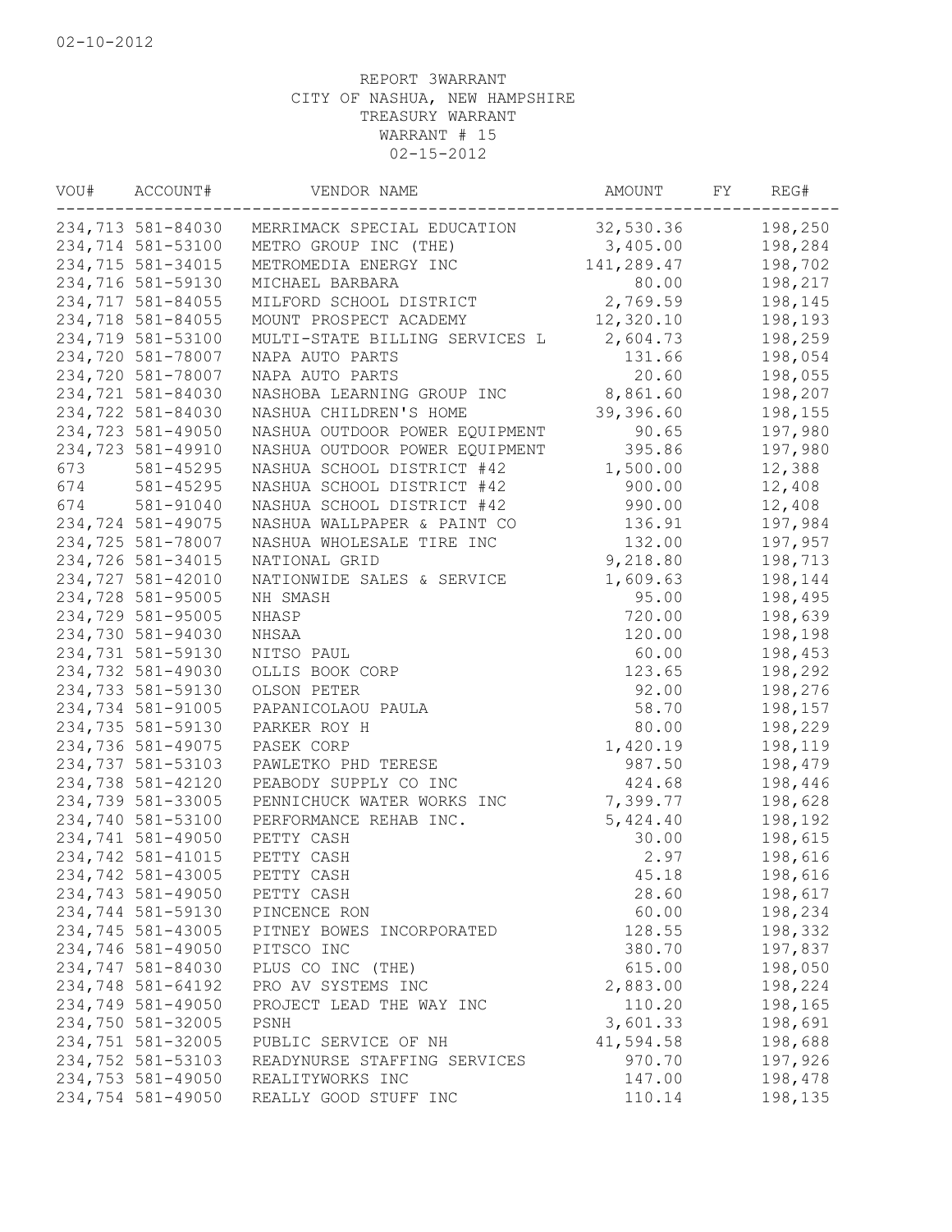02-10-2012

REPORT 3WARRANT
CITY OF NASHUA, NEW HAMPSHIRE
TREASURY WARRANT
WARRANT # 15
02-15-2012

| VOU# | ACCOUNT# | VENDOR NAME | AMOUNT | FY | REG# |
|---|---|---|---|---|---|
| 234,713 | 581-84030 | MERRIMACK SPECIAL EDUCATION | 32,530.36 | | 198,250 |
| 234,714 | 581-53100 | METRO GROUP INC (THE) | 3,405.00 | | 198,284 |
| 234,715 | 581-34015 | METROMEDIA ENERGY INC | 141,289.47 | | 198,702 |
| 234,716 | 581-59130 | MICHAEL BARBARA | 80.00 | | 198,217 |
| 234,717 | 581-84055 | MILFORD SCHOOL DISTRICT | 2,769.59 | | 198,145 |
| 234,718 | 581-84055 | MOUNT PROSPECT ACADEMY | 12,320.10 | | 198,193 |
| 234,719 | 581-53100 | MULTI-STATE BILLING SERVICES L | 2,604.73 | | 198,259 |
| 234,720 | 581-78007 | NAPA AUTO PARTS | 131.66 | | 198,054 |
| 234,720 | 581-78007 | NAPA AUTO PARTS | 20.60 | | 198,055 |
| 234,721 | 581-84030 | NASHOBA LEARNING GROUP INC | 8,861.60 | | 198,207 |
| 234,722 | 581-84030 | NASHUA CHILDREN'S HOME | 39,396.60 | | 198,155 |
| 234,723 | 581-49050 | NASHUA OUTDOOR POWER EQUIPMENT | 90.65 | | 197,980 |
| 234,723 | 581-49910 | NASHUA OUTDOOR POWER EQUIPMENT | 395.86 | | 197,980 |
| 673 | 581-45295 | NASHUA SCHOOL DISTRICT #42 | 1,500.00 | | 12,388 |
| 674 | 581-45295 | NASHUA SCHOOL DISTRICT #42 | 900.00 | | 12,408 |
| 674 | 581-91040 | NASHUA SCHOOL DISTRICT #42 | 990.00 | | 12,408 |
| 234,724 | 581-49075 | NASHUA WALLPAPER & PAINT CO | 136.91 | | 197,984 |
| 234,725 | 581-78007 | NASHUA WHOLESALE TIRE INC | 132.00 | | 197,957 |
| 234,726 | 581-34015 | NATIONAL GRID | 9,218.80 | | 198,713 |
| 234,727 | 581-42010 | NATIONWIDE SALES & SERVICE | 1,609.63 | | 198,144 |
| 234,728 | 581-95005 | NH SMASH | 95.00 | | 198,495 |
| 234,729 | 581-95005 | NHASP | 720.00 | | 198,639 |
| 234,730 | 581-94030 | NHSAA | 120.00 | | 198,198 |
| 234,731 | 581-59130 | NITSO PAUL | 60.00 | | 198,453 |
| 234,732 | 581-49030 | OLLIS BOOK CORP | 123.65 | | 198,292 |
| 234,733 | 581-59130 | OLSON PETER | 92.00 | | 198,276 |
| 234,734 | 581-91005 | PAPANICOLAOU PAULA | 58.70 | | 198,157 |
| 234,735 | 581-59130 | PARKER ROY H | 80.00 | | 198,229 |
| 234,736 | 581-49075 | PASEK CORP | 1,420.19 | | 198,119 |
| 234,737 | 581-53103 | PAWLETKO PHD TERESE | 987.50 | | 198,479 |
| 234,738 | 581-42120 | PEABODY SUPPLY CO INC | 424.68 | | 198,446 |
| 234,739 | 581-33005 | PENNICHUCK WATER WORKS INC | 7,399.77 | | 198,628 |
| 234,740 | 581-53100 | PERFORMANCE REHAB INC. | 5,424.40 | | 198,192 |
| 234,741 | 581-49050 | PETTY CASH | 30.00 | | 198,615 |
| 234,742 | 581-41015 | PETTY CASH | 2.97 | | 198,616 |
| 234,742 | 581-43005 | PETTY CASH | 45.18 | | 198,616 |
| 234,743 | 581-49050 | PETTY CASH | 28.60 | | 198,617 |
| 234,744 | 581-59130 | PINCENCE RON | 60.00 | | 198,234 |
| 234,745 | 581-43005 | PITNEY BOWES INCORPORATED | 128.55 | | 198,332 |
| 234,746 | 581-49050 | PITSCO INC | 380.70 | | 197,837 |
| 234,747 | 581-84030 | PLUS CO INC (THE) | 615.00 | | 198,050 |
| 234,748 | 581-64192 | PRO AV SYSTEMS INC | 2,883.00 | | 198,224 |
| 234,749 | 581-49050 | PROJECT LEAD THE WAY INC | 110.20 | | 198,165 |
| 234,750 | 581-32005 | PSNH | 3,601.33 | | 198,691 |
| 234,751 | 581-32005 | PUBLIC SERVICE OF NH | 41,594.58 | | 198,688 |
| 234,752 | 581-53103 | READYNURSE STAFFING SERVICES | 970.70 | | 197,926 |
| 234,753 | 581-49050 | REALITYWORKS INC | 147.00 | | 198,478 |
| 234,754 | 581-49050 | REALLY GOOD STUFF INC | 110.14 | | 198,135 |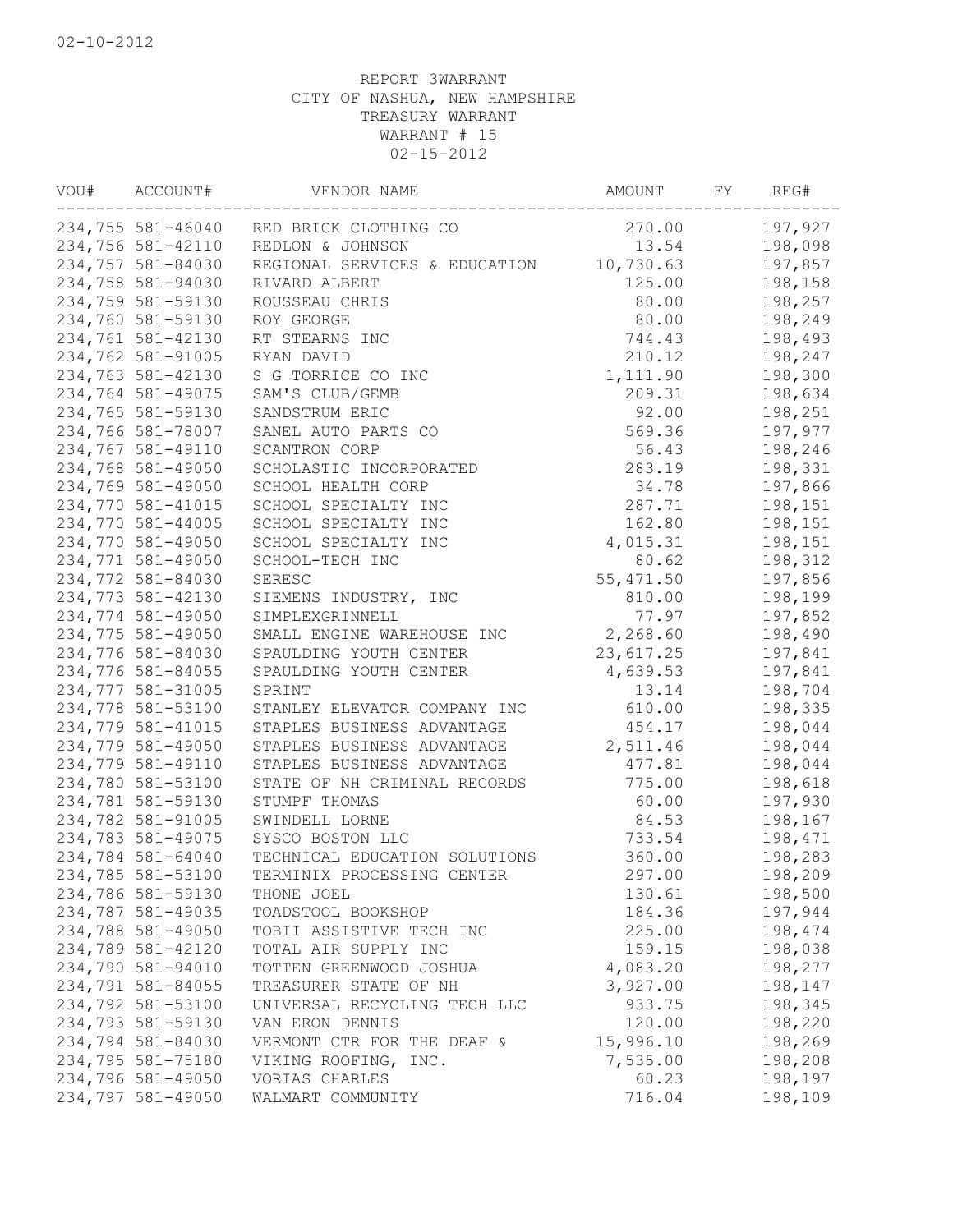02-10-2012

REPORT 3WARRANT
CITY OF NASHUA, NEW HAMPSHIRE
TREASURY WARRANT
WARRANT # 15
02-15-2012

| VOU# | ACCOUNT# | VENDOR NAME | AMOUNT | FY | REG# |
|---|---|---|---|---|---|
| 234,755 | 581-46040 | RED BRICK CLOTHING CO | 270.00 | | 197,927 |
| 234,756 | 581-42110 | REDLON & JOHNSON | 13.54 | | 198,098 |
| 234,757 | 581-84030 | REGIONAL SERVICES & EDUCATION | 10,730.63 | | 197,857 |
| 234,758 | 581-94030 | RIVARD ALBERT | 125.00 | | 198,158 |
| 234,759 | 581-59130 | ROUSSEAU CHRIS | 80.00 | | 198,257 |
| 234,760 | 581-59130 | ROY GEORGE | 80.00 | | 198,249 |
| 234,761 | 581-42130 | RT STEARNS INC | 744.43 | | 198,493 |
| 234,762 | 581-91005 | RYAN DAVID | 210.12 | | 198,247 |
| 234,763 | 581-42130 | S G TORRICE CO INC | 1,111.90 | | 198,300 |
| 234,764 | 581-49075 | SAM'S CLUB/GEMB | 209.31 | | 198,634 |
| 234,765 | 581-59130 | SANDSTRUM ERIC | 92.00 | | 198,251 |
| 234,766 | 581-78007 | SANEL AUTO PARTS CO | 569.36 | | 197,977 |
| 234,767 | 581-49110 | SCANTRON CORP | 56.43 | | 198,246 |
| 234,768 | 581-49050 | SCHOLASTIC INCORPORATED | 283.19 | | 198,331 |
| 234,769 | 581-49050 | SCHOOL HEALTH CORP | 34.78 | | 197,866 |
| 234,770 | 581-41015 | SCHOOL SPECIALTY INC | 287.71 | | 198,151 |
| 234,770 | 581-44005 | SCHOOL SPECIALTY INC | 162.80 | | 198,151 |
| 234,770 | 581-49050 | SCHOOL SPECIALTY INC | 4,015.31 | | 198,151 |
| 234,771 | 581-49050 | SCHOOL-TECH INC | 80.62 | | 198,312 |
| 234,772 | 581-84030 | SERESC | 55,471.50 | | 197,856 |
| 234,773 | 581-42130 | SIEMENS INDUSTRY, INC | 810.00 | | 198,199 |
| 234,774 | 581-49050 | SIMPLEXGRINNELL | 77.97 | | 197,852 |
| 234,775 | 581-49050 | SMALL ENGINE WAREHOUSE INC | 2,268.60 | | 198,490 |
| 234,776 | 581-84030 | SPAULDING YOUTH CENTER | 23,617.25 | | 197,841 |
| 234,776 | 581-84055 | SPAULDING YOUTH CENTER | 4,639.53 | | 197,841 |
| 234,777 | 581-31005 | SPRINT | 13.14 | | 198,704 |
| 234,778 | 581-53100 | STANLEY ELEVATOR COMPANY INC | 610.00 | | 198,335 |
| 234,779 | 581-41015 | STAPLES BUSINESS ADVANTAGE | 454.17 | | 198,044 |
| 234,779 | 581-49050 | STAPLES BUSINESS ADVANTAGE | 2,511.46 | | 198,044 |
| 234,779 | 581-49110 | STAPLES BUSINESS ADVANTAGE | 477.81 | | 198,044 |
| 234,780 | 581-53100 | STATE OF NH CRIMINAL RECORDS | 775.00 | | 198,618 |
| 234,781 | 581-59130 | STUMPF THOMAS | 60.00 | | 197,930 |
| 234,782 | 581-91005 | SWINDELL LORNE | 84.53 | | 198,167 |
| 234,783 | 581-49075 | SYSCO BOSTON LLC | 733.54 | | 198,471 |
| 234,784 | 581-64040 | TECHNICAL EDUCATION SOLUTIONS | 360.00 | | 198,283 |
| 234,785 | 581-53100 | TERMINIX PROCESSING CENTER | 297.00 | | 198,209 |
| 234,786 | 581-59130 | THONE JOEL | 130.61 | | 198,500 |
| 234,787 | 581-49035 | TOADSTOOL BOOKSHOP | 184.36 | | 197,944 |
| 234,788 | 581-49050 | TOBII ASSISTIVE TECH INC | 225.00 | | 198,474 |
| 234,789 | 581-42120 | TOTAL AIR SUPPLY INC | 159.15 | | 198,038 |
| 234,790 | 581-94010 | TOTTEN GREENWOOD JOSHUA | 4,083.20 | | 198,277 |
| 234,791 | 581-84055 | TREASURER STATE OF NH | 3,927.00 | | 198,147 |
| 234,792 | 581-53100 | UNIVERSAL RECYCLING TECH LLC | 933.75 | | 198,345 |
| 234,793 | 581-59130 | VAN ERON DENNIS | 120.00 | | 198,220 |
| 234,794 | 581-84030 | VERMONT CTR FOR THE DEAF & | 15,996.10 | | 198,269 |
| 234,795 | 581-75180 | VIKING ROOFING, INC. | 7,535.00 | | 198,208 |
| 234,796 | 581-49050 | VORIAS CHARLES | 60.23 | | 198,197 |
| 234,797 | 581-49050 | WALMART COMMUNITY | 716.04 | | 198,109 |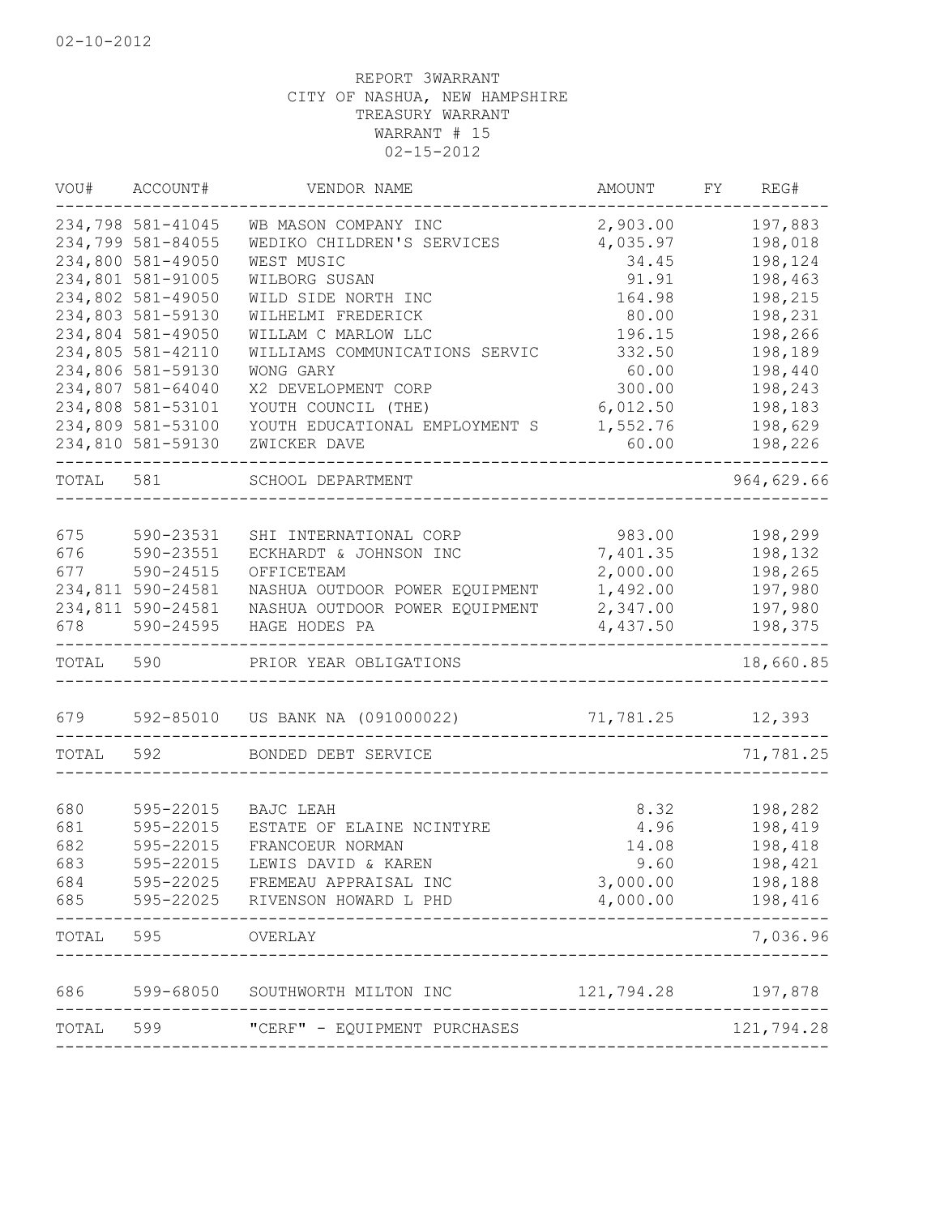02-10-2012

REPORT 3WARRANT
CITY OF NASHUA, NEW HAMPSHIRE
TREASURY WARRANT
WARRANT # 15
02-15-2012

| VOU# | ACCOUNT# | VENDOR NAME | AMOUNT | FY | REG# |
|---|---|---|---|---|---|
| 234,798 | 581-41045 | WB MASON COMPANY INC | 2,903.00 | | 197,883 |
| 234,799 | 581-84055 | WEDIKO CHILDREN'S SERVICES | 4,035.97 | | 198,018 |
| 234,800 | 581-49050 | WEST MUSIC | 34.45 | | 198,124 |
| 234,801 | 581-91005 | WILBORG SUSAN | 91.91 | | 198,463 |
| 234,802 | 581-49050 | WILD SIDE NORTH INC | 164.98 | | 198,215 |
| 234,803 | 581-59130 | WILHELMI FREDERICK | 80.00 | | 198,231 |
| 234,804 | 581-49050 | WILLAM C MARLOW LLC | 196.15 | | 198,266 |
| 234,805 | 581-42110 | WILLIAMS COMMUNICATIONS SERVIC | 332.50 | | 198,189 |
| 234,806 | 581-59130 | WONG GARY | 60.00 | | 198,440 |
| 234,807 | 581-64040 | X2 DEVELOPMENT CORP | 300.00 | | 198,243 |
| 234,808 | 581-53101 | YOUTH COUNCIL (THE) | 6,012.50 | | 198,183 |
| 234,809 | 581-53100 | YOUTH EDUCATIONAL EMPLOYMENT S | 1,552.76 | | 198,629 |
| 234,810 | 581-59130 | ZWICKER DAVE | 60.00 | | 198,226 |
| TOTAL | 581 | SCHOOL DEPARTMENT | | | 964,629.66 |
| 675 | 590-23531 | SHI INTERNATIONAL CORP | 983.00 | | 198,299 |
| 676 | 590-23551 | ECKHARDT & JOHNSON INC | 7,401.35 | | 198,132 |
| 677 | 590-24515 | OFFICETEAM | 2,000.00 | | 198,265 |
| 234,811 | 590-24581 | NASHUA OUTDOOR POWER EQUIPMENT | 1,492.00 | | 197,980 |
| 234,811 | 590-24581 | NASHUA OUTDOOR POWER EQUIPMENT | 2,347.00 | | 197,980 |
| 678 | 590-24595 | HAGE HODES PA | 4,437.50 | | 198,375 |
| TOTAL | 590 | PRIOR YEAR OBLIGATIONS | | | 18,660.85 |
| 679 | 592-85010 | US BANK NA (091000022) | 71,781.25 | | 12,393 |
| TOTAL | 592 | BONDED DEBT SERVICE | | | 71,781.25 |
| 680 | 595-22015 | BAJC LEAH | 8.32 | | 198,282 |
| 681 | 595-22015 | ESTATE OF ELAINE NCINTYRE | 4.96 | | 198,419 |
| 682 | 595-22015 | FRANCOEUR NORMAN | 14.08 | | 198,418 |
| 683 | 595-22015 | LEWIS DAVID & KAREN | 9.60 | | 198,421 |
| 684 | 595-22025 | FREMEAU APPRAISAL INC | 3,000.00 | | 198,188 |
| 685 | 595-22025 | RIVENSON HOWARD L PHD | 4,000.00 | | 198,416 |
| TOTAL | 595 | OVERLAY | | | 7,036.96 |
| 686 | 599-68050 | SOUTHWORTH MILTON INC | 121,794.28 | | 197,878 |
| TOTAL | 599 | "CERF" - EQUIPMENT PURCHASES | | | 121,794.28 |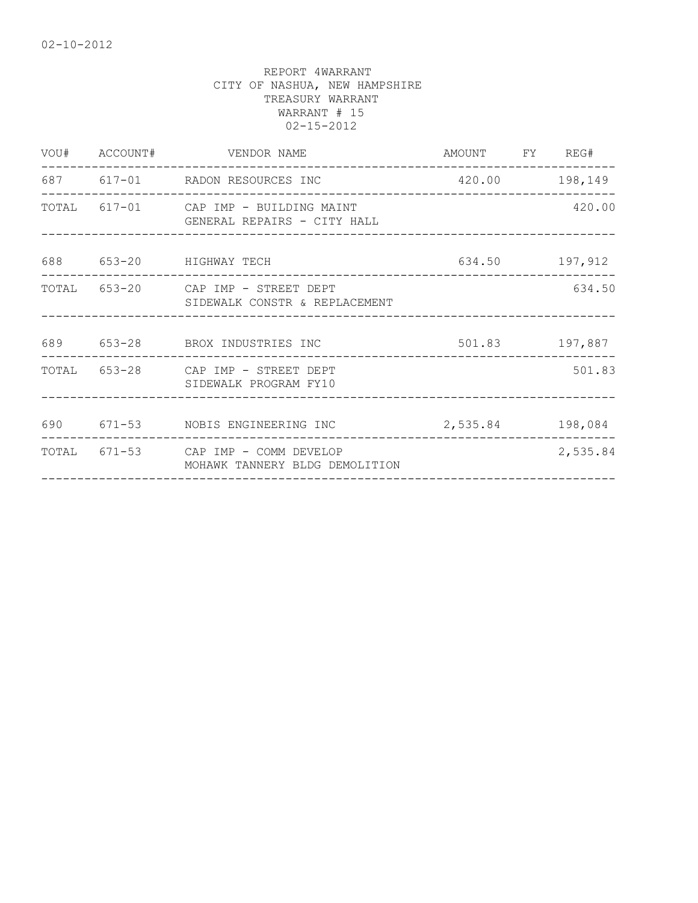REPORT 4WARRANT
CITY OF NASHUA, NEW HAMPSHIRE
TREASURY WARRANT
WARRANT # 15
02-15-2012

| VOU# | ACCOUNT# | VENDOR NAME | AMOUNT | FY | REG# |
|---|---|---|---|---|---|
| 687 | 617-01 | RADON RESOURCES INC | 420.00 | | 198,149 |
| TOTAL | 617-01 | CAP IMP - BUILDING MAINT<br>GENERAL REPAIRS - CITY HALL | | | 420.00 |
| 688 | 653-20 | HIGHWAY TECH | 634.50 | | 197,912 |
| TOTAL | 653-20 | CAP IMP - STREET DEPT<br>SIDEWALK CONSTR & REPLACEMENT | | | 634.50 |
| 689 | 653-28 | BROX INDUSTRIES INC | 501.83 | | 197,887 |
| TOTAL | 653-28 | CAP IMP - STREET DEPT<br>SIDEWALK PROGRAM FY10 | | | 501.83 |
| 690 | 671-53 | NOBIS ENGINEERING INC | 2,535.84 | | 198,084 |
| TOTAL | 671-53 | CAP IMP - COMM DEVELOP<br>MOHAWK TANNERY BLDG DEMOLITION | | | 2,535.84 |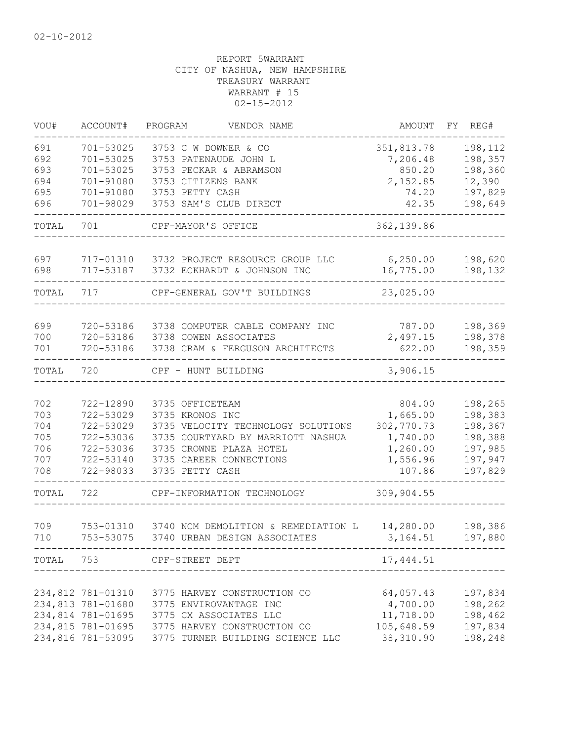02-10-2012

REPORT 5WARRANT
CITY OF NASHUA, NEW HAMPSHIRE
TREASURY WARRANT
WARRANT # 15
02-15-2012

| VOU# | ACCOUNT# | PROGRAM | VENDOR NAME | AMOUNT | FY | REG# |
|---|---|---|---|---|---|---|
| 691 | 701-53025 | 3753 | C W DOWNER & CO | 351,813.78 | | 198,112 |
| 692 | 701-53025 | 3753 | PATENAUDE JOHN L | 7,206.48 | | 198,357 |
| 693 | 701-53025 | 3753 | PECKAR & ABRAMSON | 850.20 | | 198,360 |
| 694 | 701-91080 | 3753 | CITIZENS BANK | 2,152.85 | | 12,390 |
| 695 | 701-91080 | 3753 | PETTY CASH | 74.20 | | 197,829 |
| 696 | 701-98029 | 3753 | SAM'S CLUB DIRECT | 42.35 | | 198,649 |
| TOTAL | 701 | | CPF-MAYOR'S OFFICE | 362,139.86 | | |
| 697 | 717-01310 | 3732 | PROJECT RESOURCE GROUP LLC | 6,250.00 | | 198,620 |
| 698 | 717-53187 | 3732 | ECKHARDT & JOHNSON INC | 16,775.00 | | 198,132 |
| TOTAL | 717 | | CPF-GENERAL GOV'T BUILDINGS | 23,025.00 | | |
| 699 | 720-53186 | 3738 | COMPUTER CABLE COMPANY INC | 787.00 | | 198,369 |
| 700 | 720-53186 | 3738 | COWEN ASSOCIATES | 2,497.15 | | 198,378 |
| 701 | 720-53186 | 3738 | CRAM & FERGUSON ARCHITECTS | 622.00 | | 198,359 |
| TOTAL | 720 | | CPF - HUNT BUILDING | 3,906.15 | | |
| 702 | 722-12890 | 3735 | OFFICETEAM | 804.00 | | 198,265 |
| 703 | 722-53029 | 3735 | KRONOS INC | 1,665.00 | | 198,383 |
| 704 | 722-53029 | 3735 | VELOCITY TECHNOLOGY SOLUTIONS | 302,770.73 | | 198,367 |
| 705 | 722-53036 | 3735 | COURTYARD BY MARRIOTT NASHUA | 1,740.00 | | 198,388 |
| 706 | 722-53036 | 3735 | CROWNE PLAZA HOTEL | 1,260.00 | | 197,985 |
| 707 | 722-53140 | 3735 | CAREER CONNECTIONS | 1,556.96 | | 197,947 |
| 708 | 722-98033 | 3735 | PETTY CASH | 107.86 | | 197,829 |
| TOTAL | 722 | | CPF-INFORMATION TECHNOLOGY | 309,904.55 | | |
| 709 | 753-01310 | 3740 | NCM DEMOLITION & REMEDIATION L | 14,280.00 | | 198,386 |
| 710 | 753-53075 | 3740 | URBAN DESIGN ASSOCIATES | 3,164.51 | | 197,880 |
| TOTAL | 753 | | CPF-STREET DEPT | 17,444.51 | | |
| 234,812 | 781-01310 | 3775 | HARVEY CONSTRUCTION CO | 64,057.43 | | 197,834 |
| 234,813 | 781-01680 | 3775 | ENVIROVANTAGE INC | 4,700.00 | | 198,262 |
| 234,814 | 781-01695 | 3775 | CX ASSOCIATES LLC | 11,718.00 | | 198,462 |
| 234,815 | 781-01695 | 3775 | HARVEY CONSTRUCTION CO | 105,648.59 | | 197,834 |
| 234,816 | 781-53095 | 3775 | TURNER BUILDING SCIENCE LLC | 38,310.90 | | 198,248 |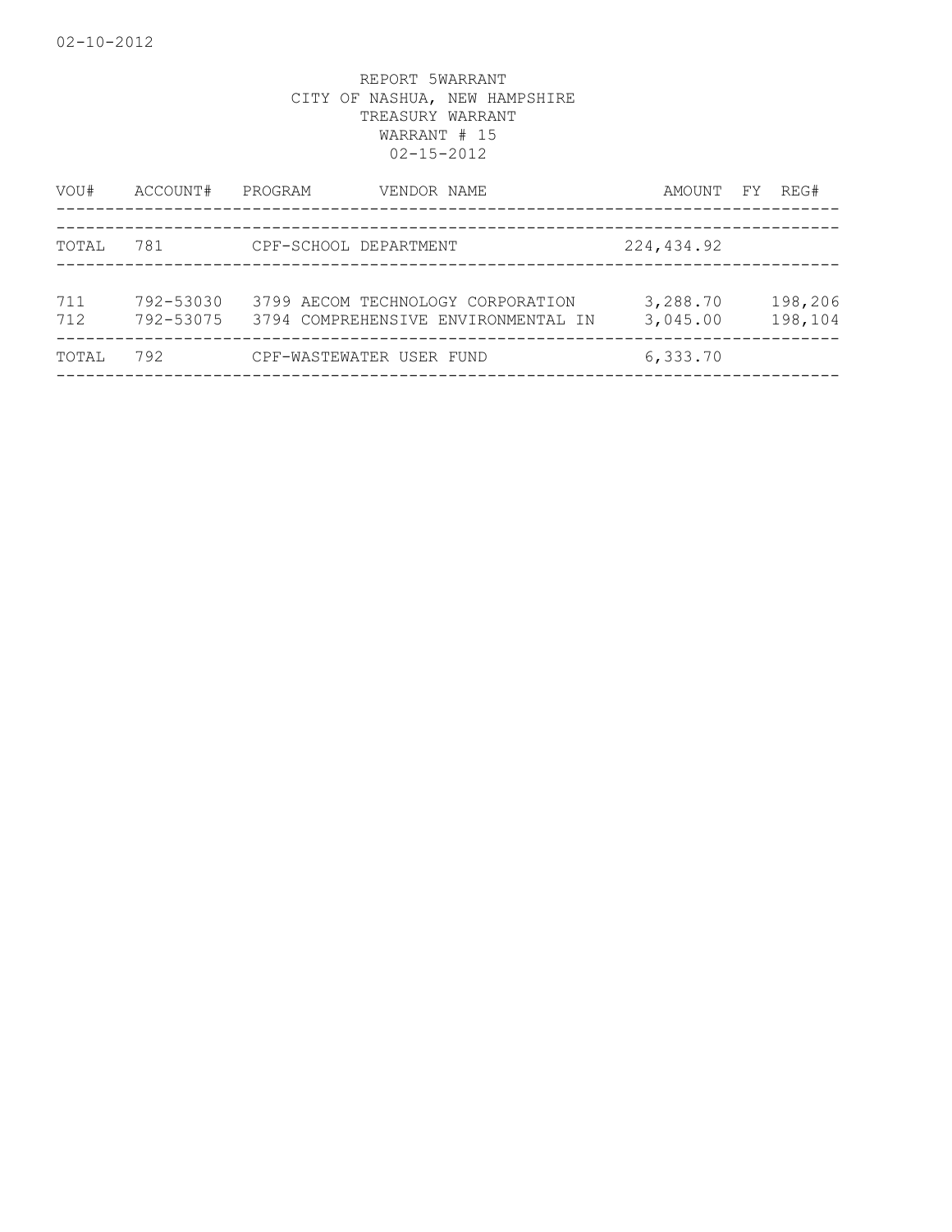REPORT 5WARRANT
CITY OF NASHUA, NEW HAMPSHIRE
TREASURY WARRANT
WARRANT # 15
02-15-2012

| VOU# | ACCOUNT# | PROGRAM | VENDOR NAME | AMOUNT | FY | REG# |
|---|---|---|---|---|---|---|
| TOTAL | 781 | CPF-SCHOOL DEPARTMENT | | 224,434.92 | | |
| 711 | 792-53030 | 3799 | AECOM TECHNOLOGY CORPORATION | 3,288.70 | | 198,206 |
| 712 | 792-53075 | 3794 | COMPREHENSIVE ENVIRONMENTAL IN | 3,045.00 | | 198,104 |
| TOTAL | 792 | CPF-WASTEWATER USER FUND | | 6,333.70 | | |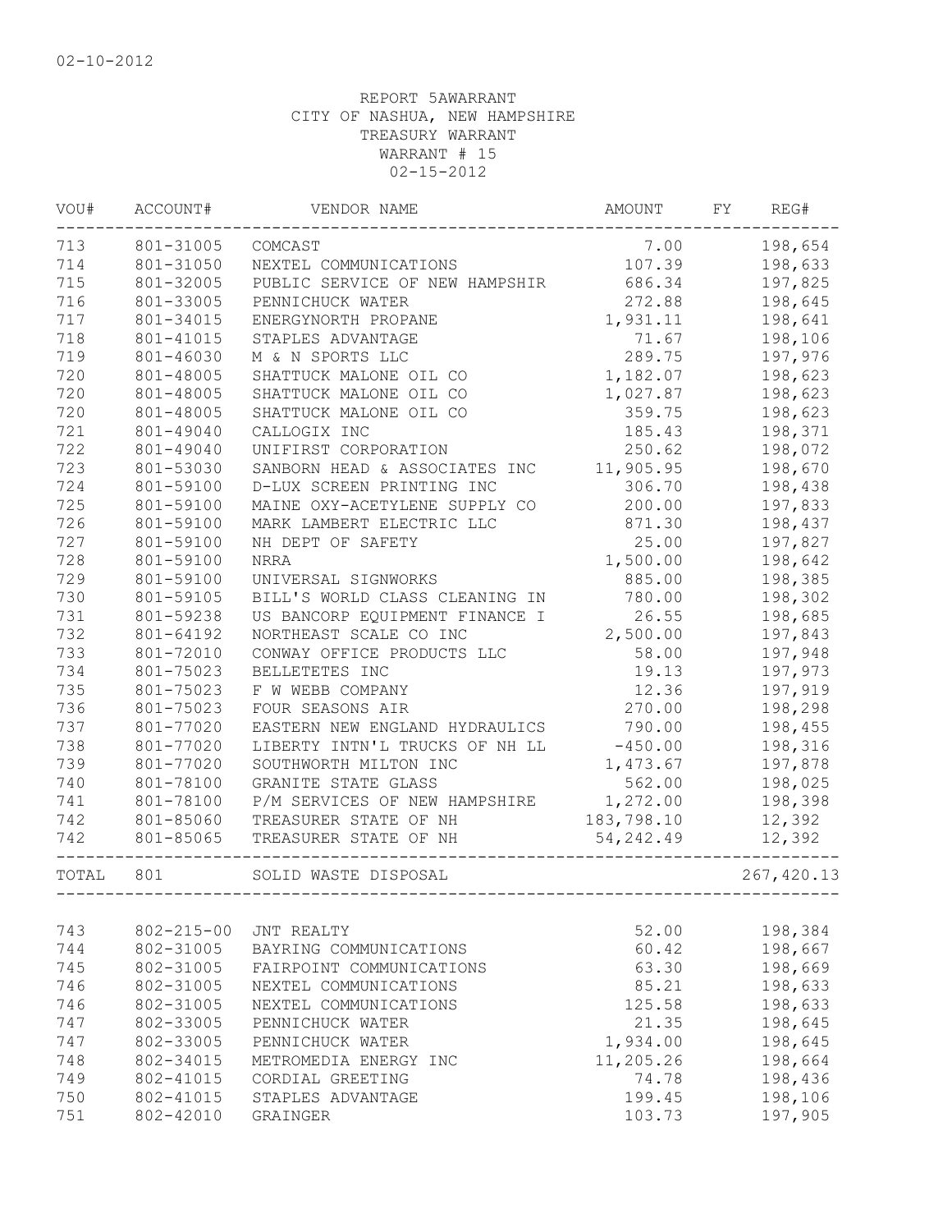02-10-2012

REPORT 5AWARRANT
CITY OF NASHUA, NEW HAMPSHIRE
TREASURY WARRANT
WARRANT # 15
02-15-2012

| VOU# | ACCOUNT# | VENDOR NAME | AMOUNT | FY | REG# |
|---|---|---|---|---|---|
| 713 | 801-31005 | COMCAST | 7.00 | | 198,654 |
| 714 | 801-31050 | NEXTEL COMMUNICATIONS | 107.39 | | 198,633 |
| 715 | 801-32005 | PUBLIC SERVICE OF NEW HAMPSHIR | 686.34 | | 197,825 |
| 716 | 801-33005 | PENNICHUCK WATER | 272.88 | | 198,645 |
| 717 | 801-34015 | ENERGYNORTH PROPANE | 1,931.11 | | 198,641 |
| 718 | 801-41015 | STAPLES ADVANTAGE | 71.67 | | 198,106 |
| 719 | 801-46030 | M & N SPORTS LLC | 289.75 | | 197,976 |
| 720 | 801-48005 | SHATTUCK MALONE OIL CO | 1,182.07 | | 198,623 |
| 720 | 801-48005 | SHATTUCK MALONE OIL CO | 1,027.87 | | 198,623 |
| 720 | 801-48005 | SHATTUCK MALONE OIL CO | 359.75 | | 198,623 |
| 721 | 801-49040 | CALLOGIX INC | 185.43 | | 198,371 |
| 722 | 801-49040 | UNIFIRST CORPORATION | 250.62 | | 198,072 |
| 723 | 801-53030 | SANBORN HEAD & ASSOCIATES INC | 11,905.95 | | 198,670 |
| 724 | 801-59100 | D-LUX SCREEN PRINTING INC | 306.70 | | 198,438 |
| 725 | 801-59100 | MAINE OXY-ACETYLENE SUPPLY CO | 200.00 | | 197,833 |
| 726 | 801-59100 | MARK LAMBERT ELECTRIC LLC | 871.30 | | 198,437 |
| 727 | 801-59100 | NH DEPT OF SAFETY | 25.00 | | 197,827 |
| 728 | 801-59100 | NRRA | 1,500.00 | | 198,642 |
| 729 | 801-59100 | UNIVERSAL SIGNWORKS | 885.00 | | 198,385 |
| 730 | 801-59105 | BILL'S WORLD CLASS CLEANING IN | 780.00 | | 198,302 |
| 731 | 801-59238 | US BANCORP EQUIPMENT FINANCE I | 26.55 | | 198,685 |
| 732 | 801-64192 | NORTHEAST SCALE CO INC | 2,500.00 | | 197,843 |
| 733 | 801-72010 | CONWAY OFFICE PRODUCTS LLC | 58.00 | | 197,948 |
| 734 | 801-75023 | BELLETETES INC | 19.13 | | 197,973 |
| 735 | 801-75023 | F W WEBB COMPANY | 12.36 | | 197,919 |
| 736 | 801-75023 | FOUR SEASONS AIR | 270.00 | | 198,298 |
| 737 | 801-77020 | EASTERN NEW ENGLAND HYDRAULICS | 790.00 | | 198,455 |
| 738 | 801-77020 | LIBERTY INTN'L TRUCKS OF NH LL | -450.00 | | 198,316 |
| 739 | 801-77020 | SOUTHWORTH MILTON INC | 1,473.67 | | 197,878 |
| 740 | 801-78100 | GRANITE STATE GLASS | 562.00 | | 198,025 |
| 741 | 801-78100 | P/M SERVICES OF NEW HAMPSHIRE | 1,272.00 | | 198,398 |
| 742 | 801-85060 | TREASURER STATE OF NH | 183,798.10 | | 12,392 |
| 742 | 801-85065 | TREASURER STATE OF NH | 54,242.49 | | 12,392 |
| TOTAL | 801 | SOLID WASTE DISPOSAL | | | 267,420.13 |
| 743 | 802-215-00 | JNT REALTY | 52.00 | | 198,384 |
| 744 | 802-31005 | BAYRING COMMUNICATIONS | 60.42 | | 198,667 |
| 745 | 802-31005 | FAIRPOINT COMMUNICATIONS | 63.30 | | 198,669 |
| 746 | 802-31005 | NEXTEL COMMUNICATIONS | 85.21 | | 198,633 |
| 746 | 802-31005 | NEXTEL COMMUNICATIONS | 125.58 | | 198,633 |
| 747 | 802-33005 | PENNICHUCK WATER | 21.35 | | 198,645 |
| 747 | 802-33005 | PENNICHUCK WATER | 1,934.00 | | 198,645 |
| 748 | 802-34015 | METROMEDIA ENERGY INC | 11,205.26 | | 198,664 |
| 749 | 802-41015 | CORDIAL GREETING | 74.78 | | 198,436 |
| 750 | 802-41015 | STAPLES ADVANTAGE | 199.45 | | 198,106 |
| 751 | 802-42010 | GRAINGER | 103.73 | | 197,905 |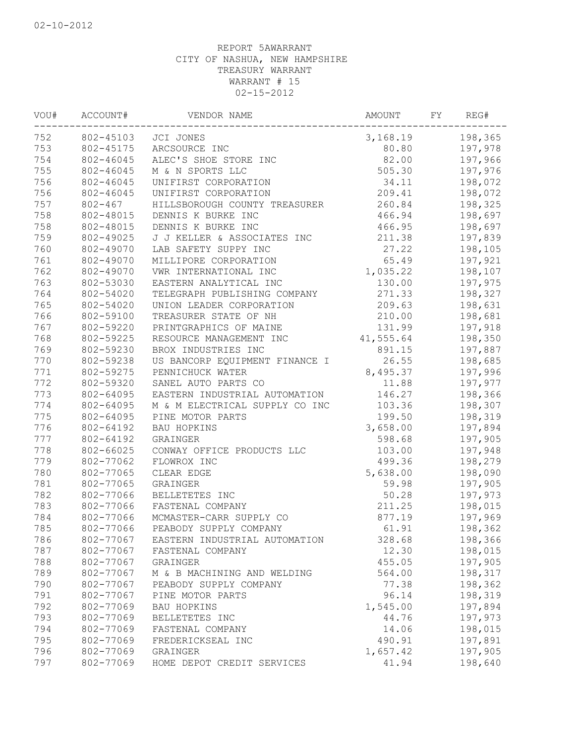02-10-2012

REPORT 5AWARRANT
CITY OF NASHUA, NEW HAMPSHIRE
TREASURY WARRANT
WARRANT # 15
02-15-2012

| VOU# | ACCOUNT# | VENDOR NAME | AMOUNT | FY | REG# |
|---|---|---|---|---|---|
| 752 | 802-45103 | JCI JONES | 3,168.19 | | 198,365 |
| 753 | 802-45175 | ARCSOURCE INC | 80.80 | | 197,978 |
| 754 | 802-46045 | ALEC'S SHOE STORE INC | 82.00 | | 197,966 |
| 755 | 802-46045 | M & N SPORTS LLC | 505.30 | | 197,976 |
| 756 | 802-46045 | UNIFIRST CORPORATION | 34.11 | | 198,072 |
| 756 | 802-46045 | UNIFIRST CORPORATION | 209.41 | | 198,072 |
| 757 | 802-467 | HILLSBOROUGH COUNTY TREASURER | 260.84 | | 198,325 |
| 758 | 802-48015 | DENNIS K BURKE INC | 466.94 | | 198,697 |
| 758 | 802-48015 | DENNIS K BURKE INC | 466.95 | | 198,697 |
| 759 | 802-49025 | J J KELLER & ASSOCIATES INC | 211.38 | | 197,839 |
| 760 | 802-49070 | LAB SAFETY SUPPY INC | 27.22 | | 198,105 |
| 761 | 802-49070 | MILLIPORE CORPORATION | 65.49 | | 197,921 |
| 762 | 802-49070 | VWR INTERNATIONAL INC | 1,035.22 | | 198,107 |
| 763 | 802-53030 | EASTERN ANALYTICAL INC | 130.00 | | 197,975 |
| 764 | 802-54020 | TELEGRAPH PUBLISHING COMPANY | 271.33 | | 198,327 |
| 765 | 802-54020 | UNION LEADER CORPORATION | 209.63 | | 198,631 |
| 766 | 802-59100 | TREASURER STATE OF NH | 210.00 | | 198,681 |
| 767 | 802-59220 | PRINTGRAPHICS OF MAINE | 131.99 | | 197,918 |
| 768 | 802-59225 | RESOURCE MANAGEMENT INC | 41,555.64 | | 198,350 |
| 769 | 802-59230 | BROX INDUSTRIES INC | 891.15 | | 197,887 |
| 770 | 802-59238 | US BANCORP EQUIPMENT FINANCE I | 26.55 | | 198,685 |
| 771 | 802-59275 | PENNICHUCK WATER | 8,495.37 | | 197,996 |
| 772 | 802-59320 | SANEL AUTO PARTS CO | 11.88 | | 197,977 |
| 773 | 802-64095 | EASTERN INDUSTRIAL AUTOMATION | 146.27 | | 198,366 |
| 774 | 802-64095 | M & M ELECTRICAL SUPPLY CO INC | 103.36 | | 198,307 |
| 775 | 802-64095 | PINE MOTOR PARTS | 199.50 | | 198,319 |
| 776 | 802-64192 | BAU HOPKINS | 3,658.00 | | 197,894 |
| 777 | 802-64192 | GRAINGER | 598.68 | | 197,905 |
| 778 | 802-66025 | CONWAY OFFICE PRODUCTS LLC | 103.00 | | 197,948 |
| 779 | 802-77062 | FLOWROX INC | 499.36 | | 198,279 |
| 780 | 802-77065 | CLEAR EDGE | 5,638.00 | | 198,090 |
| 781 | 802-77065 | GRAINGER | 59.98 | | 197,905 |
| 782 | 802-77066 | BELLETETES INC | 50.28 | | 197,973 |
| 783 | 802-77066 | FASTENAL COMPANY | 211.25 | | 198,015 |
| 784 | 802-77066 | MCMASTER-CARR SUPPLY CO | 877.19 | | 197,969 |
| 785 | 802-77066 | PEABODY SUPPLY COMPANY | 61.91 | | 198,362 |
| 786 | 802-77067 | EASTERN INDUSTRIAL AUTOMATION | 328.68 | | 198,366 |
| 787 | 802-77067 | FASTENAL COMPANY | 12.30 | | 198,015 |
| 788 | 802-77067 | GRAINGER | 455.05 | | 197,905 |
| 789 | 802-77067 | M & B MACHINING AND WELDING | 564.00 | | 198,317 |
| 790 | 802-77067 | PEABODY SUPPLY COMPANY | 77.38 | | 198,362 |
| 791 | 802-77067 | PINE MOTOR PARTS | 96.14 | | 198,319 |
| 792 | 802-77069 | BAU HOPKINS | 1,545.00 | | 197,894 |
| 793 | 802-77069 | BELLETETES INC | 44.76 | | 197,973 |
| 794 | 802-77069 | FASTENAL COMPANY | 14.06 | | 198,015 |
| 795 | 802-77069 | FREDERICKSEAL INC | 490.91 | | 197,891 |
| 796 | 802-77069 | GRAINGER | 1,657.42 | | 197,905 |
| 797 | 802-77069 | HOME DEPOT CREDIT SERVICES | 41.94 | | 198,640 |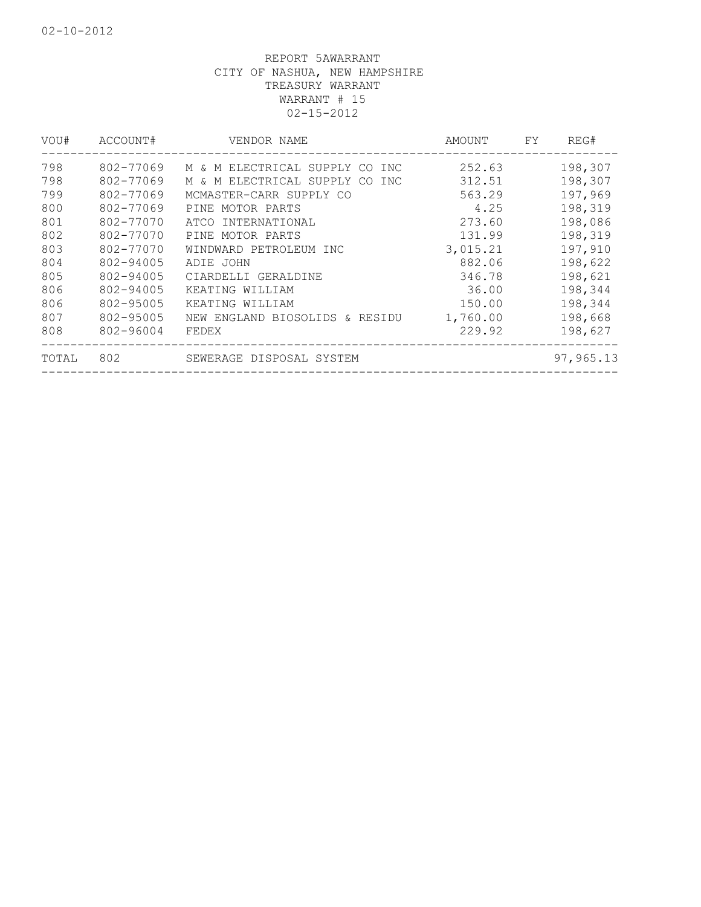02-10-2012

REPORT 5AWARRANT
CITY OF NASHUA, NEW HAMPSHIRE
TREASURY WARRANT
WARRANT # 15
02-15-2012

| VOU# | ACCOUNT# | VENDOR NAME | AMOUNT | FY | REG# |
|---|---|---|---|---|---|
| 798 | 802-77069 | M & M ELECTRICAL SUPPLY CO INC | 252.63 | | 198,307 |
| 798 | 802-77069 | M & M ELECTRICAL SUPPLY CO INC | 312.51 | | 198,307 |
| 799 | 802-77069 | MCMASTER-CARR SUPPLY CO | 563.29 | | 197,969 |
| 800 | 802-77069 | PINE MOTOR PARTS | 4.25 | | 198,319 |
| 801 | 802-77070 | ATCO INTERNATIONAL | 273.60 | | 198,086 |
| 802 | 802-77070 | PINE MOTOR PARTS | 131.99 | | 198,319 |
| 803 | 802-77070 | WINDWARD PETROLEUM INC | 3,015.21 | | 197,910 |
| 804 | 802-94005 | ADIE JOHN | 882.06 | | 198,622 |
| 805 | 802-94005 | CIARDELLI GERALDINE | 346.78 | | 198,621 |
| 806 | 802-94005 | KEATING WILLIAM | 36.00 | | 198,344 |
| 806 | 802-95005 | KEATING WILLIAM | 150.00 | | 198,344 |
| 807 | 802-95005 | NEW ENGLAND BIOSOLIDS & RESIDU | 1,760.00 | | 198,668 |
| 808 | 802-96004 | FEDEX | 229.92 | | 198,627 |
| TOTAL | 802 | SEWERAGE DISPOSAL SYSTEM | | | 97,965.13 |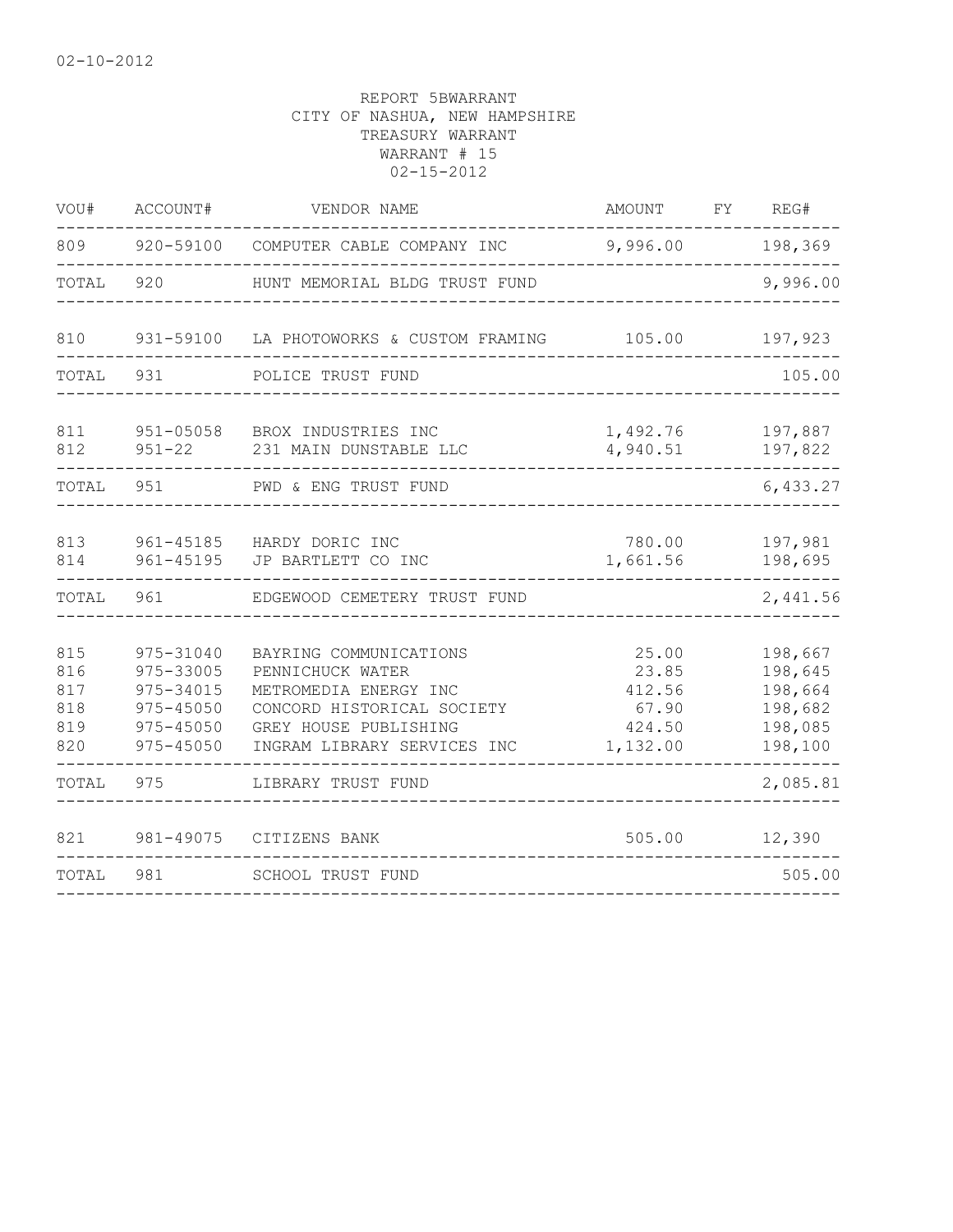02-10-2012

REPORT 5BWARRANT
CITY OF NASHUA, NEW HAMPSHIRE
TREASURY WARRANT
WARRANT # 15
02-15-2012

| VOU# | ACCOUNT# | VENDOR NAME | AMOUNT | FY | REG# |
|---|---|---|---|---|---|
| 809 | 920-59100 | COMPUTER CABLE COMPANY INC | 9,996.00 | | 198,369 |
| TOTAL | 920 | HUNT MEMORIAL BLDG TRUST FUND | | | 9,996.00 |
| 810 | 931-59100 | LA PHOTOWORKS & CUSTOM FRAMING | 105.00 | | 197,923 |
| TOTAL | 931 | POLICE TRUST FUND | | | 105.00 |
| 811 | 951-05058 | BROX INDUSTRIES INC | 1,492.76 | | 197,887 |
| 812 | 951-22 | 231 MAIN DUNSTABLE LLC | 4,940.51 | | 197,822 |
| TOTAL | 951 | PWD & ENG TRUST FUND | | | 6,433.27 |
| 813 | 961-45185 | HARDY DORIC INC | 780.00 | | 197,981 |
| 814 | 961-45195 | JP BARTLETT CO INC | 1,661.56 | | 198,695 |
| TOTAL | 961 | EDGEWOOD CEMETERY TRUST FUND | | | 2,441.56 |
| 815 | 975-31040 | BAYRING COMMUNICATIONS | 25.00 | | 198,667 |
| 816 | 975-33005 | PENNICHUCK WATER | 23.85 | | 198,645 |
| 817 | 975-34015 | METROMEDIA ENERGY INC | 412.56 | | 198,664 |
| 818 | 975-45050 | CONCORD HISTORICAL SOCIETY | 67.90 | | 198,682 |
| 819 | 975-45050 | GREY HOUSE PUBLISHING | 424.50 | | 198,085 |
| 820 | 975-45050 | INGRAM LIBRARY SERVICES INC | 1,132.00 | | 198,100 |
| TOTAL | 975 | LIBRARY TRUST FUND | | | 2,085.81 |
| 821 | 981-49075 | CITIZENS BANK | 505.00 | | 12,390 |
| TOTAL | 981 | SCHOOL TRUST FUND | | | 505.00 |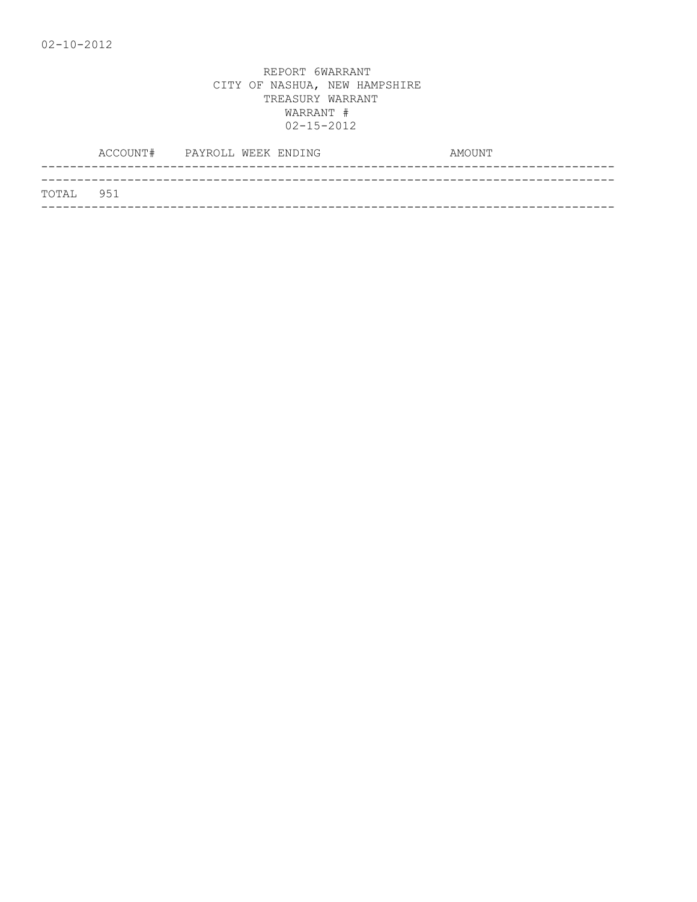REPORT 6WARRANT
CITY OF NASHUA, NEW HAMPSHIRE
TREASURY WARRANT
WARRANT #
02-15-2012

| ACCOUNT# | PAYROLL WEEK ENDING | AMOUNT |
|---|---|---|
| TOTAL 951 | | |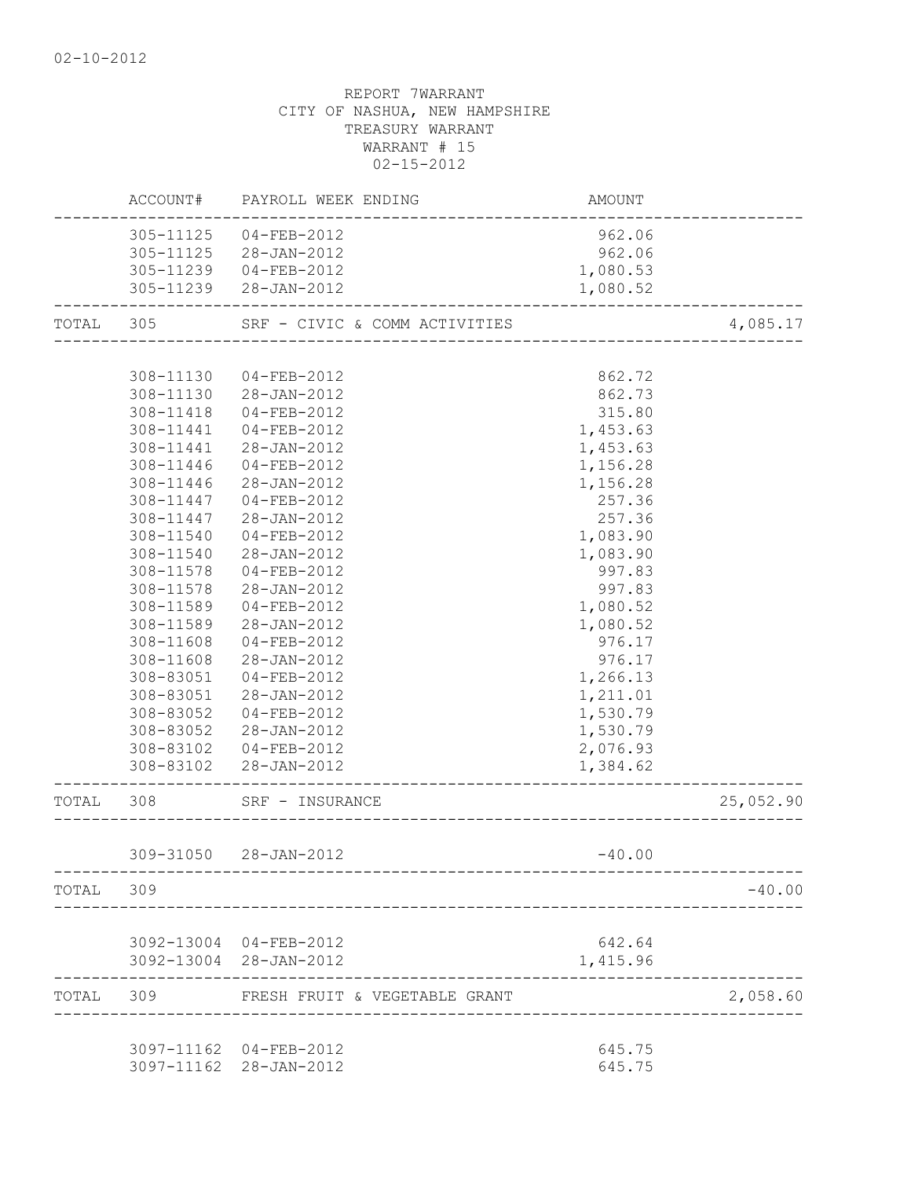02-10-2012

REPORT 7WARRANT
CITY OF NASHUA, NEW HAMPSHIRE
TREASURY WARRANT
WARRANT # 15
02-15-2012

| | ACCOUNT# | PAYROLL WEEK ENDING | AMOUNT | |
|---|---|---|---|---|
| | 305-11125 | 04-FEB-2012 | 962.06 | |
| | 305-11125 | 28-JAN-2012 | 962.06 | |
| | 305-11239 | 04-FEB-2012 | 1,080.53 | |
| | 305-11239 | 28-JAN-2012 | 1,080.52 | |
| TOTAL | 305 | SRF - CIVIC & COMM ACTIVITIES | | 4,085.17 |
| | 308-11130 | 04-FEB-2012 | 862.72 | |
| | 308-11130 | 28-JAN-2012 | 862.73 | |
| | 308-11418 | 04-FEB-2012 | 315.80 | |
| | 308-11441 | 04-FEB-2012 | 1,453.63 | |
| | 308-11441 | 28-JAN-2012 | 1,453.63 | |
| | 308-11446 | 04-FEB-2012 | 1,156.28 | |
| | 308-11446 | 28-JAN-2012 | 1,156.28 | |
| | 308-11447 | 04-FEB-2012 | 257.36 | |
| | 308-11447 | 28-JAN-2012 | 257.36 | |
| | 308-11540 | 04-FEB-2012 | 1,083.90 | |
| | 308-11540 | 28-JAN-2012 | 1,083.90 | |
| | 308-11578 | 04-FEB-2012 | 997.83 | |
| | 308-11578 | 28-JAN-2012 | 997.83 | |
| | 308-11589 | 04-FEB-2012 | 1,080.52 | |
| | 308-11589 | 28-JAN-2012 | 1,080.52 | |
| | 308-11608 | 04-FEB-2012 | 976.17 | |
| | 308-11608 | 28-JAN-2012 | 976.17 | |
| | 308-83051 | 04-FEB-2012 | 1,266.13 | |
| | 308-83051 | 28-JAN-2012 | 1,211.01 | |
| | 308-83052 | 04-FEB-2012 | 1,530.79 | |
| | 308-83052 | 28-JAN-2012 | 1,530.79 | |
| | 308-83102 | 04-FEB-2012 | 2,076.93 | |
| | 308-83102 | 28-JAN-2012 | 1,384.62 | |
| TOTAL | 308 | SRF - INSURANCE | | 25,052.90 |
| | 309-31050 | 28-JAN-2012 | -40.00 | |
| TOTAL | 309 | | | -40.00 |
| | 3092-13004 | 04-FEB-2012 | 642.64 | |
| | 3092-13004 | 28-JAN-2012 | 1,415.96 | |
| TOTAL | 309 | FRESH FRUIT & VEGETABLE GRANT | | 2,058.60 |
| | 3097-11162 | 04-FEB-2012 | 645.75 | |
| | 3097-11162 | 28-JAN-2012 | 645.75 | |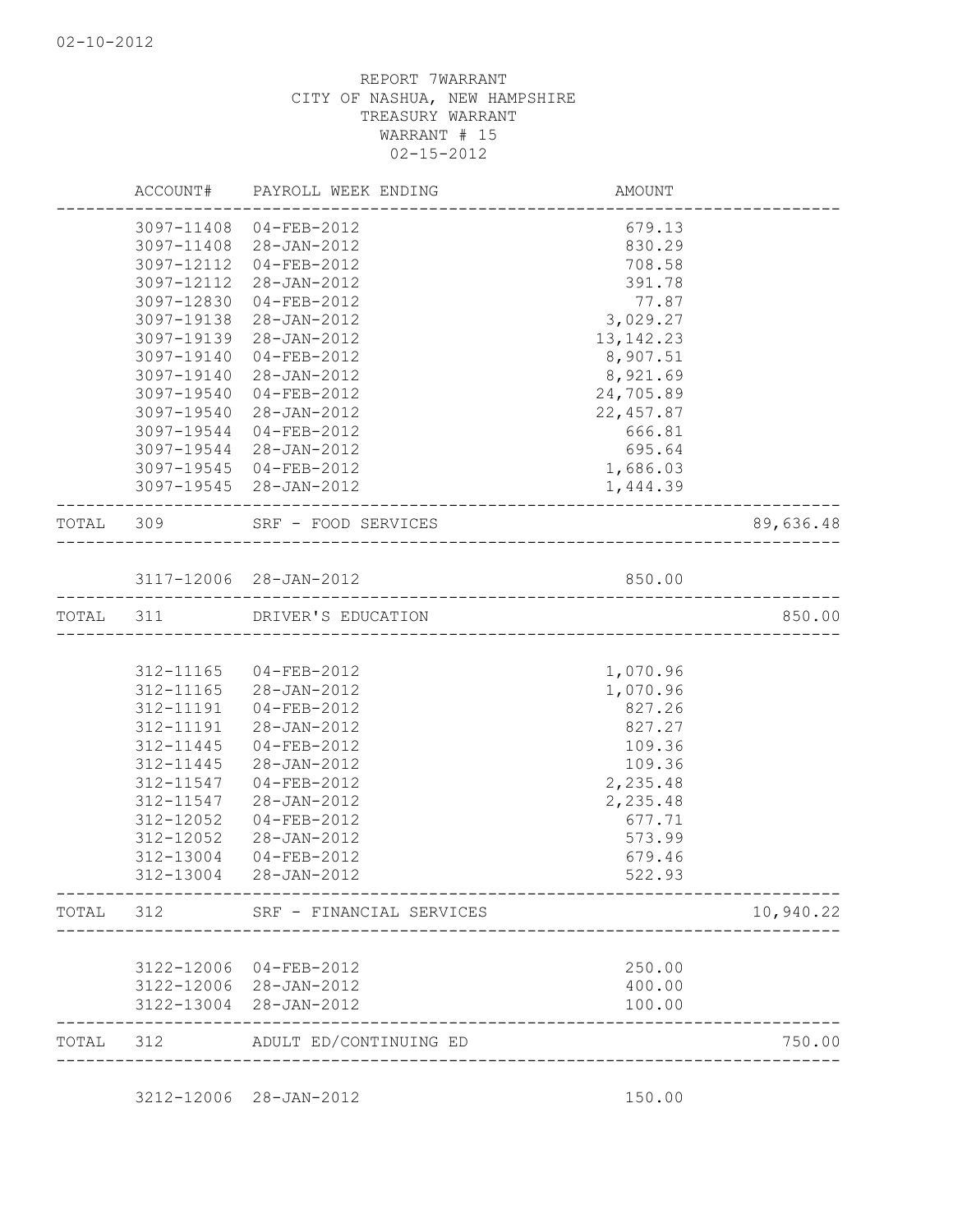02-10-2012

REPORT 7WARRANT
CITY OF NASHUA, NEW HAMPSHIRE
TREASURY WARRANT
WARRANT # 15
02-15-2012

| | ACCOUNT# | PAYROLL WEEK ENDING | AMOUNT | |
|---|---|---|---|---|
| | 3097-11408 | 04-FEB-2012 | 679.13 | |
| | 3097-11408 | 28-JAN-2012 | 830.29 | |
| | 3097-12112 | 04-FEB-2012 | 708.58 | |
| | 3097-12112 | 28-JAN-2012 | 391.78 | |
| | 3097-12830 | 04-FEB-2012 | 77.87 | |
| | 3097-19138 | 28-JAN-2012 | 3,029.27 | |
| | 3097-19139 | 28-JAN-2012 | 13,142.23 | |
| | 3097-19140 | 04-FEB-2012 | 8,907.51 | |
| | 3097-19140 | 28-JAN-2012 | 8,921.69 | |
| | 3097-19540 | 04-FEB-2012 | 24,705.89 | |
| | 3097-19540 | 28-JAN-2012 | 22,457.87 | |
| | 3097-19544 | 04-FEB-2012 | 666.81 | |
| | 3097-19544 | 28-JAN-2012 | 695.64 | |
| | 3097-19545 | 04-FEB-2012 | 1,686.03 | |
| | 3097-19545 | 28-JAN-2012 | 1,444.39 | |
| TOTAL | 309 | SRF - FOOD SERVICES | | 89,636.48 |
| | 3117-12006 | 28-JAN-2012 | 850.00 | |
| TOTAL | 311 | DRIVER'S EDUCATION | | 850.00 |
| | 312-11165 | 04-FEB-2012 | 1,070.96 | |
| | 312-11165 | 28-JAN-2012 | 1,070.96 | |
| | 312-11191 | 04-FEB-2012 | 827.26 | |
| | 312-11191 | 28-JAN-2012 | 827.27 | |
| | 312-11445 | 04-FEB-2012 | 109.36 | |
| | 312-11445 | 28-JAN-2012 | 109.36 | |
| | 312-11547 | 04-FEB-2012 | 2,235.48 | |
| | 312-11547 | 28-JAN-2012 | 2,235.48 | |
| | 312-12052 | 04-FEB-2012 | 677.71 | |
| | 312-12052 | 28-JAN-2012 | 573.99 | |
| | 312-13004 | 04-FEB-2012 | 679.46 | |
| | 312-13004 | 28-JAN-2012 | 522.93 | |
| TOTAL | 312 | SRF - FINANCIAL SERVICES | | 10,940.22 |
| | 3122-12006 | 04-FEB-2012 | 250.00 | |
| | 3122-12006 | 28-JAN-2012 | 400.00 | |
| | 3122-13004 | 28-JAN-2012 | 100.00 | |
| TOTAL | 312 | ADULT ED/CONTINUING ED | | 750.00 |
| | 3212-12006 | 28-JAN-2012 | 150.00 | |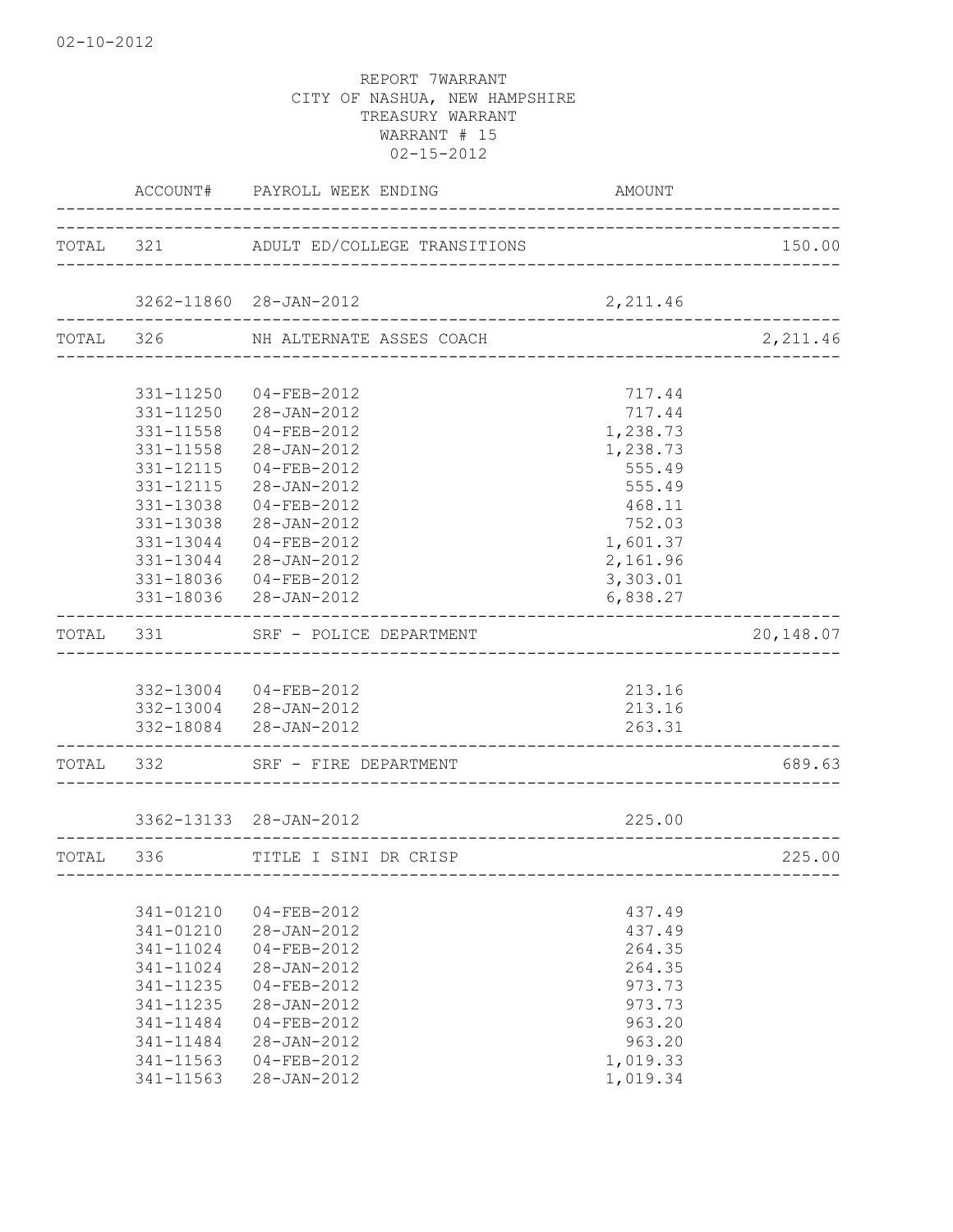02-10-2012

REPORT 7WARRANT
CITY OF NASHUA, NEW HAMPSHIRE
TREASURY WARRANT
WARRANT # 15
02-15-2012

| | ACCOUNT# | PAYROLL WEEK ENDING | AMOUNT | |
|---|---|---|---|---|
| TOTAL | 321 | ADULT ED/COLLEGE TRANSITIONS | | 150.00 |
| | 3262-11860 | 28-JAN-2012 | 2,211.46 | |
| TOTAL | 326 | NH ALTERNATE ASSES COACH | | 2,211.46 |
| | 331-11250 | 04-FEB-2012 | 717.44 | |
| | 331-11250 | 28-JAN-2012 | 717.44 | |
| | 331-11558 | 04-FEB-2012 | 1,238.73 | |
| | 331-11558 | 28-JAN-2012 | 1,238.73 | |
| | 331-12115 | 04-FEB-2012 | 555.49 | |
| | 331-12115 | 28-JAN-2012 | 555.49 | |
| | 331-13038 | 04-FEB-2012 | 468.11 | |
| | 331-13038 | 28-JAN-2012 | 752.03 | |
| | 331-13044 | 04-FEB-2012 | 1,601.37 | |
| | 331-13044 | 28-JAN-2012 | 2,161.96 | |
| | 331-18036 | 04-FEB-2012 | 3,303.01 | |
| | 331-18036 | 28-JAN-2012 | 6,838.27 | |
| TOTAL | 331 | SRF - POLICE DEPARTMENT | | 20,148.07 |
| | 332-13004 | 04-FEB-2012 | 213.16 | |
| | 332-13004 | 28-JAN-2012 | 213.16 | |
| | 332-18084 | 28-JAN-2012 | 263.31 | |
| TOTAL | 332 | SRF - FIRE DEPARTMENT | | 689.63 |
| | 3362-13133 | 28-JAN-2012 | 225.00 | |
| TOTAL | 336 | TITLE I SINI DR CRISP | | 225.00 |
| | 341-01210 | 04-FEB-2012 | 437.49 | |
| | 341-01210 | 28-JAN-2012 | 437.49 | |
| | 341-11024 | 04-FEB-2012 | 264.35 | |
| | 341-11024 | 28-JAN-2012 | 264.35 | |
| | 341-11235 | 04-FEB-2012 | 973.73 | |
| | 341-11235 | 28-JAN-2012 | 973.73 | |
| | 341-11484 | 04-FEB-2012 | 963.20 | |
| | 341-11484 | 28-JAN-2012 | 963.20 | |
| | 341-11563 | 04-FEB-2012 | 1,019.33 | |
| | 341-11563 | 28-JAN-2012 | 1,019.34 | |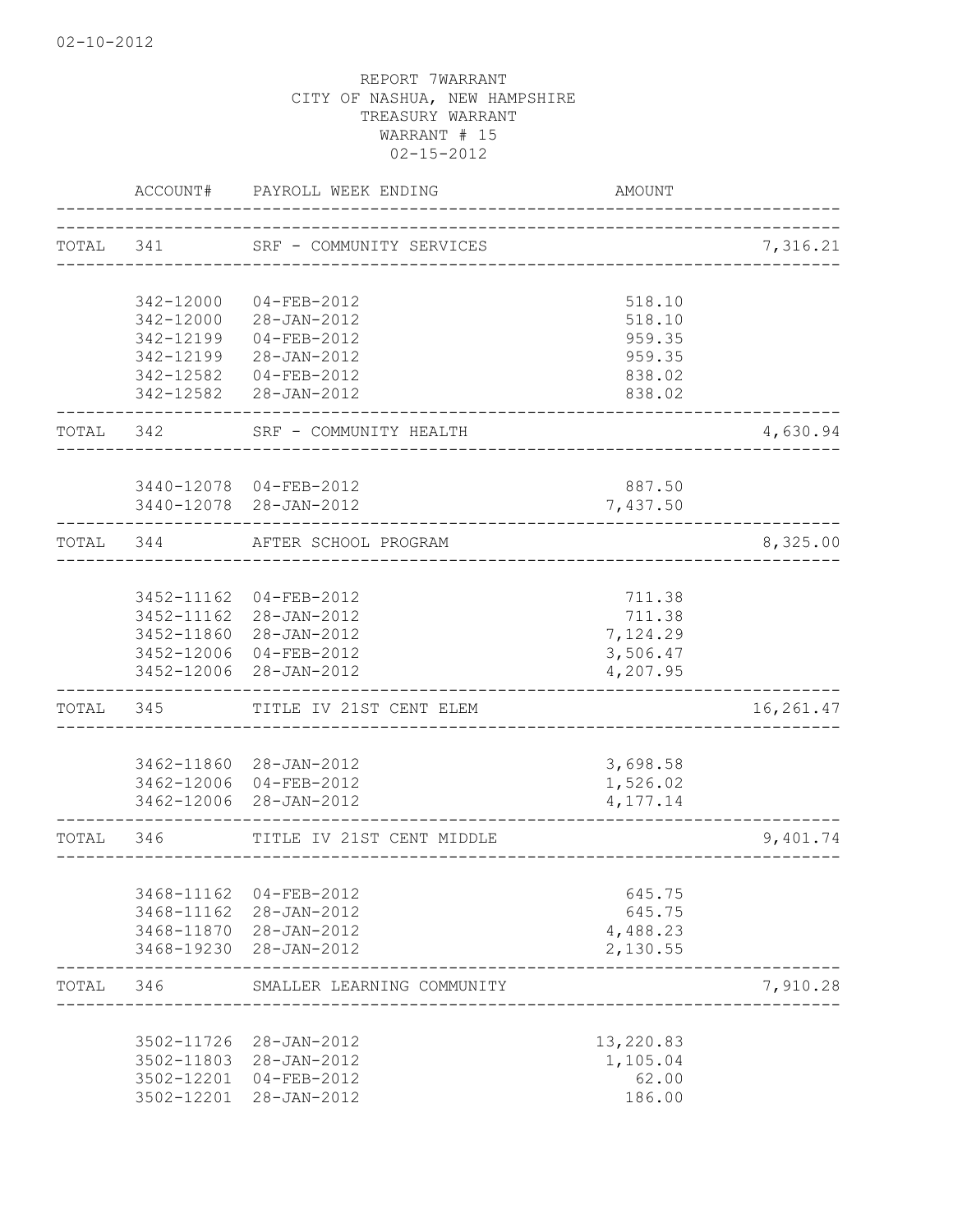02-10-2012

REPORT 7WARRANT
CITY OF NASHUA, NEW HAMPSHIRE
TREASURY WARRANT
WARRANT # 15
02-15-2012

| | ACCOUNT# | PAYROLL WEEK ENDING | AMOUNT | |
|---|---|---|---|---|
| TOTAL | 341 | SRF - COMMUNITY SERVICES | | 7,316.21 |
| | 342-12000 | 04-FEB-2012 | 518.10 | |
| | 342-12000 | 28-JAN-2012 | 518.10 | |
| | 342-12199 | 04-FEB-2012 | 959.35 | |
| | 342-12199 | 28-JAN-2012 | 959.35 | |
| | 342-12582 | 04-FEB-2012 | 838.02 | |
| | 342-12582 | 28-JAN-2012 | 838.02 | |
| TOTAL | 342 | SRF - COMMUNITY HEALTH | | 4,630.94 |
| | 3440-12078 | 04-FEB-2012 | 887.50 | |
| | 3440-12078 | 28-JAN-2012 | 7,437.50 | |
| TOTAL | 344 | AFTER SCHOOL PROGRAM | | 8,325.00 |
| | 3452-11162 | 04-FEB-2012 | 711.38 | |
| | 3452-11162 | 28-JAN-2012 | 711.38 | |
| | 3452-11860 | 28-JAN-2012 | 7,124.29 | |
| | 3452-12006 | 04-FEB-2012 | 3,506.47 | |
| | 3452-12006 | 28-JAN-2012 | 4,207.95 | |
| TOTAL | 345 | TITLE IV 21ST CENT ELEM | | 16,261.47 |
| | 3462-11860 | 28-JAN-2012 | 3,698.58 | |
| | 3462-12006 | 04-FEB-2012 | 1,526.02 | |
| | 3462-12006 | 28-JAN-2012 | 4,177.14 | |
| TOTAL | 346 | TITLE IV 21ST CENT MIDDLE | | 9,401.74 |
| | 3468-11162 | 04-FEB-2012 | 645.75 | |
| | 3468-11162 | 28-JAN-2012 | 645.75 | |
| | 3468-11870 | 28-JAN-2012 | 4,488.23 | |
| | 3468-19230 | 28-JAN-2012 | 2,130.55 | |
| TOTAL | 346 | SMALLER LEARNING COMMUNITY | | 7,910.28 |
| | 3502-11726 | 28-JAN-2012 | 13,220.83 | |
| | 3502-11803 | 28-JAN-2012 | 1,105.04 | |
| | 3502-12201 | 04-FEB-2012 | 62.00 | |
| | 3502-12201 | 28-JAN-2012 | 186.00 | |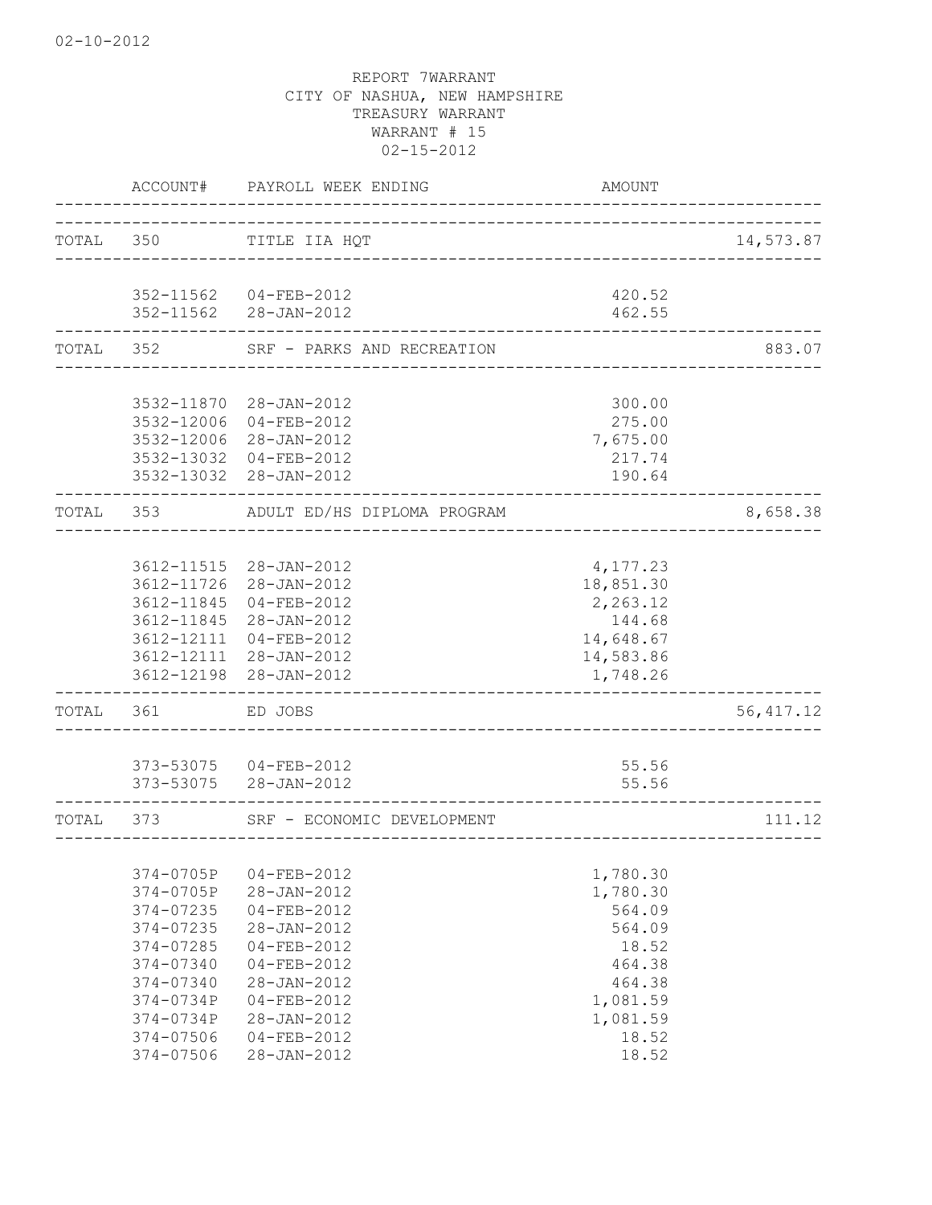02-10-2012

REPORT 7WARRANT
CITY OF NASHUA, NEW HAMPSHIRE
TREASURY WARRANT
WARRANT # 15
02-15-2012

| | ACCOUNT# | PAYROLL WEEK ENDING | AMOUNT | |
|---|---|---|---|---|
| TOTAL | 350 | TITLE IIA HQT | | 14,573.87 |
| | 352-11562 | 04-FEB-2012 | 420.52 | |
| | 352-11562 | 28-JAN-2012 | 462.55 | |
| TOTAL | 352 | SRF - PARKS AND RECREATION | | 883.07 |
| | 3532-11870 | 28-JAN-2012 | 300.00 | |
| | 3532-12006 | 04-FEB-2012 | 275.00 | |
| | 3532-12006 | 28-JAN-2012 | 7,675.00 | |
| | 3532-13032 | 04-FEB-2012 | 217.74 | |
| | 3532-13032 | 28-JAN-2012 | 190.64 | |
| TOTAL | 353 | ADULT ED/HS DIPLOMA PROGRAM | | 8,658.38 |
| | 3612-11515 | 28-JAN-2012 | 4,177.23 | |
| | 3612-11726 | 28-JAN-2012 | 18,851.30 | |
| | 3612-11845 | 04-FEB-2012 | 2,263.12 | |
| | 3612-11845 | 28-JAN-2012 | 144.68 | |
| | 3612-12111 | 04-FEB-2012 | 14,648.67 | |
| | 3612-12111 | 28-JAN-2012 | 14,583.86 | |
| | 3612-12198 | 28-JAN-2012 | 1,748.26 | |
| TOTAL | 361 | ED JOBS | | 56,417.12 |
| | 373-53075 | 04-FEB-2012 | 55.56 | |
| | 373-53075 | 28-JAN-2012 | 55.56 | |
| TOTAL | 373 | SRF - ECONOMIC DEVELOPMENT | | 111.12 |
| | 374-0705P | 04-FEB-2012 | 1,780.30 | |
| | 374-0705P | 28-JAN-2012 | 1,780.30 | |
| | 374-07235 | 04-FEB-2012 | 564.09 | |
| | 374-07235 | 28-JAN-2012 | 564.09 | |
| | 374-07285 | 04-FEB-2012 | 18.52 | |
| | 374-07340 | 04-FEB-2012 | 464.38 | |
| | 374-07340 | 28-JAN-2012 | 464.38 | |
| | 374-0734P | 04-FEB-2012 | 1,081.59 | |
| | 374-0734P | 28-JAN-2012 | 1,081.59 | |
| | 374-07506 | 04-FEB-2012 | 18.52 | |
| | 374-07506 | 28-JAN-2012 | 18.52 | |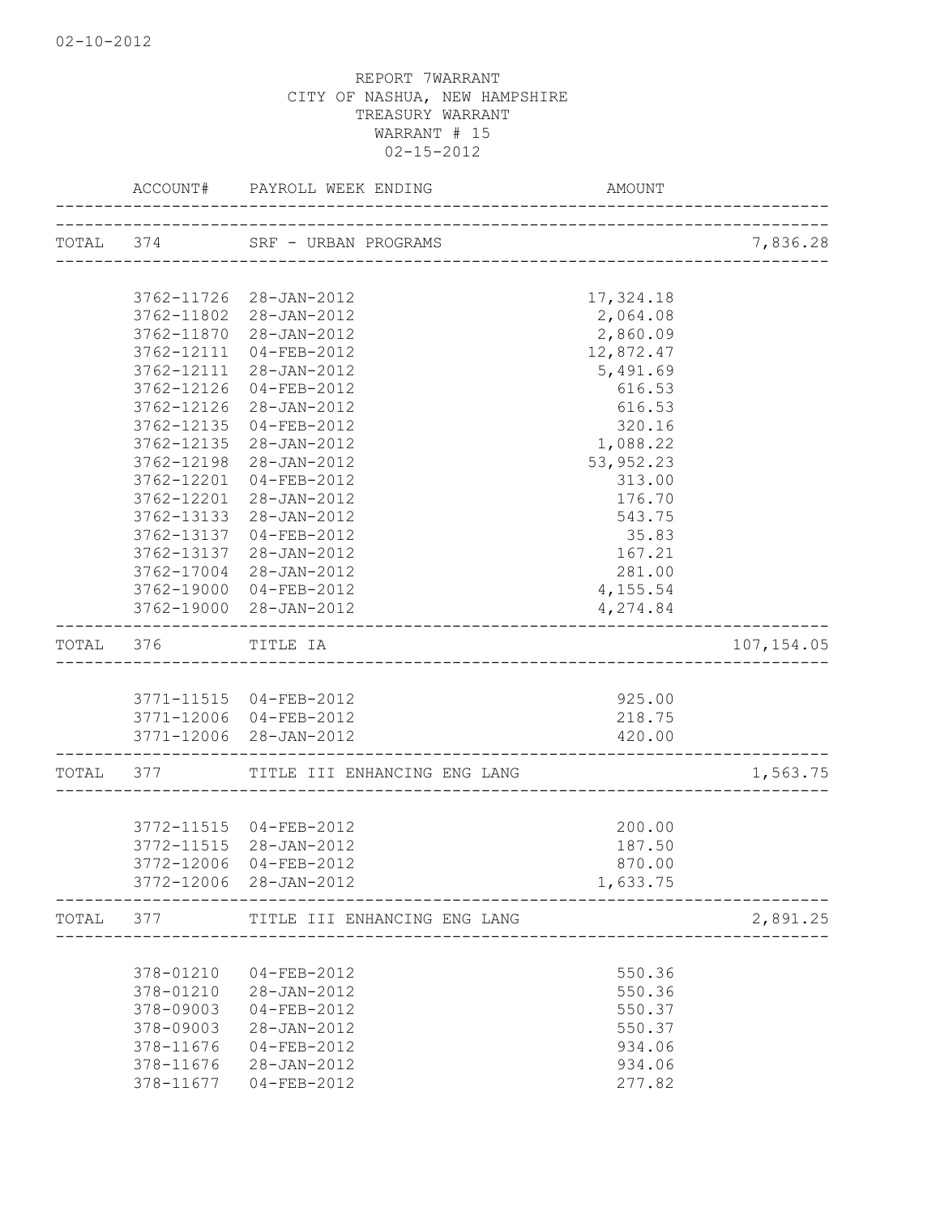02-10-2012

REPORT 7WARRANT
CITY OF NASHUA, NEW HAMPSHIRE
TREASURY WARRANT
WARRANT # 15
02-15-2012

| | ACCOUNT# | PAYROLL WEEK ENDING | AMOUNT | |
|---|---|---|---|---|
| TOTAL | 374 | SRF - URBAN PROGRAMS | | 7,836.28 |
| | 3762-11726 | 28-JAN-2012 | 17,324.18 | |
| | 3762-11802 | 28-JAN-2012 | 2,064.08 | |
| | 3762-11870 | 28-JAN-2012 | 2,860.09 | |
| | 3762-12111 | 04-FEB-2012 | 12,872.47 | |
| | 3762-12111 | 28-JAN-2012 | 5,491.69 | |
| | 3762-12126 | 04-FEB-2012 | 616.53 | |
| | 3762-12126 | 28-JAN-2012 | 616.53 | |
| | 3762-12135 | 04-FEB-2012 | 320.16 | |
| | 3762-12135 | 28-JAN-2012 | 1,088.22 | |
| | 3762-12198 | 28-JAN-2012 | 53,952.23 | |
| | 3762-12201 | 04-FEB-2012 | 313.00 | |
| | 3762-12201 | 28-JAN-2012 | 176.70 | |
| | 3762-13133 | 28-JAN-2012 | 543.75 | |
| | 3762-13137 | 04-FEB-2012 | 35.83 | |
| | 3762-13137 | 28-JAN-2012 | 167.21 | |
| | 3762-17004 | 28-JAN-2012 | 281.00 | |
| | 3762-19000 | 04-FEB-2012 | 4,155.54 | |
| | 3762-19000 | 28-JAN-2012 | 4,274.84 | |
| TOTAL | 376 | TITLE IA | | 107,154.05 |
| | 3771-11515 | 04-FEB-2012 | 925.00 | |
| | 3771-12006 | 04-FEB-2012 | 218.75 | |
| | 3771-12006 | 28-JAN-2012 | 420.00 | |
| TOTAL | 377 | TITLE III ENHANCING ENG LANG | | 1,563.75 |
| | 3772-11515 | 04-FEB-2012 | 200.00 | |
| | 3772-11515 | 28-JAN-2012 | 187.50 | |
| | 3772-12006 | 04-FEB-2012 | 870.00 | |
| | 3772-12006 | 28-JAN-2012 | 1,633.75 | |
| TOTAL | 377 | TITLE III ENHANCING ENG LANG | | 2,891.25 |
| | 378-01210 | 04-FEB-2012 | 550.36 | |
| | 378-01210 | 28-JAN-2012 | 550.36 | |
| | 378-09003 | 04-FEB-2012 | 550.37 | |
| | 378-09003 | 28-JAN-2012 | 550.37 | |
| | 378-11676 | 04-FEB-2012 | 934.06 | |
| | 378-11676 | 28-JAN-2012 | 934.06 | |
| | 378-11677 | 04-FEB-2012 | 277.82 | |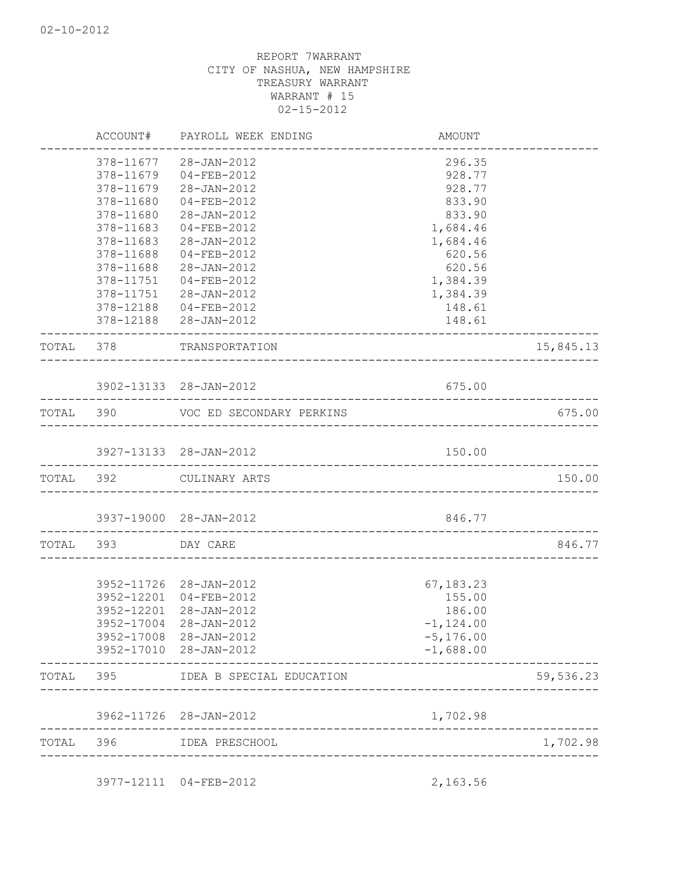REPORT 7WARRANT
CITY OF NASHUA, NEW HAMPSHIRE
TREASURY WARRANT
WARRANT # 15
02-15-2012

| | ACCOUNT# | PAYROLL WEEK ENDING | AMOUNT | |
|---|---|---|---|---|
| | 378-11677 | 28-JAN-2012 | 296.35 | |
| | 378-11679 | 04-FEB-2012 | 928.77 | |
| | 378-11679 | 28-JAN-2012 | 928.77 | |
| | 378-11680 | 04-FEB-2012 | 833.90 | |
| | 378-11680 | 28-JAN-2012 | 833.90 | |
| | 378-11683 | 04-FEB-2012 | 1,684.46 | |
| | 378-11683 | 28-JAN-2012 | 1,684.46 | |
| | 378-11688 | 04-FEB-2012 | 620.56 | |
| | 378-11688 | 28-JAN-2012 | 620.56 | |
| | 378-11751 | 04-FEB-2012 | 1,384.39 | |
| | 378-11751 | 28-JAN-2012 | 1,384.39 | |
| | 378-12188 | 04-FEB-2012 | 148.61 | |
| | 378-12188 | 28-JAN-2012 | 148.61 | |
| TOTAL | 378 | TRANSPORTATION | | 15,845.13 |
| | 3902-13133 | 28-JAN-2012 | 675.00 | |
| TOTAL | 390 | VOC ED SECONDARY PERKINS | | 675.00 |
| | 3927-13133 | 28-JAN-2012 | 150.00 | |
| TOTAL | 392 | CULINARY ARTS | | 150.00 |
| | 3937-19000 | 28-JAN-2012 | 846.77 | |
| TOTAL | 393 | DAY CARE | | 846.77 |
| | 3952-11726 | 28-JAN-2012 | 67,183.23 | |
| | 3952-12201 | 04-FEB-2012 | 155.00 | |
| | 3952-12201 | 28-JAN-2012 | 186.00 | |
| | 3952-17004 | 28-JAN-2012 | -1,124.00 | |
| | 3952-17008 | 28-JAN-2012 | -5,176.00 | |
| | 3952-17010 | 28-JAN-2012 | -1,688.00 | |
| TOTAL | 395 | IDEA B SPECIAL EDUCATION | | 59,536.23 |
| | 3962-11726 | 28-JAN-2012 | 1,702.98 | |
| TOTAL | 396 | IDEA PRESCHOOL | | 1,702.98 |
| | 3977-12111 | 04-FEB-2012 | 2,163.56 | |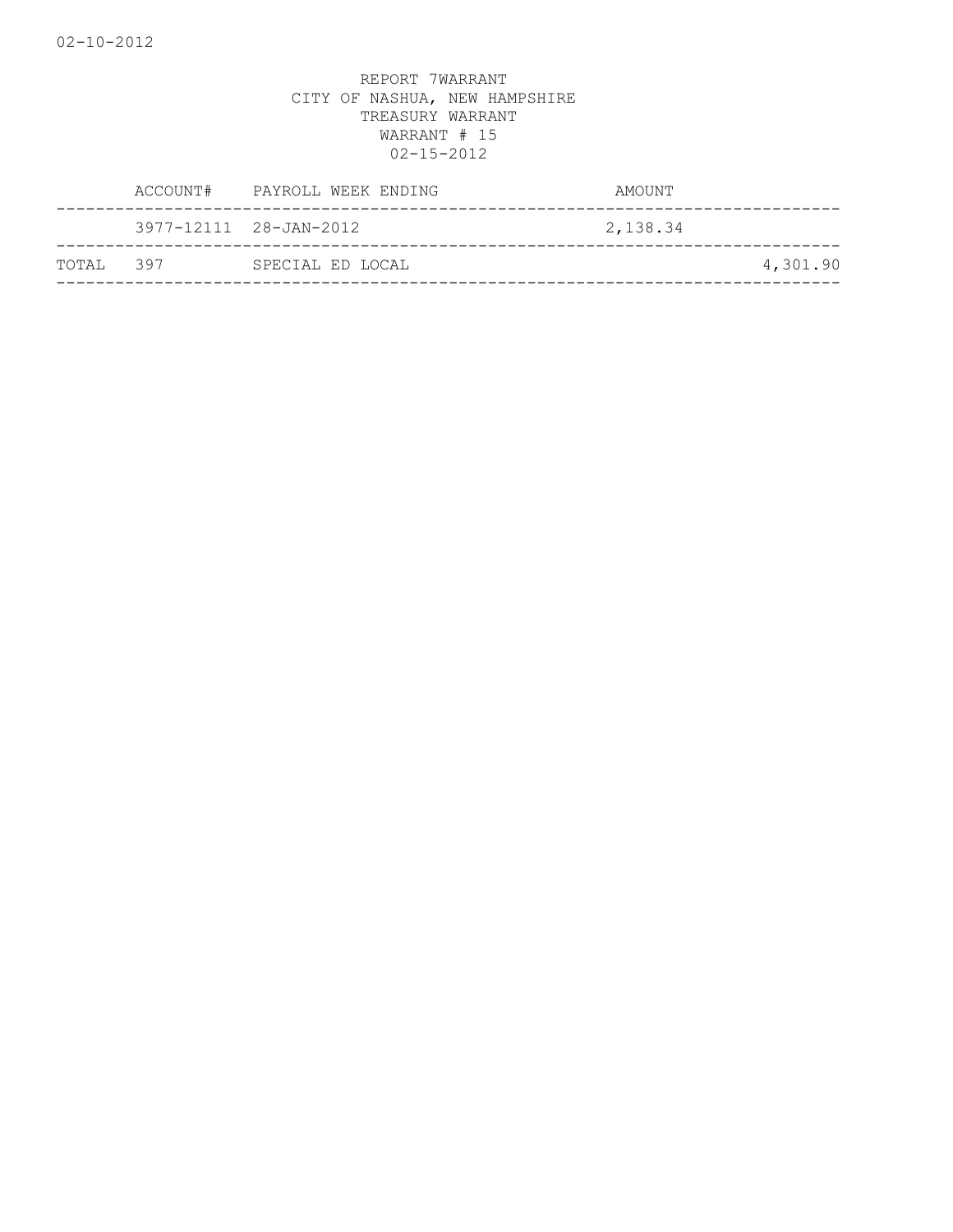REPORT 7WARRANT
CITY OF NASHUA, NEW HAMPSHIRE
TREASURY WARRANT
WARRANT # 15
02-15-2012

| | ACCOUNT# | PAYROLL WEEK ENDING | AMOUNT | |
|---|---|---|---|---|
| | 3977-12111 | 28-JAN-2012 | 2,138.34 | |
| TOTAL | 397 | SPECIAL ED LOCAL | | 4,301.90 |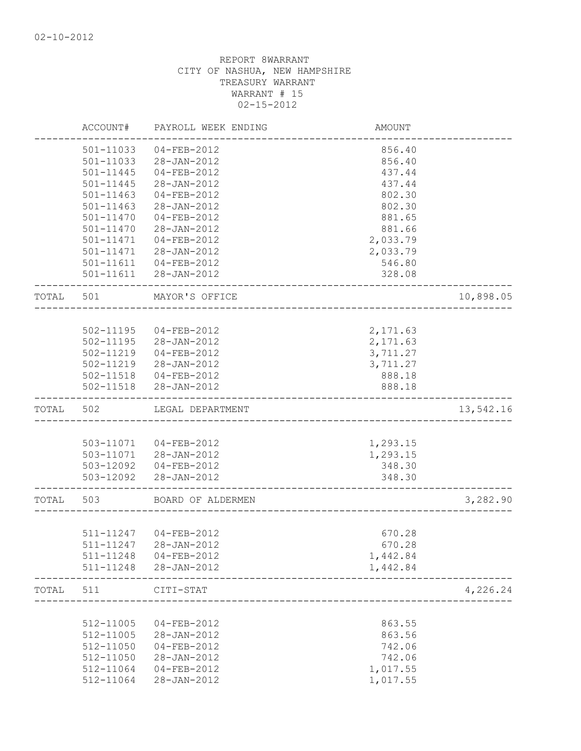02-10-2012

REPORT 8WARRANT
CITY OF NASHUA, NEW HAMPSHIRE
TREASURY WARRANT
WARRANT # 15
02-15-2012

| | ACCOUNT# | PAYROLL WEEK ENDING | AMOUNT | |
|---|---|---|---|---|
| | 501-11033 | 04-FEB-2012 | 856.40 | |
| | 501-11033 | 28-JAN-2012 | 856.40 | |
| | 501-11445 | 04-FEB-2012 | 437.44 | |
| | 501-11445 | 28-JAN-2012 | 437.44 | |
| | 501-11463 | 04-FEB-2012 | 802.30 | |
| | 501-11463 | 28-JAN-2012 | 802.30 | |
| | 501-11470 | 04-FEB-2012 | 881.65 | |
| | 501-11470 | 28-JAN-2012 | 881.66 | |
| | 501-11471 | 04-FEB-2012 | 2,033.79 | |
| | 501-11471 | 28-JAN-2012 | 2,033.79 | |
| | 501-11611 | 04-FEB-2012 | 546.80 | |
| | 501-11611 | 28-JAN-2012 | 328.08 | |
| TOTAL | 501 | MAYOR'S OFFICE | | 10,898.05 |
| | 502-11195 | 04-FEB-2012 | 2,171.63 | |
| | 502-11195 | 28-JAN-2012 | 2,171.63 | |
| | 502-11219 | 04-FEB-2012 | 3,711.27 | |
| | 502-11219 | 28-JAN-2012 | 3,711.27 | |
| | 502-11518 | 04-FEB-2012 | 888.18 | |
| | 502-11518 | 28-JAN-2012 | 888.18 | |
| TOTAL | 502 | LEGAL DEPARTMENT | | 13,542.16 |
| | 503-11071 | 04-FEB-2012 | 1,293.15 | |
| | 503-11071 | 28-JAN-2012 | 1,293.15 | |
| | 503-12092 | 04-FEB-2012 | 348.30 | |
| | 503-12092 | 28-JAN-2012 | 348.30 | |
| TOTAL | 503 | BOARD OF ALDERMEN | | 3,282.90 |
| | 511-11247 | 04-FEB-2012 | 670.28 | |
| | 511-11247 | 28-JAN-2012 | 670.28 | |
| | 511-11248 | 04-FEB-2012 | 1,442.84 | |
| | 511-11248 | 28-JAN-2012 | 1,442.84 | |
| TOTAL | 511 | CITI-STAT | | 4,226.24 |
| | 512-11005 | 04-FEB-2012 | 863.55 | |
| | 512-11005 | 28-JAN-2012 | 863.56 | |
| | 512-11050 | 04-FEB-2012 | 742.06 | |
| | 512-11050 | 28-JAN-2012 | 742.06 | |
| | 512-11064 | 04-FEB-2012 | 1,017.55 | |
| | 512-11064 | 28-JAN-2012 | 1,017.55 | |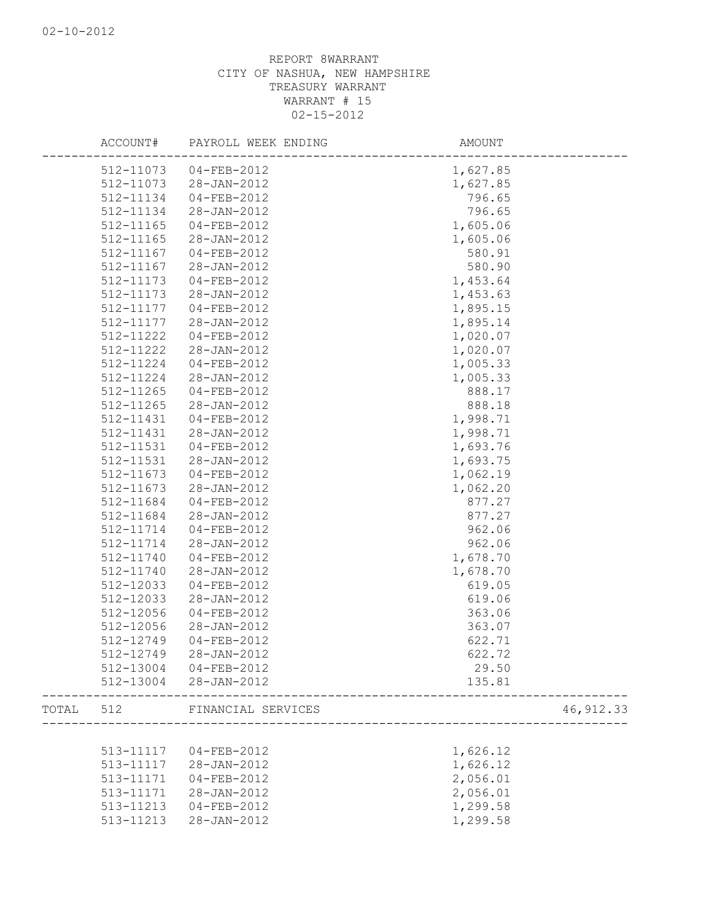REPORT 8WARRANT
CITY OF NASHUA, NEW HAMPSHIRE
TREASURY WARRANT
WARRANT # 15
02-15-2012

| | ACCOUNT# | PAYROLL WEEK ENDING | AMOUNT | |
|---|---|---|---|---|
| | 512-11073 | 04-FEB-2012 | 1,627.85 | |
| | 512-11073 | 28-JAN-2012 | 1,627.85 | |
| | 512-11134 | 04-FEB-2012 | 796.65 | |
| | 512-11134 | 28-JAN-2012 | 796.65 | |
| | 512-11165 | 04-FEB-2012 | 1,605.06 | |
| | 512-11165 | 28-JAN-2012 | 1,605.06 | |
| | 512-11167 | 04-FEB-2012 | 580.91 | |
| | 512-11167 | 28-JAN-2012 | 580.90 | |
| | 512-11173 | 04-FEB-2012 | 1,453.64 | |
| | 512-11173 | 28-JAN-2012 | 1,453.63 | |
| | 512-11177 | 04-FEB-2012 | 1,895.15 | |
| | 512-11177 | 28-JAN-2012 | 1,895.14 | |
| | 512-11222 | 04-FEB-2012 | 1,020.07 | |
| | 512-11222 | 28-JAN-2012 | 1,020.07 | |
| | 512-11224 | 04-FEB-2012 | 1,005.33 | |
| | 512-11224 | 28-JAN-2012 | 1,005.33 | |
| | 512-11265 | 04-FEB-2012 | 888.17 | |
| | 512-11265 | 28-JAN-2012 | 888.18 | |
| | 512-11431 | 04-FEB-2012 | 1,998.71 | |
| | 512-11431 | 28-JAN-2012 | 1,998.71 | |
| | 512-11531 | 04-FEB-2012 | 1,693.76 | |
| | 512-11531 | 28-JAN-2012 | 1,693.75 | |
| | 512-11673 | 04-FEB-2012 | 1,062.19 | |
| | 512-11673 | 28-JAN-2012 | 1,062.20 | |
| | 512-11684 | 04-FEB-2012 | 877.27 | |
| | 512-11684 | 28-JAN-2012 | 877.27 | |
| | 512-11714 | 04-FEB-2012 | 962.06 | |
| | 512-11714 | 28-JAN-2012 | 962.06 | |
| | 512-11740 | 04-FEB-2012 | 1,678.70 | |
| | 512-11740 | 28-JAN-2012 | 1,678.70 | |
| | 512-12033 | 04-FEB-2012 | 619.05 | |
| | 512-12033 | 28-JAN-2012 | 619.06 | |
| | 512-12056 | 04-FEB-2012 | 363.06 | |
| | 512-12056 | 28-JAN-2012 | 363.07 | |
| | 512-12749 | 04-FEB-2012 | 622.71 | |
| | 512-12749 | 28-JAN-2012 | 622.72 | |
| | 512-13004 | 04-FEB-2012 | 29.50 | |
| | 512-13004 | 28-JAN-2012 | 135.81 | |
| TOTAL | 512 | FINANCIAL SERVICES | | 46,912.33 |
| | 513-11117 | 04-FEB-2012 | 1,626.12 | |
| | 513-11117 | 28-JAN-2012 | 1,626.12 | |
| | 513-11171 | 04-FEB-2012 | 2,056.01 | |
| | 513-11171 | 28-JAN-2012 | 2,056.01 | |
| | 513-11213 | 04-FEB-2012 | 1,299.58 | |
| | 513-11213 | 28-JAN-2012 | 1,299.58 | |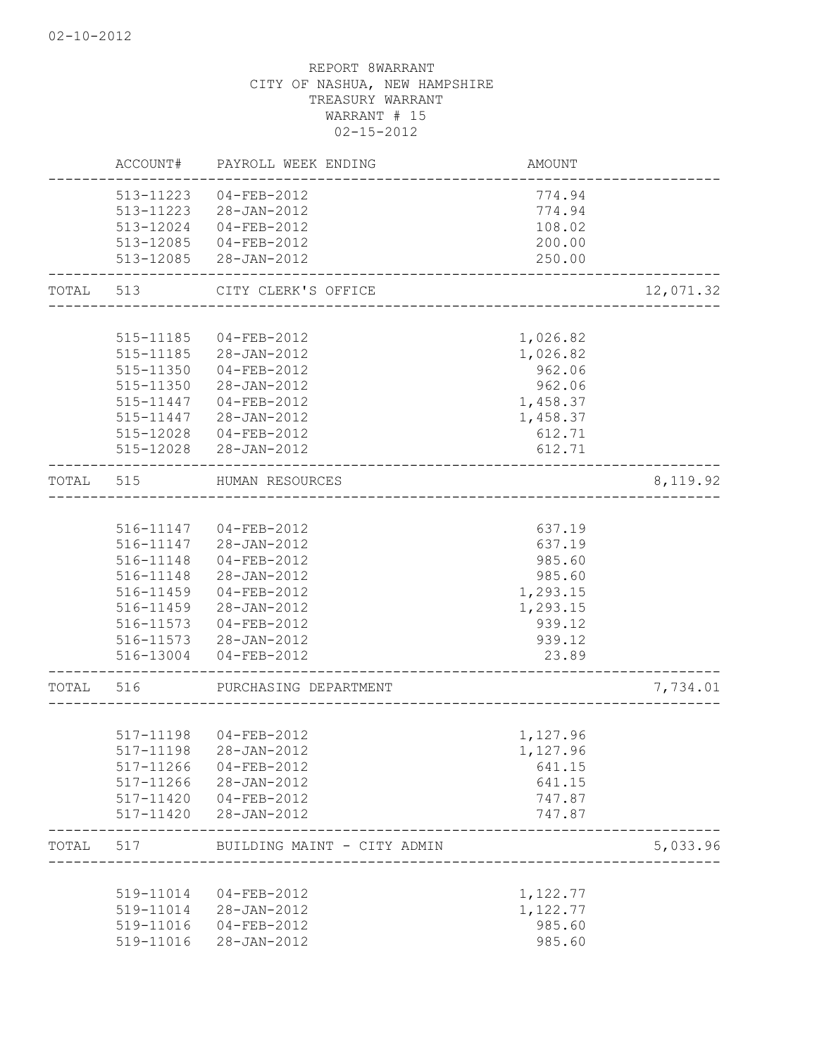REPORT 8WARRANT
CITY OF NASHUA, NEW HAMPSHIRE
TREASURY WARRANT
WARRANT # 15
02-15-2012

| | ACCOUNT# | PAYROLL WEEK ENDING | AMOUNT | |
|---|---|---|---|---|
| | 513-11223 | 04-FEB-2012 | 774.94 | |
| | 513-11223 | 28-JAN-2012 | 774.94 | |
| | 513-12024 | 04-FEB-2012 | 108.02 | |
| | 513-12085 | 04-FEB-2012 | 200.00 | |
| | 513-12085 | 28-JAN-2012 | 250.00 | |
| TOTAL | 513 | CITY CLERK'S OFFICE | | 12,071.32 |
| | 515-11185 | 04-FEB-2012 | 1,026.82 | |
| | 515-11185 | 28-JAN-2012 | 1,026.82 | |
| | 515-11350 | 04-FEB-2012 | 962.06 | |
| | 515-11350 | 28-JAN-2012 | 962.06 | |
| | 515-11447 | 04-FEB-2012 | 1,458.37 | |
| | 515-11447 | 28-JAN-2012 | 1,458.37 | |
| | 515-12028 | 04-FEB-2012 | 612.71 | |
| | 515-12028 | 28-JAN-2012 | 612.71 | |
| TOTAL | 515 | HUMAN RESOURCES | | 8,119.92 |
| | 516-11147 | 04-FEB-2012 | 637.19 | |
| | 516-11147 | 28-JAN-2012 | 637.19 | |
| | 516-11148 | 04-FEB-2012 | 985.60 | |
| | 516-11148 | 28-JAN-2012 | 985.60 | |
| | 516-11459 | 04-FEB-2012 | 1,293.15 | |
| | 516-11459 | 28-JAN-2012 | 1,293.15 | |
| | 516-11573 | 04-FEB-2012 | 939.12 | |
| | 516-11573 | 28-JAN-2012 | 939.12 | |
| | 516-13004 | 04-FEB-2012 | 23.89 | |
| TOTAL | 516 | PURCHASING DEPARTMENT | | 7,734.01 |
| | 517-11198 | 04-FEB-2012 | 1,127.96 | |
| | 517-11198 | 28-JAN-2012 | 1,127.96 | |
| | 517-11266 | 04-FEB-2012 | 641.15 | |
| | 517-11266 | 28-JAN-2012 | 641.15 | |
| | 517-11420 | 04-FEB-2012 | 747.87 | |
| | 517-11420 | 28-JAN-2012 | 747.87 | |
| TOTAL | 517 | BUILDING MAINT - CITY ADMIN | | 5,033.96 |
| | 519-11014 | 04-FEB-2012 | 1,122.77 | |
| | 519-11014 | 28-JAN-2012 | 1,122.77 | |
| | 519-11016 | 04-FEB-2012 | 985.60 | |
| | 519-11016 | 28-JAN-2012 | 985.60 | |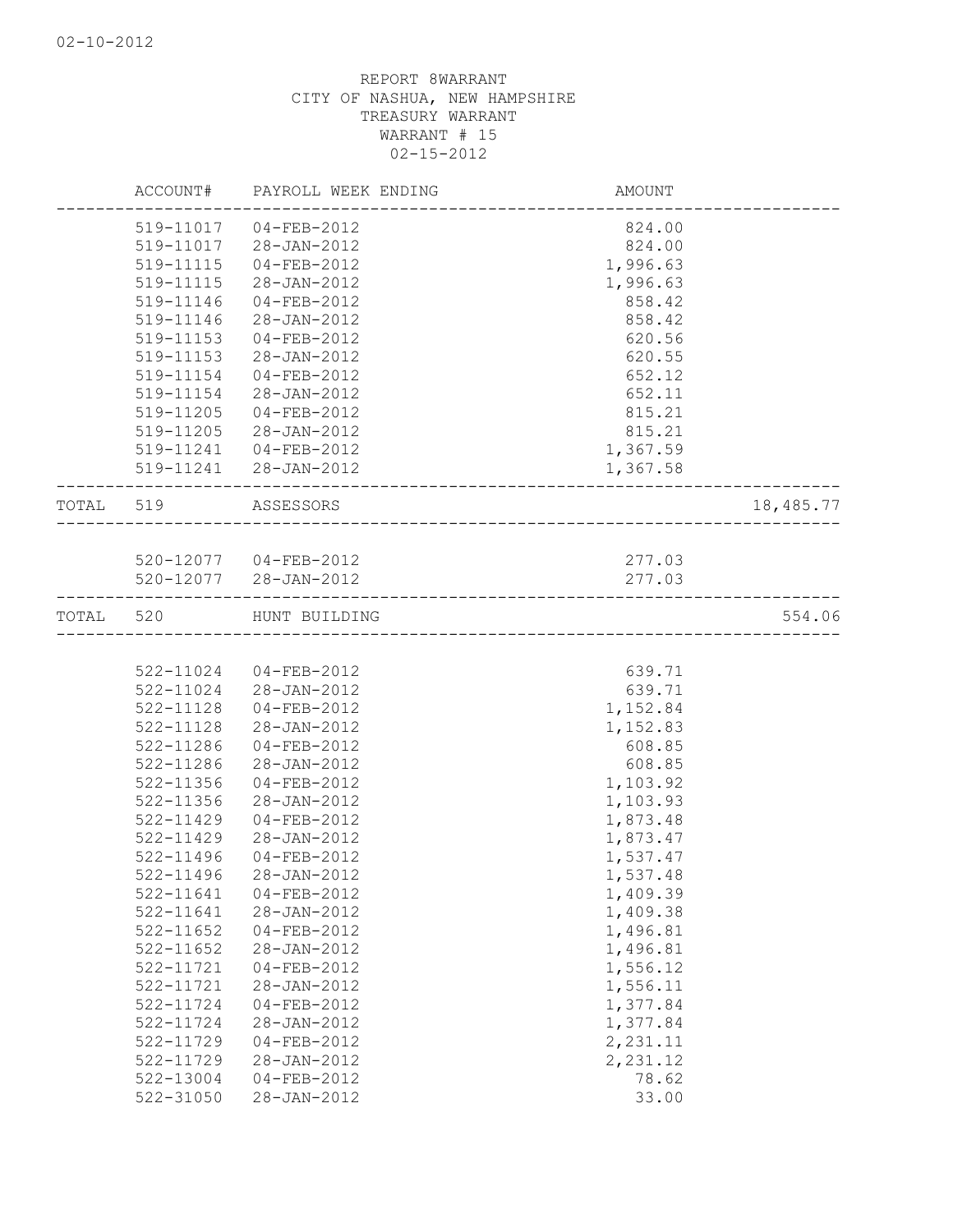REPORT 8WARRANT
CITY OF NASHUA, NEW HAMPSHIRE
TREASURY WARRANT
WARRANT # 15
02-15-2012

| | ACCOUNT# | PAYROLL WEEK ENDING | AMOUNT | |
|---|---|---|---|---|
| | 519-11017 | 04-FEB-2012 | 824.00 | |
| | 519-11017 | 28-JAN-2012 | 824.00 | |
| | 519-11115 | 04-FEB-2012 | 1,996.63 | |
| | 519-11115 | 28-JAN-2012 | 1,996.63 | |
| | 519-11146 | 04-FEB-2012 | 858.42 | |
| | 519-11146 | 28-JAN-2012 | 858.42 | |
| | 519-11153 | 04-FEB-2012 | 620.56 | |
| | 519-11153 | 28-JAN-2012 | 620.55 | |
| | 519-11154 | 04-FEB-2012 | 652.12 | |
| | 519-11154 | 28-JAN-2012 | 652.11 | |
| | 519-11205 | 04-FEB-2012 | 815.21 | |
| | 519-11205 | 28-JAN-2012 | 815.21 | |
| | 519-11241 | 04-FEB-2012 | 1,367.59 | |
| | 519-11241 | 28-JAN-2012 | 1,367.58 | |
| TOTAL | 519 | ASSESSORS | | 18,485.77 |
| | 520-12077 | 04-FEB-2012 | 277.03 | |
| | 520-12077 | 28-JAN-2012 | 277.03 | |
| TOTAL | 520 | HUNT BUILDING | | 554.06 |
| | 522-11024 | 04-FEB-2012 | 639.71 | |
| | 522-11024 | 28-JAN-2012 | 639.71 | |
| | 522-11128 | 04-FEB-2012 | 1,152.84 | |
| | 522-11128 | 28-JAN-2012 | 1,152.83 | |
| | 522-11286 | 04-FEB-2012 | 608.85 | |
| | 522-11286 | 28-JAN-2012 | 608.85 | |
| | 522-11356 | 04-FEB-2012 | 1,103.92 | |
| | 522-11356 | 28-JAN-2012 | 1,103.93 | |
| | 522-11429 | 04-FEB-2012 | 1,873.48 | |
| | 522-11429 | 28-JAN-2012 | 1,873.47 | |
| | 522-11496 | 04-FEB-2012 | 1,537.47 | |
| | 522-11496 | 28-JAN-2012 | 1,537.48 | |
| | 522-11641 | 04-FEB-2012 | 1,409.39 | |
| | 522-11641 | 28-JAN-2012 | 1,409.38 | |
| | 522-11652 | 04-FEB-2012 | 1,496.81 | |
| | 522-11652 | 28-JAN-2012 | 1,496.81 | |
| | 522-11721 | 04-FEB-2012 | 1,556.12 | |
| | 522-11721 | 28-JAN-2012 | 1,556.11 | |
| | 522-11724 | 04-FEB-2012 | 1,377.84 | |
| | 522-11724 | 28-JAN-2012 | 1,377.84 | |
| | 522-11729 | 04-FEB-2012 | 2,231.11 | |
| | 522-11729 | 28-JAN-2012 | 2,231.12 | |
| | 522-13004 | 04-FEB-2012 | 78.62 | |
| | 522-31050 | 28-JAN-2012 | 33.00 | |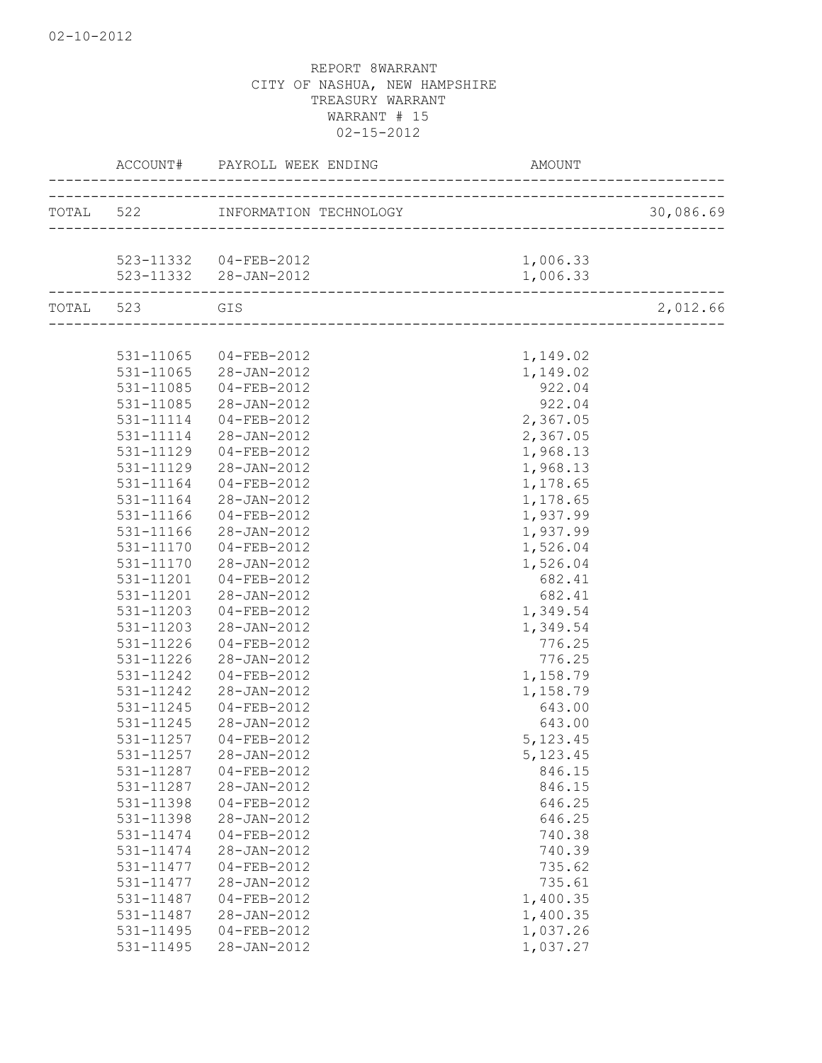02-10-2012

REPORT 8WARRANT
CITY OF NASHUA, NEW HAMPSHIRE
TREASURY WARRANT
WARRANT # 15
02-15-2012

| | ACCOUNT# | PAYROLL WEEK ENDING | AMOUNT | |
|---|---|---|---|---|
| TOTAL | 522 | INFORMATION TECHNOLOGY | | 30,086.69 |
| | 523-11332 | 04-FEB-2012 | 1,006.33 | |
| | 523-11332 | 28-JAN-2012 | 1,006.33 | |
| TOTAL | 523 | GIS | | 2,012.66 |
| | 531-11065 | 04-FEB-2012 | 1,149.02 | |
| | 531-11065 | 28-JAN-2012 | 1,149.02 | |
| | 531-11085 | 04-FEB-2012 | 922.04 | |
| | 531-11085 | 28-JAN-2012 | 922.04 | |
| | 531-11114 | 04-FEB-2012 | 2,367.05 | |
| | 531-11114 | 28-JAN-2012 | 2,367.05 | |
| | 531-11129 | 04-FEB-2012 | 1,968.13 | |
| | 531-11129 | 28-JAN-2012 | 1,968.13 | |
| | 531-11164 | 04-FEB-2012 | 1,178.65 | |
| | 531-11164 | 28-JAN-2012 | 1,178.65 | |
| | 531-11166 | 04-FEB-2012 | 1,937.99 | |
| | 531-11166 | 28-JAN-2012 | 1,937.99 | |
| | 531-11170 | 04-FEB-2012 | 1,526.04 | |
| | 531-11170 | 28-JAN-2012 | 1,526.04 | |
| | 531-11201 | 04-FEB-2012 | 682.41 | |
| | 531-11201 | 28-JAN-2012 | 682.41 | |
| | 531-11203 | 04-FEB-2012 | 1,349.54 | |
| | 531-11203 | 28-JAN-2012 | 1,349.54 | |
| | 531-11226 | 04-FEB-2012 | 776.25 | |
| | 531-11226 | 28-JAN-2012 | 776.25 | |
| | 531-11242 | 04-FEB-2012 | 1,158.79 | |
| | 531-11242 | 28-JAN-2012 | 1,158.79 | |
| | 531-11245 | 04-FEB-2012 | 643.00 | |
| | 531-11245 | 28-JAN-2012 | 643.00 | |
| | 531-11257 | 04-FEB-2012 | 5,123.45 | |
| | 531-11257 | 28-JAN-2012 | 5,123.45 | |
| | 531-11287 | 04-FEB-2012 | 846.15 | |
| | 531-11287 | 28-JAN-2012 | 846.15 | |
| | 531-11398 | 04-FEB-2012 | 646.25 | |
| | 531-11398 | 28-JAN-2012 | 646.25 | |
| | 531-11474 | 04-FEB-2012 | 740.38 | |
| | 531-11474 | 28-JAN-2012 | 740.39 | |
| | 531-11477 | 04-FEB-2012 | 735.62 | |
| | 531-11477 | 28-JAN-2012 | 735.61 | |
| | 531-11487 | 04-FEB-2012 | 1,400.35 | |
| | 531-11487 | 28-JAN-2012 | 1,400.35 | |
| | 531-11495 | 04-FEB-2012 | 1,037.26 | |
| | 531-11495 | 28-JAN-2012 | 1,037.27 | |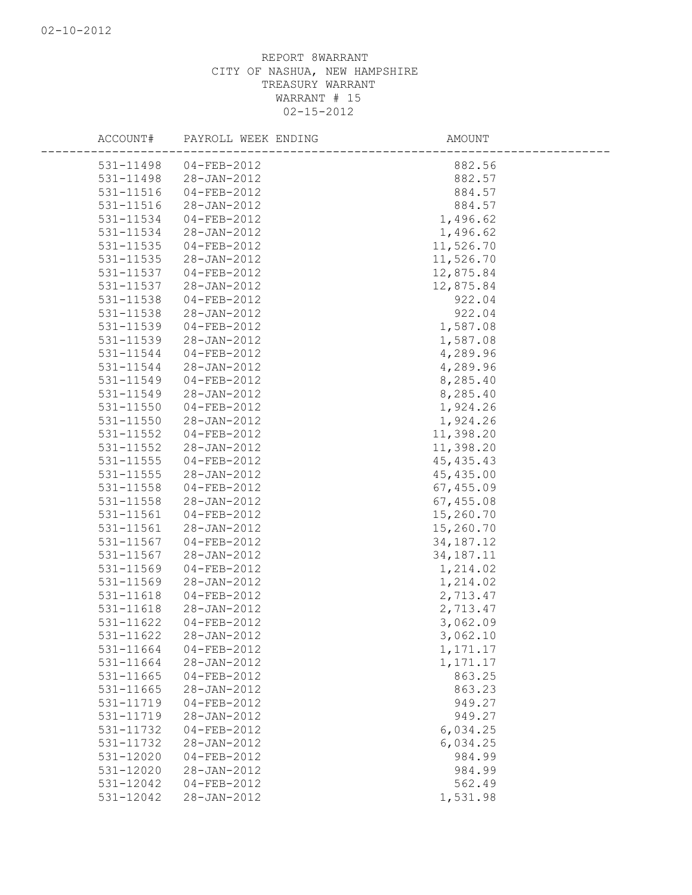REPORT 8WARRANT
CITY OF NASHUA, NEW HAMPSHIRE
TREASURY WARRANT
WARRANT # 15
02-15-2012

| ACCOUNT# | PAYROLL WEEK ENDING | AMOUNT |
|---|---|---|
| 531-11498 | 04-FEB-2012 | 882.56 |
| 531-11498 | 28-JAN-2012 | 882.57 |
| 531-11516 | 04-FEB-2012 | 884.57 |
| 531-11516 | 28-JAN-2012 | 884.57 |
| 531-11534 | 04-FEB-2012 | 1,496.62 |
| 531-11534 | 28-JAN-2012 | 1,496.62 |
| 531-11535 | 04-FEB-2012 | 11,526.70 |
| 531-11535 | 28-JAN-2012 | 11,526.70 |
| 531-11537 | 04-FEB-2012 | 12,875.84 |
| 531-11537 | 28-JAN-2012 | 12,875.84 |
| 531-11538 | 04-FEB-2012 | 922.04 |
| 531-11538 | 28-JAN-2012 | 922.04 |
| 531-11539 | 04-FEB-2012 | 1,587.08 |
| 531-11539 | 28-JAN-2012 | 1,587.08 |
| 531-11544 | 04-FEB-2012 | 4,289.96 |
| 531-11544 | 28-JAN-2012 | 4,289.96 |
| 531-11549 | 04-FEB-2012 | 8,285.40 |
| 531-11549 | 28-JAN-2012 | 8,285.40 |
| 531-11550 | 04-FEB-2012 | 1,924.26 |
| 531-11550 | 28-JAN-2012 | 1,924.26 |
| 531-11552 | 04-FEB-2012 | 11,398.20 |
| 531-11552 | 28-JAN-2012 | 11,398.20 |
| 531-11555 | 04-FEB-2012 | 45,435.43 |
| 531-11555 | 28-JAN-2012 | 45,435.00 |
| 531-11558 | 04-FEB-2012 | 67,455.09 |
| 531-11558 | 28-JAN-2012 | 67,455.08 |
| 531-11561 | 04-FEB-2012 | 15,260.70 |
| 531-11561 | 28-JAN-2012 | 15,260.70 |
| 531-11567 | 04-FEB-2012 | 34,187.12 |
| 531-11567 | 28-JAN-2012 | 34,187.11 |
| 531-11569 | 04-FEB-2012 | 1,214.02 |
| 531-11569 | 28-JAN-2012 | 1,214.02 |
| 531-11618 | 04-FEB-2012 | 2,713.47 |
| 531-11618 | 28-JAN-2012 | 2,713.47 |
| 531-11622 | 04-FEB-2012 | 3,062.09 |
| 531-11622 | 28-JAN-2012 | 3,062.10 |
| 531-11664 | 04-FEB-2012 | 1,171.17 |
| 531-11664 | 28-JAN-2012 | 1,171.17 |
| 531-11665 | 04-FEB-2012 | 863.25 |
| 531-11665 | 28-JAN-2012 | 863.23 |
| 531-11719 | 04-FEB-2012 | 949.27 |
| 531-11719 | 28-JAN-2012 | 949.27 |
| 531-11732 | 04-FEB-2012 | 6,034.25 |
| 531-11732 | 28-JAN-2012 | 6,034.25 |
| 531-12020 | 04-FEB-2012 | 984.99 |
| 531-12020 | 28-JAN-2012 | 984.99 |
| 531-12042 | 04-FEB-2012 | 562.49 |
| 531-12042 | 28-JAN-2012 | 1,531.98 |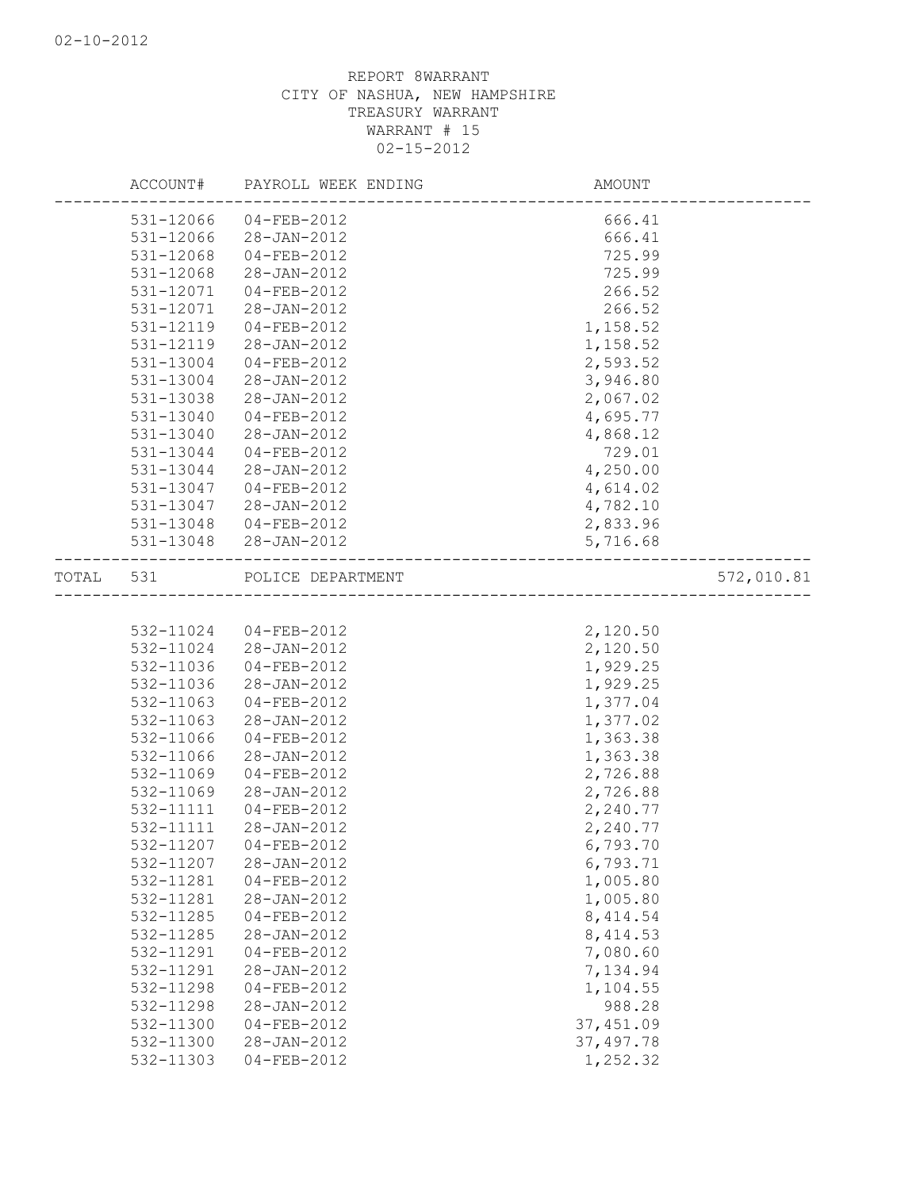02-10-2012

REPORT 8WARRANT
CITY OF NASHUA, NEW HAMPSHIRE
TREASURY WARRANT
WARRANT # 15
02-15-2012

| ACCOUNT# | PAYROLL WEEK ENDING | AMOUNT | |
|---|---|---|---|
| 531-12066 | 04-FEB-2012 | 666.41 | |
| 531-12066 | 28-JAN-2012 | 666.41 | |
| 531-12068 | 04-FEB-2012 | 725.99 | |
| 531-12068 | 28-JAN-2012 | 725.99 | |
| 531-12071 | 04-FEB-2012 | 266.52 | |
| 531-12071 | 28-JAN-2012 | 266.52 | |
| 531-12119 | 04-FEB-2012 | 1,158.52 | |
| 531-12119 | 28-JAN-2012 | 1,158.52 | |
| 531-13004 | 04-FEB-2012 | 2,593.52 | |
| 531-13004 | 28-JAN-2012 | 3,946.80 | |
| 531-13038 | 28-JAN-2012 | 2,067.02 | |
| 531-13040 | 04-FEB-2012 | 4,695.77 | |
| 531-13040 | 28-JAN-2012 | 4,868.12 | |
| 531-13044 | 04-FEB-2012 | 729.01 | |
| 531-13044 | 28-JAN-2012 | 4,250.00 | |
| 531-13047 | 04-FEB-2012 | 4,614.02 | |
| 531-13047 | 28-JAN-2012 | 4,782.10 | |
| 531-13048 | 04-FEB-2012 | 2,833.96 | |
| 531-13048 | 28-JAN-2012 | 5,716.68 | |
| TOTAL 531 | POLICE DEPARTMENT | | 572,010.81 |
| 532-11024 | 04-FEB-2012 | 2,120.50 | |
| 532-11024 | 28-JAN-2012 | 2,120.50 | |
| 532-11036 | 04-FEB-2012 | 1,929.25 | |
| 532-11036 | 28-JAN-2012 | 1,929.25 | |
| 532-11063 | 04-FEB-2012 | 1,377.04 | |
| 532-11063 | 28-JAN-2012 | 1,377.02 | |
| 532-11066 | 04-FEB-2012 | 1,363.38 | |
| 532-11066 | 28-JAN-2012 | 1,363.38 | |
| 532-11069 | 04-FEB-2012 | 2,726.88 | |
| 532-11069 | 28-JAN-2012 | 2,726.88 | |
| 532-11111 | 04-FEB-2012 | 2,240.77 | |
| 532-11111 | 28-JAN-2012 | 2,240.77 | |
| 532-11207 | 04-FEB-2012 | 6,793.70 | |
| 532-11207 | 28-JAN-2012 | 6,793.71 | |
| 532-11281 | 04-FEB-2012 | 1,005.80 | |
| 532-11281 | 28-JAN-2012 | 1,005.80 | |
| 532-11285 | 04-FEB-2012 | 8,414.54 | |
| 532-11285 | 28-JAN-2012 | 8,414.53 | |
| 532-11291 | 04-FEB-2012 | 7,080.60 | |
| 532-11291 | 28-JAN-2012 | 7,134.94 | |
| 532-11298 | 04-FEB-2012 | 1,104.55 | |
| 532-11298 | 28-JAN-2012 | 988.28 | |
| 532-11300 | 04-FEB-2012 | 37,451.09 | |
| 532-11300 | 28-JAN-2012 | 37,497.78 | |
| 532-11303 | 04-FEB-2012 | 1,252.32 | |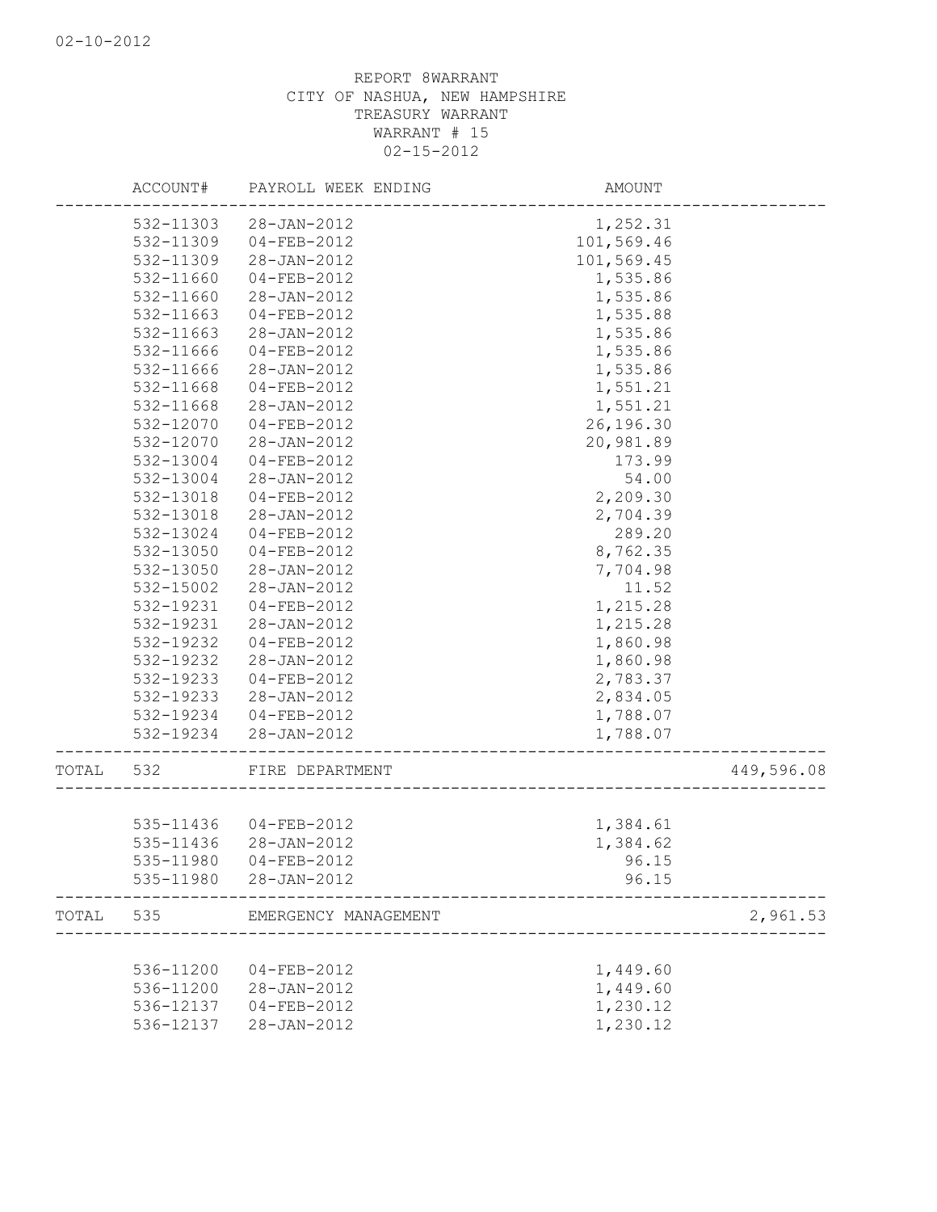02-10-2012

REPORT 8WARRANT
CITY OF NASHUA, NEW HAMPSHIRE
TREASURY WARRANT
WARRANT # 15
02-15-2012

| | ACCOUNT# | PAYROLL WEEK ENDING | AMOUNT | |
|---|---|---|---|---|
| | 532-11303 | 28-JAN-2012 | 1,252.31 | |
| | 532-11309 | 04-FEB-2012 | 101,569.46 | |
| | 532-11309 | 28-JAN-2012 | 101,569.45 | |
| | 532-11660 | 04-FEB-2012 | 1,535.86 | |
| | 532-11660 | 28-JAN-2012 | 1,535.86 | |
| | 532-11663 | 04-FEB-2012 | 1,535.88 | |
| | 532-11663 | 28-JAN-2012 | 1,535.86 | |
| | 532-11666 | 04-FEB-2012 | 1,535.86 | |
| | 532-11666 | 28-JAN-2012 | 1,535.86 | |
| | 532-11668 | 04-FEB-2012 | 1,551.21 | |
| | 532-11668 | 28-JAN-2012 | 1,551.21 | |
| | 532-12070 | 04-FEB-2012 | 26,196.30 | |
| | 532-12070 | 28-JAN-2012 | 20,981.89 | |
| | 532-13004 | 04-FEB-2012 | 173.99 | |
| | 532-13004 | 28-JAN-2012 | 54.00 | |
| | 532-13018 | 04-FEB-2012 | 2,209.30 | |
| | 532-13018 | 28-JAN-2012 | 2,704.39 | |
| | 532-13024 | 04-FEB-2012 | 289.20 | |
| | 532-13050 | 04-FEB-2012 | 8,762.35 | |
| | 532-13050 | 28-JAN-2012 | 7,704.98 | |
| | 532-15002 | 28-JAN-2012 | 11.52 | |
| | 532-19231 | 04-FEB-2012 | 1,215.28 | |
| | 532-19231 | 28-JAN-2012 | 1,215.28 | |
| | 532-19232 | 04-FEB-2012 | 1,860.98 | |
| | 532-19232 | 28-JAN-2012 | 1,860.98 | |
| | 532-19233 | 04-FEB-2012 | 2,783.37 | |
| | 532-19233 | 28-JAN-2012 | 2,834.05 | |
| | 532-19234 | 04-FEB-2012 | 1,788.07 | |
| | 532-19234 | 28-JAN-2012 | 1,788.07 | |
| TOTAL | 532 | FIRE DEPARTMENT | | 449,596.08 |
| | 535-11436 | 04-FEB-2012 | 1,384.61 | |
| | 535-11436 | 28-JAN-2012 | 1,384.62 | |
| | 535-11980 | 04-FEB-2012 | 96.15 | |
| | 535-11980 | 28-JAN-2012 | 96.15 | |
| TOTAL | 535 | EMERGENCY MANAGEMENT | | 2,961.53 |
| | 536-11200 | 04-FEB-2012 | 1,449.60 | |
| | 536-11200 | 28-JAN-2012 | 1,449.60 | |
| | 536-12137 | 04-FEB-2012 | 1,230.12 | |
| | 536-12137 | 28-JAN-2012 | 1,230.12 | |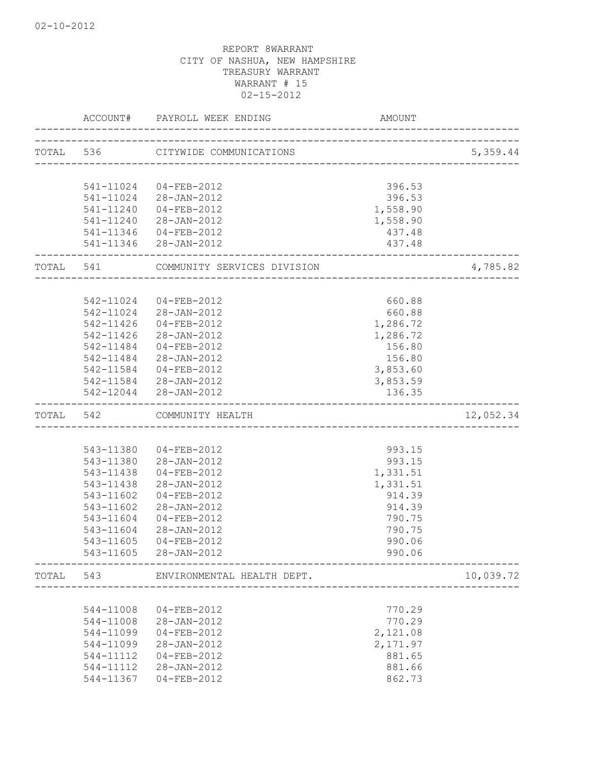REPORT 8WARRANT
CITY OF NASHUA, NEW HAMPSHIRE
TREASURY WARRANT
WARRANT # 15
02-15-2012

| | ACCOUNT# | PAYROLL WEEK ENDING | AMOUNT | |
|---|---|---|---|---|
| TOTAL | 536 | CITYWIDE COMMUNICATIONS | | 5,359.44 |
| | 541-11024 | 04-FEB-2012 | 396.53 | |
| | 541-11024 | 28-JAN-2012 | 396.53 | |
| | 541-11240 | 04-FEB-2012 | 1,558.90 | |
| | 541-11240 | 28-JAN-2012 | 1,558.90 | |
| | 541-11346 | 04-FEB-2012 | 437.48 | |
| | 541-11346 | 28-JAN-2012 | 437.48 | |
| TOTAL | 541 | COMMUNITY SERVICES DIVISION | | 4,785.82 |
| | 542-11024 | 04-FEB-2012 | 660.88 | |
| | 542-11024 | 28-JAN-2012 | 660.88 | |
| | 542-11426 | 04-FEB-2012 | 1,286.72 | |
| | 542-11426 | 28-JAN-2012 | 1,286.72 | |
| | 542-11484 | 04-FEB-2012 | 156.80 | |
| | 542-11484 | 28-JAN-2012 | 156.80 | |
| | 542-11584 | 04-FEB-2012 | 3,853.60 | |
| | 542-11584 | 28-JAN-2012 | 3,853.59 | |
| | 542-12044 | 28-JAN-2012 | 136.35 | |
| TOTAL | 542 | COMMUNITY HEALTH | | 12,052.34 |
| | 543-11380 | 04-FEB-2012 | 993.15 | |
| | 543-11380 | 28-JAN-2012 | 993.15 | |
| | 543-11438 | 04-FEB-2012 | 1,331.51 | |
| | 543-11438 | 28-JAN-2012 | 1,331.51 | |
| | 543-11602 | 04-FEB-2012 | 914.39 | |
| | 543-11602 | 28-JAN-2012 | 914.39 | |
| | 543-11604 | 04-FEB-2012 | 790.75 | |
| | 543-11604 | 28-JAN-2012 | 790.75 | |
| | 543-11605 | 04-FEB-2012 | 990.06 | |
| | 543-11605 | 28-JAN-2012 | 990.06 | |
| TOTAL | 543 | ENVIRONMENTAL HEALTH DEPT. | | 10,039.72 |
| | 544-11008 | 04-FEB-2012 | 770.29 | |
| | 544-11008 | 28-JAN-2012 | 770.29 | |
| | 544-11099 | 04-FEB-2012 | 2,121.08 | |
| | 544-11099 | 28-JAN-2012 | 2,171.97 | |
| | 544-11112 | 04-FEB-2012 | 881.65 | |
| | 544-11112 | 28-JAN-2012 | 881.66 | |
| | 544-11367 | 04-FEB-2012 | 862.73 | |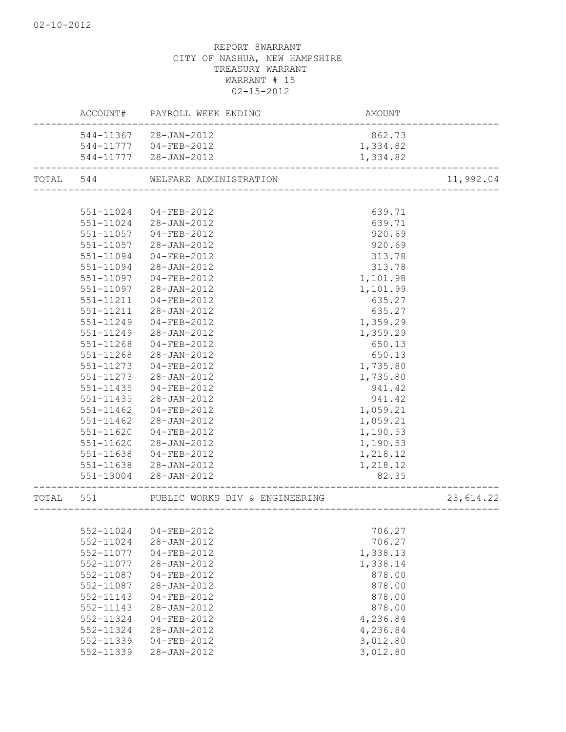02-10-2012

REPORT 8WARRANT
CITY OF NASHUA, NEW HAMPSHIRE
TREASURY WARRANT
WARRANT # 15
02-15-2012

| ACCOUNT# | PAYROLL WEEK ENDING | AMOUNT | |
|---|---|---|---|
| 544-11367 | 28-JAN-2012 | 862.73 | |
| 544-11777 | 04-FEB-2012 | 1,334.82 | |
| 544-11777 | 28-JAN-2012 | 1,334.82 | |
| TOTAL 544 | WELFARE ADMINISTRATION | | 11,992.04 |
| 551-11024 | 04-FEB-2012 | 639.71 | |
| 551-11024 | 28-JAN-2012 | 639.71 | |
| 551-11057 | 04-FEB-2012 | 920.69 | |
| 551-11057 | 28-JAN-2012 | 920.69 | |
| 551-11094 | 04-FEB-2012 | 313.78 | |
| 551-11094 | 28-JAN-2012 | 313.78 | |
| 551-11097 | 04-FEB-2012 | 1,101.98 | |
| 551-11097 | 28-JAN-2012 | 1,101.99 | |
| 551-11211 | 04-FEB-2012 | 635.27 | |
| 551-11211 | 28-JAN-2012 | 635.27 | |
| 551-11249 | 04-FEB-2012 | 1,359.29 | |
| 551-11249 | 28-JAN-2012 | 1,359.29 | |
| 551-11268 | 04-FEB-2012 | 650.13 | |
| 551-11268 | 28-JAN-2012 | 650.13 | |
| 551-11273 | 04-FEB-2012 | 1,735.80 | |
| 551-11273 | 28-JAN-2012 | 1,735.80 | |
| 551-11435 | 04-FEB-2012 | 941.42 | |
| 551-11435 | 28-JAN-2012 | 941.42 | |
| 551-11462 | 04-FEB-2012 | 1,059.21 | |
| 551-11462 | 28-JAN-2012 | 1,059.21 | |
| 551-11620 | 04-FEB-2012 | 1,190.53 | |
| 551-11620 | 28-JAN-2012 | 1,190.53 | |
| 551-11638 | 04-FEB-2012 | 1,218.12 | |
| 551-11638 | 28-JAN-2012 | 1,218.12 | |
| 551-13004 | 28-JAN-2012 | 82.35 | |
| TOTAL 551 | PUBLIC WORKS DIV & ENGINEERING | | 23,614.22 |
| 552-11024 | 04-FEB-2012 | 706.27 | |
| 552-11024 | 28-JAN-2012 | 706.27 | |
| 552-11077 | 04-FEB-2012 | 1,338.13 | |
| 552-11077 | 28-JAN-2012 | 1,338.14 | |
| 552-11087 | 04-FEB-2012 | 878.00 | |
| 552-11087 | 28-JAN-2012 | 878.00 | |
| 552-11143 | 04-FEB-2012 | 878.00 | |
| 552-11143 | 28-JAN-2012 | 878.00 | |
| 552-11324 | 04-FEB-2012 | 4,236.84 | |
| 552-11324 | 28-JAN-2012 | 4,236.84 | |
| 552-11339 | 04-FEB-2012 | 3,012.80 | |
| 552-11339 | 28-JAN-2012 | 3,012.80 | |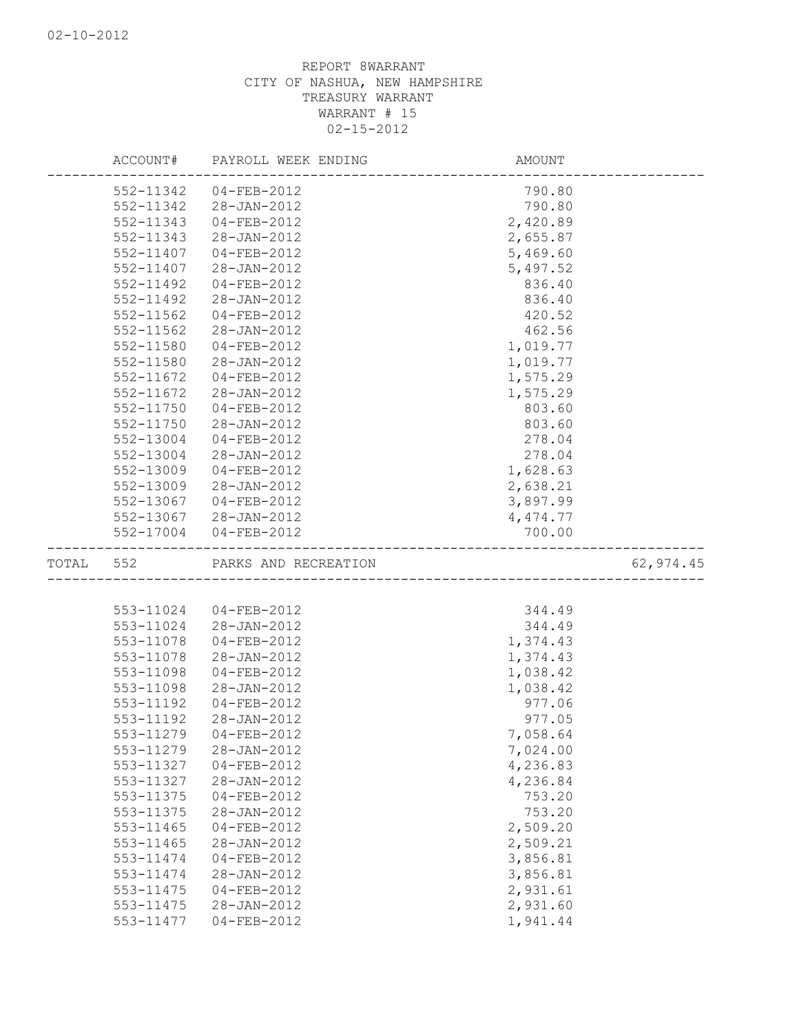REPORT 8WARRANT
CITY OF NASHUA, NEW HAMPSHIRE
TREASURY WARRANT
WARRANT # 15
02-15-2012

| | ACCOUNT# | PAYROLL WEEK ENDING | AMOUNT | |
|---|---|---|---|---|
| | 552-11342 | 04-FEB-2012 | 790.80 | |
| | 552-11342 | 28-JAN-2012 | 790.80 | |
| | 552-11343 | 04-FEB-2012 | 2,420.89 | |
| | 552-11343 | 28-JAN-2012 | 2,655.87 | |
| | 552-11407 | 04-FEB-2012 | 5,469.60 | |
| | 552-11407 | 28-JAN-2012 | 5,497.52 | |
| | 552-11492 | 04-FEB-2012 | 836.40 | |
| | 552-11492 | 28-JAN-2012 | 836.40 | |
| | 552-11562 | 04-FEB-2012 | 420.52 | |
| | 552-11562 | 28-JAN-2012 | 462.56 | |
| | 552-11580 | 04-FEB-2012 | 1,019.77 | |
| | 552-11580 | 28-JAN-2012 | 1,019.77 | |
| | 552-11672 | 04-FEB-2012 | 1,575.29 | |
| | 552-11672 | 28-JAN-2012 | 1,575.29 | |
| | 552-11750 | 04-FEB-2012 | 803.60 | |
| | 552-11750 | 28-JAN-2012 | 803.60 | |
| | 552-13004 | 04-FEB-2012 | 278.04 | |
| | 552-13004 | 28-JAN-2012 | 278.04 | |
| | 552-13009 | 04-FEB-2012 | 1,628.63 | |
| | 552-13009 | 28-JAN-2012 | 2,638.21 | |
| | 552-13067 | 04-FEB-2012 | 3,897.99 | |
| | 552-13067 | 28-JAN-2012 | 4,474.77 | |
| | 552-17004 | 04-FEB-2012 | 700.00 | |
| TOTAL | 552 | PARKS AND RECREATION | | 62,974.45 |
| | 553-11024 | 04-FEB-2012 | 344.49 | |
| | 553-11024 | 28-JAN-2012 | 344.49 | |
| | 553-11078 | 04-FEB-2012 | 1,374.43 | |
| | 553-11078 | 28-JAN-2012 | 1,374.43 | |
| | 553-11098 | 04-FEB-2012 | 1,038.42 | |
| | 553-11098 | 28-JAN-2012 | 1,038.42 | |
| | 553-11192 | 04-FEB-2012 | 977.06 | |
| | 553-11192 | 28-JAN-2012 | 977.05 | |
| | 553-11279 | 04-FEB-2012 | 7,058.64 | |
| | 553-11279 | 28-JAN-2012 | 7,024.00 | |
| | 553-11327 | 04-FEB-2012 | 4,236.83 | |
| | 553-11327 | 28-JAN-2012 | 4,236.84 | |
| | 553-11375 | 04-FEB-2012 | 753.20 | |
| | 553-11375 | 28-JAN-2012 | 753.20 | |
| | 553-11465 | 04-FEB-2012 | 2,509.20 | |
| | 553-11465 | 28-JAN-2012 | 2,509.21 | |
| | 553-11474 | 04-FEB-2012 | 3,856.81 | |
| | 553-11474 | 28-JAN-2012 | 3,856.81 | |
| | 553-11475 | 04-FEB-2012 | 2,931.61 | |
| | 553-11475 | 28-JAN-2012 | 2,931.60 | |
| | 553-11477 | 04-FEB-2012 | 1,941.44 | |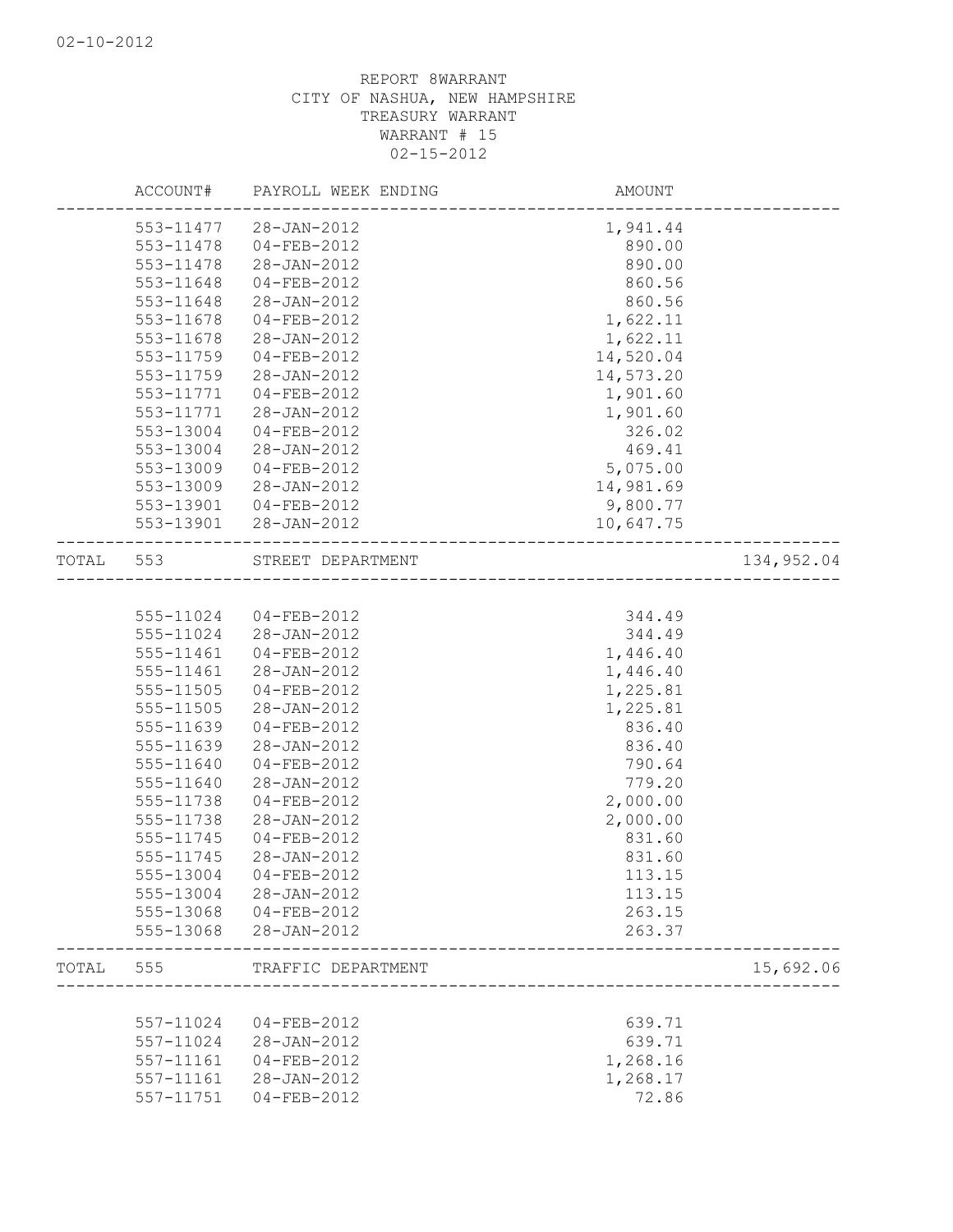REPORT 8WARRANT
CITY OF NASHUA, NEW HAMPSHIRE
TREASURY WARRANT
WARRANT # 15
02-15-2012

| | ACCOUNT# | PAYROLL WEEK ENDING | AMOUNT | |
|---|---|---|---|---|
| | 553-11477 | 28-JAN-2012 | 1,941.44 | |
| | 553-11478 | 04-FEB-2012 | 890.00 | |
| | 553-11478 | 28-JAN-2012 | 890.00 | |
| | 553-11648 | 04-FEB-2012 | 860.56 | |
| | 553-11648 | 28-JAN-2012 | 860.56 | |
| | 553-11678 | 04-FEB-2012 | 1,622.11 | |
| | 553-11678 | 28-JAN-2012 | 1,622.11 | |
| | 553-11759 | 04-FEB-2012 | 14,520.04 | |
| | 553-11759 | 28-JAN-2012 | 14,573.20 | |
| | 553-11771 | 04-FEB-2012 | 1,901.60 | |
| | 553-11771 | 28-JAN-2012 | 1,901.60 | |
| | 553-13004 | 04-FEB-2012 | 326.02 | |
| | 553-13004 | 28-JAN-2012 | 469.41 | |
| | 553-13009 | 04-FEB-2012 | 5,075.00 | |
| | 553-13009 | 28-JAN-2012 | 14,981.69 | |
| | 553-13901 | 04-FEB-2012 | 9,800.77 | |
| | 553-13901 | 28-JAN-2012 | 10,647.75 | |
| TOTAL | 553 | STREET DEPARTMENT | | 134,952.04 |
| | 555-11024 | 04-FEB-2012 | 344.49 | |
| | 555-11024 | 28-JAN-2012 | 344.49 | |
| | 555-11461 | 04-FEB-2012 | 1,446.40 | |
| | 555-11461 | 28-JAN-2012 | 1,446.40 | |
| | 555-11505 | 04-FEB-2012 | 1,225.81 | |
| | 555-11505 | 28-JAN-2012 | 1,225.81 | |
| | 555-11639 | 04-FEB-2012 | 836.40 | |
| | 555-11639 | 28-JAN-2012 | 836.40 | |
| | 555-11640 | 04-FEB-2012 | 790.64 | |
| | 555-11640 | 28-JAN-2012 | 779.20 | |
| | 555-11738 | 04-FEB-2012 | 2,000.00 | |
| | 555-11738 | 28-JAN-2012 | 2,000.00 | |
| | 555-11745 | 04-FEB-2012 | 831.60 | |
| | 555-11745 | 28-JAN-2012 | 831.60 | |
| | 555-13004 | 04-FEB-2012 | 113.15 | |
| | 555-13004 | 28-JAN-2012 | 113.15 | |
| | 555-13068 | 04-FEB-2012 | 263.15 | |
| | 555-13068 | 28-JAN-2012 | 263.37 | |
| TOTAL | 555 | TRAFFIC DEPARTMENT | | 15,692.06 |
| | 557-11024 | 04-FEB-2012 | 639.71 | |
| | 557-11024 | 28-JAN-2012 | 639.71 | |
| | 557-11161 | 04-FEB-2012 | 1,268.16 | |
| | 557-11161 | 28-JAN-2012 | 1,268.17 | |
| | 557-11751 | 04-FEB-2012 | 72.86 | |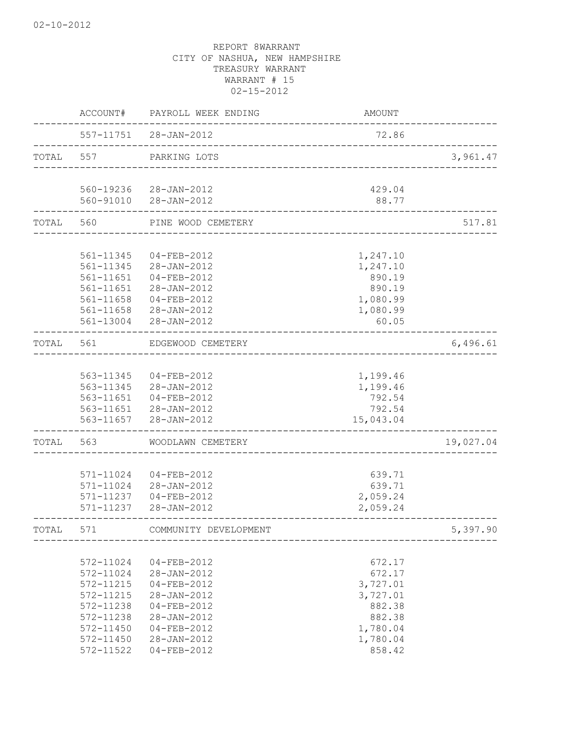02-10-2012

REPORT 8WARRANT
CITY OF NASHUA, NEW HAMPSHIRE
TREASURY WARRANT
WARRANT # 15
02-15-2012

| | ACCOUNT# | PAYROLL WEEK ENDING | AMOUNT | |
|---|---|---|---|---|
| | 557-11751 | 28-JAN-2012 | 72.86 | |
| TOTAL | 557 | PARKING LOTS | | 3,961.47 |
| | 560-19236 | 28-JAN-2012 | 429.04 | |
| | 560-91010 | 28-JAN-2012 | 88.77 | |
| TOTAL | 560 | PINE WOOD CEMETERY | | 517.81 |
| | 561-11345 | 04-FEB-2012 | 1,247.10 | |
| | 561-11345 | 28-JAN-2012 | 1,247.10 | |
| | 561-11651 | 04-FEB-2012 | 890.19 | |
| | 561-11651 | 28-JAN-2012 | 890.19 | |
| | 561-11658 | 04-FEB-2012 | 1,080.99 | |
| | 561-11658 | 28-JAN-2012 | 1,080.99 | |
| | 561-13004 | 28-JAN-2012 | 60.05 | |
| TOTAL | 561 | EDGEWOOD CEMETERY | | 6,496.61 |
| | 563-11345 | 04-FEB-2012 | 1,199.46 | |
| | 563-11345 | 28-JAN-2012 | 1,199.46 | |
| | 563-11651 | 04-FEB-2012 | 792.54 | |
| | 563-11651 | 28-JAN-2012 | 792.54 | |
| | 563-11657 | 28-JAN-2012 | 15,043.04 | |
| TOTAL | 563 | WOODLAWN CEMETERY | | 19,027.04 |
| | 571-11024 | 04-FEB-2012 | 639.71 | |
| | 571-11024 | 28-JAN-2012 | 639.71 | |
| | 571-11237 | 04-FEB-2012 | 2,059.24 | |
| | 571-11237 | 28-JAN-2012 | 2,059.24 | |
| TOTAL | 571 | COMMUNITY DEVELOPMENT | | 5,397.90 |
| | 572-11024 | 04-FEB-2012 | 672.17 | |
| | 572-11024 | 28-JAN-2012 | 672.17 | |
| | 572-11215 | 04-FEB-2012 | 3,727.01 | |
| | 572-11215 | 28-JAN-2012 | 3,727.01 | |
| | 572-11238 | 04-FEB-2012 | 882.38 | |
| | 572-11238 | 28-JAN-2012 | 882.38 | |
| | 572-11450 | 04-FEB-2012 | 1,780.04 | |
| | 572-11450 | 28-JAN-2012 | 1,780.04 | |
| | 572-11522 | 04-FEB-2012 | 858.42 | |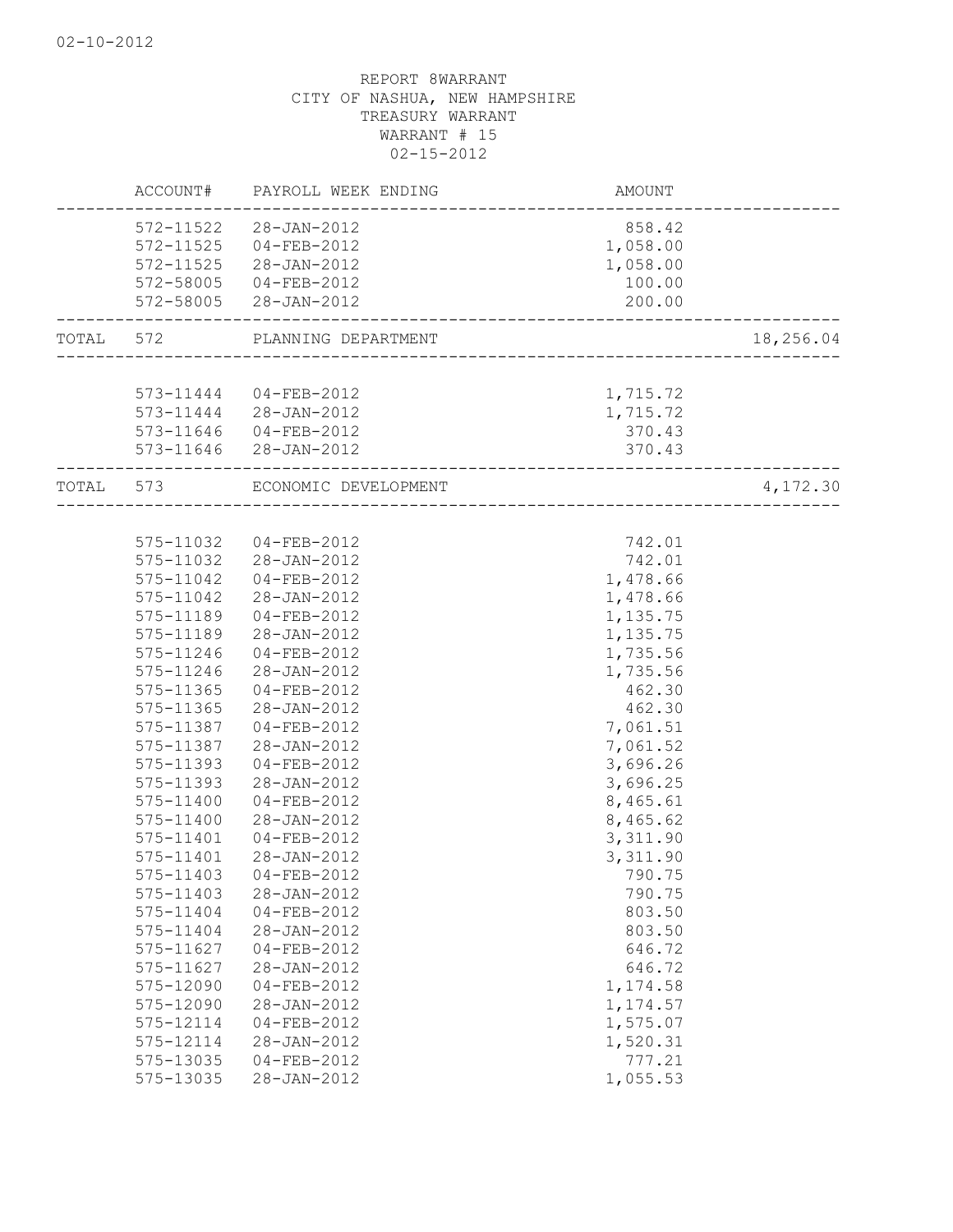REPORT 8WARRANT
CITY OF NASHUA, NEW HAMPSHIRE
TREASURY WARRANT
WARRANT # 15
02-15-2012

| ACCOUNT# | PAYROLL WEEK ENDING | AMOUNT | |
|---|---|---|---|
| 572-11522 | 28-JAN-2012 | 858.42 | |
| 572-11525 | 04-FEB-2012 | 1,058.00 | |
| 572-11525 | 28-JAN-2012 | 1,058.00 | |
| 572-58005 | 04-FEB-2012 | 100.00 | |
| 572-58005 | 28-JAN-2012 | 200.00 | |
| TOTAL 572 | PLANNING DEPARTMENT | | 18,256.04 |
| 573-11444 | 04-FEB-2012 | 1,715.72 | |
| 573-11444 | 28-JAN-2012 | 1,715.72 | |
| 573-11646 | 04-FEB-2012 | 370.43 | |
| 573-11646 | 28-JAN-2012 | 370.43 | |
| TOTAL 573 | ECONOMIC DEVELOPMENT | | 4,172.30 |
| 575-11032 | 04-FEB-2012 | 742.01 | |
| 575-11032 | 28-JAN-2012 | 742.01 | |
| 575-11042 | 04-FEB-2012 | 1,478.66 | |
| 575-11042 | 28-JAN-2012 | 1,478.66 | |
| 575-11189 | 04-FEB-2012 | 1,135.75 | |
| 575-11189 | 28-JAN-2012 | 1,135.75 | |
| 575-11246 | 04-FEB-2012 | 1,735.56 | |
| 575-11246 | 28-JAN-2012 | 1,735.56 | |
| 575-11365 | 04-FEB-2012 | 462.30 | |
| 575-11365 | 28-JAN-2012 | 462.30 | |
| 575-11387 | 04-FEB-2012 | 7,061.51 | |
| 575-11387 | 28-JAN-2012 | 7,061.52 | |
| 575-11393 | 04-FEB-2012 | 3,696.26 | |
| 575-11393 | 28-JAN-2012 | 3,696.25 | |
| 575-11400 | 04-FEB-2012 | 8,465.61 | |
| 575-11400 | 28-JAN-2012 | 8,465.62 | |
| 575-11401 | 04-FEB-2012 | 3,311.90 | |
| 575-11401 | 28-JAN-2012 | 3,311.90 | |
| 575-11403 | 04-FEB-2012 | 790.75 | |
| 575-11403 | 28-JAN-2012 | 790.75 | |
| 575-11404 | 04-FEB-2012 | 803.50 | |
| 575-11404 | 28-JAN-2012 | 803.50 | |
| 575-11627 | 04-FEB-2012 | 646.72 | |
| 575-11627 | 28-JAN-2012 | 646.72 | |
| 575-12090 | 04-FEB-2012 | 1,174.58 | |
| 575-12090 | 28-JAN-2012 | 1,174.57 | |
| 575-12114 | 04-FEB-2012 | 1,575.07 | |
| 575-12114 | 28-JAN-2012 | 1,520.31 | |
| 575-13035 | 04-FEB-2012 | 777.21 | |
| 575-13035 | 28-JAN-2012 | 1,055.53 | |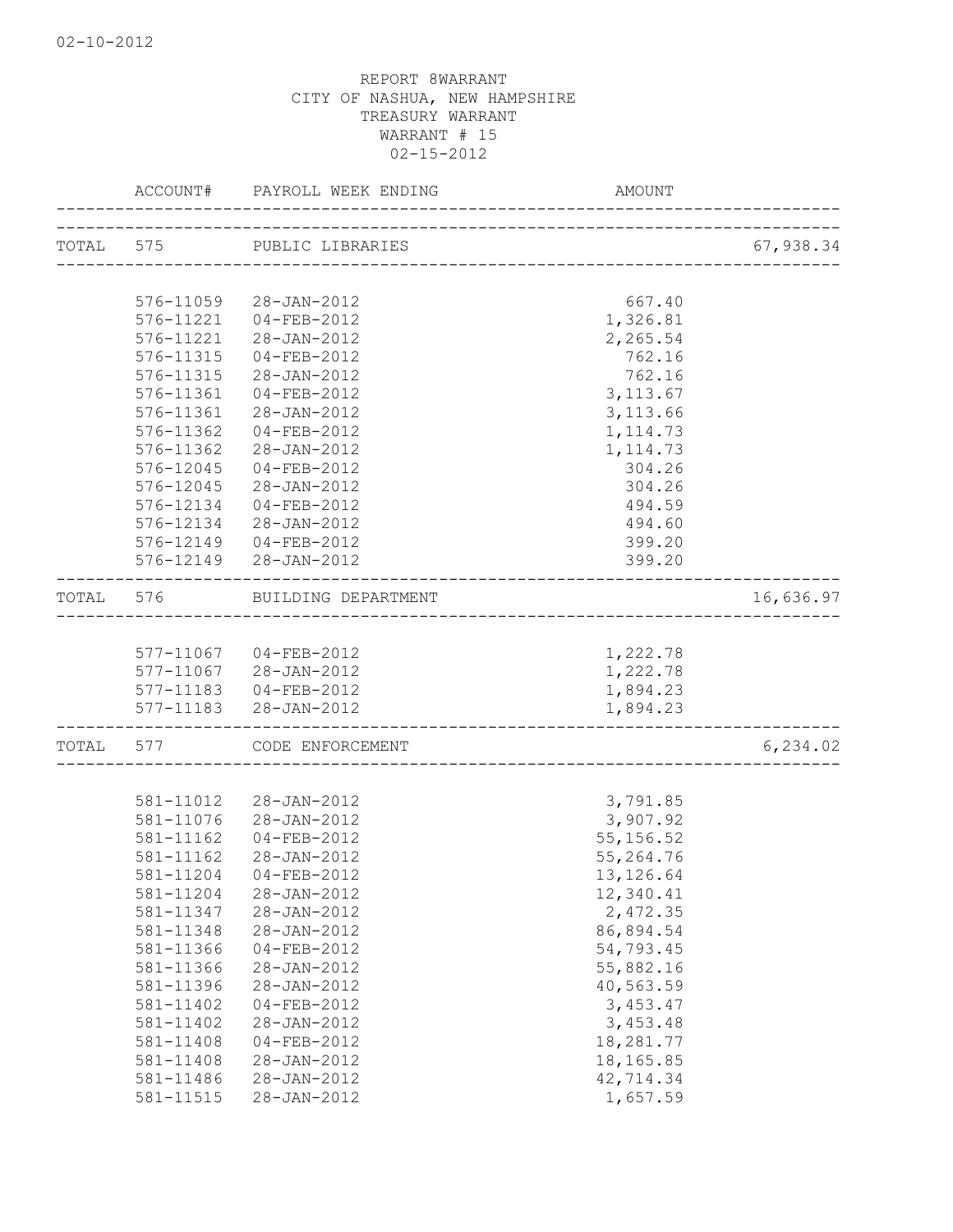02-10-2012

REPORT 8WARRANT
CITY OF NASHUA, NEW HAMPSHIRE
TREASURY WARRANT
WARRANT # 15
02-15-2012

| ACCOUNT# | PAYROLL WEEK ENDING | AMOUNT | |
|---|---|---|---|
| TOTAL 575 | PUBLIC LIBRARIES | | 67,938.34 |
| 576-11059 | 28-JAN-2012 | 667.40 | |
| 576-11221 | 04-FEB-2012 | 1,326.81 | |
| 576-11221 | 28-JAN-2012 | 2,265.54 | |
| 576-11315 | 04-FEB-2012 | 762.16 | |
| 576-11315 | 28-JAN-2012 | 762.16 | |
| 576-11361 | 04-FEB-2012 | 3,113.67 | |
| 576-11361 | 28-JAN-2012 | 3,113.66 | |
| 576-11362 | 04-FEB-2012 | 1,114.73 | |
| 576-11362 | 28-JAN-2012 | 1,114.73 | |
| 576-12045 | 04-FEB-2012 | 304.26 | |
| 576-12045 | 28-JAN-2012 | 304.26 | |
| 576-12134 | 04-FEB-2012 | 494.59 | |
| 576-12134 | 28-JAN-2012 | 494.60 | |
| 576-12149 | 04-FEB-2012 | 399.20 | |
| 576-12149 | 28-JAN-2012 | 399.20 | |
| TOTAL 576 | BUILDING DEPARTMENT | | 16,636.97 |
| 577-11067 | 04-FEB-2012 | 1,222.78 | |
| 577-11067 | 28-JAN-2012 | 1,222.78 | |
| 577-11183 | 04-FEB-2012 | 1,894.23 | |
| 577-11183 | 28-JAN-2012 | 1,894.23 | |
| TOTAL 577 | CODE ENFORCEMENT | | 6,234.02 |
| 581-11012 | 28-JAN-2012 | 3,791.85 | |
| 581-11076 | 28-JAN-2012 | 3,907.92 | |
| 581-11162 | 04-FEB-2012 | 55,156.52 | |
| 581-11162 | 28-JAN-2012 | 55,264.76 | |
| 581-11204 | 04-FEB-2012 | 13,126.64 | |
| 581-11204 | 28-JAN-2012 | 12,340.41 | |
| 581-11347 | 28-JAN-2012 | 2,472.35 | |
| 581-11348 | 28-JAN-2012 | 86,894.54 | |
| 581-11366 | 04-FEB-2012 | 54,793.45 | |
| 581-11366 | 28-JAN-2012 | 55,882.16 | |
| 581-11396 | 28-JAN-2012 | 40,563.59 | |
| 581-11402 | 04-FEB-2012 | 3,453.47 | |
| 581-11402 | 28-JAN-2012 | 3,453.48 | |
| 581-11408 | 04-FEB-2012 | 18,281.77 | |
| 581-11408 | 28-JAN-2012 | 18,165.85 | |
| 581-11486 | 28-JAN-2012 | 42,714.34 | |
| 581-11515 | 28-JAN-2012 | 1,657.59 | |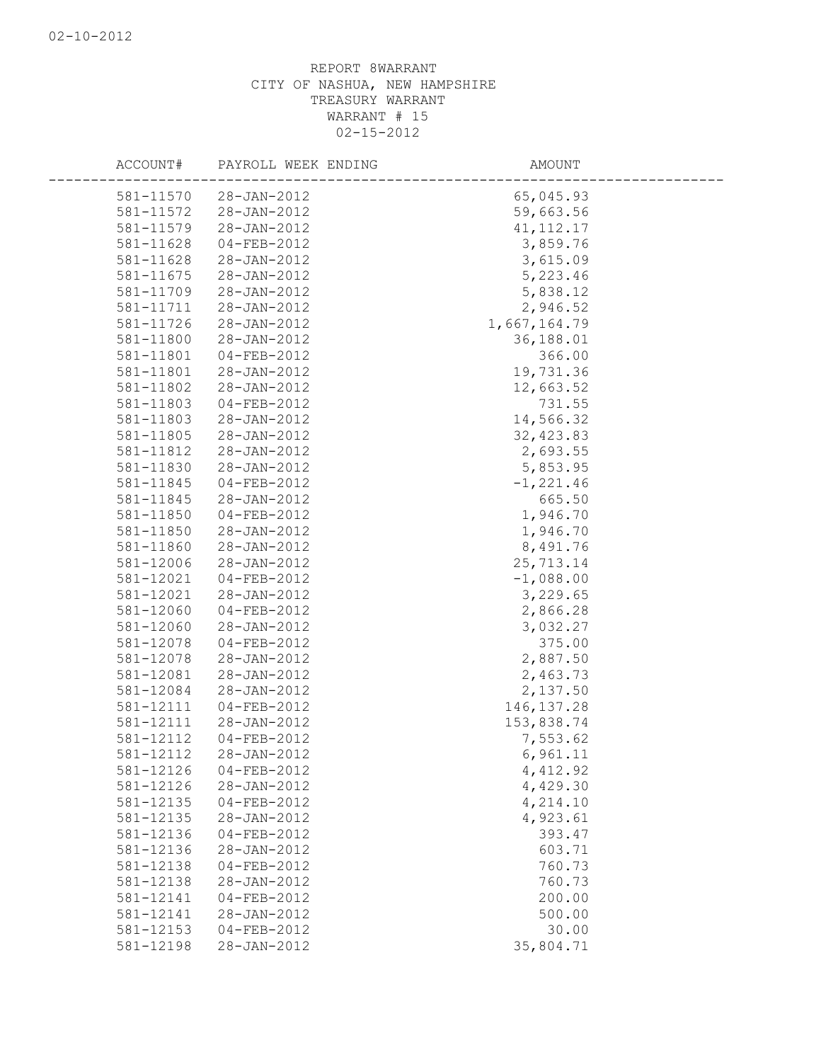REPORT 8WARRANT
CITY OF NASHUA, NEW HAMPSHIRE
TREASURY WARRANT
WARRANT # 15
02-15-2012

| ACCOUNT# | PAYROLL WEEK ENDING | AMOUNT |
|---|---|---|
| 581-11570 | 28-JAN-2012 | 65,045.93 |
| 581-11572 | 28-JAN-2012 | 59,663.56 |
| 581-11579 | 28-JAN-2012 | 41,112.17 |
| 581-11628 | 04-FEB-2012 | 3,859.76 |
| 581-11628 | 28-JAN-2012 | 3,615.09 |
| 581-11675 | 28-JAN-2012 | 5,223.46 |
| 581-11709 | 28-JAN-2012 | 5,838.12 |
| 581-11711 | 28-JAN-2012 | 2,946.52 |
| 581-11726 | 28-JAN-2012 | 1,667,164.79 |
| 581-11800 | 28-JAN-2012 | 36,188.01 |
| 581-11801 | 04-FEB-2012 | 366.00 |
| 581-11801 | 28-JAN-2012 | 19,731.36 |
| 581-11802 | 28-JAN-2012 | 12,663.52 |
| 581-11803 | 04-FEB-2012 | 731.55 |
| 581-11803 | 28-JAN-2012 | 14,566.32 |
| 581-11805 | 28-JAN-2012 | 32,423.83 |
| 581-11812 | 28-JAN-2012 | 2,693.55 |
| 581-11830 | 28-JAN-2012 | 5,853.95 |
| 581-11845 | 04-FEB-2012 | -1,221.46 |
| 581-11845 | 28-JAN-2012 | 665.50 |
| 581-11850 | 04-FEB-2012 | 1,946.70 |
| 581-11850 | 28-JAN-2012 | 1,946.70 |
| 581-11860 | 28-JAN-2012 | 8,491.76 |
| 581-12006 | 28-JAN-2012 | 25,713.14 |
| 581-12021 | 04-FEB-2012 | -1,088.00 |
| 581-12021 | 28-JAN-2012 | 3,229.65 |
| 581-12060 | 04-FEB-2012 | 2,866.28 |
| 581-12060 | 28-JAN-2012 | 3,032.27 |
| 581-12078 | 04-FEB-2012 | 375.00 |
| 581-12078 | 28-JAN-2012 | 2,887.50 |
| 581-12081 | 28-JAN-2012 | 2,463.73 |
| 581-12084 | 28-JAN-2012 | 2,137.50 |
| 581-12111 | 04-FEB-2012 | 146,137.28 |
| 581-12111 | 28-JAN-2012 | 153,838.74 |
| 581-12112 | 04-FEB-2012 | 7,553.62 |
| 581-12112 | 28-JAN-2012 | 6,961.11 |
| 581-12126 | 04-FEB-2012 | 4,412.92 |
| 581-12126 | 28-JAN-2012 | 4,429.30 |
| 581-12135 | 04-FEB-2012 | 4,214.10 |
| 581-12135 | 28-JAN-2012 | 4,923.61 |
| 581-12136 | 04-FEB-2012 | 393.47 |
| 581-12136 | 28-JAN-2012 | 603.71 |
| 581-12138 | 04-FEB-2012 | 760.73 |
| 581-12138 | 28-JAN-2012 | 760.73 |
| 581-12141 | 04-FEB-2012 | 200.00 |
| 581-12141 | 28-JAN-2012 | 500.00 |
| 581-12153 | 04-FEB-2012 | 30.00 |
| 581-12198 | 28-JAN-2012 | 35,804.71 |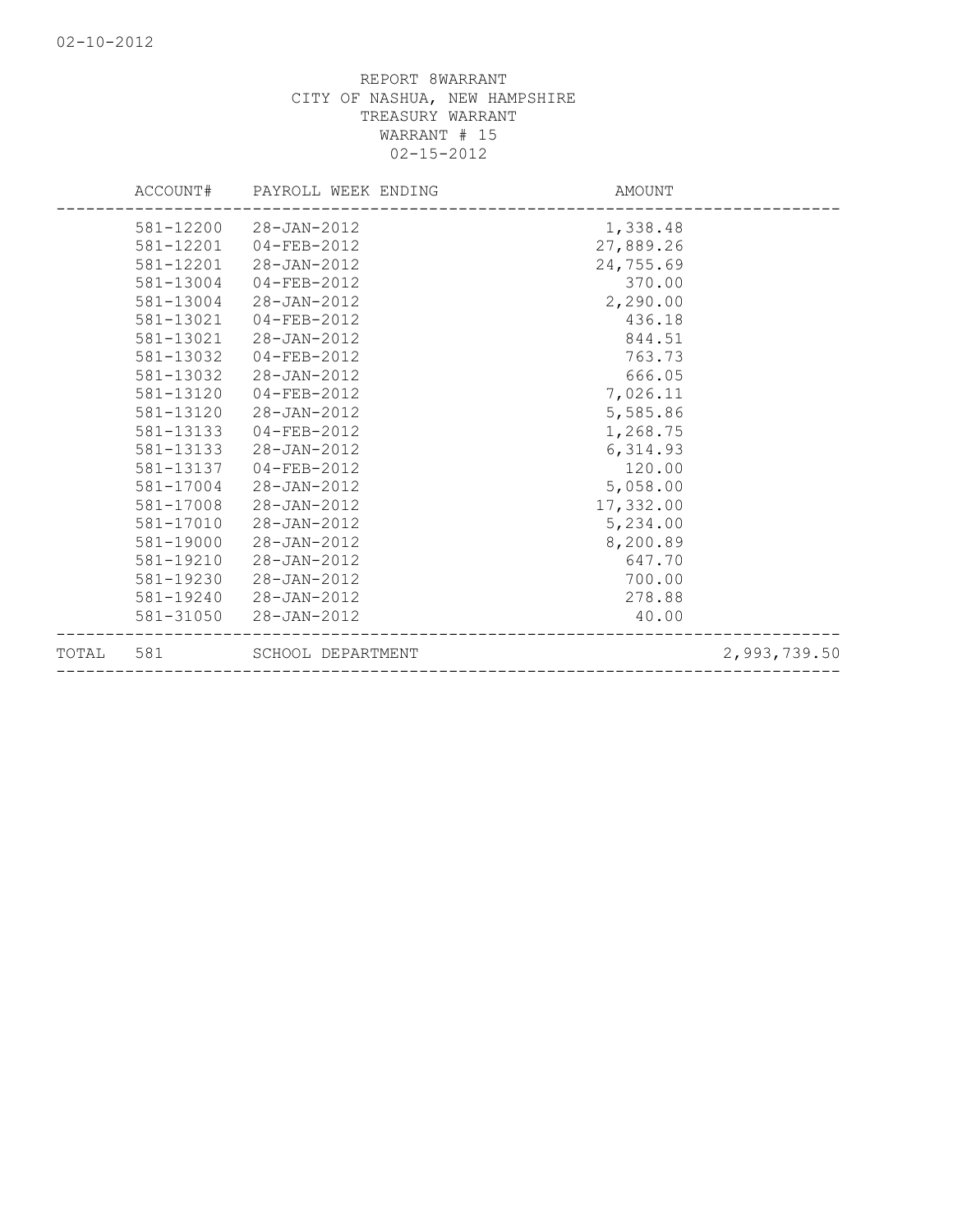REPORT 8WARRANT
CITY OF NASHUA, NEW HAMPSHIRE
TREASURY WARRANT
WARRANT # 15
02-15-2012

| | ACCOUNT# | PAYROLL WEEK ENDING | AMOUNT | |
|---|---|---|---|---|
| | 581-12200 | 28-JAN-2012 | 1,338.48 | |
| | 581-12201 | 04-FEB-2012 | 27,889.26 | |
| | 581-12201 | 28-JAN-2012 | 24,755.69 | |
| | 581-13004 | 04-FEB-2012 | 370.00 | |
| | 581-13004 | 28-JAN-2012 | 2,290.00 | |
| | 581-13021 | 04-FEB-2012 | 436.18 | |
| | 581-13021 | 28-JAN-2012 | 844.51 | |
| | 581-13032 | 04-FEB-2012 | 763.73 | |
| | 581-13032 | 28-JAN-2012 | 666.05 | |
| | 581-13120 | 04-FEB-2012 | 7,026.11 | |
| | 581-13120 | 28-JAN-2012 | 5,585.86 | |
| | 581-13133 | 04-FEB-2012 | 1,268.75 | |
| | 581-13133 | 28-JAN-2012 | 6,314.93 | |
| | 581-13137 | 04-FEB-2012 | 120.00 | |
| | 581-17004 | 28-JAN-2012 | 5,058.00 | |
| | 581-17008 | 28-JAN-2012 | 17,332.00 | |
| | 581-17010 | 28-JAN-2012 | 5,234.00 | |
| | 581-19000 | 28-JAN-2012 | 8,200.89 | |
| | 581-19210 | 28-JAN-2012 | 647.70 | |
| | 581-19230 | 28-JAN-2012 | 700.00 | |
| | 581-19240 | 28-JAN-2012 | 278.88 | |
| | 581-31050 | 28-JAN-2012 | 40.00 | |
| TOTAL | 581 | SCHOOL DEPARTMENT | | 2,993,739.50 |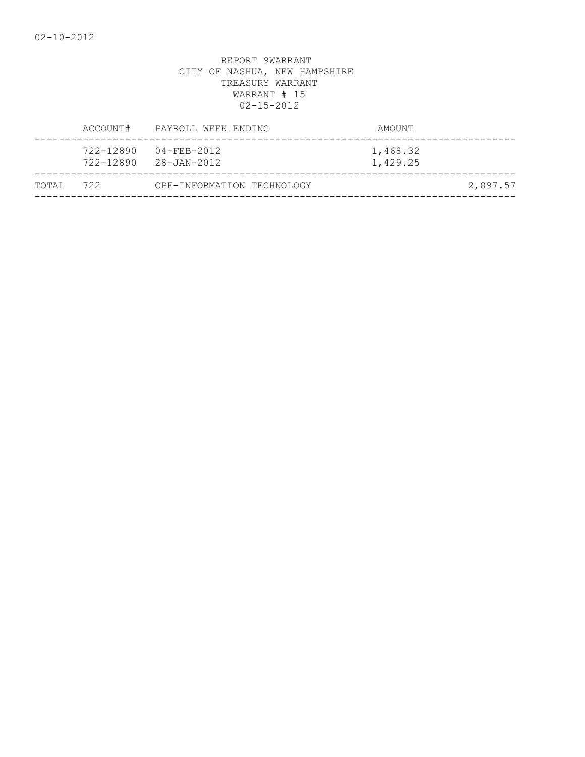REPORT 9WARRANT
CITY OF NASHUA, NEW HAMPSHIRE
TREASURY WARRANT
WARRANT # 15
02-15-2012

| | ACCOUNT# | PAYROLL WEEK ENDING | AMOUNT | |
|---|---|---|---|---|
| | 722-12890 | 04-FEB-2012 | 1,468.32 | |
| | 722-12890 | 28-JAN-2012 | 1,429.25 | |
| TOTAL | 722 | CPF-INFORMATION TECHNOLOGY | | 2,897.57 |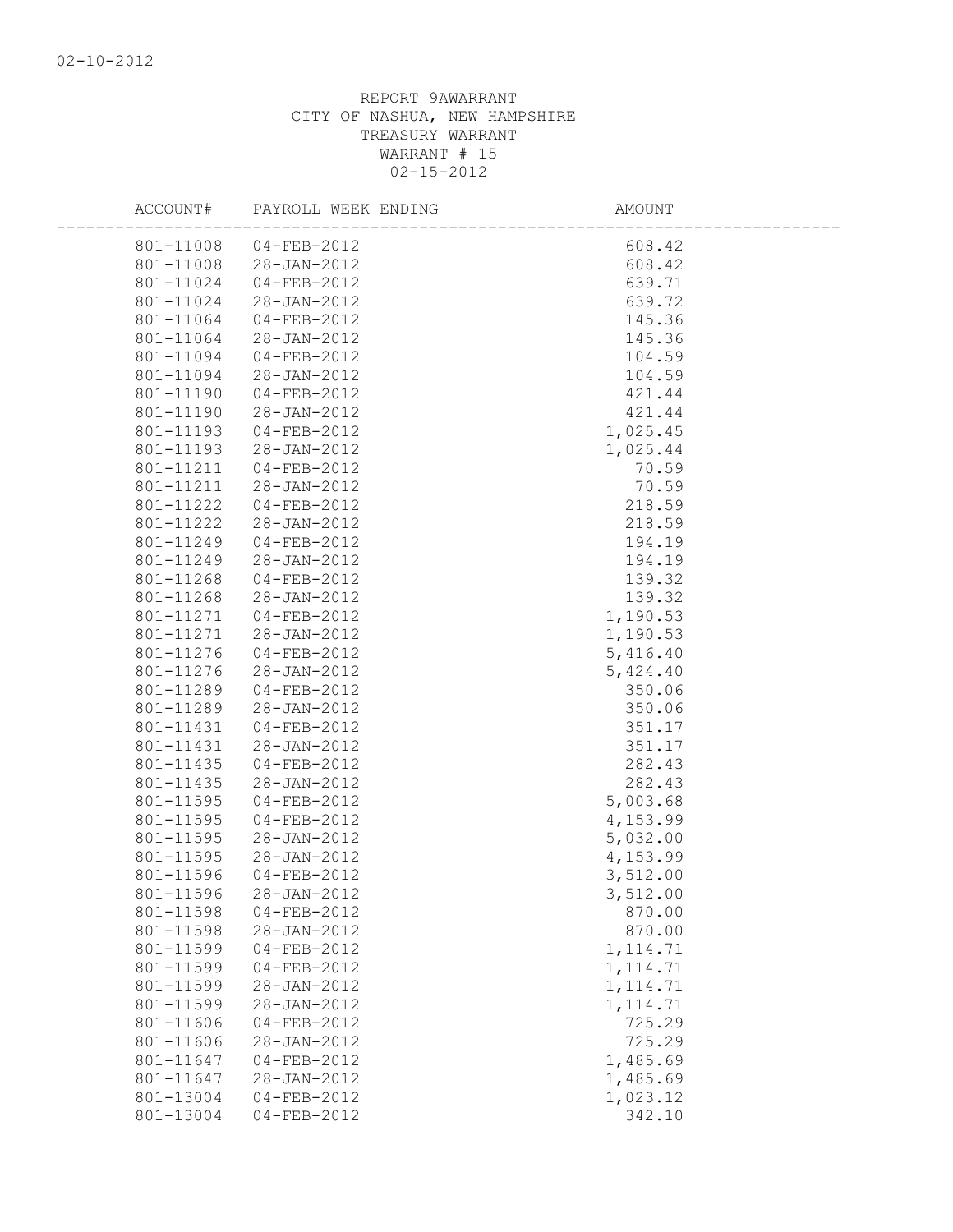02-10-2012

REPORT 9AWARRANT
CITY OF NASHUA, NEW HAMPSHIRE
TREASURY WARRANT
WARRANT # 15
02-15-2012

| ACCOUNT# | PAYROLL WEEK ENDING | AMOUNT |
|---|---|---|
| 801-11008 | 04-FEB-2012 | 608.42 |
| 801-11008 | 28-JAN-2012 | 608.42 |
| 801-11024 | 04-FEB-2012 | 639.71 |
| 801-11024 | 28-JAN-2012 | 639.72 |
| 801-11064 | 04-FEB-2012 | 145.36 |
| 801-11064 | 28-JAN-2012 | 145.36 |
| 801-11094 | 04-FEB-2012 | 104.59 |
| 801-11094 | 28-JAN-2012 | 104.59 |
| 801-11190 | 04-FEB-2012 | 421.44 |
| 801-11190 | 28-JAN-2012 | 421.44 |
| 801-11193 | 04-FEB-2012 | 1,025.45 |
| 801-11193 | 28-JAN-2012 | 1,025.44 |
| 801-11211 | 04-FEB-2012 | 70.59 |
| 801-11211 | 28-JAN-2012 | 70.59 |
| 801-11222 | 04-FEB-2012 | 218.59 |
| 801-11222 | 28-JAN-2012 | 218.59 |
| 801-11249 | 04-FEB-2012 | 194.19 |
| 801-11249 | 28-JAN-2012 | 194.19 |
| 801-11268 | 04-FEB-2012 | 139.32 |
| 801-11268 | 28-JAN-2012 | 139.32 |
| 801-11271 | 04-FEB-2012 | 1,190.53 |
| 801-11271 | 28-JAN-2012 | 1,190.53 |
| 801-11276 | 04-FEB-2012 | 5,416.40 |
| 801-11276 | 28-JAN-2012 | 5,424.40 |
| 801-11289 | 04-FEB-2012 | 350.06 |
| 801-11289 | 28-JAN-2012 | 350.06 |
| 801-11431 | 04-FEB-2012 | 351.17 |
| 801-11431 | 28-JAN-2012 | 351.17 |
| 801-11435 | 04-FEB-2012 | 282.43 |
| 801-11435 | 28-JAN-2012 | 282.43 |
| 801-11595 | 04-FEB-2012 | 5,003.68 |
| 801-11595 | 04-FEB-2012 | 4,153.99 |
| 801-11595 | 28-JAN-2012 | 5,032.00 |
| 801-11595 | 28-JAN-2012 | 4,153.99 |
| 801-11596 | 04-FEB-2012 | 3,512.00 |
| 801-11596 | 28-JAN-2012 | 3,512.00 |
| 801-11598 | 04-FEB-2012 | 870.00 |
| 801-11598 | 28-JAN-2012 | 870.00 |
| 801-11599 | 04-FEB-2012 | 1,114.71 |
| 801-11599 | 04-FEB-2012 | 1,114.71 |
| 801-11599 | 28-JAN-2012 | 1,114.71 |
| 801-11599 | 28-JAN-2012 | 1,114.71 |
| 801-11606 | 04-FEB-2012 | 725.29 |
| 801-11606 | 28-JAN-2012 | 725.29 |
| 801-11647 | 04-FEB-2012 | 1,485.69 |
| 801-11647 | 28-JAN-2012 | 1,485.69 |
| 801-13004 | 04-FEB-2012 | 1,023.12 |
| 801-13004 | 04-FEB-2012 | 342.10 |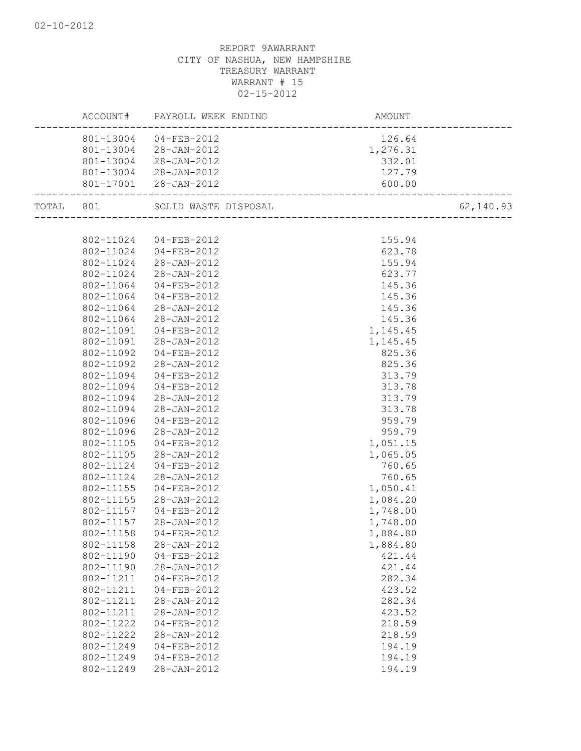02-10-2012

REPORT 9AWARRANT
CITY OF NASHUA, NEW HAMPSHIRE
TREASURY WARRANT
WARRANT # 15
02-15-2012

| | ACCOUNT# | PAYROLL WEEK ENDING | AMOUNT | |
|---|---|---|---|---|
| | 801-13004 | 04-FEB-2012 | 126.64 | |
| | 801-13004 | 28-JAN-2012 | 1,276.31 | |
| | 801-13004 | 28-JAN-2012 | 332.01 | |
| | 801-13004 | 28-JAN-2012 | 127.79 | |
| | 801-17001 | 28-JAN-2012 | 600.00 | |
| TOTAL | 801 | SOLID WASTE DISPOSAL | | 62,140.93 |
| | 802-11024 | 04-FEB-2012 | 155.94 | |
| | 802-11024 | 04-FEB-2012 | 623.78 | |
| | 802-11024 | 28-JAN-2012 | 155.94 | |
| | 802-11024 | 28-JAN-2012 | 623.77 | |
| | 802-11064 | 04-FEB-2012 | 145.36 | |
| | 802-11064 | 04-FEB-2012 | 145.36 | |
| | 802-11064 | 28-JAN-2012 | 145.36 | |
| | 802-11064 | 28-JAN-2012 | 145.36 | |
| | 802-11091 | 04-FEB-2012 | 1,145.45 | |
| | 802-11091 | 28-JAN-2012 | 1,145.45 | |
| | 802-11092 | 04-FEB-2012 | 825.36 | |
| | 802-11092 | 28-JAN-2012 | 825.36 | |
| | 802-11094 | 04-FEB-2012 | 313.79 | |
| | 802-11094 | 04-FEB-2012 | 313.78 | |
| | 802-11094 | 28-JAN-2012 | 313.79 | |
| | 802-11094 | 28-JAN-2012 | 313.78 | |
| | 802-11096 | 04-FEB-2012 | 959.79 | |
| | 802-11096 | 28-JAN-2012 | 959.79 | |
| | 802-11105 | 04-FEB-2012 | 1,051.15 | |
| | 802-11105 | 28-JAN-2012 | 1,065.05 | |
| | 802-11124 | 04-FEB-2012 | 760.65 | |
| | 802-11124 | 28-JAN-2012 | 760.65 | |
| | 802-11155 | 04-FEB-2012 | 1,050.41 | |
| | 802-11155 | 28-JAN-2012 | 1,084.20 | |
| | 802-11157 | 04-FEB-2012 | 1,748.00 | |
| | 802-11157 | 28-JAN-2012 | 1,748.00 | |
| | 802-11158 | 04-FEB-2012 | 1,884.80 | |
| | 802-11158 | 28-JAN-2012 | 1,884.80 | |
| | 802-11190 | 04-FEB-2012 | 421.44 | |
| | 802-11190 | 28-JAN-2012 | 421.44 | |
| | 802-11211 | 04-FEB-2012 | 282.34 | |
| | 802-11211 | 04-FEB-2012 | 423.52 | |
| | 802-11211 | 28-JAN-2012 | 282.34 | |
| | 802-11211 | 28-JAN-2012 | 423.52 | |
| | 802-11222 | 04-FEB-2012 | 218.59 | |
| | 802-11222 | 28-JAN-2012 | 218.59 | |
| | 802-11249 | 04-FEB-2012 | 194.19 | |
| | 802-11249 | 04-FEB-2012 | 194.19 | |
| | 802-11249 | 28-JAN-2012 | 194.19 | |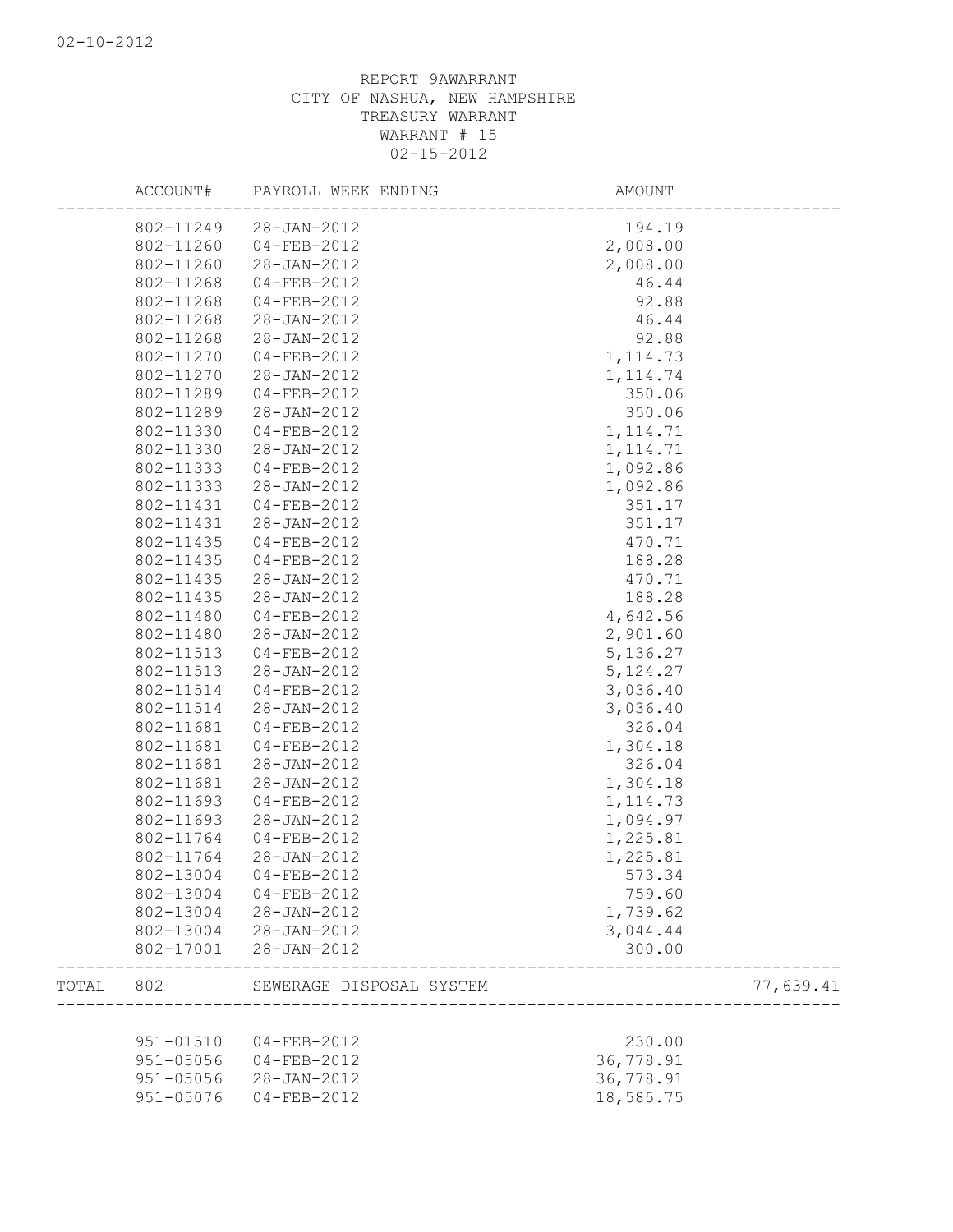02-10-2012

REPORT 9AWARRANT
CITY OF NASHUA, NEW HAMPSHIRE
TREASURY WARRANT
WARRANT # 15
02-15-2012

| | ACCOUNT# | PAYROLL WEEK ENDING | AMOUNT | |
|---|---|---|---|---|
| | 802-11249 | 28-JAN-2012 | 194.19 | |
| | 802-11260 | 04-FEB-2012 | 2,008.00 | |
| | 802-11260 | 28-JAN-2012 | 2,008.00 | |
| | 802-11268 | 04-FEB-2012 | 46.44 | |
| | 802-11268 | 04-FEB-2012 | 92.88 | |
| | 802-11268 | 28-JAN-2012 | 46.44 | |
| | 802-11268 | 28-JAN-2012 | 92.88 | |
| | 802-11270 | 04-FEB-2012 | 1,114.73 | |
| | 802-11270 | 28-JAN-2012 | 1,114.74 | |
| | 802-11289 | 04-FEB-2012 | 350.06 | |
| | 802-11289 | 28-JAN-2012 | 350.06 | |
| | 802-11330 | 04-FEB-2012 | 1,114.71 | |
| | 802-11330 | 28-JAN-2012 | 1,114.71 | |
| | 802-11333 | 04-FEB-2012 | 1,092.86 | |
| | 802-11333 | 28-JAN-2012 | 1,092.86 | |
| | 802-11431 | 04-FEB-2012 | 351.17 | |
| | 802-11431 | 28-JAN-2012 | 351.17 | |
| | 802-11435 | 04-FEB-2012 | 470.71 | |
| | 802-11435 | 04-FEB-2012 | 188.28 | |
| | 802-11435 | 28-JAN-2012 | 470.71 | |
| | 802-11435 | 28-JAN-2012 | 188.28 | |
| | 802-11480 | 04-FEB-2012 | 4,642.56 | |
| | 802-11480 | 28-JAN-2012 | 2,901.60 | |
| | 802-11513 | 04-FEB-2012 | 5,136.27 | |
| | 802-11513 | 28-JAN-2012 | 5,124.27 | |
| | 802-11514 | 04-FEB-2012 | 3,036.40 | |
| | 802-11514 | 28-JAN-2012 | 3,036.40 | |
| | 802-11681 | 04-FEB-2012 | 326.04 | |
| | 802-11681 | 04-FEB-2012 | 1,304.18 | |
| | 802-11681 | 28-JAN-2012 | 326.04 | |
| | 802-11681 | 28-JAN-2012 | 1,304.18 | |
| | 802-11693 | 04-FEB-2012 | 1,114.73 | |
| | 802-11693 | 28-JAN-2012 | 1,094.97 | |
| | 802-11764 | 04-FEB-2012 | 1,225.81 | |
| | 802-11764 | 28-JAN-2012 | 1,225.81 | |
| | 802-13004 | 04-FEB-2012 | 573.34 | |
| | 802-13004 | 04-FEB-2012 | 759.60 | |
| | 802-13004 | 28-JAN-2012 | 1,739.62 | |
| | 802-13004 | 28-JAN-2012 | 3,044.44 | |
| | 802-17001 | 28-JAN-2012 | 300.00 | |
| TOTAL | 802 | SEWERAGE DISPOSAL SYSTEM | | 77,639.41 |
| | 951-01510 | 04-FEB-2012 | 230.00 | |
| | 951-05056 | 04-FEB-2012 | 36,778.91 | |
| | 951-05056 | 28-JAN-2012 | 36,778.91 | |
| | 951-05076 | 04-FEB-2012 | 18,585.75 | |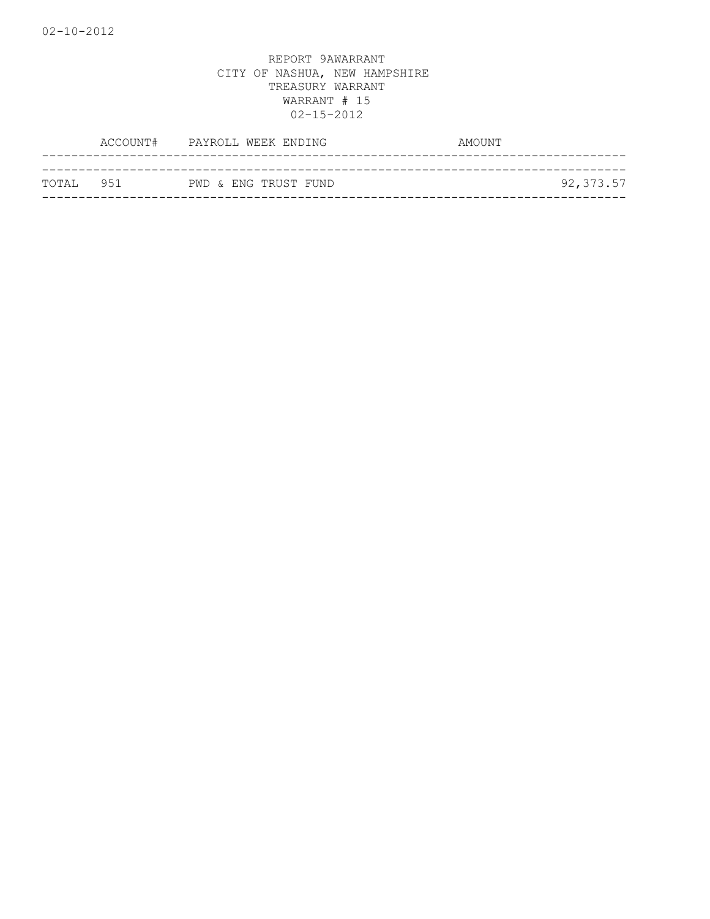02-10-2012

REPORT 9AWARRANT
CITY OF NASHUA, NEW HAMPSHIRE
TREASURY WARRANT
WARRANT # 15
02-15-2012

| ACCOUNT# | PAYROLL WEEK ENDING | AMOUNT |
|---|---|---|
| TOTAL 951 | PWD & ENG TRUST FUND | 92,373.57 |